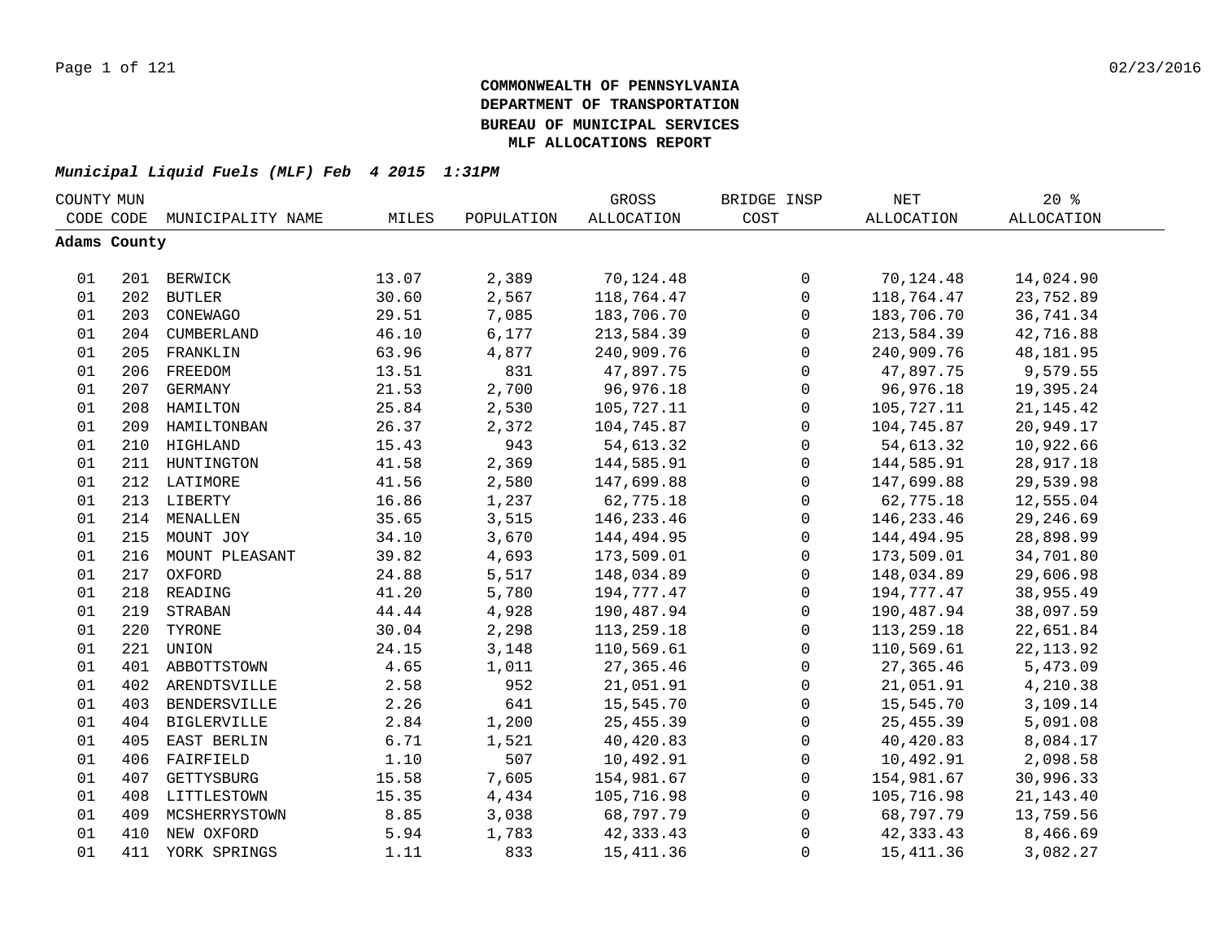**COMMONWEALTH OF PENNSYLVANIA**
**DEPARTMENT OF TRANSPORTATION**
**BUREAU OF MUNICIPAL SERVICES**
**MLF ALLOCATIONS REPORT**

***Municipal Liquid Fuels (MLF) Feb 4 2015 1:31PM***

| COUNTY CODE | MUN CODE | MUNICIPALITY NAME | MILES | POPULATION | GROSS ALLOCATION | BRIDGE INSP COST | NET ALLOCATION | 20 % ALLOCATION |
|---|---|---|---|---|---|---|---|---|
| **Adams County** | | | | | | | | |
| 01 | 201 | BERWICK | 13.07 | 2,389 | 70,124.48 | 0 | 70,124.48 | 14,024.90 |
| 01 | 202 | BUTLER | 30.60 | 2,567 | 118,764.47 | 0 | 118,764.47 | 23,752.89 |
| 01 | 203 | CONEWAGO | 29.51 | 7,085 | 183,706.70 | 0 | 183,706.70 | 36,741.34 |
| 01 | 204 | CUMBERLAND | 46.10 | 6,177 | 213,584.39 | 0 | 213,584.39 | 42,716.88 |
| 01 | 205 | FRANKLIN | 63.96 | 4,877 | 240,909.76 | 0 | 240,909.76 | 48,181.95 |
| 01 | 206 | FREEDOM | 13.51 | 831 | 47,897.75 | 0 | 47,897.75 | 9,579.55 |
| 01 | 207 | GERMANY | 21.53 | 2,700 | 96,976.18 | 0 | 96,976.18 | 19,395.24 |
| 01 | 208 | HAMILTON | 25.84 | 2,530 | 105,727.11 | 0 | 105,727.11 | 21,145.42 |
| 01 | 209 | HAMILTONBAN | 26.37 | 2,372 | 104,745.87 | 0 | 104,745.87 | 20,949.17 |
| 01 | 210 | HIGHLAND | 15.43 | 943 | 54,613.32 | 0 | 54,613.32 | 10,922.66 |
| 01 | 211 | HUNTINGTON | 41.58 | 2,369 | 144,585.91 | 0 | 144,585.91 | 28,917.18 |
| 01 | 212 | LATIMORE | 41.56 | 2,580 | 147,699.88 | 0 | 147,699.88 | 29,539.98 |
| 01 | 213 | LIBERTY | 16.86 | 1,237 | 62,775.18 | 0 | 62,775.18 | 12,555.04 |
| 01 | 214 | MENALLEN | 35.65 | 3,515 | 146,233.46 | 0 | 146,233.46 | 29,246.69 |
| 01 | 215 | MOUNT JOY | 34.10 | 3,670 | 144,494.95 | 0 | 144,494.95 | 28,898.99 |
| 01 | 216 | MOUNT PLEASANT | 39.82 | 4,693 | 173,509.01 | 0 | 173,509.01 | 34,701.80 |
| 01 | 217 | OXFORD | 24.88 | 5,517 | 148,034.89 | 0 | 148,034.89 | 29,606.98 |
| 01 | 218 | READING | 41.20 | 5,780 | 194,777.47 | 0 | 194,777.47 | 38,955.49 |
| 01 | 219 | STRABAN | 44.44 | 4,928 | 190,487.94 | 0 | 190,487.94 | 38,097.59 |
| 01 | 220 | TYRONE | 30.04 | 2,298 | 113,259.18 | 0 | 113,259.18 | 22,651.84 |
| 01 | 221 | UNION | 24.15 | 3,148 | 110,569.61 | 0 | 110,569.61 | 22,113.92 |
| 01 | 401 | ABBOTTSTOWN | 4.65 | 1,011 | 27,365.46 | 0 | 27,365.46 | 5,473.09 |
| 01 | 402 | ARENDTSVILLE | 2.58 | 952 | 21,051.91 | 0 | 21,051.91 | 4,210.38 |
| 01 | 403 | BENDERSVILLE | 2.26 | 641 | 15,545.70 | 0 | 15,545.70 | 3,109.14 |
| 01 | 404 | BIGLERVILLE | 2.84 | 1,200 | 25,455.39 | 0 | 25,455.39 | 5,091.08 |
| 01 | 405 | EAST BERLIN | 6.71 | 1,521 | 40,420.83 | 0 | 40,420.83 | 8,084.17 |
| 01 | 406 | FAIRFIELD | 1.10 | 507 | 10,492.91 | 0 | 10,492.91 | 2,098.58 |
| 01 | 407 | GETTYSBURG | 15.58 | 7,605 | 154,981.67 | 0 | 154,981.67 | 30,996.33 |
| 01 | 408 | LITTLESTOWN | 15.35 | 4,434 | 105,716.98 | 0 | 105,716.98 | 21,143.40 |
| 01 | 409 | MCSHERRYSTOWN | 8.85 | 3,038 | 68,797.79 | 0 | 68,797.79 | 13,759.56 |
| 01 | 410 | NEW OXFORD | 5.94 | 1,783 | 42,333.43 | 0 | 42,333.43 | 8,466.69 |
| 01 | 411 | YORK SPRINGS | 1.11 | 833 | 15,411.36 | 0 | 15,411.36 | 3,082.27 |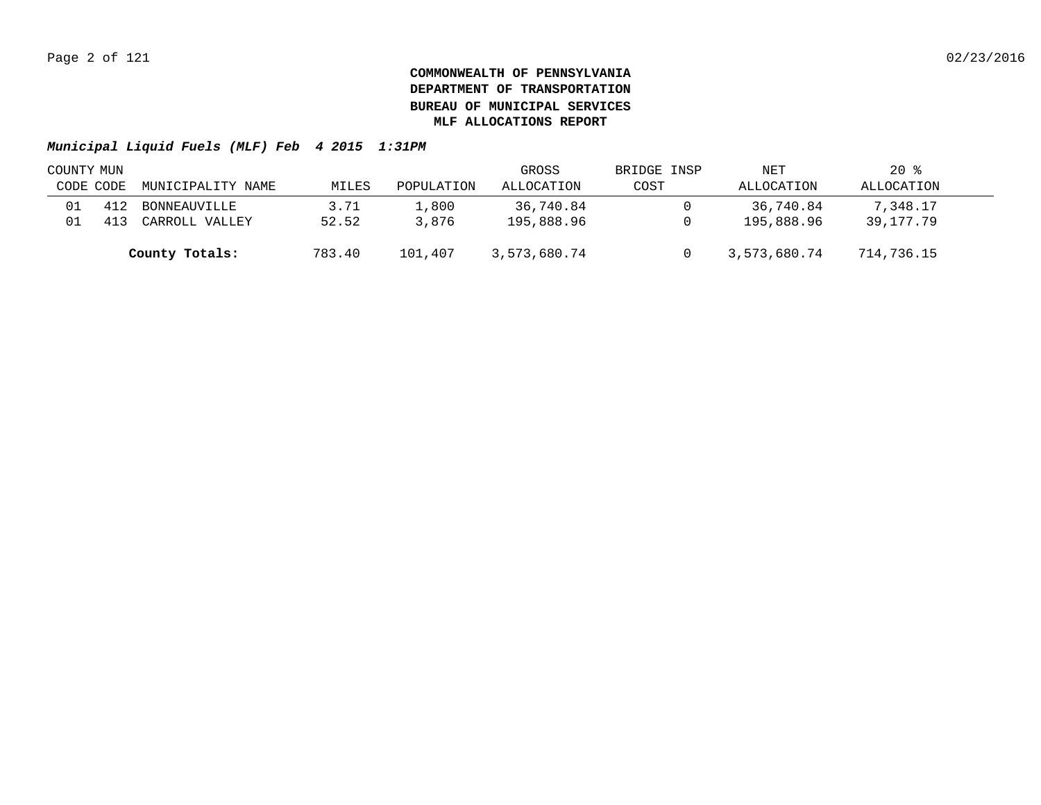**COMMONWEALTH OF PENNSYLVANIA**
**DEPARTMENT OF TRANSPORTATION**
**BUREAU OF MUNICIPAL SERVICES**
**MLF ALLOCATIONS REPORT**

***Municipal Liquid Fuels (MLF) Feb 4 2015 1:31PM***

| COUNTY CODE | MUN CODE | MUNICIPALITY NAME | MILES | POPULATION | GROSS ALLOCATION | BRIDGE INSP COST | NET ALLOCATION | 20 % ALLOCATION |
|---|---|---|---|---|---|---|---|---|
| 01 | 412 | BONNEAUVILLE | 3.71 | 1,800 | 36,740.84 | 0 | 36,740.84 | 7,348.17 |
| 01 | 413 | CARROLL VALLEY | 52.52 | 3,876 | 195,888.96 | 0 | 195,888.96 | 39,177.79 |
| | | **County Totals:** | 783.40 | 101,407 | 3,573,680.74 | 0 | 3,573,680.74 | 714,736.15 |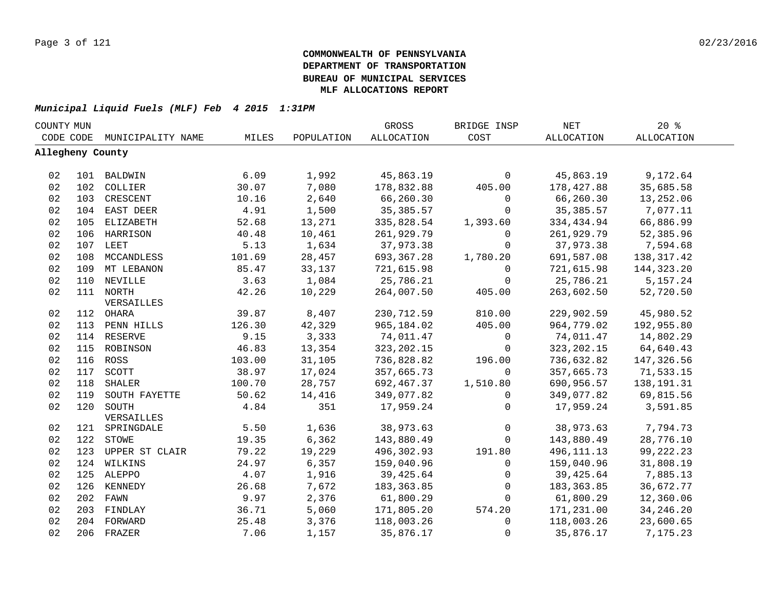**COMMONWEALTH OF PENNSYLVANIA**
**DEPARTMENT OF TRANSPORTATION**
**BUREAU OF MUNICIPAL SERVICES**
**MLF ALLOCATIONS REPORT**

***Municipal Liquid Fuels (MLF) Feb 4 2015 1:31PM***

| COUNTY CODE | MUN CODE | MUNICIPALITY NAME | MILES | POPULATION | GROSS ALLOCATION | BRIDGE INSP COST | NET ALLOCATION | 20 % ALLOCATION |
|---|---|---|---|---|---|---|---|---|
| **Allegheny County** | | | | | | | | |
| 02 | 101 | BALDWIN | 6.09 | 1,992 | 45,863.19 | 0 | 45,863.19 | 9,172.64 |
| 02 | 102 | COLLIER | 30.07 | 7,080 | 178,832.88 | 405.00 | 178,427.88 | 35,685.58 |
| 02 | 103 | CRESCENT | 10.16 | 2,640 | 66,260.30 | 0 | 66,260.30 | 13,252.06 |
| 02 | 104 | EAST DEER | 4.91 | 1,500 | 35,385.57 | 0 | 35,385.57 | 7,077.11 |
| 02 | 105 | ELIZABETH | 52.68 | 13,271 | 335,828.54 | 1,393.60 | 334,434.94 | 66,886.99 |
| 02 | 106 | HARRISON | 40.48 | 10,461 | 261,929.79 | 0 | 261,929.79 | 52,385.96 |
| 02 | 107 | LEET | 5.13 | 1,634 | 37,973.38 | 0 | 37,973.38 | 7,594.68 |
| 02 | 108 | MCCANDLESS | 101.69 | 28,457 | 693,367.28 | 1,780.20 | 691,587.08 | 138,317.42 |
| 02 | 109 | MT LEBANON | 85.47 | 33,137 | 721,615.98 | 0 | 721,615.98 | 144,323.20 |
| 02 | 110 | NEVILLE | 3.63 | 1,084 | 25,786.21 | 0 | 25,786.21 | 5,157.24 |
| 02 | 111 | NORTH VERSAILLES | 42.26 | 10,229 | 264,007.50 | 405.00 | 263,602.50 | 52,720.50 |
| 02 | 112 | OHARA | 39.87 | 8,407 | 230,712.59 | 810.00 | 229,902.59 | 45,980.52 |
| 02 | 113 | PENN HILLS | 126.30 | 42,329 | 965,184.02 | 405.00 | 964,779.02 | 192,955.80 |
| 02 | 114 | RESERVE | 9.15 | 3,333 | 74,011.47 | 0 | 74,011.47 | 14,802.29 |
| 02 | 115 | ROBINSON | 46.83 | 13,354 | 323,202.15 | 0 | 323,202.15 | 64,640.43 |
| 02 | 116 | ROSS | 103.00 | 31,105 | 736,828.82 | 196.00 | 736,632.82 | 147,326.56 |
| 02 | 117 | SCOTT | 38.97 | 17,024 | 357,665.73 | 0 | 357,665.73 | 71,533.15 |
| 02 | 118 | SHALER | 100.70 | 28,757 | 692,467.37 | 1,510.80 | 690,956.57 | 138,191.31 |
| 02 | 119 | SOUTH FAYETTE | 50.62 | 14,416 | 349,077.82 | 0 | 349,077.82 | 69,815.56 |
| 02 | 120 | SOUTH VERSAILLES | 4.84 | 351 | 17,959.24 | 0 | 17,959.24 | 3,591.85 |
| 02 | 121 | SPRINGDALE | 5.50 | 1,636 | 38,973.63 | 0 | 38,973.63 | 7,794.73 |
| 02 | 122 | STOWE | 19.35 | 6,362 | 143,880.49 | 0 | 143,880.49 | 28,776.10 |
| 02 | 123 | UPPER ST CLAIR | 79.22 | 19,229 | 496,302.93 | 191.80 | 496,111.13 | 99,222.23 |
| 02 | 124 | WILKINS | 24.97 | 6,357 | 159,040.96 | 0 | 159,040.96 | 31,808.19 |
| 02 | 125 | ALEPPO | 4.07 | 1,916 | 39,425.64 | 0 | 39,425.64 | 7,885.13 |
| 02 | 126 | KENNEDY | 26.68 | 7,672 | 183,363.85 | 0 | 183,363.85 | 36,672.77 |
| 02 | 202 | FAWN | 9.97 | 2,376 | 61,800.29 | 0 | 61,800.29 | 12,360.06 |
| 02 | 203 | FINDLAY | 36.71 | 5,060 | 171,805.20 | 574.20 | 171,231.00 | 34,246.20 |
| 02 | 204 | FORWARD | 25.48 | 3,376 | 118,003.26 | 0 | 118,003.26 | 23,600.65 |
| 02 | 206 | FRAZER | 7.06 | 1,157 | 35,876.17 | 0 | 35,876.17 | 7,175.23 |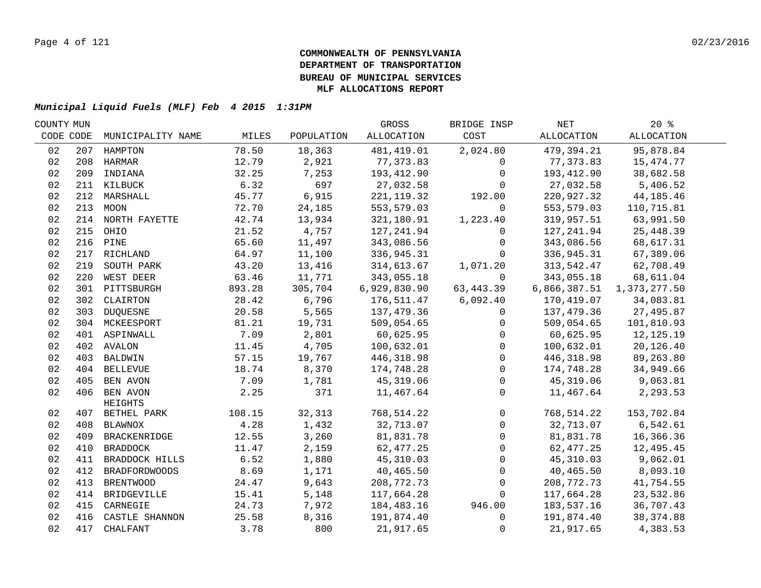**COMMONWEALTH OF PENNSYLVANIA**
**DEPARTMENT OF TRANSPORTATION**
**BUREAU OF MUNICIPAL SERVICES**
**MLF ALLOCATIONS REPORT**

***Municipal Liquid Fuels (MLF) Feb 4 2015 1:31PM***

| COUNTY CODE | MUN CODE | MUNICIPALITY NAME | MILES | POPULATION | GROSS ALLOCATION | BRIDGE INSP COST | NET ALLOCATION | 20 % ALLOCATION |
|---|---|---|---|---|---|---|---|---|
| 02 | 207 | HAMPTON | 78.50 | 18,363 | 481,419.01 | 2,024.80 | 479,394.21 | 95,878.84 |
| 02 | 208 | HARMAR | 12.79 | 2,921 | 77,373.83 | 0 | 77,373.83 | 15,474.77 |
| 02 | 209 | INDIANA | 32.25 | 7,253 | 193,412.90 | 0 | 193,412.90 | 38,682.58 |
| 02 | 211 | KILBUCK | 6.32 | 697 | 27,032.58 | 0 | 27,032.58 | 5,406.52 |
| 02 | 212 | MARSHALL | 45.77 | 6,915 | 221,119.32 | 192.00 | 220,927.32 | 44,185.46 |
| 02 | 213 | MOON | 72.70 | 24,185 | 553,579.03 | 0 | 553,579.03 | 110,715.81 |
| 02 | 214 | NORTH FAYETTE | 42.74 | 13,934 | 321,180.91 | 1,223.40 | 319,957.51 | 63,991.50 |
| 02 | 215 | OHIO | 21.52 | 4,757 | 127,241.94 | 0 | 127,241.94 | 25,448.39 |
| 02 | 216 | PINE | 65.60 | 11,497 | 343,086.56 | 0 | 343,086.56 | 68,617.31 |
| 02 | 217 | RICHLAND | 64.97 | 11,100 | 336,945.31 | 0 | 336,945.31 | 67,389.06 |
| 02 | 219 | SOUTH PARK | 43.20 | 13,416 | 314,613.67 | 1,071.20 | 313,542.47 | 62,708.49 |
| 02 | 220 | WEST DEER | 63.46 | 11,771 | 343,055.18 | 0 | 343,055.18 | 68,611.04 |
| 02 | 301 | PITTSBURGH | 893.28 | 305,704 | 6,929,830.90 | 63,443.39 | 6,866,387.51 | 1,373,277.50 |
| 02 | 302 | CLAIRTON | 28.42 | 6,796 | 176,511.47 | 6,092.40 | 170,419.07 | 34,083.81 |
| 02 | 303 | DUQUESNE | 20.58 | 5,565 | 137,479.36 | 0 | 137,479.36 | 27,495.87 |
| 02 | 304 | MCKEESPORT | 81.21 | 19,731 | 509,054.65 | 0 | 509,054.65 | 101,810.93 |
| 02 | 401 | ASPINWALL | 7.09 | 2,801 | 60,625.95 | 0 | 60,625.95 | 12,125.19 |
| 02 | 402 | AVALON | 11.45 | 4,705 | 100,632.01 | 0 | 100,632.01 | 20,126.40 |
| 02 | 403 | BALDWIN | 57.15 | 19,767 | 446,318.98 | 0 | 446,318.98 | 89,263.80 |
| 02 | 404 | BELLEVUE | 18.74 | 8,370 | 174,748.28 | 0 | 174,748.28 | 34,949.66 |
| 02 | 405 | BEN AVON | 7.09 | 1,781 | 45,319.06 | 0 | 45,319.06 | 9,063.81 |
| 02 | 406 | BEN AVON HEIGHTS | 2.25 | 371 | 11,467.64 | 0 | 11,467.64 | 2,293.53 |
| 02 | 407 | BETHEL PARK | 108.15 | 32,313 | 768,514.22 | 0 | 768,514.22 | 153,702.84 |
| 02 | 408 | BLAWNOX | 4.28 | 1,432 | 32,713.07 | 0 | 32,713.07 | 6,542.61 |
| 02 | 409 | BRACKENRIDGE | 12.55 | 3,260 | 81,831.78 | 0 | 81,831.78 | 16,366.36 |
| 02 | 410 | BRADDOCK | 11.47 | 2,159 | 62,477.25 | 0 | 62,477.25 | 12,495.45 |
| 02 | 411 | BRADDOCK HILLS | 6.52 | 1,880 | 45,310.03 | 0 | 45,310.03 | 9,062.01 |
| 02 | 412 | BRADFORDWOODS | 8.69 | 1,171 | 40,465.50 | 0 | 40,465.50 | 8,093.10 |
| 02 | 413 | BRENTWOOD | 24.47 | 9,643 | 208,772.73 | 0 | 208,772.73 | 41,754.55 |
| 02 | 414 | BRIDGEVILLE | 15.41 | 5,148 | 117,664.28 | 0 | 117,664.28 | 23,532.86 |
| 02 | 415 | CARNEGIE | 24.73 | 7,972 | 184,483.16 | 946.00 | 183,537.16 | 36,707.43 |
| 02 | 416 | CASTLE SHANNON | 25.58 | 8,316 | 191,874.40 | 0 | 191,874.40 | 38,374.88 |
| 02 | 417 | CHALFANT | 3.78 | 800 | 21,917.65 | 0 | 21,917.65 | 4,383.53 |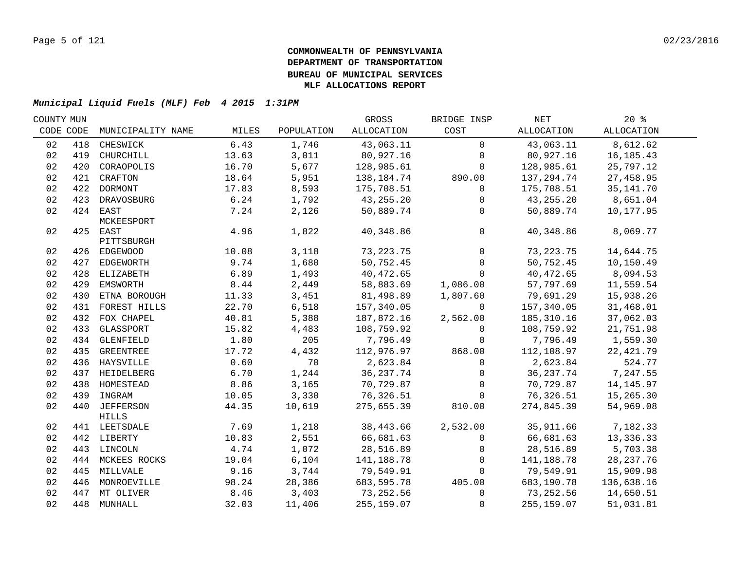**COMMONWEALTH OF PENNSYLVANIA**
**DEPARTMENT OF TRANSPORTATION**
**BUREAU OF MUNICIPAL SERVICES**
**MLF ALLOCATIONS REPORT**

***Municipal Liquid Fuels (MLF) Feb 4 2015 1:31PM***

| COUNTY CODE | MUN CODE | MUNICIPALITY NAME | MILES | POPULATION | GROSS ALLOCATION | BRIDGE INSP COST | NET ALLOCATION | 20 % ALLOCATION |
|---|---|---|---|---|---|---|---|---|
| 02 | 418 | CHESWICK | 6.43 | 1,746 | 43,063.11 | 0 | 43,063.11 | 8,612.62 |
| 02 | 419 | CHURCHILL | 13.63 | 3,011 | 80,927.16 | 0 | 80,927.16 | 16,185.43 |
| 02 | 420 | CORAOPOLIS | 16.70 | 5,677 | 128,985.61 | 0 | 128,985.61 | 25,797.12 |
| 02 | 421 | CRAFTON | 18.64 | 5,951 | 138,184.74 | 890.00 | 137,294.74 | 27,458.95 |
| 02 | 422 | DORMONT | 17.83 | 8,593 | 175,708.51 | 0 | 175,708.51 | 35,141.70 |
| 02 | 423 | DRAVOSBURG | 6.24 | 1,792 | 43,255.20 | 0 | 43,255.20 | 8,651.04 |
| 02 | 424 | EAST MCKEESPORT | 7.24 | 2,126 | 50,889.74 | 0 | 50,889.74 | 10,177.95 |
| 02 | 425 | EAST PITTSBURGH | 4.96 | 1,822 | 40,348.86 | 0 | 40,348.86 | 8,069.77 |
| 02 | 426 | EDGEWOOD | 10.08 | 3,118 | 73,223.75 | 0 | 73,223.75 | 14,644.75 |
| 02 | 427 | EDGEWORTH | 9.74 | 1,680 | 50,752.45 | 0 | 50,752.45 | 10,150.49 |
| 02 | 428 | ELIZABETH | 6.89 | 1,493 | 40,472.65 | 0 | 40,472.65 | 8,094.53 |
| 02 | 429 | EMSWORTH | 8.44 | 2,449 | 58,883.69 | 1,086.00 | 57,797.69 | 11,559.54 |
| 02 | 430 | ETNA BOROUGH | 11.33 | 3,451 | 81,498.89 | 1,807.60 | 79,691.29 | 15,938.26 |
| 02 | 431 | FOREST HILLS | 22.70 | 6,518 | 157,340.05 | 0 | 157,340.05 | 31,468.01 |
| 02 | 432 | FOX CHAPEL | 40.81 | 5,388 | 187,872.16 | 2,562.00 | 185,310.16 | 37,062.03 |
| 02 | 433 | GLASSPORT | 15.82 | 4,483 | 108,759.92 | 0 | 108,759.92 | 21,751.98 |
| 02 | 434 | GLENFIELD | 1.80 | 205 | 7,796.49 | 0 | 7,796.49 | 1,559.30 |
| 02 | 435 | GREENTREE | 17.72 | 4,432 | 112,976.97 | 868.00 | 112,108.97 | 22,421.79 |
| 02 | 436 | HAYSVILLE | 0.60 | 70 | 2,623.84 | 0 | 2,623.84 | 524.77 |
| 02 | 437 | HEIDELBERG | 6.70 | 1,244 | 36,237.74 | 0 | 36,237.74 | 7,247.55 |
| 02 | 438 | HOMESTEAD | 8.86 | 3,165 | 70,729.87 | 0 | 70,729.87 | 14,145.97 |
| 02 | 439 | INGRAM | 10.05 | 3,330 | 76,326.51 | 0 | 76,326.51 | 15,265.30 |
| 02 | 440 | JEFFERSON HILLS | 44.35 | 10,619 | 275,655.39 | 810.00 | 274,845.39 | 54,969.08 |
| 02 | 441 | LEETSDALE | 7.69 | 1,218 | 38,443.66 | 2,532.00 | 35,911.66 | 7,182.33 |
| 02 | 442 | LIBERTY | 10.83 | 2,551 | 66,681.63 | 0 | 66,681.63 | 13,336.33 |
| 02 | 443 | LINCOLN | 4.74 | 1,072 | 28,516.89 | 0 | 28,516.89 | 5,703.38 |
| 02 | 444 | MCKEES ROCKS | 19.04 | 6,104 | 141,188.78 | 0 | 141,188.78 | 28,237.76 |
| 02 | 445 | MILLVALE | 9.16 | 3,744 | 79,549.91 | 0 | 79,549.91 | 15,909.98 |
| 02 | 446 | MONROEVILLE | 98.24 | 28,386 | 683,595.78 | 405.00 | 683,190.78 | 136,638.16 |
| 02 | 447 | MT OLIVER | 8.46 | 3,403 | 73,252.56 | 0 | 73,252.56 | 14,650.51 |
| 02 | 448 | MUNHALL | 32.03 | 11,406 | 255,159.07 | 0 | 255,159.07 | 51,031.81 |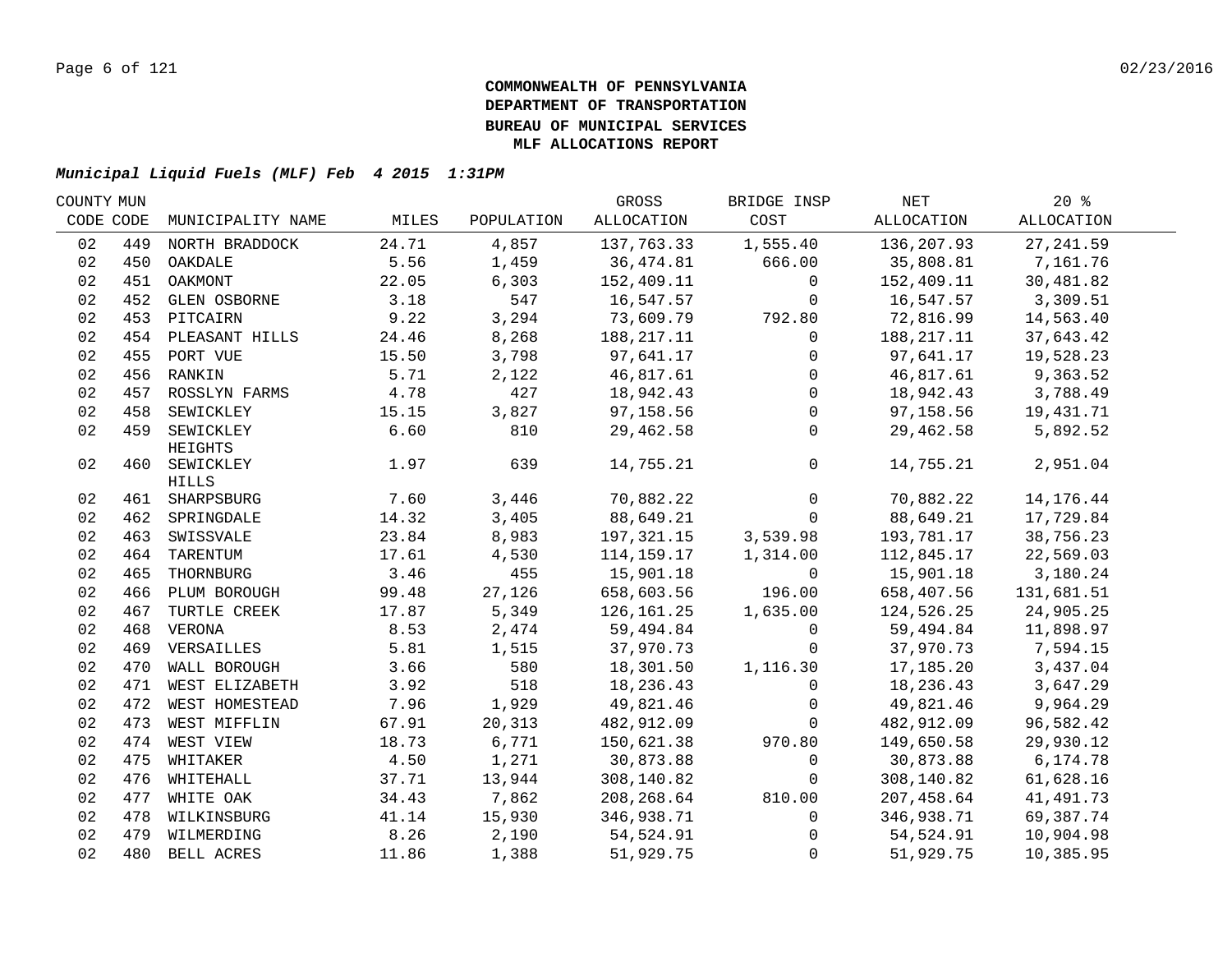**COMMONWEALTH OF PENNSYLVANIA**
**DEPARTMENT OF TRANSPORTATION**
**BUREAU OF MUNICIPAL SERVICES**
**MLF ALLOCATIONS REPORT**

***Municipal Liquid Fuels (MLF) Feb 4 2015 1:31PM***

| COUNTY CODE | MUN CODE | MUNICIPALITY NAME | MILES | POPULATION | GROSS ALLOCATION | BRIDGE INSP COST | NET ALLOCATION | 20 % ALLOCATION |
|---|---|---|---|---|---|---|---|---|
| 02 | 449 | NORTH BRADDOCK | 24.71 | 4,857 | 137,763.33 | 1,555.40 | 136,207.93 | 27,241.59 |
| 02 | 450 | OAKDALE | 5.56 | 1,459 | 36,474.81 | 666.00 | 35,808.81 | 7,161.76 |
| 02 | 451 | OAKMONT | 22.05 | 6,303 | 152,409.11 | 0 | 152,409.11 | 30,481.82 |
| 02 | 452 | GLEN OSBORNE | 3.18 | 547 | 16,547.57 | 0 | 16,547.57 | 3,309.51 |
| 02 | 453 | PITCAIRN | 9.22 | 3,294 | 73,609.79 | 792.80 | 72,816.99 | 14,563.40 |
| 02 | 454 | PLEASANT HILLS | 24.46 | 8,268 | 188,217.11 | 0 | 188,217.11 | 37,643.42 |
| 02 | 455 | PORT VUE | 15.50 | 3,798 | 97,641.17 | 0 | 97,641.17 | 19,528.23 |
| 02 | 456 | RANKIN | 5.71 | 2,122 | 46,817.61 | 0 | 46,817.61 | 9,363.52 |
| 02 | 457 | ROSSLYN FARMS | 4.78 | 427 | 18,942.43 | 0 | 18,942.43 | 3,788.49 |
| 02 | 458 | SEWICKLEY | 15.15 | 3,827 | 97,158.56 | 0 | 97,158.56 | 19,431.71 |
| 02 | 459 | SEWICKLEY HEIGHTS | 6.60 | 810 | 29,462.58 | 0 | 29,462.58 | 5,892.52 |
| 02 | 460 | SEWICKLEY HILLS | 1.97 | 639 | 14,755.21 | 0 | 14,755.21 | 2,951.04 |
| 02 | 461 | SHARPSBURG | 7.60 | 3,446 | 70,882.22 | 0 | 70,882.22 | 14,176.44 |
| 02 | 462 | SPRINGDALE | 14.32 | 3,405 | 88,649.21 | 0 | 88,649.21 | 17,729.84 |
| 02 | 463 | SWISSVALE | 23.84 | 8,983 | 197,321.15 | 3,539.98 | 193,781.17 | 38,756.23 |
| 02 | 464 | TARENTUM | 17.61 | 4,530 | 114,159.17 | 1,314.00 | 112,845.17 | 22,569.03 |
| 02 | 465 | THORNBURG | 3.46 | 455 | 15,901.18 | 0 | 15,901.18 | 3,180.24 |
| 02 | 466 | PLUM BOROUGH | 99.48 | 27,126 | 658,603.56 | 196.00 | 658,407.56 | 131,681.51 |
| 02 | 467 | TURTLE CREEK | 17.87 | 5,349 | 126,161.25 | 1,635.00 | 124,526.25 | 24,905.25 |
| 02 | 468 | VERONA | 8.53 | 2,474 | 59,494.84 | 0 | 59,494.84 | 11,898.97 |
| 02 | 469 | VERSAILLES | 5.81 | 1,515 | 37,970.73 | 0 | 37,970.73 | 7,594.15 |
| 02 | 470 | WALL BOROUGH | 3.66 | 580 | 18,301.50 | 1,116.30 | 17,185.20 | 3,437.04 |
| 02 | 471 | WEST ELIZABETH | 3.92 | 518 | 18,236.43 | 0 | 18,236.43 | 3,647.29 |
| 02 | 472 | WEST HOMESTEAD | 7.96 | 1,929 | 49,821.46 | 0 | 49,821.46 | 9,964.29 |
| 02 | 473 | WEST MIFFLIN | 67.91 | 20,313 | 482,912.09 | 0 | 482,912.09 | 96,582.42 |
| 02 | 474 | WEST VIEW | 18.73 | 6,771 | 150,621.38 | 970.80 | 149,650.58 | 29,930.12 |
| 02 | 475 | WHITAKER | 4.50 | 1,271 | 30,873.88 | 0 | 30,873.88 | 6,174.78 |
| 02 | 476 | WHITEHALL | 37.71 | 13,944 | 308,140.82 | 0 | 308,140.82 | 61,628.16 |
| 02 | 477 | WHITE OAK | 34.43 | 7,862 | 208,268.64 | 810.00 | 207,458.64 | 41,491.73 |
| 02 | 478 | WILKINSBURG | 41.14 | 15,930 | 346,938.71 | 0 | 346,938.71 | 69,387.74 |
| 02 | 479 | WILMERDING | 8.26 | 2,190 | 54,524.91 | 0 | 54,524.91 | 10,904.98 |
| 02 | 480 | BELL ACRES | 11.86 | 1,388 | 51,929.75 | 0 | 51,929.75 | 10,385.95 |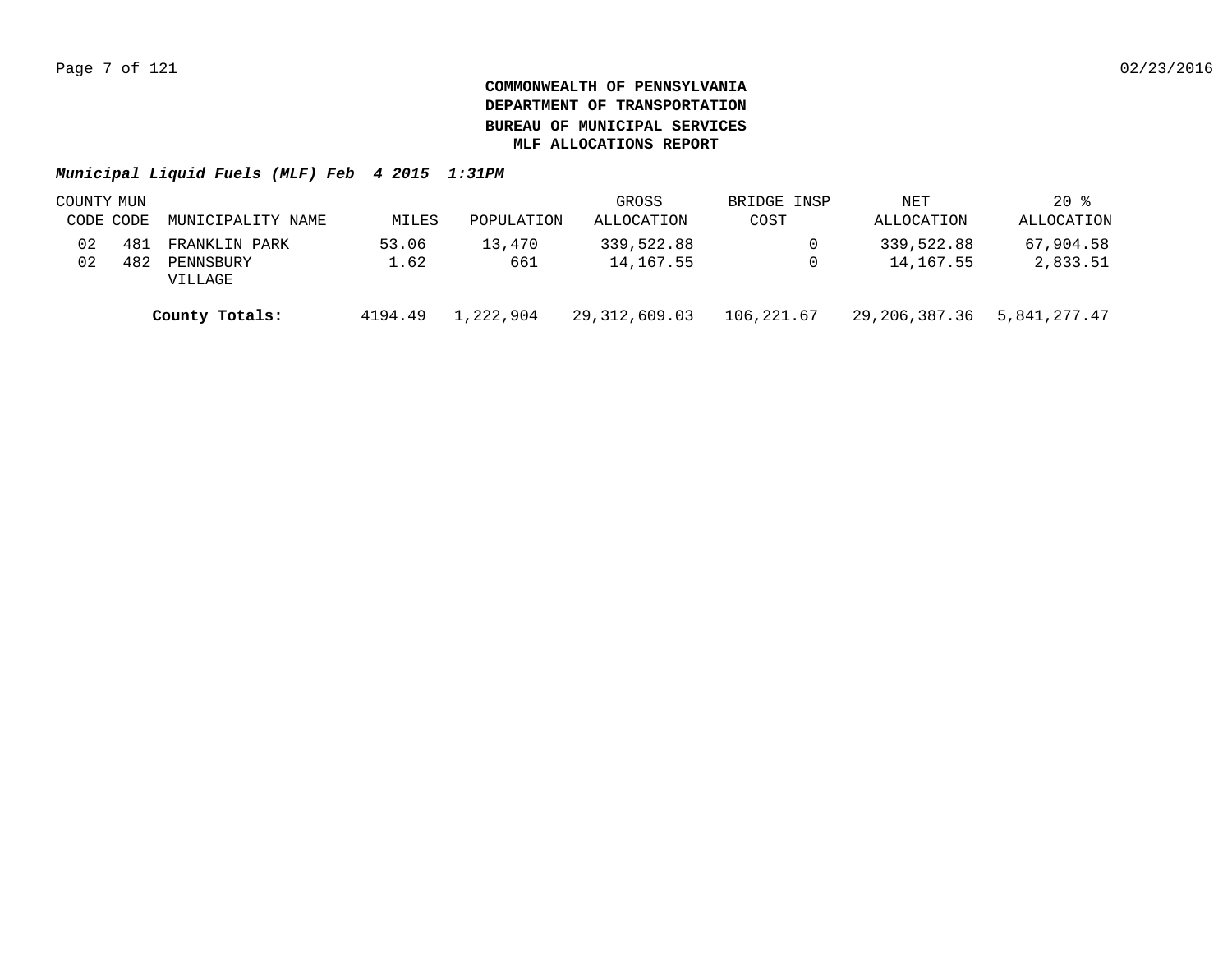**COMMONWEALTH OF PENNSYLVANIA**
**DEPARTMENT OF TRANSPORTATION**
**BUREAU OF MUNICIPAL SERVICES**
**MLF ALLOCATIONS REPORT**

***Municipal Liquid Fuels (MLF) Feb 4 2015 1:31PM***

| COUNTY CODE | MUN CODE | MUNICIPALITY NAME | MILES | POPULATION | GROSS ALLOCATION | BRIDGE INSP COST | NET ALLOCATION | 20 % ALLOCATION |
|---|---|---|---|---|---|---|---|---|
| 02 | 481 | FRANKLIN PARK | 53.06 | 13,470 | 339,522.88 | 0 | 339,522.88 | 67,904.58 |
| 02 | 482 | PENNSBURY VILLAGE | 1.62 | 661 | 14,167.55 | 0 | 14,167.55 | 2,833.51 |
| | | **County Totals:** | 4194.49 | 1,222,904 | 29,312,609.03 | 106,221.67 | 29,206,387.36 | 5,841,277.47 |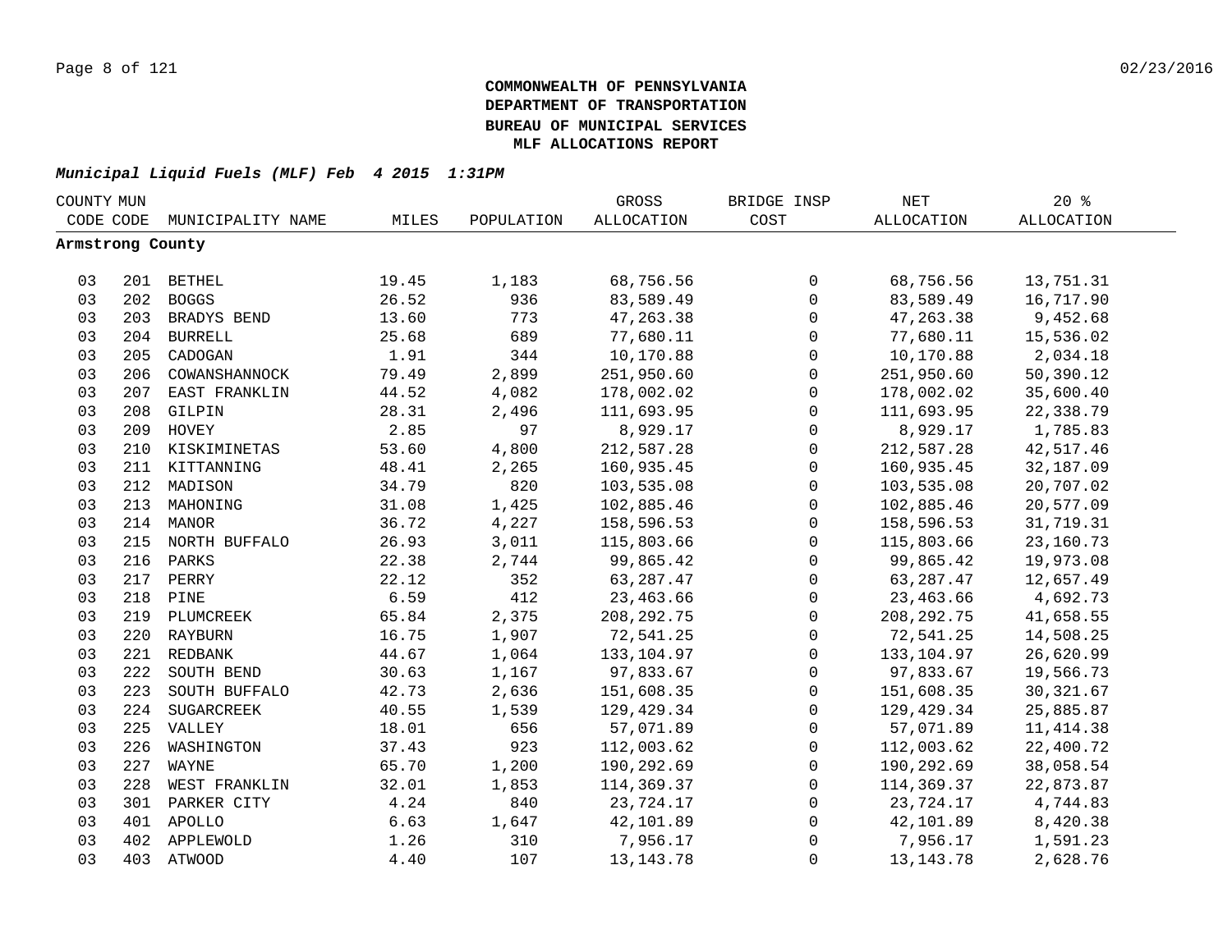**COMMONWEALTH OF PENNSYLVANIA**
**DEPARTMENT OF TRANSPORTATION**
**BUREAU OF MUNICIPAL SERVICES**
**MLF ALLOCATIONS REPORT**

***Municipal Liquid Fuels (MLF) Feb 4 2015 1:31PM***

| COUNTY CODE | MUN CODE | MUNICIPALITY NAME | MILES | POPULATION | GROSS ALLOCATION | BRIDGE INSP COST | NET ALLOCATION | 20 % ALLOCATION |
|---|---|---|---|---|---|---|---|---|
| **Armstrong County** | | | | | | | | |
| 03 | 201 | BETHEL | 19.45 | 1,183 | 68,756.56 | 0 | 68,756.56 | 13,751.31 |
| 03 | 202 | BOGGS | 26.52 | 936 | 83,589.49 | 0 | 83,589.49 | 16,717.90 |
| 03 | 203 | BRADYS BEND | 13.60 | 773 | 47,263.38 | 0 | 47,263.38 | 9,452.68 |
| 03 | 204 | BURRELL | 25.68 | 689 | 77,680.11 | 0 | 77,680.11 | 15,536.02 |
| 03 | 205 | CADOGAN | 1.91 | 344 | 10,170.88 | 0 | 10,170.88 | 2,034.18 |
| 03 | 206 | COWANSHANNOCK | 79.49 | 2,899 | 251,950.60 | 0 | 251,950.60 | 50,390.12 |
| 03 | 207 | EAST FRANKLIN | 44.52 | 4,082 | 178,002.02 | 0 | 178,002.02 | 35,600.40 |
| 03 | 208 | GILPIN | 28.31 | 2,496 | 111,693.95 | 0 | 111,693.95 | 22,338.79 |
| 03 | 209 | HOVEY | 2.85 | 97 | 8,929.17 | 0 | 8,929.17 | 1,785.83 |
| 03 | 210 | KISKIMINETAS | 53.60 | 4,800 | 212,587.28 | 0 | 212,587.28 | 42,517.46 |
| 03 | 211 | KITTANNING | 48.41 | 2,265 | 160,935.45 | 0 | 160,935.45 | 32,187.09 |
| 03 | 212 | MADISON | 34.79 | 820 | 103,535.08 | 0 | 103,535.08 | 20,707.02 |
| 03 | 213 | MAHONING | 31.08 | 1,425 | 102,885.46 | 0 | 102,885.46 | 20,577.09 |
| 03 | 214 | MANOR | 36.72 | 4,227 | 158,596.53 | 0 | 158,596.53 | 31,719.31 |
| 03 | 215 | NORTH BUFFALO | 26.93 | 3,011 | 115,803.66 | 0 | 115,803.66 | 23,160.73 |
| 03 | 216 | PARKS | 22.38 | 2,744 | 99,865.42 | 0 | 99,865.42 | 19,973.08 |
| 03 | 217 | PERRY | 22.12 | 352 | 63,287.47 | 0 | 63,287.47 | 12,657.49 |
| 03 | 218 | PINE | 6.59 | 412 | 23,463.66 | 0 | 23,463.66 | 4,692.73 |
| 03 | 219 | PLUMCREEK | 65.84 | 2,375 | 208,292.75 | 0 | 208,292.75 | 41,658.55 |
| 03 | 220 | RAYBURN | 16.75 | 1,907 | 72,541.25 | 0 | 72,541.25 | 14,508.25 |
| 03 | 221 | REDBANK | 44.67 | 1,064 | 133,104.97 | 0 | 133,104.97 | 26,620.99 |
| 03 | 222 | SOUTH BEND | 30.63 | 1,167 | 97,833.67 | 0 | 97,833.67 | 19,566.73 |
| 03 | 223 | SOUTH BUFFALO | 42.73 | 2,636 | 151,608.35 | 0 | 151,608.35 | 30,321.67 |
| 03 | 224 | SUGARCREEK | 40.55 | 1,539 | 129,429.34 | 0 | 129,429.34 | 25,885.87 |
| 03 | 225 | VALLEY | 18.01 | 656 | 57,071.89 | 0 | 57,071.89 | 11,414.38 |
| 03 | 226 | WASHINGTON | 37.43 | 923 | 112,003.62 | 0 | 112,003.62 | 22,400.72 |
| 03 | 227 | WAYNE | 65.70 | 1,200 | 190,292.69 | 0 | 190,292.69 | 38,058.54 |
| 03 | 228 | WEST FRANKLIN | 32.01 | 1,853 | 114,369.37 | 0 | 114,369.37 | 22,873.87 |
| 03 | 301 | PARKER CITY | 4.24 | 840 | 23,724.17 | 0 | 23,724.17 | 4,744.83 |
| 03 | 401 | APOLLO | 6.63 | 1,647 | 42,101.89 | 0 | 42,101.89 | 8,420.38 |
| 03 | 402 | APPLEWOLD | 1.26 | 310 | 7,956.17 | 0 | 7,956.17 | 1,591.23 |
| 03 | 403 | ATWOOD | 4.40 | 107 | 13,143.78 | 0 | 13,143.78 | 2,628.76 |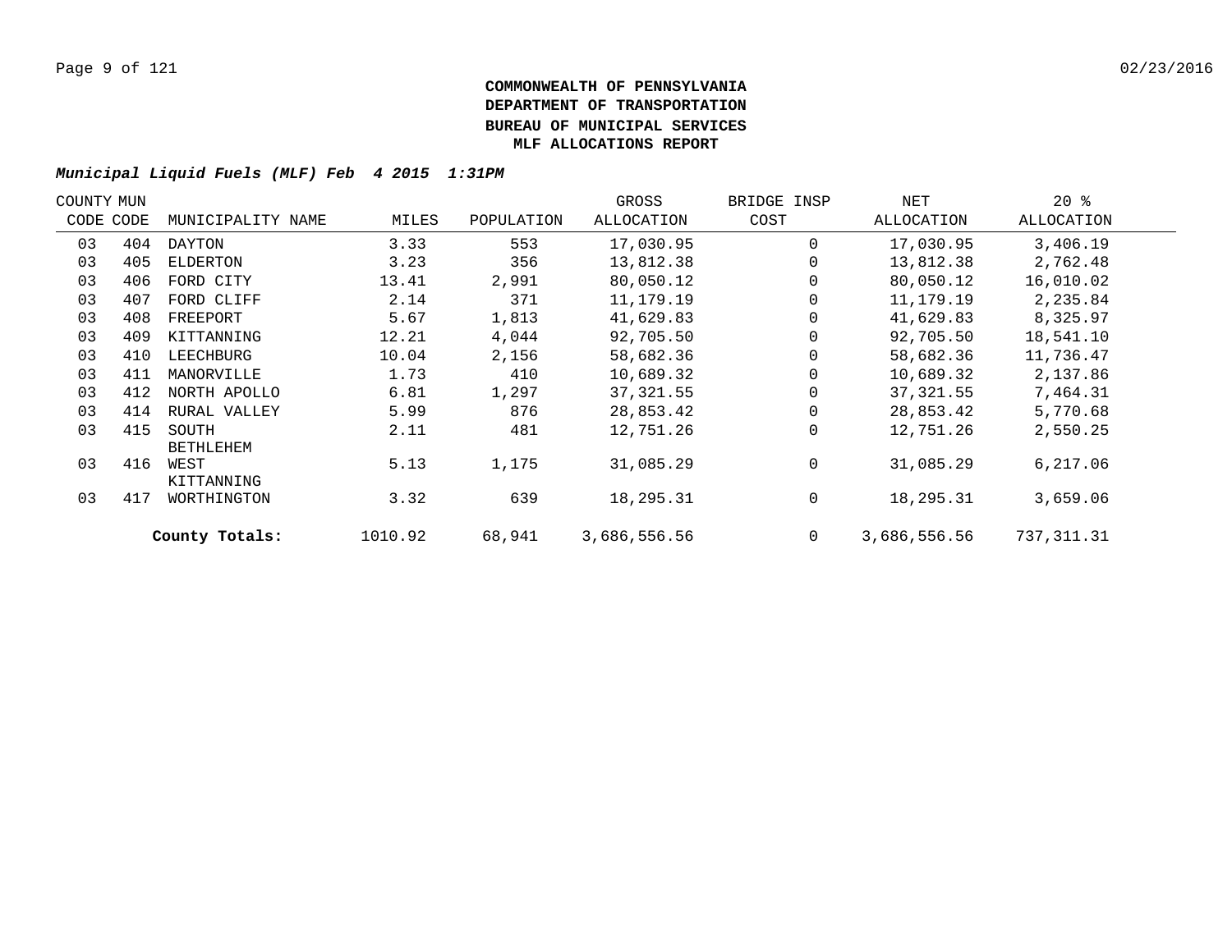**COMMONWEALTH OF PENNSYLVANIA**
**DEPARTMENT OF TRANSPORTATION**
**BUREAU OF MUNICIPAL SERVICES**
**MLF ALLOCATIONS REPORT**

***Municipal Liquid Fuels (MLF) Feb 4 2015 1:31PM***

| COUNTY CODE | MUN CODE | MUNICIPALITY NAME | MILES | POPULATION | GROSS ALLOCATION | BRIDGE INSP COST | NET ALLOCATION | 20 % ALLOCATION |
|---|---|---|---|---|---|---|---|---|
| 03 | 404 | DAYTON | 3.33 | 553 | 17,030.95 | 0 | 17,030.95 | 3,406.19 |
| 03 | 405 | ELDERTON | 3.23 | 356 | 13,812.38 | 0 | 13,812.38 | 2,762.48 |
| 03 | 406 | FORD CITY | 13.41 | 2,991 | 80,050.12 | 0 | 80,050.12 | 16,010.02 |
| 03 | 407 | FORD CLIFF | 2.14 | 371 | 11,179.19 | 0 | 11,179.19 | 2,235.84 |
| 03 | 408 | FREEPORT | 5.67 | 1,813 | 41,629.83 | 0 | 41,629.83 | 8,325.97 |
| 03 | 409 | KITTANNING | 12.21 | 4,044 | 92,705.50 | 0 | 92,705.50 | 18,541.10 |
| 03 | 410 | LEECHBURG | 10.04 | 2,156 | 58,682.36 | 0 | 58,682.36 | 11,736.47 |
| 03 | 411 | MANORVILLE | 1.73 | 410 | 10,689.32 | 0 | 10,689.32 | 2,137.86 |
| 03 | 412 | NORTH APOLLO | 6.81 | 1,297 | 37,321.55 | 0 | 37,321.55 | 7,464.31 |
| 03 | 414 | RURAL VALLEY | 5.99 | 876 | 28,853.42 | 0 | 28,853.42 | 5,770.68 |
| 03 | 415 | SOUTH BETHLEHEM | 2.11 | 481 | 12,751.26 | 0 | 12,751.26 | 2,550.25 |
| 03 | 416 | WEST KITTANNING | 5.13 | 1,175 | 31,085.29 | 0 | 31,085.29 | 6,217.06 |
| 03 | 417 | WORTHINGTON | 3.32 | 639 | 18,295.31 | 0 | 18,295.31 | 3,659.06 |
| | | **County Totals:** | 1010.92 | 68,941 | 3,686,556.56 | 0 | 3,686,556.56 | 737,311.31 |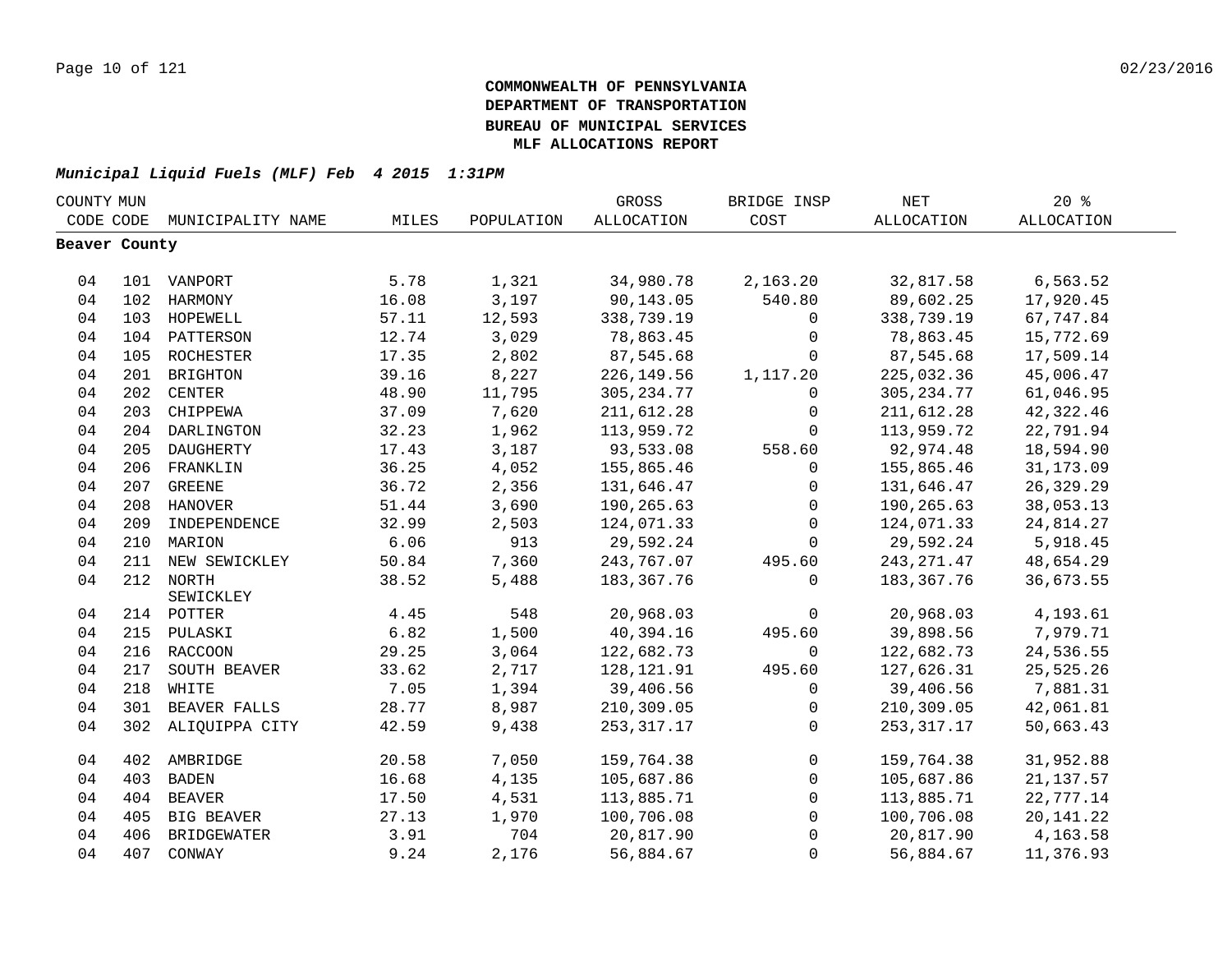**COMMONWEALTH OF PENNSYLVANIA**
**DEPARTMENT OF TRANSPORTATION**
**BUREAU OF MUNICIPAL SERVICES**
**MLF ALLOCATIONS REPORT**

***Municipal Liquid Fuels (MLF) Feb 4 2015 1:31PM***

| COUNTY CODE | MUN CODE | MUNICIPALITY NAME | MILES | POPULATION | GROSS ALLOCATION | BRIDGE INSP COST | NET ALLOCATION | 20 % ALLOCATION |
|---|---|---|---|---|---|---|---|---|
| **Beaver County** | | | | | | | | |
| 04 | 101 | VANPORT | 5.78 | 1,321 | 34,980.78 | 2,163.20 | 32,817.58 | 6,563.52 |
| 04 | 102 | HARMONY | 16.08 | 3,197 | 90,143.05 | 540.80 | 89,602.25 | 17,920.45 |
| 04 | 103 | HOPEWELL | 57.11 | 12,593 | 338,739.19 | 0 | 338,739.19 | 67,747.84 |
| 04 | 104 | PATTERSON | 12.74 | 3,029 | 78,863.45 | 0 | 78,863.45 | 15,772.69 |
| 04 | 105 | ROCHESTER | 17.35 | 2,802 | 87,545.68 | 0 | 87,545.68 | 17,509.14 |
| 04 | 201 | BRIGHTON | 39.16 | 8,227 | 226,149.56 | 1,117.20 | 225,032.36 | 45,006.47 |
| 04 | 202 | CENTER | 48.90 | 11,795 | 305,234.77 | 0 | 305,234.77 | 61,046.95 |
| 04 | 203 | CHIPPEWA | 37.09 | 7,620 | 211,612.28 | 0 | 211,612.28 | 42,322.46 |
| 04 | 204 | DARLINGTON | 32.23 | 1,962 | 113,959.72 | 0 | 113,959.72 | 22,791.94 |
| 04 | 205 | DAUGHERTY | 17.43 | 3,187 | 93,533.08 | 558.60 | 92,974.48 | 18,594.90 |
| 04 | 206 | FRANKLIN | 36.25 | 4,052 | 155,865.46 | 0 | 155,865.46 | 31,173.09 |
| 04 | 207 | GREENE | 36.72 | 2,356 | 131,646.47 | 0 | 131,646.47 | 26,329.29 |
| 04 | 208 | HANOVER | 51.44 | 3,690 | 190,265.63 | 0 | 190,265.63 | 38,053.13 |
| 04 | 209 | INDEPENDENCE | 32.99 | 2,503 | 124,071.33 | 0 | 124,071.33 | 24,814.27 |
| 04 | 210 | MARION | 6.06 | 913 | 29,592.24 | 0 | 29,592.24 | 5,918.45 |
| 04 | 211 | NEW SEWICKLEY | 50.84 | 7,360 | 243,767.07 | 495.60 | 243,271.47 | 48,654.29 |
| 04 | 212 | NORTH SEWICKLEY | 38.52 | 5,488 | 183,367.76 | 0 | 183,367.76 | 36,673.55 |
| 04 | 214 | POTTER | 4.45 | 548 | 20,968.03 | 0 | 20,968.03 | 4,193.61 |
| 04 | 215 | PULASKI | 6.82 | 1,500 | 40,394.16 | 495.60 | 39,898.56 | 7,979.71 |
| 04 | 216 | RACCOON | 29.25 | 3,064 | 122,682.73 | 0 | 122,682.73 | 24,536.55 |
| 04 | 217 | SOUTH BEAVER | 33.62 | 2,717 | 128,121.91 | 495.60 | 127,626.31 | 25,525.26 |
| 04 | 218 | WHITE | 7.05 | 1,394 | 39,406.56 | 0 | 39,406.56 | 7,881.31 |
| 04 | 301 | BEAVER FALLS | 28.77 | 8,987 | 210,309.05 | 0 | 210,309.05 | 42,061.81 |
| 04 | 302 | ALIQUIPPA CITY | 42.59 | 9,438 | 253,317.17 | 0 | 253,317.17 | 50,663.43 |
| 04 | 402 | AMBRIDGE | 20.58 | 7,050 | 159,764.38 | 0 | 159,764.38 | 31,952.88 |
| 04 | 403 | BADEN | 16.68 | 4,135 | 105,687.86 | 0 | 105,687.86 | 21,137.57 |
| 04 | 404 | BEAVER | 17.50 | 4,531 | 113,885.71 | 0 | 113,885.71 | 22,777.14 |
| 04 | 405 | BIG BEAVER | 27.13 | 1,970 | 100,706.08 | 0 | 100,706.08 | 20,141.22 |
| 04 | 406 | BRIDGEWATER | 3.91 | 704 | 20,817.90 | 0 | 20,817.90 | 4,163.58 |
| 04 | 407 | CONWAY | 9.24 | 2,176 | 56,884.67 | 0 | 56,884.67 | 11,376.93 |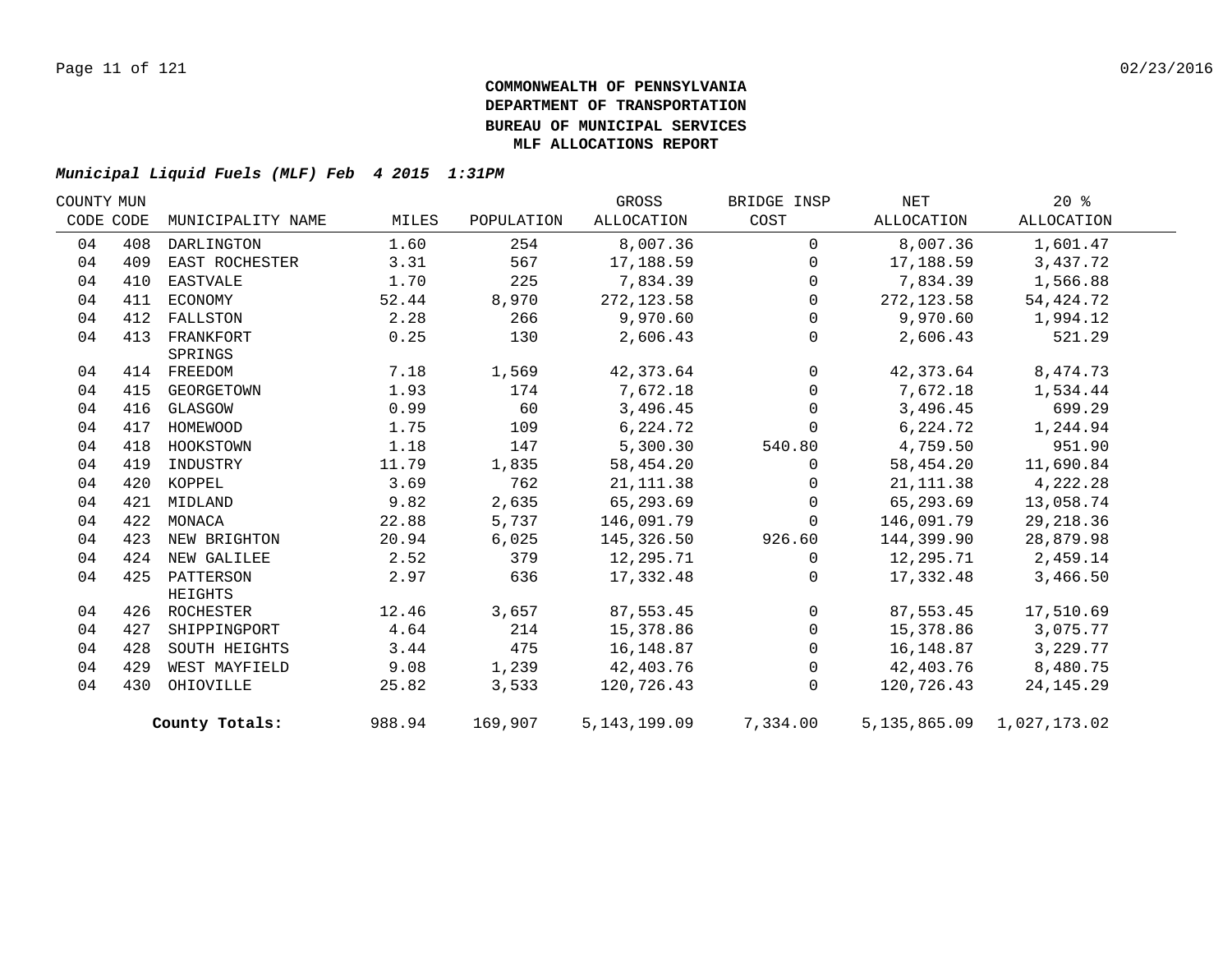**COMMONWEALTH OF PENNSYLVANIA**
**DEPARTMENT OF TRANSPORTATION**
**BUREAU OF MUNICIPAL SERVICES**
**MLF ALLOCATIONS REPORT**

***Municipal Liquid Fuels (MLF) Feb 4 2015 1:31PM***

| COUNTY CODE | MUN CODE | MUNICIPALITY NAME | MILES | POPULATION | GROSS ALLOCATION | BRIDGE INSP COST | NET ALLOCATION | 20 % ALLOCATION |
|---|---|---|---|---|---|---|---|---|
| 04 | 408 | DARLINGTON | 1.60 | 254 | 8,007.36 | 0 | 8,007.36 | 1,601.47 |
| 04 | 409 | EAST ROCHESTER | 3.31 | 567 | 17,188.59 | 0 | 17,188.59 | 3,437.72 |
| 04 | 410 | EASTVALE | 1.70 | 225 | 7,834.39 | 0 | 7,834.39 | 1,566.88 |
| 04 | 411 | ECONOMY | 52.44 | 8,970 | 272,123.58 | 0 | 272,123.58 | 54,424.72 |
| 04 | 412 | FALLSTON | 2.28 | 266 | 9,970.60 | 0 | 9,970.60 | 1,994.12 |
| 04 | 413 | FRANKFORT SPRINGS | 0.25 | 130 | 2,606.43 | 0 | 2,606.43 | 521.29 |
| 04 | 414 | FREEDOM | 7.18 | 1,569 | 42,373.64 | 0 | 42,373.64 | 8,474.73 |
| 04 | 415 | GEORGETOWN | 1.93 | 174 | 7,672.18 | 0 | 7,672.18 | 1,534.44 |
| 04 | 416 | GLASGOW | 0.99 | 60 | 3,496.45 | 0 | 3,496.45 | 699.29 |
| 04 | 417 | HOMEWOOD | 1.75 | 109 | 6,224.72 | 0 | 6,224.72 | 1,244.94 |
| 04 | 418 | HOOKSTOWN | 1.18 | 147 | 5,300.30 | 540.80 | 4,759.50 | 951.90 |
| 04 | 419 | INDUSTRY | 11.79 | 1,835 | 58,454.20 | 0 | 58,454.20 | 11,690.84 |
| 04 | 420 | KOPPEL | 3.69 | 762 | 21,111.38 | 0 | 21,111.38 | 4,222.28 |
| 04 | 421 | MIDLAND | 9.82 | 2,635 | 65,293.69 | 0 | 65,293.69 | 13,058.74 |
| 04 | 422 | MONACA | 22.88 | 5,737 | 146,091.79 | 0 | 146,091.79 | 29,218.36 |
| 04 | 423 | NEW BRIGHTON | 20.94 | 6,025 | 145,326.50 | 926.60 | 144,399.90 | 28,879.98 |
| 04 | 424 | NEW GALILEE | 2.52 | 379 | 12,295.71 | 0 | 12,295.71 | 2,459.14 |
| 04 | 425 | PATTERSON HEIGHTS | 2.97 | 636 | 17,332.48 | 0 | 17,332.48 | 3,466.50 |
| 04 | 426 | ROCHESTER | 12.46 | 3,657 | 87,553.45 | 0 | 87,553.45 | 17,510.69 |
| 04 | 427 | SHIPPINGPORT | 4.64 | 214 | 15,378.86 | 0 | 15,378.86 | 3,075.77 |
| 04 | 428 | SOUTH HEIGHTS | 3.44 | 475 | 16,148.87 | 0 | 16,148.87 | 3,229.77 |
| 04 | 429 | WEST MAYFIELD | 9.08 | 1,239 | 42,403.76 | 0 | 42,403.76 | 8,480.75 |
| 04 | 430 | OHIOVILLE | 25.82 | 3,533 | 120,726.43 | 0 | 120,726.43 | 24,145.29 |
| | | **County Totals:** | 988.94 | 169,907 | 5,143,199.09 | 7,334.00 | 5,135,865.09 | 1,027,173.02 |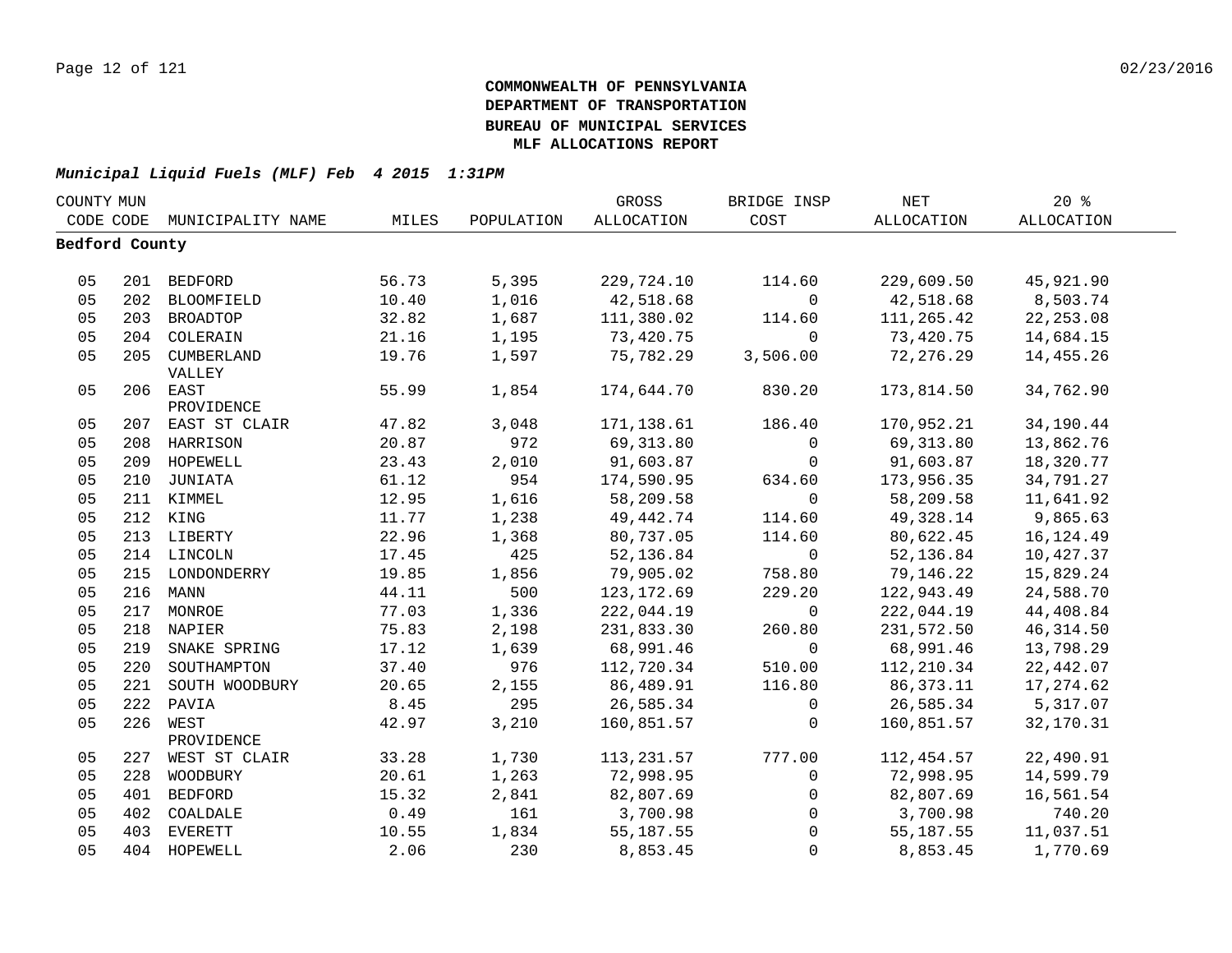**COMMONWEALTH OF PENNSYLVANIA**
**DEPARTMENT OF TRANSPORTATION**
**BUREAU OF MUNICIPAL SERVICES**
**MLF ALLOCATIONS REPORT**

***Municipal Liquid Fuels (MLF) Feb 4 2015 1:31PM***

| COUNTY CODE | MUN CODE | MUNICIPALITY NAME | MILES | POPULATION | GROSS ALLOCATION | BRIDGE INSP COST | NET ALLOCATION | 20 % ALLOCATION |
|---|---|---|---|---|---|---|---|---|
| **Bedford County** | | | | | | | | |
| 05 | 201 | BEDFORD | 56.73 | 5,395 | 229,724.10 | 114.60 | 229,609.50 | 45,921.90 |
| 05 | 202 | BLOOMFIELD | 10.40 | 1,016 | 42,518.68 | 0 | 42,518.68 | 8,503.74 |
| 05 | 203 | BROADTOP | 32.82 | 1,687 | 111,380.02 | 114.60 | 111,265.42 | 22,253.08 |
| 05 | 204 | COLERAIN | 21.16 | 1,195 | 73,420.75 | 0 | 73,420.75 | 14,684.15 |
| 05 | 205 | CUMBERLAND VALLEY | 19.76 | 1,597 | 75,782.29 | 3,506.00 | 72,276.29 | 14,455.26 |
| 05 | 206 | EAST PROVIDENCE | 55.99 | 1,854 | 174,644.70 | 830.20 | 173,814.50 | 34,762.90 |
| 05 | 207 | EAST ST CLAIR | 47.82 | 3,048 | 171,138.61 | 186.40 | 170,952.21 | 34,190.44 |
| 05 | 208 | HARRISON | 20.87 | 972 | 69,313.80 | 0 | 69,313.80 | 13,862.76 |
| 05 | 209 | HOPEWELL | 23.43 | 2,010 | 91,603.87 | 0 | 91,603.87 | 18,320.77 |
| 05 | 210 | JUNIATA | 61.12 | 954 | 174,590.95 | 634.60 | 173,956.35 | 34,791.27 |
| 05 | 211 | KIMMEL | 12.95 | 1,616 | 58,209.58 | 0 | 58,209.58 | 11,641.92 |
| 05 | 212 | KING | 11.77 | 1,238 | 49,442.74 | 114.60 | 49,328.14 | 9,865.63 |
| 05 | 213 | LIBERTY | 22.96 | 1,368 | 80,737.05 | 114.60 | 80,622.45 | 16,124.49 |
| 05 | 214 | LINCOLN | 17.45 | 425 | 52,136.84 | 0 | 52,136.84 | 10,427.37 |
| 05 | 215 | LONDONDERRY | 19.85 | 1,856 | 79,905.02 | 758.80 | 79,146.22 | 15,829.24 |
| 05 | 216 | MANN | 44.11 | 500 | 123,172.69 | 229.20 | 122,943.49 | 24,588.70 |
| 05 | 217 | MONROE | 77.03 | 1,336 | 222,044.19 | 0 | 222,044.19 | 44,408.84 |
| 05 | 218 | NAPIER | 75.83 | 2,198 | 231,833.30 | 260.80 | 231,572.50 | 46,314.50 |
| 05 | 219 | SNAKE SPRING | 17.12 | 1,639 | 68,991.46 | 0 | 68,991.46 | 13,798.29 |
| 05 | 220 | SOUTHAMPTON | 37.40 | 976 | 112,720.34 | 510.00 | 112,210.34 | 22,442.07 |
| 05 | 221 | SOUTH WOODBURY | 20.65 | 2,155 | 86,489.91 | 116.80 | 86,373.11 | 17,274.62 |
| 05 | 222 | PAVIA | 8.45 | 295 | 26,585.34 | 0 | 26,585.34 | 5,317.07 |
| 05 | 226 | WEST PROVIDENCE | 42.97 | 3,210 | 160,851.57 | 0 | 160,851.57 | 32,170.31 |
| 05 | 227 | WEST ST CLAIR | 33.28 | 1,730 | 113,231.57 | 777.00 | 112,454.57 | 22,490.91 |
| 05 | 228 | WOODBURY | 20.61 | 1,263 | 72,998.95 | 0 | 72,998.95 | 14,599.79 |
| 05 | 401 | BEDFORD | 15.32 | 2,841 | 82,807.69 | 0 | 82,807.69 | 16,561.54 |
| 05 | 402 | COALDALE | 0.49 | 161 | 3,700.98 | 0 | 3,700.98 | 740.20 |
| 05 | 403 | EVERETT | 10.55 | 1,834 | 55,187.55 | 0 | 55,187.55 | 11,037.51 |
| 05 | 404 | HOPEWELL | 2.06 | 230 | 8,853.45 | 0 | 8,853.45 | 1,770.69 |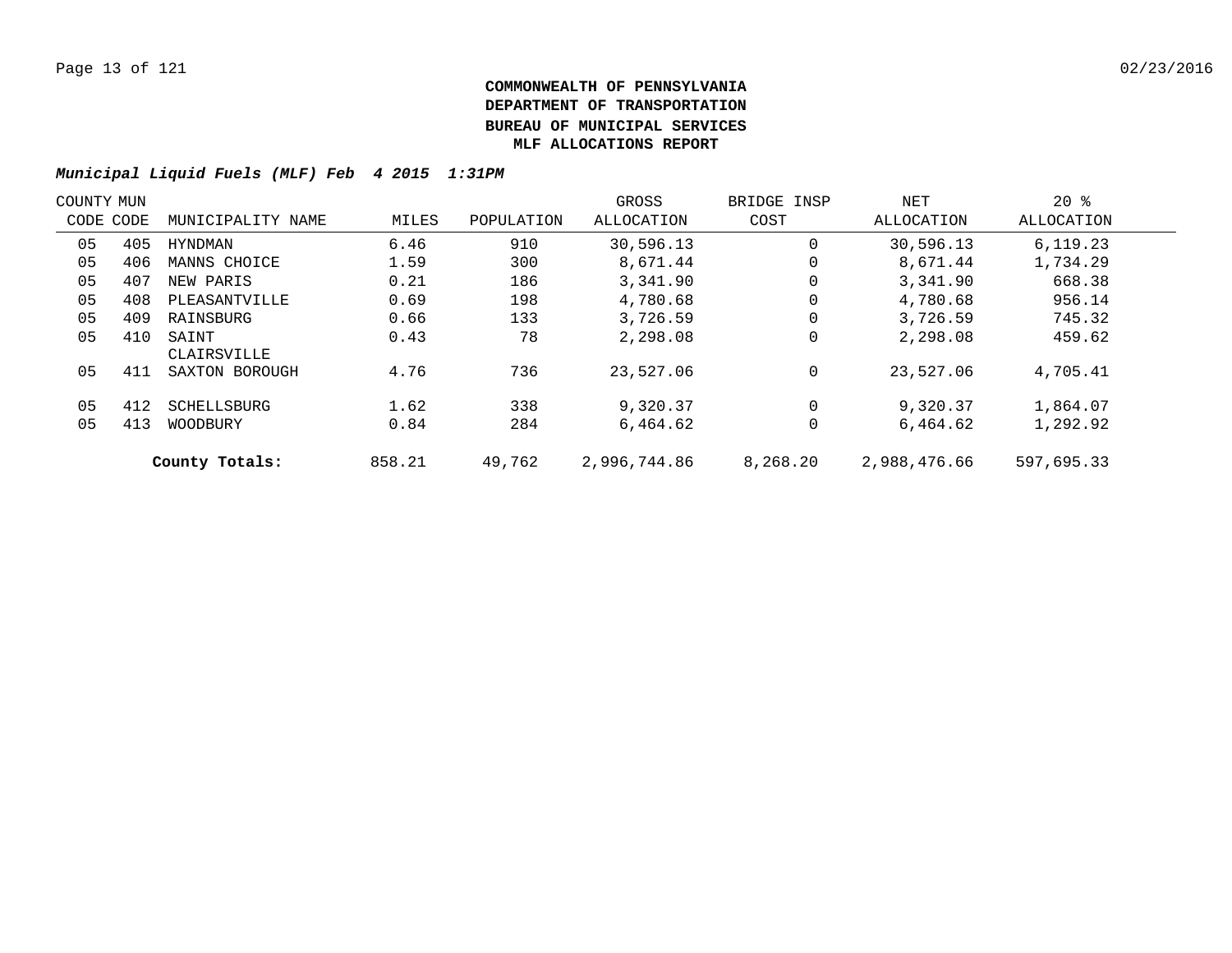**COMMONWEALTH OF PENNSYLVANIA**
**DEPARTMENT OF TRANSPORTATION**
**BUREAU OF MUNICIPAL SERVICES**
**MLF ALLOCATIONS REPORT**

***Municipal Liquid Fuels (MLF) Feb 4 2015 1:31PM***

| COUNTY CODE | MUN CODE | MUNICIPALITY NAME | MILES | POPULATION | GROSS ALLOCATION | BRIDGE INSP COST | NET ALLOCATION | 20 % ALLOCATION |
|---|---|---|---|---|---|---|---|---|
| 05 | 405 | HYNDMAN | 6.46 | 910 | 30,596.13 | 0 | 30,596.13 | 6,119.23 |
| 05 | 406 | MANNS CHOICE | 1.59 | 300 | 8,671.44 | 0 | 8,671.44 | 1,734.29 |
| 05 | 407 | NEW PARIS | 0.21 | 186 | 3,341.90 | 0 | 3,341.90 | 668.38 |
| 05 | 408 | PLEASANTVILLE | 0.69 | 198 | 4,780.68 | 0 | 4,780.68 | 956.14 |
| 05 | 409 | RAINSBURG | 0.66 | 133 | 3,726.59 | 0 | 3,726.59 | 745.32 |
| 05 | 410 | SAINT CLAIRSVILLE | 0.43 | 78 | 2,298.08 | 0 | 2,298.08 | 459.62 |
| 05 | 411 | SAXTON BOROUGH | 4.76 | 736 | 23,527.06 | 0 | 23,527.06 | 4,705.41 |
| 05 | 412 | SCHELLSBURG | 1.62 | 338 | 9,320.37 | 0 | 9,320.37 | 1,864.07 |
| 05 | 413 | WOODBURY | 0.84 | 284 | 6,464.62 | 0 | 6,464.62 | 1,292.92 |
| | | **County Totals:** | 858.21 | 49,762 | 2,996,744.86 | 8,268.20 | 2,988,476.66 | 597,695.33 |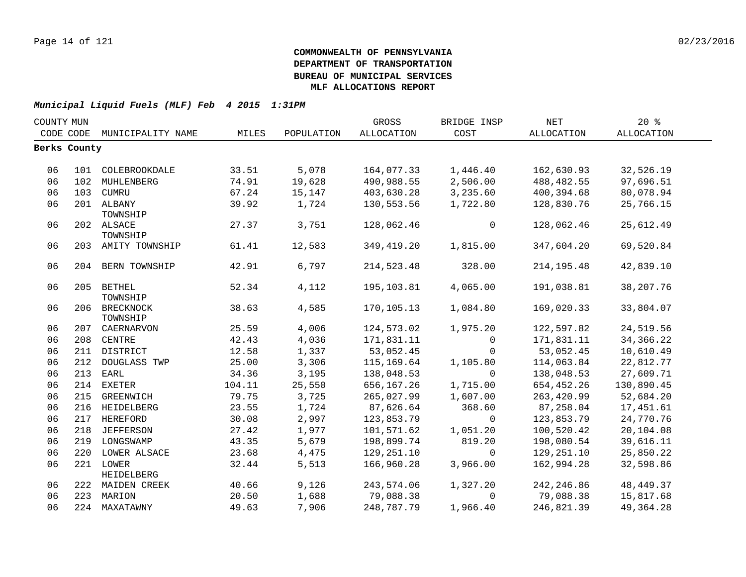**COMMONWEALTH OF PENNSYLVANIA**
**DEPARTMENT OF TRANSPORTATION**
**BUREAU OF MUNICIPAL SERVICES**
**MLF ALLOCATIONS REPORT**

***Municipal Liquid Fuels (MLF) Feb 4 2015 1:31PM***

| COUNTY CODE | MUN CODE | MUNICIPALITY NAME | MILES | POPULATION | GROSS ALLOCATION | BRIDGE INSP COST | NET ALLOCATION | 20 % ALLOCATION |
|---|---|---|---|---|---|---|---|---|
| **Berks County** | | | | | | | | |
| 06 | 101 | COLEBROOKDALE | 33.51 | 5,078 | 164,077.33 | 1,446.40 | 162,630.93 | 32,526.19 |
| 06 | 102 | MUHLENBERG | 74.91 | 19,628 | 490,988.55 | 2,506.00 | 488,482.55 | 97,696.51 |
| 06 | 103 | CUMRU | 67.24 | 15,147 | 403,630.28 | 3,235.60 | 400,394.68 | 80,078.94 |
| 06 | 201 | ALBANY TOWNSHIP | 39.92 | 1,724 | 130,553.56 | 1,722.80 | 128,830.76 | 25,766.15 |
| 06 | 202 | ALSACE TOWNSHIP | 27.37 | 3,751 | 128,062.46 | 0 | 128,062.46 | 25,612.49 |
| 06 | 203 | AMITY TOWNSHIP | 61.41 | 12,583 | 349,419.20 | 1,815.00 | 347,604.20 | 69,520.84 |
| 06 | 204 | BERN TOWNSHIP | 42.91 | 6,797 | 214,523.48 | 328.00 | 214,195.48 | 42,839.10 |
| 06 | 205 | BETHEL TOWNSHIP | 52.34 | 4,112 | 195,103.81 | 4,065.00 | 191,038.81 | 38,207.76 |
| 06 | 206 | BRECKNOCK TOWNSHIP | 38.63 | 4,585 | 170,105.13 | 1,084.80 | 169,020.33 | 33,804.07 |
| 06 | 207 | CAERNARVON | 25.59 | 4,006 | 124,573.02 | 1,975.20 | 122,597.82 | 24,519.56 |
| 06 | 208 | CENTRE | 42.43 | 4,036 | 171,831.11 | 0 | 171,831.11 | 34,366.22 |
| 06 | 211 | DISTRICT | 12.58 | 1,337 | 53,052.45 | 0 | 53,052.45 | 10,610.49 |
| 06 | 212 | DOUGLASS TWP | 25.00 | 3,306 | 115,169.64 | 1,105.80 | 114,063.84 | 22,812.77 |
| 06 | 213 | EARL | 34.36 | 3,195 | 138,048.53 | 0 | 138,048.53 | 27,609.71 |
| 06 | 214 | EXETER | 104.11 | 25,550 | 656,167.26 | 1,715.00 | 654,452.26 | 130,890.45 |
| 06 | 215 | GREENWICH | 79.75 | 3,725 | 265,027.99 | 1,607.00 | 263,420.99 | 52,684.20 |
| 06 | 216 | HEIDELBERG | 23.55 | 1,724 | 87,626.64 | 368.60 | 87,258.04 | 17,451.61 |
| 06 | 217 | HEREFORD | 30.08 | 2,997 | 123,853.79 | 0 | 123,853.79 | 24,770.76 |
| 06 | 218 | JEFFERSON | 27.42 | 1,977 | 101,571.62 | 1,051.20 | 100,520.42 | 20,104.08 |
| 06 | 219 | LONGSWAMP | 43.35 | 5,679 | 198,899.74 | 819.20 | 198,080.54 | 39,616.11 |
| 06 | 220 | LOWER ALSACE | 23.68 | 4,475 | 129,251.10 | 0 | 129,251.10 | 25,850.22 |
| 06 | 221 | LOWER HEIDELBERG | 32.44 | 5,513 | 166,960.28 | 3,966.00 | 162,994.28 | 32,598.86 |
| 06 | 222 | MAIDEN CREEK | 40.66 | 9,126 | 243,574.06 | 1,327.20 | 242,246.86 | 48,449.37 |
| 06 | 223 | MARION | 20.50 | 1,688 | 79,088.38 | 0 | 79,088.38 | 15,817.68 |
| 06 | 224 | MAXATAWNY | 49.63 | 7,906 | 248,787.79 | 1,966.40 | 246,821.39 | 49,364.28 |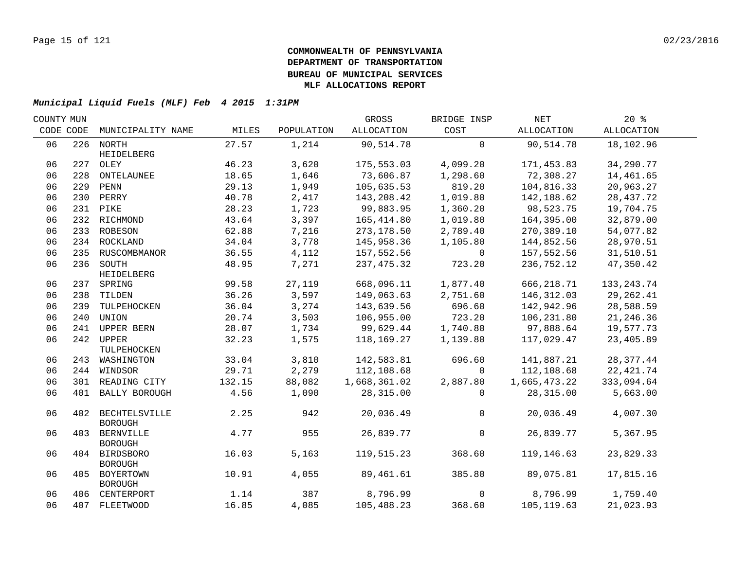**COMMONWEALTH OF PENNSYLVANIA**
**DEPARTMENT OF TRANSPORTATION**
**BUREAU OF MUNICIPAL SERVICES**
**MLF ALLOCATIONS REPORT**

***Municipal Liquid Fuels (MLF) Feb 4 2015 1:31PM***

| COUNTY CODE | MUN CODE | MUNICIPALITY NAME | MILES | POPULATION | GROSS ALLOCATION | BRIDGE INSP COST | NET ALLOCATION | 20 % ALLOCATION |
|---|---|---|---|---|---|---|---|---|
| 06 | 226 | NORTH HEIDELBERG | 27.57 | 1,214 | 90,514.78 | 0 | 90,514.78 | 18,102.96 |
| 06 | 227 | OLEY | 46.23 | 3,620 | 175,553.03 | 4,099.20 | 171,453.83 | 34,290.77 |
| 06 | 228 | ONTELAUNEE | 18.65 | 1,646 | 73,606.87 | 1,298.60 | 72,308.27 | 14,461.65 |
| 06 | 229 | PENN | 29.13 | 1,949 | 105,635.53 | 819.20 | 104,816.33 | 20,963.27 |
| 06 | 230 | PERRY | 40.78 | 2,417 | 143,208.42 | 1,019.80 | 142,188.62 | 28,437.72 |
| 06 | 231 | PIKE | 28.23 | 1,723 | 99,883.95 | 1,360.20 | 98,523.75 | 19,704.75 |
| 06 | 232 | RICHMOND | 43.64 | 3,397 | 165,414.80 | 1,019.80 | 164,395.00 | 32,879.00 |
| 06 | 233 | ROBESON | 62.88 | 7,216 | 273,178.50 | 2,789.40 | 270,389.10 | 54,077.82 |
| 06 | 234 | ROCKLAND | 34.04 | 3,778 | 145,958.36 | 1,105.80 | 144,852.56 | 28,970.51 |
| 06 | 235 | RUSCOMBMANOR | 36.55 | 4,112 | 157,552.56 | 0 | 157,552.56 | 31,510.51 |
| 06 | 236 | SOUTH HEIDELBERG | 48.95 | 7,271 | 237,475.32 | 723.20 | 236,752.12 | 47,350.42 |
| 06 | 237 | SPRING | 99.58 | 27,119 | 668,096.11 | 1,877.40 | 666,218.71 | 133,243.74 |
| 06 | 238 | TILDEN | 36.26 | 3,597 | 149,063.63 | 2,751.60 | 146,312.03 | 29,262.41 |
| 06 | 239 | TULPEHOCKEN | 36.04 | 3,274 | 143,639.56 | 696.60 | 142,942.96 | 28,588.59 |
| 06 | 240 | UNION | 20.74 | 3,503 | 106,955.00 | 723.20 | 106,231.80 | 21,246.36 |
| 06 | 241 | UPPER BERN | 28.07 | 1,734 | 99,629.44 | 1,740.80 | 97,888.64 | 19,577.73 |
| 06 | 242 | UPPER TULPEHOCKEN | 32.23 | 1,575 | 118,169.27 | 1,139.80 | 117,029.47 | 23,405.89 |
| 06 | 243 | WASHINGTON | 33.04 | 3,810 | 142,583.81 | 696.60 | 141,887.21 | 28,377.44 |
| 06 | 244 | WINDSOR | 29.71 | 2,279 | 112,108.68 | 0 | 112,108.68 | 22,421.74 |
| 06 | 301 | READING CITY | 132.15 | 88,082 | 1,668,361.02 | 2,887.80 | 1,665,473.22 | 333,094.64 |
| 06 | 401 | BALLY BOROUGH | 4.56 | 1,090 | 28,315.00 | 0 | 28,315.00 | 5,663.00 |
| 06 | 402 | BECHTELSVILLE BOROUGH | 2.25 | 942 | 20,036.49 | 0 | 20,036.49 | 4,007.30 |
| 06 | 403 | BERNVILLE BOROUGH | 4.77 | 955 | 26,839.77 | 0 | 26,839.77 | 5,367.95 |
| 06 | 404 | BIRDSBORO BOROUGH | 16.03 | 5,163 | 119,515.23 | 368.60 | 119,146.63 | 23,829.33 |
| 06 | 405 | BOYERTOWN BOROUGH | 10.91 | 4,055 | 89,461.61 | 385.80 | 89,075.81 | 17,815.16 |
| 06 | 406 | CENTERPORT | 1.14 | 387 | 8,796.99 | 0 | 8,796.99 | 1,759.40 |
| 06 | 407 | FLEETWOOD | 16.85 | 4,085 | 105,488.23 | 368.60 | 105,119.63 | 21,023.93 |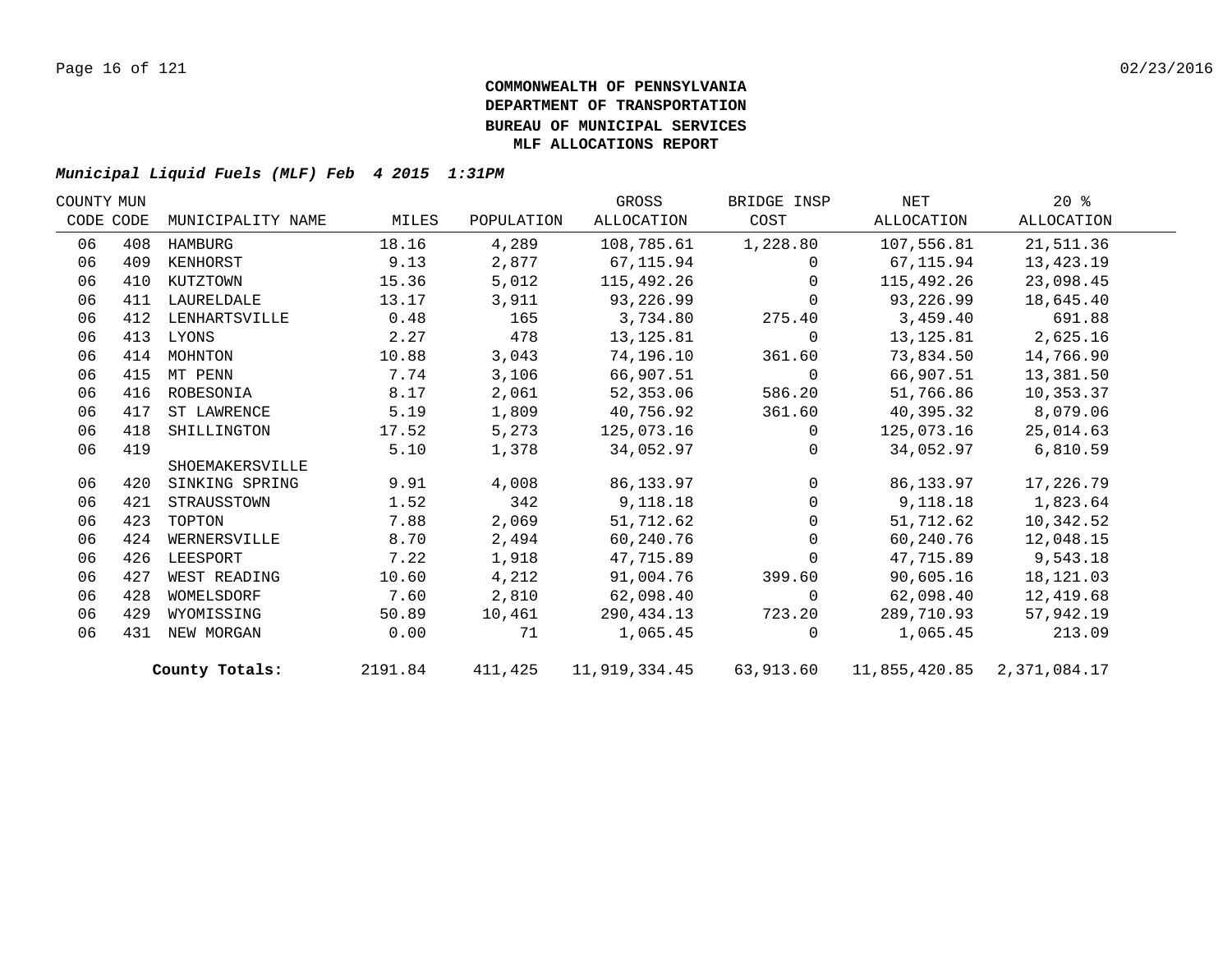**COMMONWEALTH OF PENNSYLVANIA**
**DEPARTMENT OF TRANSPORTATION**
**BUREAU OF MUNICIPAL SERVICES**
**MLF ALLOCATIONS REPORT**

***Municipal Liquid Fuels (MLF) Feb 4 2015 1:31PM***

| COUNTY CODE | MUN CODE | MUNICIPALITY NAME | MILES | POPULATION | GROSS ALLOCATION | BRIDGE INSP COST | NET ALLOCATION | 20 % ALLOCATION |
|---|---|---|---|---|---|---|---|---|
| 06 | 408 | HAMBURG | 18.16 | 4,289 | 108,785.61 | 1,228.80 | 107,556.81 | 21,511.36 |
| 06 | 409 | KENHORST | 9.13 | 2,877 | 67,115.94 | 0 | 67,115.94 | 13,423.19 |
| 06 | 410 | KUTZTOWN | 15.36 | 5,012 | 115,492.26 | 0 | 115,492.26 | 23,098.45 |
| 06 | 411 | LAURELDALE | 13.17 | 3,911 | 93,226.99 | 0 | 93,226.99 | 18,645.40 |
| 06 | 412 | LENHARTSVILLE | 0.48 | 165 | 3,734.80 | 275.40 | 3,459.40 | 691.88 |
| 06 | 413 | LYONS | 2.27 | 478 | 13,125.81 | 0 | 13,125.81 | 2,625.16 |
| 06 | 414 | MOHNTON | 10.88 | 3,043 | 74,196.10 | 361.60 | 73,834.50 | 14,766.90 |
| 06 | 415 | MT PENN | 7.74 | 3,106 | 66,907.51 | 0 | 66,907.51 | 13,381.50 |
| 06 | 416 | ROBESONIA | 8.17 | 2,061 | 52,353.06 | 586.20 | 51,766.86 | 10,353.37 |
| 06 | 417 | ST LAWRENCE | 5.19 | 1,809 | 40,756.92 | 361.60 | 40,395.32 | 8,079.06 |
| 06 | 418 | SHILLINGTON | 17.52 | 5,273 | 125,073.16 | 0 | 125,073.16 | 25,014.63 |
| 06 | 419 | SHOEMAKERSVILLE | 5.10 | 1,378 | 34,052.97 | 0 | 34,052.97 | 6,810.59 |
| 06 | 420 | SINKING SPRING | 9.91 | 4,008 | 86,133.97 | 0 | 86,133.97 | 17,226.79 |
| 06 | 421 | STRAUSSTOWN | 1.52 | 342 | 9,118.18 | 0 | 9,118.18 | 1,823.64 |
| 06 | 423 | TOPTON | 7.88 | 2,069 | 51,712.62 | 0 | 51,712.62 | 10,342.52 |
| 06 | 424 | WERNERSVILLE | 8.70 | 2,494 | 60,240.76 | 0 | 60,240.76 | 12,048.15 |
| 06 | 426 | LEESPORT | 7.22 | 1,918 | 47,715.89 | 0 | 47,715.89 | 9,543.18 |
| 06 | 427 | WEST READING | 10.60 | 4,212 | 91,004.76 | 399.60 | 90,605.16 | 18,121.03 |
| 06 | 428 | WOMELSDORF | 7.60 | 2,810 | 62,098.40 | 0 | 62,098.40 | 12,419.68 |
| 06 | 429 | WYOMISSING | 50.89 | 10,461 | 290,434.13 | 723.20 | 289,710.93 | 57,942.19 |
| 06 | 431 | NEW MORGAN | 0.00 | 71 | 1,065.45 | 0 | 1,065.45 | 213.09 |
| | | **County Totals:** | 2191.84 | 411,425 | 11,919,334.45 | 63,913.60 | 11,855,420.85 | 2,371,084.17 |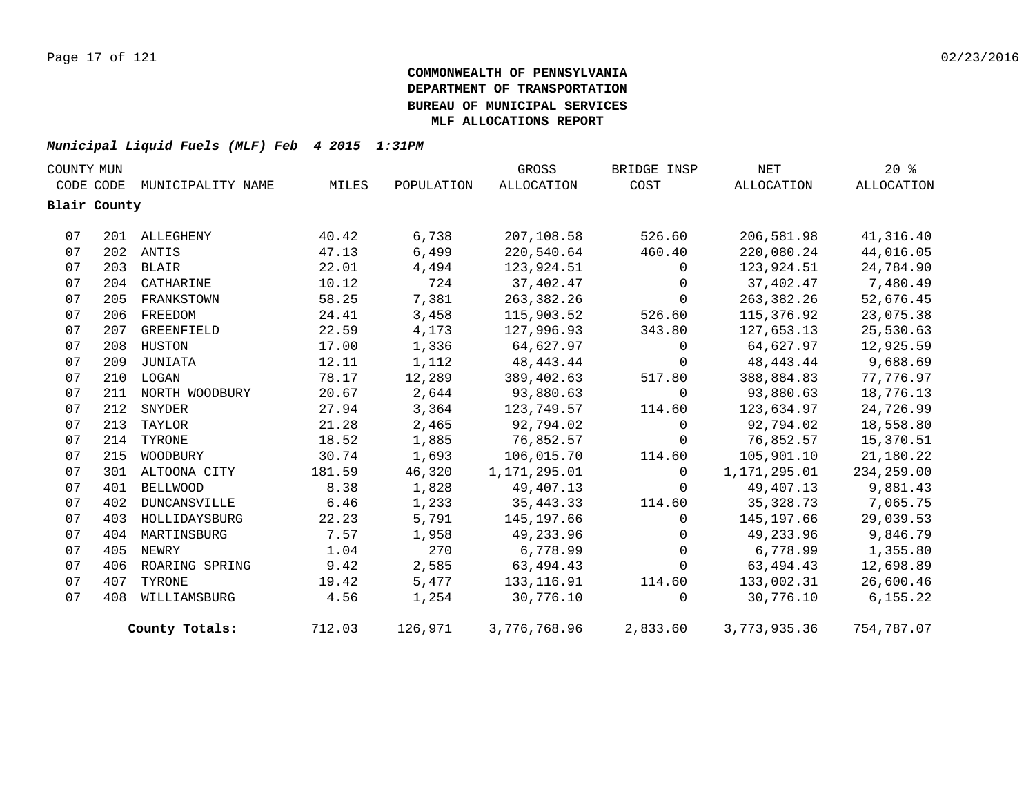# COMMONWEALTH OF PENNSYLVANIA
# DEPARTMENT OF TRANSPORTATION
# BUREAU OF MUNICIPAL SERVICES
# MLF ALLOCATIONS REPORT

***Municipal Liquid Fuels (MLF) Feb 4 2015 1:31PM***

| COUNTY CODE | MUN CODE | MUNICIPALITY NAME | MILES | POPULATION | GROSS ALLOCATION | BRIDGE INSP COST | NET ALLOCATION | 20 % ALLOCATION |
|---|---|---|---|---|---|---|---|---|
| **Blair County** | | | | | | | | |
| 07 | 201 | ALLEGHENY | 40.42 | 6,738 | 207,108.58 | 526.60 | 206,581.98 | 41,316.40 |
| 07 | 202 | ANTIS | 47.13 | 6,499 | 220,540.64 | 460.40 | 220,080.24 | 44,016.05 |
| 07 | 203 | BLAIR | 22.01 | 4,494 | 123,924.51 | 0 | 123,924.51 | 24,784.90 |
| 07 | 204 | CATHARINE | 10.12 | 724 | 37,402.47 | 0 | 37,402.47 | 7,480.49 |
| 07 | 205 | FRANKSTOWN | 58.25 | 7,381 | 263,382.26 | 0 | 263,382.26 | 52,676.45 |
| 07 | 206 | FREEDOM | 24.41 | 3,458 | 115,903.52 | 526.60 | 115,376.92 | 23,075.38 |
| 07 | 207 | GREENFIELD | 22.59 | 4,173 | 127,996.93 | 343.80 | 127,653.13 | 25,530.63 |
| 07 | 208 | HUSTON | 17.00 | 1,336 | 64,627.97 | 0 | 64,627.97 | 12,925.59 |
| 07 | 209 | JUNIATA | 12.11 | 1,112 | 48,443.44 | 0 | 48,443.44 | 9,688.69 |
| 07 | 210 | LOGAN | 78.17 | 12,289 | 389,402.63 | 517.80 | 388,884.83 | 77,776.97 |
| 07 | 211 | NORTH WOODBURY | 20.67 | 2,644 | 93,880.63 | 0 | 93,880.63 | 18,776.13 |
| 07 | 212 | SNYDER | 27.94 | 3,364 | 123,749.57 | 114.60 | 123,634.97 | 24,726.99 |
| 07 | 213 | TAYLOR | 21.28 | 2,465 | 92,794.02 | 0 | 92,794.02 | 18,558.80 |
| 07 | 214 | TYRONE | 18.52 | 1,885 | 76,852.57 | 0 | 76,852.57 | 15,370.51 |
| 07 | 215 | WOODBURY | 30.74 | 1,693 | 106,015.70 | 114.60 | 105,901.10 | 21,180.22 |
| 07 | 301 | ALTOONA CITY | 181.59 | 46,320 | 1,171,295.01 | 0 | 1,171,295.01 | 234,259.00 |
| 07 | 401 | BELLWOOD | 8.38 | 1,828 | 49,407.13 | 0 | 49,407.13 | 9,881.43 |
| 07 | 402 | DUNCANSVILLE | 6.46 | 1,233 | 35,443.33 | 114.60 | 35,328.73 | 7,065.75 |
| 07 | 403 | HOLLIDAYSBURG | 22.23 | 5,791 | 145,197.66 | 0 | 145,197.66 | 29,039.53 |
| 07 | 404 | MARTINSBURG | 7.57 | 1,958 | 49,233.96 | 0 | 49,233.96 | 9,846.79 |
| 07 | 405 | NEWRY | 1.04 | 270 | 6,778.99 | 0 | 6,778.99 | 1,355.80 |
| 07 | 406 | ROARING SPRING | 9.42 | 2,585 | 63,494.43 | 0 | 63,494.43 | 12,698.89 |
| 07 | 407 | TYRONE | 19.42 | 5,477 | 133,116.91 | 114.60 | 133,002.31 | 26,600.46 |
| 07 | 408 | WILLIAMSBURG | 4.56 | 1,254 | 30,776.10 | 0 | 30,776.10 | 6,155.22 |
| | | **County Totals:** | 712.03 | 126,971 | 3,776,768.96 | 2,833.60 | 3,773,935.36 | 754,787.07 |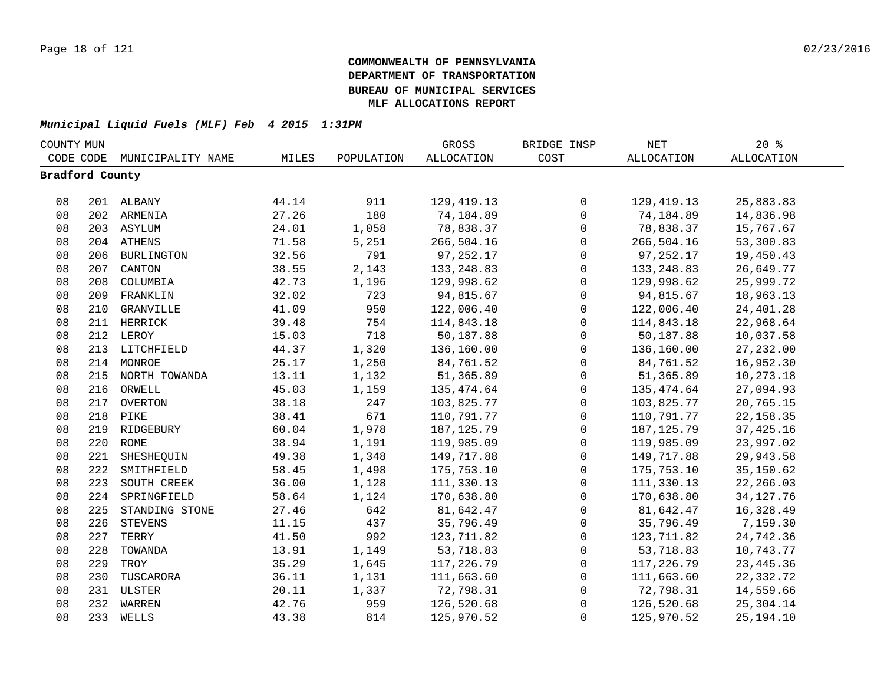**COMMONWEALTH OF PENNSYLVANIA**
**DEPARTMENT OF TRANSPORTATION**
**BUREAU OF MUNICIPAL SERVICES**
**MLF ALLOCATIONS REPORT**

***Municipal Liquid Fuels (MLF) Feb 4 2015 1:31PM***

| COUNTY CODE | MUN CODE | MUNICIPALITY NAME | MILES | POPULATION | GROSS ALLOCATION | BRIDGE INSP COST | NET ALLOCATION | 20 % ALLOCATION |
|---|---|---|---|---|---|---|---|---|
| **Bradford County** | | | | | | | | |
| 08 | 201 | ALBANY | 44.14 | 911 | 129,419.13 | 0 | 129,419.13 | 25,883.83 |
| 08 | 202 | ARMENIA | 27.26 | 180 | 74,184.89 | 0 | 74,184.89 | 14,836.98 |
| 08 | 203 | ASYLUM | 24.01 | 1,058 | 78,838.37 | 0 | 78,838.37 | 15,767.67 |
| 08 | 204 | ATHENS | 71.58 | 5,251 | 266,504.16 | 0 | 266,504.16 | 53,300.83 |
| 08 | 206 | BURLINGTON | 32.56 | 791 | 97,252.17 | 0 | 97,252.17 | 19,450.43 |
| 08 | 207 | CANTON | 38.55 | 2,143 | 133,248.83 | 0 | 133,248.83 | 26,649.77 |
| 08 | 208 | COLUMBIA | 42.73 | 1,196 | 129,998.62 | 0 | 129,998.62 | 25,999.72 |
| 08 | 209 | FRANKLIN | 32.02 | 723 | 94,815.67 | 0 | 94,815.67 | 18,963.13 |
| 08 | 210 | GRANVILLE | 41.09 | 950 | 122,006.40 | 0 | 122,006.40 | 24,401.28 |
| 08 | 211 | HERRICK | 39.48 | 754 | 114,843.18 | 0 | 114,843.18 | 22,968.64 |
| 08 | 212 | LEROY | 15.03 | 718 | 50,187.88 | 0 | 50,187.88 | 10,037.58 |
| 08 | 213 | LITCHFIELD | 44.37 | 1,320 | 136,160.00 | 0 | 136,160.00 | 27,232.00 |
| 08 | 214 | MONROE | 25.17 | 1,250 | 84,761.52 | 0 | 84,761.52 | 16,952.30 |
| 08 | 215 | NORTH TOWANDA | 13.11 | 1,132 | 51,365.89 | 0 | 51,365.89 | 10,273.18 |
| 08 | 216 | ORWELL | 45.03 | 1,159 | 135,474.64 | 0 | 135,474.64 | 27,094.93 |
| 08 | 217 | OVERTON | 38.18 | 247 | 103,825.77 | 0 | 103,825.77 | 20,765.15 |
| 08 | 218 | PIKE | 38.41 | 671 | 110,791.77 | 0 | 110,791.77 | 22,158.35 |
| 08 | 219 | RIDGEBURY | 60.04 | 1,978 | 187,125.79 | 0 | 187,125.79 | 37,425.16 |
| 08 | 220 | ROME | 38.94 | 1,191 | 119,985.09 | 0 | 119,985.09 | 23,997.02 |
| 08 | 221 | SHESHEQUIN | 49.38 | 1,348 | 149,717.88 | 0 | 149,717.88 | 29,943.58 |
| 08 | 222 | SMITHFIELD | 58.45 | 1,498 | 175,753.10 | 0 | 175,753.10 | 35,150.62 |
| 08 | 223 | SOUTH CREEK | 36.00 | 1,128 | 111,330.13 | 0 | 111,330.13 | 22,266.03 |
| 08 | 224 | SPRINGFIELD | 58.64 | 1,124 | 170,638.80 | 0 | 170,638.80 | 34,127.76 |
| 08 | 225 | STANDING STONE | 27.46 | 642 | 81,642.47 | 0 | 81,642.47 | 16,328.49 |
| 08 | 226 | STEVENS | 11.15 | 437 | 35,796.49 | 0 | 35,796.49 | 7,159.30 |
| 08 | 227 | TERRY | 41.50 | 992 | 123,711.82 | 0 | 123,711.82 | 24,742.36 |
| 08 | 228 | TOWANDA | 13.91 | 1,149 | 53,718.83 | 0 | 53,718.83 | 10,743.77 |
| 08 | 229 | TROY | 35.29 | 1,645 | 117,226.79 | 0 | 117,226.79 | 23,445.36 |
| 08 | 230 | TUSCARORA | 36.11 | 1,131 | 111,663.60 | 0 | 111,663.60 | 22,332.72 |
| 08 | 231 | ULSTER | 20.11 | 1,337 | 72,798.31 | 0 | 72,798.31 | 14,559.66 |
| 08 | 232 | WARREN | 42.76 | 959 | 126,520.68 | 0 | 126,520.68 | 25,304.14 |
| 08 | 233 | WELLS | 43.38 | 814 | 125,970.52 | 0 | 125,970.52 | 25,194.10 |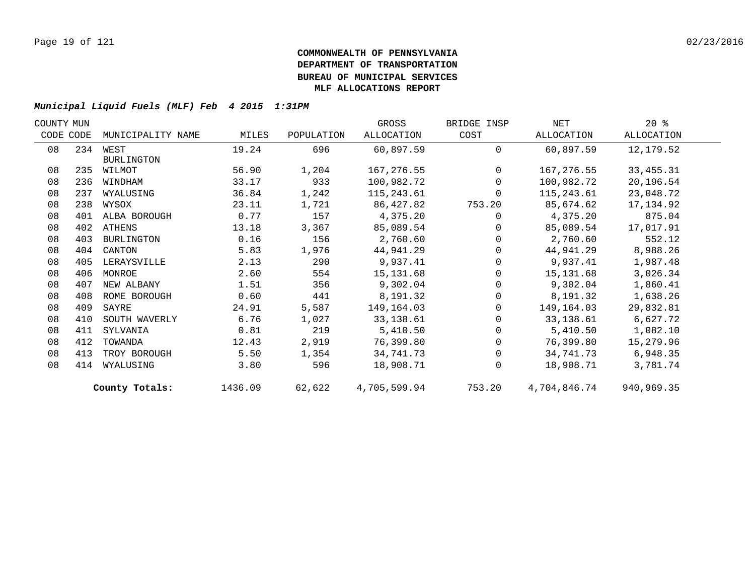**COMMONWEALTH OF PENNSYLVANIA**
**DEPARTMENT OF TRANSPORTATION**
**BUREAU OF MUNICIPAL SERVICES**
**MLF ALLOCATIONS REPORT**

***Municipal Liquid Fuels (MLF) Feb 4 2015 1:31PM***

| COUNTY CODE | MUN CODE | MUNICIPALITY NAME | MILES | POPULATION | GROSS ALLOCATION | BRIDGE INSP COST | NET ALLOCATION | 20 % ALLOCATION |
|---|---|---|---|---|---|---|---|---|
| 08 | 234 | WEST BURLINGTON | 19.24 | 696 | 60,897.59 | 0 | 60,897.59 | 12,179.52 |
| 08 | 235 | WILMOT | 56.90 | 1,204 | 167,276.55 | 0 | 167,276.55 | 33,455.31 |
| 08 | 236 | WINDHAM | 33.17 | 933 | 100,982.72 | 0 | 100,982.72 | 20,196.54 |
| 08 | 237 | WYALUSING | 36.84 | 1,242 | 115,243.61 | 0 | 115,243.61 | 23,048.72 |
| 08 | 238 | WYSOX | 23.11 | 1,721 | 86,427.82 | 753.20 | 85,674.62 | 17,134.92 |
| 08 | 401 | ALBA BOROUGH | 0.77 | 157 | 4,375.20 | 0 | 4,375.20 | 875.04 |
| 08 | 402 | ATHENS | 13.18 | 3,367 | 85,089.54 | 0 | 85,089.54 | 17,017.91 |
| 08 | 403 | BURLINGTON | 0.16 | 156 | 2,760.60 | 0 | 2,760.60 | 552.12 |
| 08 | 404 | CANTON | 5.83 | 1,976 | 44,941.29 | 0 | 44,941.29 | 8,988.26 |
| 08 | 405 | LERAYSVILLE | 2.13 | 290 | 9,937.41 | 0 | 9,937.41 | 1,987.48 |
| 08 | 406 | MONROE | 2.60 | 554 | 15,131.68 | 0 | 15,131.68 | 3,026.34 |
| 08 | 407 | NEW ALBANY | 1.51 | 356 | 9,302.04 | 0 | 9,302.04 | 1,860.41 |
| 08 | 408 | ROME BOROUGH | 0.60 | 441 | 8,191.32 | 0 | 8,191.32 | 1,638.26 |
| 08 | 409 | SAYRE | 24.91 | 5,587 | 149,164.03 | 0 | 149,164.03 | 29,832.81 |
| 08 | 410 | SOUTH WAVERLY | 6.76 | 1,027 | 33,138.61 | 0 | 33,138.61 | 6,627.72 |
| 08 | 411 | SYLVANIA | 0.81 | 219 | 5,410.50 | 0 | 5,410.50 | 1,082.10 |
| 08 | 412 | TOWANDA | 12.43 | 2,919 | 76,399.80 | 0 | 76,399.80 | 15,279.96 |
| 08 | 413 | TROY BOROUGH | 5.50 | 1,354 | 34,741.73 | 0 | 34,741.73 | 6,948.35 |
| 08 | 414 | WYALUSING | 3.80 | 596 | 18,908.71 | 0 | 18,908.71 | 3,781.74 |
| | | **County Totals:** | 1436.09 | 62,622 | 4,705,599.94 | 753.20 | 4,704,846.74 | 940,969.35 |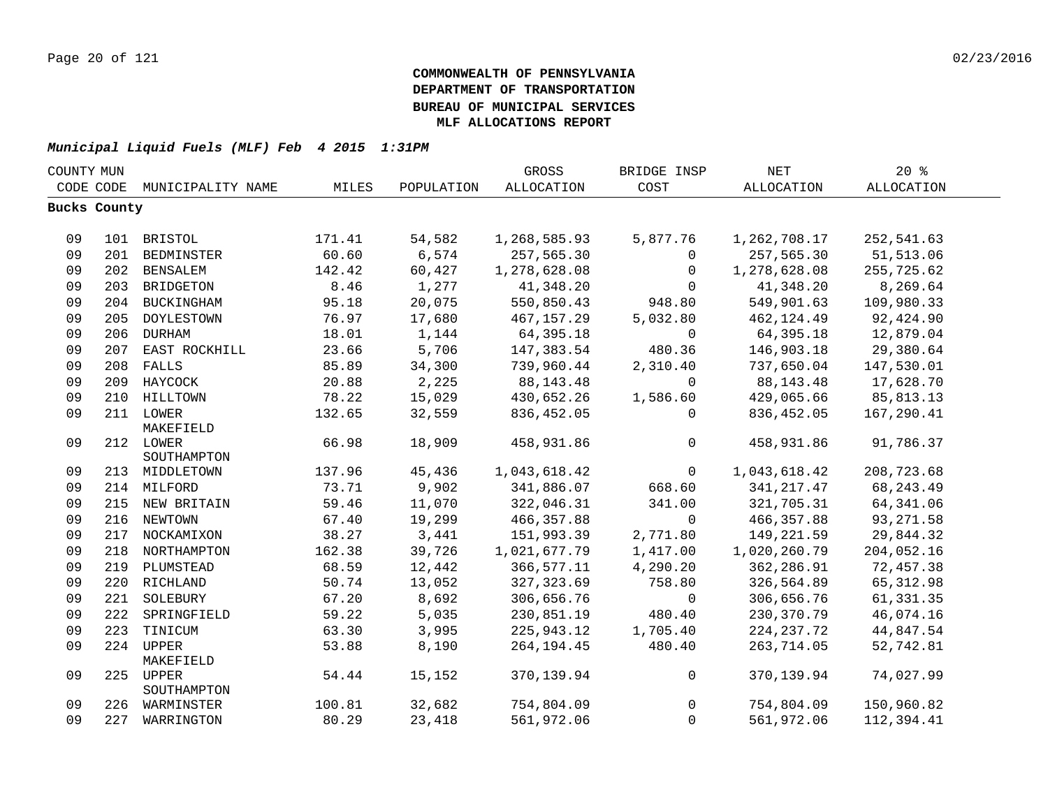**COMMONWEALTH OF PENNSYLVANIA**
**DEPARTMENT OF TRANSPORTATION**
**BUREAU OF MUNICIPAL SERVICES**
**MLF ALLOCATIONS REPORT**

***Municipal Liquid Fuels (MLF) Feb 4 2015 1:31PM***

| COUNTY CODE | MUN CODE | MUNICIPALITY NAME | MILES | POPULATION | GROSS ALLOCATION | BRIDGE INSP COST | NET ALLOCATION | 20 % ALLOCATION |
|---|---|---|---|---|---|---|---|---|
| **Bucks County** | | | | | | | | |
| 09 | 101 | BRISTOL | 171.41 | 54,582 | 1,268,585.93 | 5,877.76 | 1,262,708.17 | 252,541.63 |
| 09 | 201 | BEDMINSTER | 60.60 | 6,574 | 257,565.30 | 0 | 257,565.30 | 51,513.06 |
| 09 | 202 | BENSALEM | 142.42 | 60,427 | 1,278,628.08 | 0 | 1,278,628.08 | 255,725.62 |
| 09 | 203 | BRIDGETON | 8.46 | 1,277 | 41,348.20 | 0 | 41,348.20 | 8,269.64 |
| 09 | 204 | BUCKINGHAM | 95.18 | 20,075 | 550,850.43 | 948.80 | 549,901.63 | 109,980.33 |
| 09 | 205 | DOYLESTOWN | 76.97 | 17,680 | 467,157.29 | 5,032.80 | 462,124.49 | 92,424.90 |
| 09 | 206 | DURHAM | 18.01 | 1,144 | 64,395.18 | 0 | 64,395.18 | 12,879.04 |
| 09 | 207 | EAST ROCKHILL | 23.66 | 5,706 | 147,383.54 | 480.36 | 146,903.18 | 29,380.64 |
| 09 | 208 | FALLS | 85.89 | 34,300 | 739,960.44 | 2,310.40 | 737,650.04 | 147,530.01 |
| 09 | 209 | HAYCOCK | 20.88 | 2,225 | 88,143.48 | 0 | 88,143.48 | 17,628.70 |
| 09 | 210 | HILLTOWN | 78.22 | 15,029 | 430,652.26 | 1,586.60 | 429,065.66 | 85,813.13 |
| 09 | 211 | LOWER MAKEFIELD | 132.65 | 32,559 | 836,452.05 | 0 | 836,452.05 | 167,290.41 |
| 09 | 212 | LOWER SOUTHAMPTON | 66.98 | 18,909 | 458,931.86 | 0 | 458,931.86 | 91,786.37 |
| 09 | 213 | MIDDLETOWN | 137.96 | 45,436 | 1,043,618.42 | 0 | 1,043,618.42 | 208,723.68 |
| 09 | 214 | MILFORD | 73.71 | 9,902 | 341,886.07 | 668.60 | 341,217.47 | 68,243.49 |
| 09 | 215 | NEW BRITAIN | 59.46 | 11,070 | 322,046.31 | 341.00 | 321,705.31 | 64,341.06 |
| 09 | 216 | NEWTOWN | 67.40 | 19,299 | 466,357.88 | 0 | 466,357.88 | 93,271.58 |
| 09 | 217 | NOCKAMIXON | 38.27 | 3,441 | 151,993.39 | 2,771.80 | 149,221.59 | 29,844.32 |
| 09 | 218 | NORTHAMPTON | 162.38 | 39,726 | 1,021,677.79 | 1,417.00 | 1,020,260.79 | 204,052.16 |
| 09 | 219 | PLUMSTEAD | 68.59 | 12,442 | 366,577.11 | 4,290.20 | 362,286.91 | 72,457.38 |
| 09 | 220 | RICHLAND | 50.74 | 13,052 | 327,323.69 | 758.80 | 326,564.89 | 65,312.98 |
| 09 | 221 | SOLEBURY | 67.20 | 8,692 | 306,656.76 | 0 | 306,656.76 | 61,331.35 |
| 09 | 222 | SPRINGFIELD | 59.22 | 5,035 | 230,851.19 | 480.40 | 230,370.79 | 46,074.16 |
| 09 | 223 | TINICUM | 63.30 | 3,995 | 225,943.12 | 1,705.40 | 224,237.72 | 44,847.54 |
| 09 | 224 | UPPER MAKEFIELD | 53.88 | 8,190 | 264,194.45 | 480.40 | 263,714.05 | 52,742.81 |
| 09 | 225 | UPPER SOUTHAMPTON | 54.44 | 15,152 | 370,139.94 | 0 | 370,139.94 | 74,027.99 |
| 09 | 226 | WARMINSTER | 100.81 | 32,682 | 754,804.09 | 0 | 754,804.09 | 150,960.82 |
| 09 | 227 | WARRINGTON | 80.29 | 23,418 | 561,972.06 | 0 | 561,972.06 | 112,394.41 |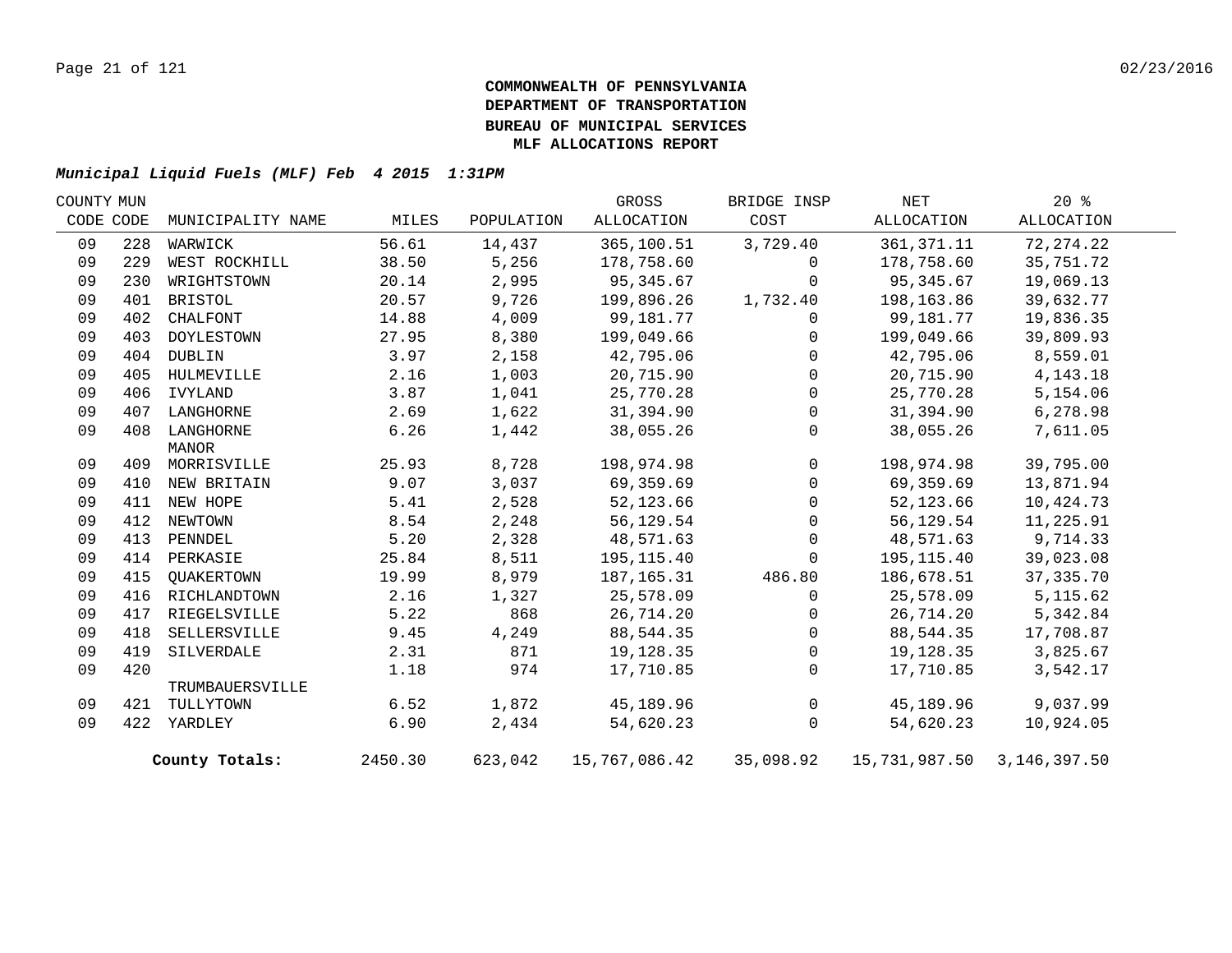# COMMONWEALTH OF PENNSYLVANIA
# DEPARTMENT OF TRANSPORTATION
# BUREAU OF MUNICIPAL SERVICES
# MLF ALLOCATIONS REPORT

***Municipal Liquid Fuels (MLF) Feb 4 2015 1:31PM***

| COUNTY CODE | MUN CODE | MUNICIPALITY NAME | MILES | POPULATION | GROSS ALLOCATION | BRIDGE INSP COST | NET ALLOCATION | 20 % ALLOCATION |
|---|---|---|---|---|---|---|---|---|
| 09 | 228 | WARWICK | 56.61 | 14,437 | 365,100.51 | 3,729.40 | 361,371.11 | 72,274.22 |
| 09 | 229 | WEST ROCKHILL | 38.50 | 5,256 | 178,758.60 | 0 | 178,758.60 | 35,751.72 |
| 09 | 230 | WRIGHTSTOWN | 20.14 | 2,995 | 95,345.67 | 0 | 95,345.67 | 19,069.13 |
| 09 | 401 | BRISTOL | 20.57 | 9,726 | 199,896.26 | 1,732.40 | 198,163.86 | 39,632.77 |
| 09 | 402 | CHALFONT | 14.88 | 4,009 | 99,181.77 | 0 | 99,181.77 | 19,836.35 |
| 09 | 403 | DOYLESTOWN | 27.95 | 8,380 | 199,049.66 | 0 | 199,049.66 | 39,809.93 |
| 09 | 404 | DUBLIN | 3.97 | 2,158 | 42,795.06 | 0 | 42,795.06 | 8,559.01 |
| 09 | 405 | HULMEVILLE | 2.16 | 1,003 | 20,715.90 | 0 | 20,715.90 | 4,143.18 |
| 09 | 406 | IVYLAND | 3.87 | 1,041 | 25,770.28 | 0 | 25,770.28 | 5,154.06 |
| 09 | 407 | LANGHORNE | 2.69 | 1,622 | 31,394.90 | 0 | 31,394.90 | 6,278.98 |
| 09 | 408 | LANGHORNE MANOR | 6.26 | 1,442 | 38,055.26 | 0 | 38,055.26 | 7,611.05 |
| 09 | 409 | MORRISVILLE | 25.93 | 8,728 | 198,974.98 | 0 | 198,974.98 | 39,795.00 |
| 09 | 410 | NEW BRITAIN | 9.07 | 3,037 | 69,359.69 | 0 | 69,359.69 | 13,871.94 |
| 09 | 411 | NEW HOPE | 5.41 | 2,528 | 52,123.66 | 0 | 52,123.66 | 10,424.73 |
| 09 | 412 | NEWTOWN | 8.54 | 2,248 | 56,129.54 | 0 | 56,129.54 | 11,225.91 |
| 09 | 413 | PENNDEL | 5.20 | 2,328 | 48,571.63 | 0 | 48,571.63 | 9,714.33 |
| 09 | 414 | PERKASIE | 25.84 | 8,511 | 195,115.40 | 0 | 195,115.40 | 39,023.08 |
| 09 | 415 | QUAKERTOWN | 19.99 | 8,979 | 187,165.31 | 486.80 | 186,678.51 | 37,335.70 |
| 09 | 416 | RICHLANDTOWN | 2.16 | 1,327 | 25,578.09 | 0 | 25,578.09 | 5,115.62 |
| 09 | 417 | RIEGELSVILLE | 5.22 | 868 | 26,714.20 | 0 | 26,714.20 | 5,342.84 |
| 09 | 418 | SELLERSVILLE | 9.45 | 4,249 | 88,544.35 | 0 | 88,544.35 | 17,708.87 |
| 09 | 419 | SILVERDALE | 2.31 | 871 | 19,128.35 | 0 | 19,128.35 | 3,825.67 |
| 09 | 420 | TRUMBAUERSVILLE | 1.18 | 974 | 17,710.85 | 0 | 17,710.85 | 3,542.17 |
| 09 | 421 | TULLYTOWN | 6.52 | 1,872 | 45,189.96 | 0 | 45,189.96 | 9,037.99 |
| 09 | 422 | YARDLEY | 6.90 | 2,434 | 54,620.23 | 0 | 54,620.23 | 10,924.05 |
| | | **County Totals:** | 2450.30 | 623,042 | 15,767,086.42 | 35,098.92 | 15,731,987.50 | 3,146,397.50 |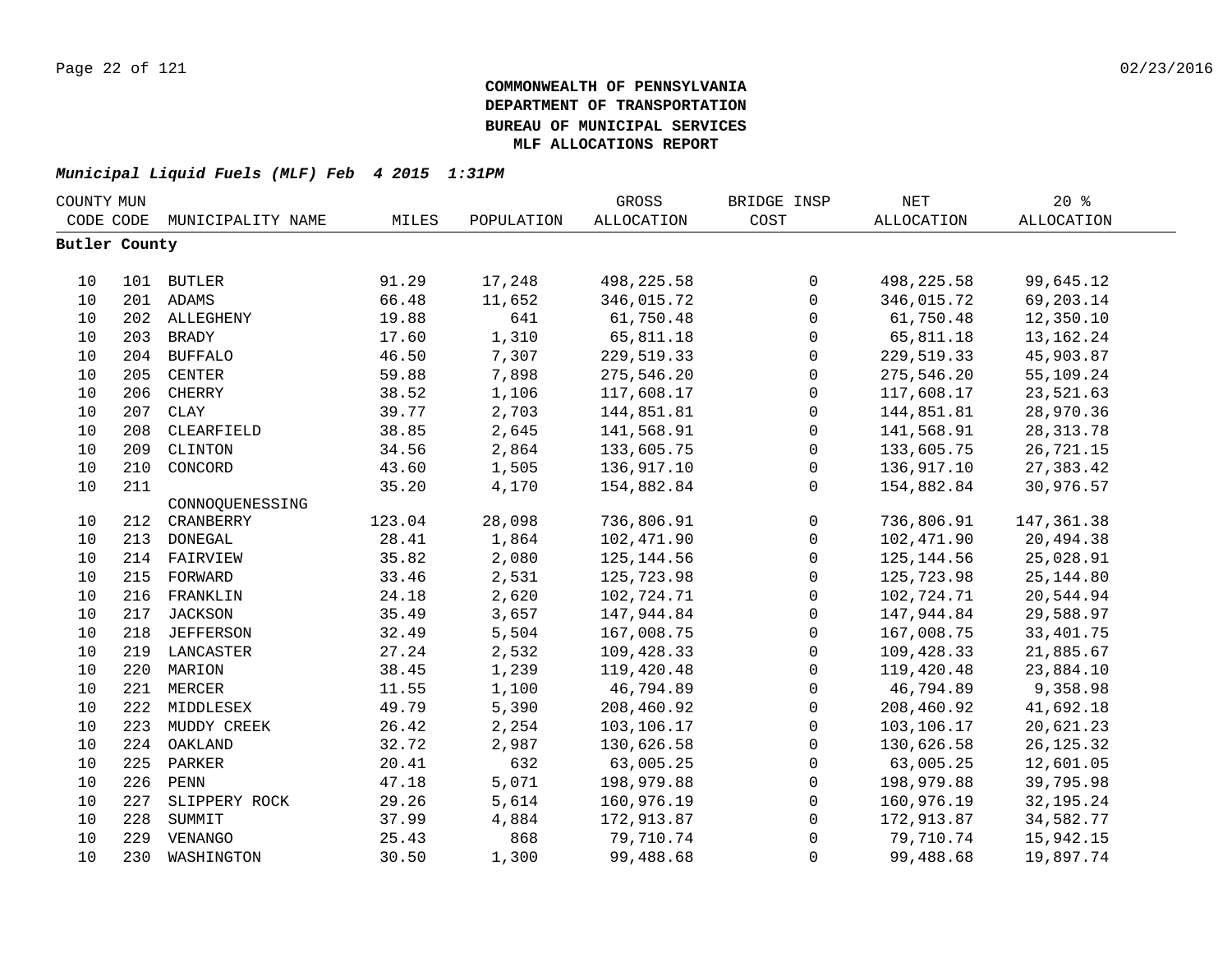**COMMONWEALTH OF PENNSYLVANIA**
**DEPARTMENT OF TRANSPORTATION**
**BUREAU OF MUNICIPAL SERVICES**
**MLF ALLOCATIONS REPORT**

***Municipal Liquid Fuels (MLF) Feb 4 2015 1:31PM***

| COUNTY CODE | MUN CODE | MUNICIPALITY NAME | MILES | POPULATION | GROSS ALLOCATION | BRIDGE INSP COST | NET ALLOCATION | 20 % ALLOCATION |
|---|---|---|---|---|---|---|---|---|
| **Butler County** | | | | | | | | |
| 10 | 101 | BUTLER | 91.29 | 17,248 | 498,225.58 | 0 | 498,225.58 | 99,645.12 |
| 10 | 201 | ADAMS | 66.48 | 11,652 | 346,015.72 | 0 | 346,015.72 | 69,203.14 |
| 10 | 202 | ALLEGHENY | 19.88 | 641 | 61,750.48 | 0 | 61,750.48 | 12,350.10 |
| 10 | 203 | BRADY | 17.60 | 1,310 | 65,811.18 | 0 | 65,811.18 | 13,162.24 |
| 10 | 204 | BUFFALO | 46.50 | 7,307 | 229,519.33 | 0 | 229,519.33 | 45,903.87 |
| 10 | 205 | CENTER | 59.88 | 7,898 | 275,546.20 | 0 | 275,546.20 | 55,109.24 |
| 10 | 206 | CHERRY | 38.52 | 1,106 | 117,608.17 | 0 | 117,608.17 | 23,521.63 |
| 10 | 207 | CLAY | 39.77 | 2,703 | 144,851.81 | 0 | 144,851.81 | 28,970.36 |
| 10 | 208 | CLEARFIELD | 38.85 | 2,645 | 141,568.91 | 0 | 141,568.91 | 28,313.78 |
| 10 | 209 | CLINTON | 34.56 | 2,864 | 133,605.75 | 0 | 133,605.75 | 26,721.15 |
| 10 | 210 | CONCORD | 43.60 | 1,505 | 136,917.10 | 0 | 136,917.10 | 27,383.42 |
| 10 | 211 | CONNOQUENESSING | 35.20 | 4,170 | 154,882.84 | 0 | 154,882.84 | 30,976.57 |
| 10 | 212 | CRANBERRY | 123.04 | 28,098 | 736,806.91 | 0 | 736,806.91 | 147,361.38 |
| 10 | 213 | DONEGAL | 28.41 | 1,864 | 102,471.90 | 0 | 102,471.90 | 20,494.38 |
| 10 | 214 | FAIRVIEW | 35.82 | 2,080 | 125,144.56 | 0 | 125,144.56 | 25,028.91 |
| 10 | 215 | FORWARD | 33.46 | 2,531 | 125,723.98 | 0 | 125,723.98 | 25,144.80 |
| 10 | 216 | FRANKLIN | 24.18 | 2,620 | 102,724.71 | 0 | 102,724.71 | 20,544.94 |
| 10 | 217 | JACKSON | 35.49 | 3,657 | 147,944.84 | 0 | 147,944.84 | 29,588.97 |
| 10 | 218 | JEFFERSON | 32.49 | 5,504 | 167,008.75 | 0 | 167,008.75 | 33,401.75 |
| 10 | 219 | LANCASTER | 27.24 | 2,532 | 109,428.33 | 0 | 109,428.33 | 21,885.67 |
| 10 | 220 | MARION | 38.45 | 1,239 | 119,420.48 | 0 | 119,420.48 | 23,884.10 |
| 10 | 221 | MERCER | 11.55 | 1,100 | 46,794.89 | 0 | 46,794.89 | 9,358.98 |
| 10 | 222 | MIDDLESEX | 49.79 | 5,390 | 208,460.92 | 0 | 208,460.92 | 41,692.18 |
| 10 | 223 | MUDDY CREEK | 26.42 | 2,254 | 103,106.17 | 0 | 103,106.17 | 20,621.23 |
| 10 | 224 | OAKLAND | 32.72 | 2,987 | 130,626.58 | 0 | 130,626.58 | 26,125.32 |
| 10 | 225 | PARKER | 20.41 | 632 | 63,005.25 | 0 | 63,005.25 | 12,601.05 |
| 10 | 226 | PENN | 47.18 | 5,071 | 198,979.88 | 0 | 198,979.88 | 39,795.98 |
| 10 | 227 | SLIPPERY ROCK | 29.26 | 5,614 | 160,976.19 | 0 | 160,976.19 | 32,195.24 |
| 10 | 228 | SUMMIT | 37.99 | 4,884 | 172,913.87 | 0 | 172,913.87 | 34,582.77 |
| 10 | 229 | VENANGO | 25.43 | 868 | 79,710.74 | 0 | 79,710.74 | 15,942.15 |
| 10 | 230 | WASHINGTON | 30.50 | 1,300 | 99,488.68 | 0 | 99,488.68 | 19,897.74 |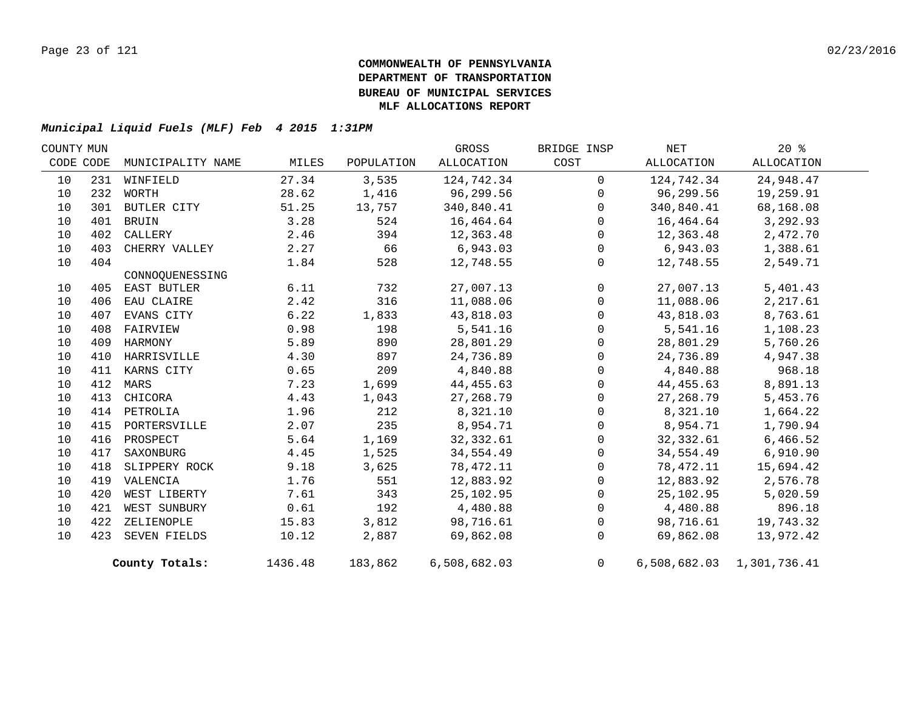**COMMONWEALTH OF PENNSYLVANIA**
**DEPARTMENT OF TRANSPORTATION**
**BUREAU OF MUNICIPAL SERVICES**
**MLF ALLOCATIONS REPORT**

***Municipal Liquid Fuels (MLF) Feb 4 2015 1:31PM***

| COUNTY CODE | MUN CODE | MUNICIPALITY NAME | MILES | POPULATION | GROSS ALLOCATION | BRIDGE INSP COST | NET ALLOCATION | 20 % ALLOCATION |
|---|---|---|---|---|---|---|---|---|
| 10 | 231 | WINFIELD | 27.34 | 3,535 | 124,742.34 | 0 | 124,742.34 | 24,948.47 |
| 10 | 232 | WORTH | 28.62 | 1,416 | 96,299.56 | 0 | 96,299.56 | 19,259.91 |
| 10 | 301 | BUTLER CITY | 51.25 | 13,757 | 340,840.41 | 0 | 340,840.41 | 68,168.08 |
| 10 | 401 | BRUIN | 3.28 | 524 | 16,464.64 | 0 | 16,464.64 | 3,292.93 |
| 10 | 402 | CALLERY | 2.46 | 394 | 12,363.48 | 0 | 12,363.48 | 2,472.70 |
| 10 | 403 | CHERRY VALLEY | 2.27 | 66 | 6,943.03 | 0 | 6,943.03 | 1,388.61 |
| 10 | 404 | CONNOQUENESSING | 1.84 | 528 | 12,748.55 | 0 | 12,748.55 | 2,549.71 |
| 10 | 405 | EAST BUTLER | 6.11 | 732 | 27,007.13 | 0 | 27,007.13 | 5,401.43 |
| 10 | 406 | EAU CLAIRE | 2.42 | 316 | 11,088.06 | 0 | 11,088.06 | 2,217.61 |
| 10 | 407 | EVANS CITY | 6.22 | 1,833 | 43,818.03 | 0 | 43,818.03 | 8,763.61 |
| 10 | 408 | FAIRVIEW | 0.98 | 198 | 5,541.16 | 0 | 5,541.16 | 1,108.23 |
| 10 | 409 | HARMONY | 5.89 | 890 | 28,801.29 | 0 | 28,801.29 | 5,760.26 |
| 10 | 410 | HARRISVILLE | 4.30 | 897 | 24,736.89 | 0 | 24,736.89 | 4,947.38 |
| 10 | 411 | KARNS CITY | 0.65 | 209 | 4,840.88 | 0 | 4,840.88 | 968.18 |
| 10 | 412 | MARS | 7.23 | 1,699 | 44,455.63 | 0 | 44,455.63 | 8,891.13 |
| 10 | 413 | CHICORA | 4.43 | 1,043 | 27,268.79 | 0 | 27,268.79 | 5,453.76 |
| 10 | 414 | PETROLIA | 1.96 | 212 | 8,321.10 | 0 | 8,321.10 | 1,664.22 |
| 10 | 415 | PORTERSVILLE | 2.07 | 235 | 8,954.71 | 0 | 8,954.71 | 1,790.94 |
| 10 | 416 | PROSPECT | 5.64 | 1,169 | 32,332.61 | 0 | 32,332.61 | 6,466.52 |
| 10 | 417 | SAXONBURG | 4.45 | 1,525 | 34,554.49 | 0 | 34,554.49 | 6,910.90 |
| 10 | 418 | SLIPPERY ROCK | 9.18 | 3,625 | 78,472.11 | 0 | 78,472.11 | 15,694.42 |
| 10 | 419 | VALENCIA | 1.76 | 551 | 12,883.92 | 0 | 12,883.92 | 2,576.78 |
| 10 | 420 | WEST LIBERTY | 7.61 | 343 | 25,102.95 | 0 | 25,102.95 | 5,020.59 |
| 10 | 421 | WEST SUNBURY | 0.61 | 192 | 4,480.88 | 0 | 4,480.88 | 896.18 |
| 10 | 422 | ZELIENOPLE | 15.83 | 3,812 | 98,716.61 | 0 | 98,716.61 | 19,743.32 |
| 10 | 423 | SEVEN FIELDS | 10.12 | 2,887 | 69,862.08 | 0 | 69,862.08 | 13,972.42 |
| | | **County Totals:** | 1436.48 | 183,862 | 6,508,682.03 | 0 | 6,508,682.03 | 1,301,736.41 |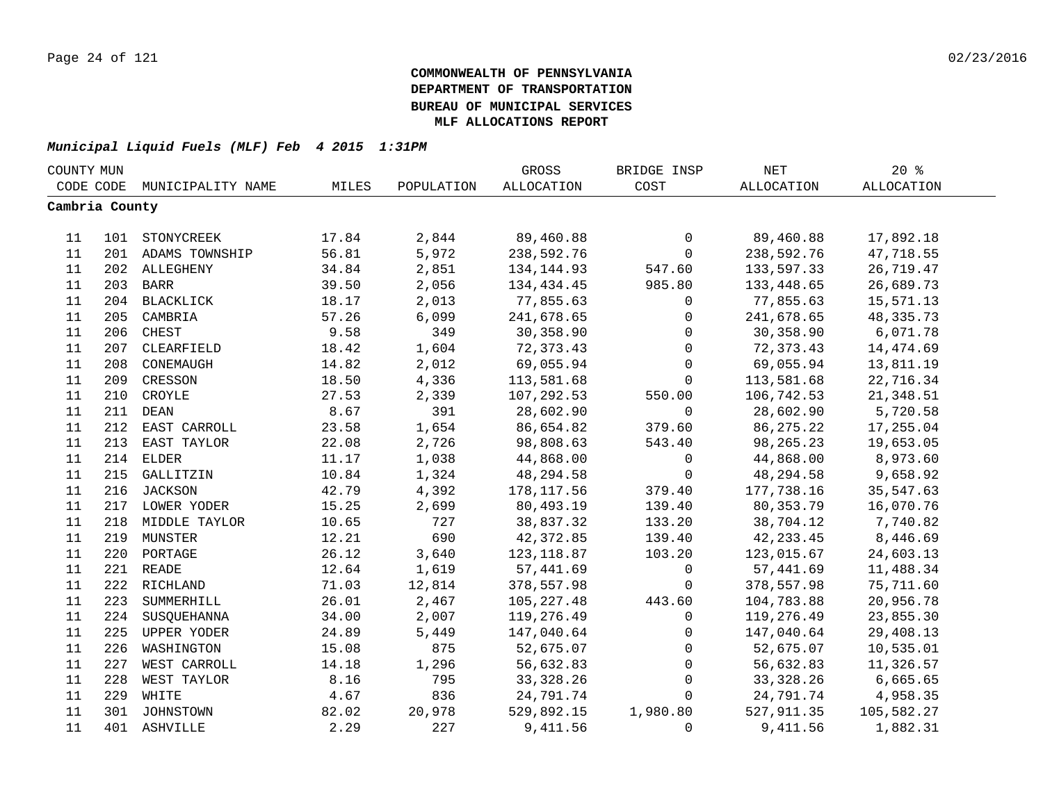# COMMONWEALTH OF PENNSYLVANIA
# DEPARTMENT OF TRANSPORTATION
# BUREAU OF MUNICIPAL SERVICES
# MLF ALLOCATIONS REPORT

***Municipal Liquid Fuels (MLF) Feb 4 2015 1:31PM***

| COUNTY CODE | MUN CODE | MUNICIPALITY NAME | MILES | POPULATION | GROSS ALLOCATION | BRIDGE INSP COST | NET ALLOCATION | 20 % ALLOCATION |
|---|---|---|---|---|---|---|---|---|
| **Cambria County** | | | | | | | | |
| 11 | 101 | STONYCREEK | 17.84 | 2,844 | 89,460.88 | 0 | 89,460.88 | 17,892.18 |
| 11 | 201 | ADAMS TOWNSHIP | 56.81 | 5,972 | 238,592.76 | 0 | 238,592.76 | 47,718.55 |
| 11 | 202 | ALLEGHENY | 34.84 | 2,851 | 134,144.93 | 547.60 | 133,597.33 | 26,719.47 |
| 11 | 203 | BARR | 39.50 | 2,056 | 134,434.45 | 985.80 | 133,448.65 | 26,689.73 |
| 11 | 204 | BLACKLICK | 18.17 | 2,013 | 77,855.63 | 0 | 77,855.63 | 15,571.13 |
| 11 | 205 | CAMBRIA | 57.26 | 6,099 | 241,678.65 | 0 | 241,678.65 | 48,335.73 |
| 11 | 206 | CHEST | 9.58 | 349 | 30,358.90 | 0 | 30,358.90 | 6,071.78 |
| 11 | 207 | CLEARFIELD | 18.42 | 1,604 | 72,373.43 | 0 | 72,373.43 | 14,474.69 |
| 11 | 208 | CONEMAUGH | 14.82 | 2,012 | 69,055.94 | 0 | 69,055.94 | 13,811.19 |
| 11 | 209 | CRESSON | 18.50 | 4,336 | 113,581.68 | 0 | 113,581.68 | 22,716.34 |
| 11 | 210 | CROYLE | 27.53 | 2,339 | 107,292.53 | 550.00 | 106,742.53 | 21,348.51 |
| 11 | 211 | DEAN | 8.67 | 391 | 28,602.90 | 0 | 28,602.90 | 5,720.58 |
| 11 | 212 | EAST CARROLL | 23.58 | 1,654 | 86,654.82 | 379.60 | 86,275.22 | 17,255.04 |
| 11 | 213 | EAST TAYLOR | 22.08 | 2,726 | 98,808.63 | 543.40 | 98,265.23 | 19,653.05 |
| 11 | 214 | ELDER | 11.17 | 1,038 | 44,868.00 | 0 | 44,868.00 | 8,973.60 |
| 11 | 215 | GALLITZIN | 10.84 | 1,324 | 48,294.58 | 0 | 48,294.58 | 9,658.92 |
| 11 | 216 | JACKSON | 42.79 | 4,392 | 178,117.56 | 379.40 | 177,738.16 | 35,547.63 |
| 11 | 217 | LOWER YODER | 15.25 | 2,699 | 80,493.19 | 139.40 | 80,353.79 | 16,070.76 |
| 11 | 218 | MIDDLE TAYLOR | 10.65 | 727 | 38,837.32 | 133.20 | 38,704.12 | 7,740.82 |
| 11 | 219 | MUNSTER | 12.21 | 690 | 42,372.85 | 139.40 | 42,233.45 | 8,446.69 |
| 11 | 220 | PORTAGE | 26.12 | 3,640 | 123,118.87 | 103.20 | 123,015.67 | 24,603.13 |
| 11 | 221 | READE | 12.64 | 1,619 | 57,441.69 | 0 | 57,441.69 | 11,488.34 |
| 11 | 222 | RICHLAND | 71.03 | 12,814 | 378,557.98 | 0 | 378,557.98 | 75,711.60 |
| 11 | 223 | SUMMERHILL | 26.01 | 2,467 | 105,227.48 | 443.60 | 104,783.88 | 20,956.78 |
| 11 | 224 | SUSQUEHANNA | 34.00 | 2,007 | 119,276.49 | 0 | 119,276.49 | 23,855.30 |
| 11 | 225 | UPPER YODER | 24.89 | 5,449 | 147,040.64 | 0 | 147,040.64 | 29,408.13 |
| 11 | 226 | WASHINGTON | 15.08 | 875 | 52,675.07 | 0 | 52,675.07 | 10,535.01 |
| 11 | 227 | WEST CARROLL | 14.18 | 1,296 | 56,632.83 | 0 | 56,632.83 | 11,326.57 |
| 11 | 228 | WEST TAYLOR | 8.16 | 795 | 33,328.26 | 0 | 33,328.26 | 6,665.65 |
| 11 | 229 | WHITE | 4.67 | 836 | 24,791.74 | 0 | 24,791.74 | 4,958.35 |
| 11 | 301 | JOHNSTOWN | 82.02 | 20,978 | 529,892.15 | 1,980.80 | 527,911.35 | 105,582.27 |
| 11 | 401 | ASHVILLE | 2.29 | 227 | 9,411.56 | 0 | 9,411.56 | 1,882.31 |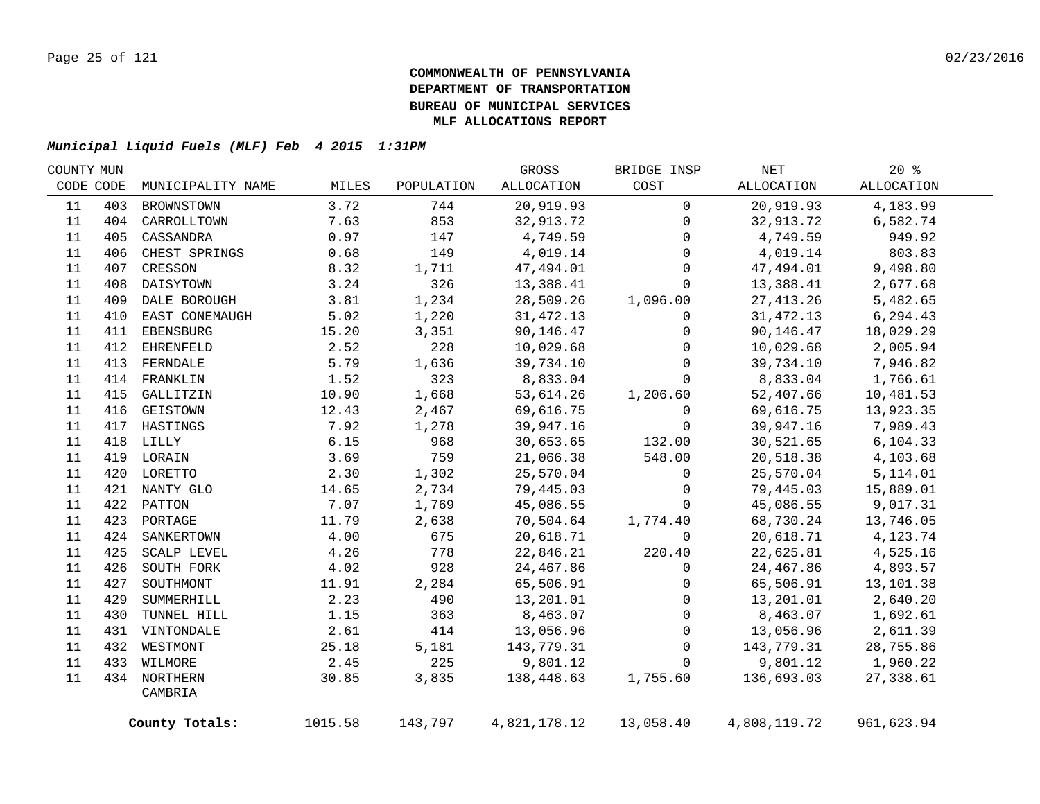**COMMONWEALTH OF PENNSYLVANIA**
**DEPARTMENT OF TRANSPORTATION**
**BUREAU OF MUNICIPAL SERVICES**
**MLF ALLOCATIONS REPORT**

***Municipal Liquid Fuels (MLF) Feb 4 2015 1:31PM***

| COUNTY CODE | MUN CODE | MUNICIPALITY NAME | MILES | POPULATION | GROSS ALLOCATION | BRIDGE INSP COST | NET ALLOCATION | 20 % ALLOCATION |
|---|---|---|---|---|---|---|---|---|
| 11 | 403 | BROWNSTOWN | 3.72 | 744 | 20,919.93 | 0 | 20,919.93 | 4,183.99 |
| 11 | 404 | CARROLLTOWN | 7.63 | 853 | 32,913.72 | 0 | 32,913.72 | 6,582.74 |
| 11 | 405 | CASSANDRA | 0.97 | 147 | 4,749.59 | 0 | 4,749.59 | 949.92 |
| 11 | 406 | CHEST SPRINGS | 0.68 | 149 | 4,019.14 | 0 | 4,019.14 | 803.83 |
| 11 | 407 | CRESSON | 8.32 | 1,711 | 47,494.01 | 0 | 47,494.01 | 9,498.80 |
| 11 | 408 | DAISYTOWN | 3.24 | 326 | 13,388.41 | 0 | 13,388.41 | 2,677.68 |
| 11 | 409 | DALE BOROUGH | 3.81 | 1,234 | 28,509.26 | 1,096.00 | 27,413.26 | 5,482.65 |
| 11 | 410 | EAST CONEMAUGH | 5.02 | 1,220 | 31,472.13 | 0 | 31,472.13 | 6,294.43 |
| 11 | 411 | EBENSBURG | 15.20 | 3,351 | 90,146.47 | 0 | 90,146.47 | 18,029.29 |
| 11 | 412 | EHRENFELD | 2.52 | 228 | 10,029.68 | 0 | 10,029.68 | 2,005.94 |
| 11 | 413 | FERNDALE | 5.79 | 1,636 | 39,734.10 | 0 | 39,734.10 | 7,946.82 |
| 11 | 414 | FRANKLIN | 1.52 | 323 | 8,833.04 | 0 | 8,833.04 | 1,766.61 |
| 11 | 415 | GALLITZIN | 10.90 | 1,668 | 53,614.26 | 1,206.60 | 52,407.66 | 10,481.53 |
| 11 | 416 | GEISTOWN | 12.43 | 2,467 | 69,616.75 | 0 | 69,616.75 | 13,923.35 |
| 11 | 417 | HASTINGS | 7.92 | 1,278 | 39,947.16 | 0 | 39,947.16 | 7,989.43 |
| 11 | 418 | LILLY | 6.15 | 968 | 30,653.65 | 132.00 | 30,521.65 | 6,104.33 |
| 11 | 419 | LORAIN | 3.69 | 759 | 21,066.38 | 548.00 | 20,518.38 | 4,103.68 |
| 11 | 420 | LORETTO | 2.30 | 1,302 | 25,570.04 | 0 | 25,570.04 | 5,114.01 |
| 11 | 421 | NANTY GLO | 14.65 | 2,734 | 79,445.03 | 0 | 79,445.03 | 15,889.01 |
| 11 | 422 | PATTON | 7.07 | 1,769 | 45,086.55 | 0 | 45,086.55 | 9,017.31 |
| 11 | 423 | PORTAGE | 11.79 | 2,638 | 70,504.64 | 1,774.40 | 68,730.24 | 13,746.05 |
| 11 | 424 | SANKERTOWN | 4.00 | 675 | 20,618.71 | 0 | 20,618.71 | 4,123.74 |
| 11 | 425 | SCALP LEVEL | 4.26 | 778 | 22,846.21 | 220.40 | 22,625.81 | 4,525.16 |
| 11 | 426 | SOUTH FORK | 4.02 | 928 | 24,467.86 | 0 | 24,467.86 | 4,893.57 |
| 11 | 427 | SOUTHMONT | 11.91 | 2,284 | 65,506.91 | 0 | 65,506.91 | 13,101.38 |
| 11 | 429 | SUMMERHILL | 2.23 | 490 | 13,201.01 | 0 | 13,201.01 | 2,640.20 |
| 11 | 430 | TUNNEL HILL | 1.15 | 363 | 8,463.07 | 0 | 8,463.07 | 1,692.61 |
| 11 | 431 | VINTONDALE | 2.61 | 414 | 13,056.96 | 0 | 13,056.96 | 2,611.39 |
| 11 | 432 | WESTMONT | 25.18 | 5,181 | 143,779.31 | 0 | 143,779.31 | 28,755.86 |
| 11 | 433 | WILMORE | 2.45 | 225 | 9,801.12 | 0 | 9,801.12 | 1,960.22 |
| 11 | 434 | NORTHERN CAMBRIA | 30.85 | 3,835 | 138,448.63 | 1,755.60 | 136,693.03 | 27,338.61 |
| | | **County Totals:** | 1015.58 | 143,797 | 4,821,178.12 | 13,058.40 | 4,808,119.72 | 961,623.94 |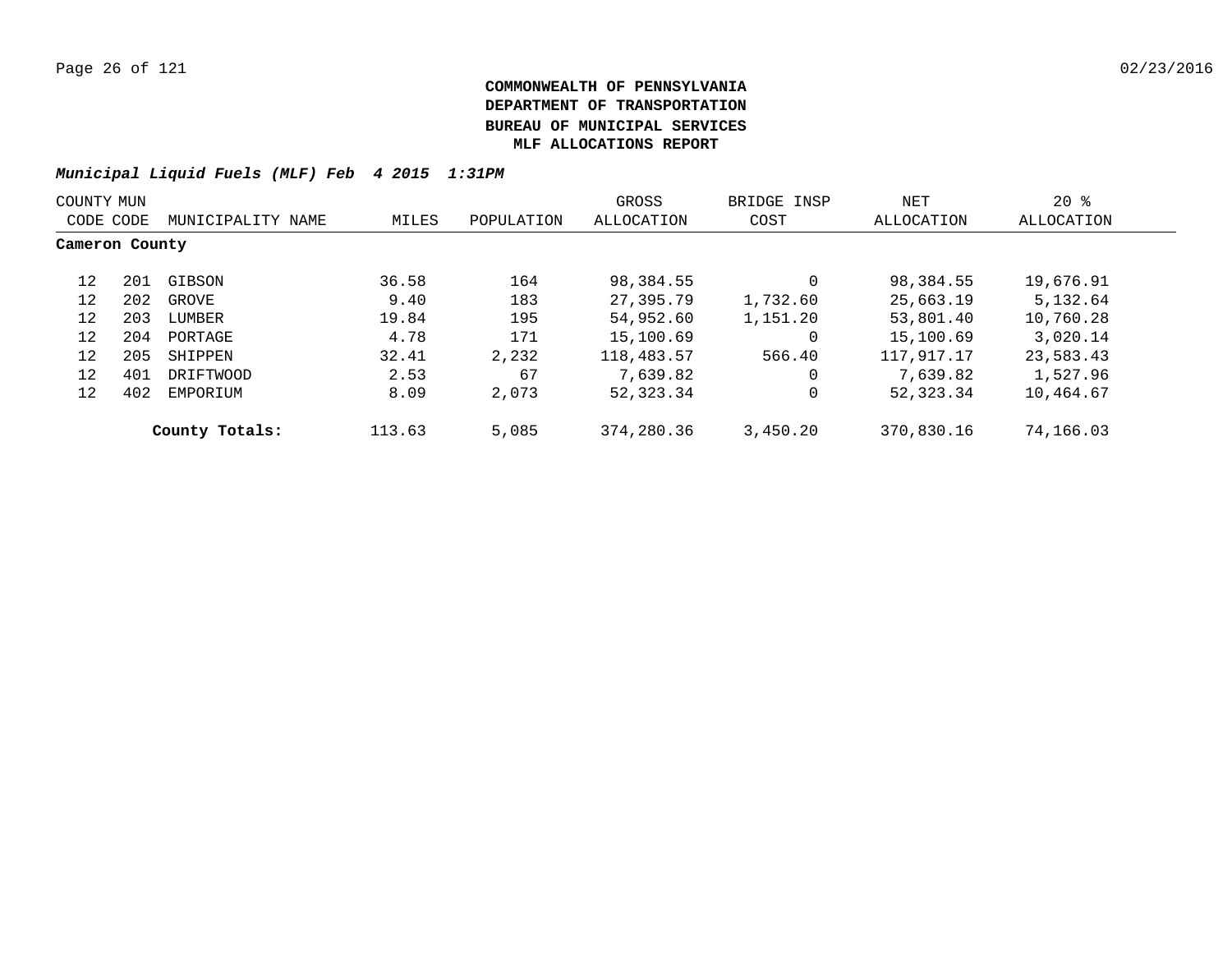**COMMONWEALTH OF PENNSYLVANIA**
**DEPARTMENT OF TRANSPORTATION**
**BUREAU OF MUNICIPAL SERVICES**
**MLF ALLOCATIONS REPORT**

***Municipal Liquid Fuels (MLF) Feb 4 2015 1:31PM***

| COUNTY CODE | MUN CODE | MUNICIPALITY NAME | MILES | POPULATION | GROSS ALLOCATION | BRIDGE INSP COST | NET ALLOCATION | 20 % ALLOCATION |
|---|---|---|---|---|---|---|---|---|
| **Cameron County** | | | | | | | | |
| 12 | 201 | GIBSON | 36.58 | 164 | 98,384.55 | 0 | 98,384.55 | 19,676.91 |
| 12 | 202 | GROVE | 9.40 | 183 | 27,395.79 | 1,732.60 | 25,663.19 | 5,132.64 |
| 12 | 203 | LUMBER | 19.84 | 195 | 54,952.60 | 1,151.20 | 53,801.40 | 10,760.28 |
| 12 | 204 | PORTAGE | 4.78 | 171 | 15,100.69 | 0 | 15,100.69 | 3,020.14 |
| 12 | 205 | SHIPPEN | 32.41 | 2,232 | 118,483.57 | 566.40 | 117,917.17 | 23,583.43 |
| 12 | 401 | DRIFTWOOD | 2.53 | 67 | 7,639.82 | 0 | 7,639.82 | 1,527.96 |
| 12 | 402 | EMPORIUM | 8.09 | 2,073 | 52,323.34 | 0 | 52,323.34 | 10,464.67 |
| | | **County Totals:** | 113.63 | 5,085 | 374,280.36 | 3,450.20 | 370,830.16 | 74,166.03 |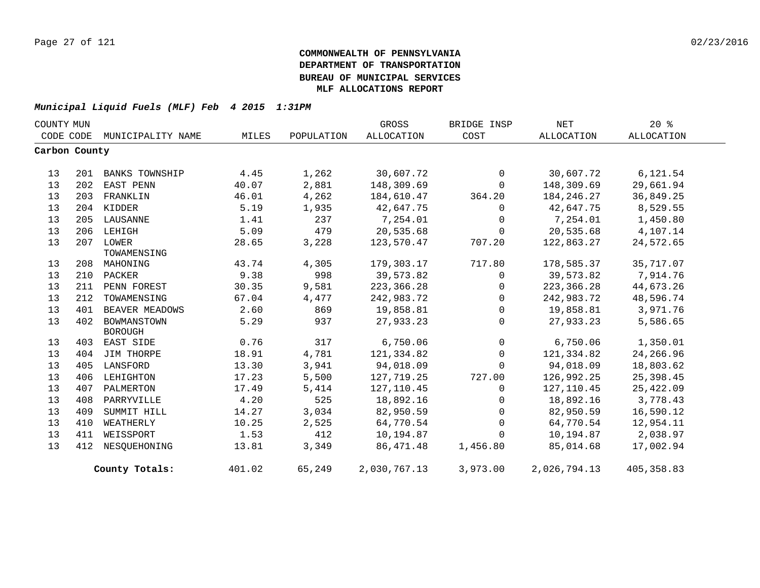**COMMONWEALTH OF PENNSYLVANIA**
**DEPARTMENT OF TRANSPORTATION**
**BUREAU OF MUNICIPAL SERVICES**
**MLF ALLOCATIONS REPORT**

***Municipal Liquid Fuels (MLF) Feb 4 2015 1:31PM***

| COUNTY CODE | MUN CODE | MUNICIPALITY NAME | MILES | POPULATION | GROSS ALLOCATION | BRIDGE INSP COST | NET ALLOCATION | 20 % ALLOCATION |
|---|---|---|---|---|---|---|---|---|
| **Carbon County** | | | | | | | | |
| 13 | 201 | BANKS TOWNSHIP | 4.45 | 1,262 | 30,607.72 | 0 | 30,607.72 | 6,121.54 |
| 13 | 202 | EAST PENN | 40.07 | 2,881 | 148,309.69 | 0 | 148,309.69 | 29,661.94 |
| 13 | 203 | FRANKLIN | 46.01 | 4,262 | 184,610.47 | 364.20 | 184,246.27 | 36,849.25 |
| 13 | 204 | KIDDER | 5.19 | 1,935 | 42,647.75 | 0 | 42,647.75 | 8,529.55 |
| 13 | 205 | LAUSANNE | 1.41 | 237 | 7,254.01 | 0 | 7,254.01 | 1,450.80 |
| 13 | 206 | LEHIGH | 5.09 | 479 | 20,535.68 | 0 | 20,535.68 | 4,107.14 |
| 13 | 207 | LOWER TOWAMENSING | 28.65 | 3,228 | 123,570.47 | 707.20 | 122,863.27 | 24,572.65 |
| 13 | 208 | MAHONING | 43.74 | 4,305 | 179,303.17 | 717.80 | 178,585.37 | 35,717.07 |
| 13 | 210 | PACKER | 9.38 | 998 | 39,573.82 | 0 | 39,573.82 | 7,914.76 |
| 13 | 211 | PENN FOREST | 30.35 | 9,581 | 223,366.28 | 0 | 223,366.28 | 44,673.26 |
| 13 | 212 | TOWAMENSING | 67.04 | 4,477 | 242,983.72 | 0 | 242,983.72 | 48,596.74 |
| 13 | 401 | BEAVER MEADOWS | 2.60 | 869 | 19,858.81 | 0 | 19,858.81 | 3,971.76 |
| 13 | 402 | BOWMANSTOWN BOROUGH | 5.29 | 937 | 27,933.23 | 0 | 27,933.23 | 5,586.65 |
| 13 | 403 | EAST SIDE | 0.76 | 317 | 6,750.06 | 0 | 6,750.06 | 1,350.01 |
| 13 | 404 | JIM THORPE | 18.91 | 4,781 | 121,334.82 | 0 | 121,334.82 | 24,266.96 |
| 13 | 405 | LANSFORD | 13.30 | 3,941 | 94,018.09 | 0 | 94,018.09 | 18,803.62 |
| 13 | 406 | LEHIGHTON | 17.23 | 5,500 | 127,719.25 | 727.00 | 126,992.25 | 25,398.45 |
| 13 | 407 | PALMERTON | 17.49 | 5,414 | 127,110.45 | 0 | 127,110.45 | 25,422.09 |
| 13 | 408 | PARRYVILLE | 4.20 | 525 | 18,892.16 | 0 | 18,892.16 | 3,778.43 |
| 13 | 409 | SUMMIT HILL | 14.27 | 3,034 | 82,950.59 | 0 | 82,950.59 | 16,590.12 |
| 13 | 410 | WEATHERLY | 10.25 | 2,525 | 64,770.54 | 0 | 64,770.54 | 12,954.11 |
| 13 | 411 | WEISSPORT | 1.53 | 412 | 10,194.87 | 0 | 10,194.87 | 2,038.97 |
| 13 | 412 | NESQUEHONING | 13.81 | 3,349 | 86,471.48 | 1,456.80 | 85,014.68 | 17,002.94 |
| | | **County Totals:** | 401.02 | 65,249 | 2,030,767.13 | 3,973.00 | 2,026,794.13 | 405,358.83 |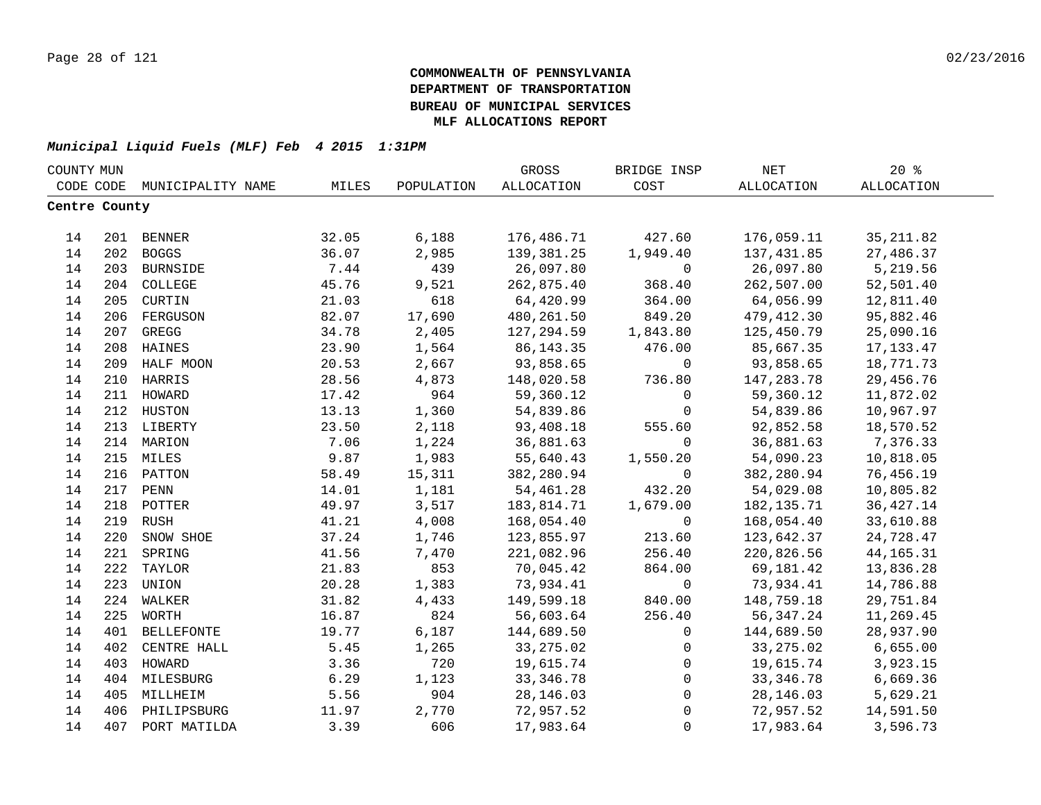**COMMONWEALTH OF PENNSYLVANIA**
**DEPARTMENT OF TRANSPORTATION**
**BUREAU OF MUNICIPAL SERVICES**
**MLF ALLOCATIONS REPORT**

***Municipal Liquid Fuels (MLF) Feb 4 2015 1:31PM***

| COUNTY CODE | MUN CODE | MUNICIPALITY NAME | MILES | POPULATION | GROSS ALLOCATION | BRIDGE INSP COST | NET ALLOCATION | 20 % ALLOCATION |
|---|---|---|---|---|---|---|---|---|
| **Centre County** | | | | | | | | |
| 14 | 201 | BENNER | 32.05 | 6,188 | 176,486.71 | 427.60 | 176,059.11 | 35,211.82 |
| 14 | 202 | BOGGS | 36.07 | 2,985 | 139,381.25 | 1,949.40 | 137,431.85 | 27,486.37 |
| 14 | 203 | BURNSIDE | 7.44 | 439 | 26,097.80 | 0 | 26,097.80 | 5,219.56 |
| 14 | 204 | COLLEGE | 45.76 | 9,521 | 262,875.40 | 368.40 | 262,507.00 | 52,501.40 |
| 14 | 205 | CURTIN | 21.03 | 618 | 64,420.99 | 364.00 | 64,056.99 | 12,811.40 |
| 14 | 206 | FERGUSON | 82.07 | 17,690 | 480,261.50 | 849.20 | 479,412.30 | 95,882.46 |
| 14 | 207 | GREGG | 34.78 | 2,405 | 127,294.59 | 1,843.80 | 125,450.79 | 25,090.16 |
| 14 | 208 | HAINES | 23.90 | 1,564 | 86,143.35 | 476.00 | 85,667.35 | 17,133.47 |
| 14 | 209 | HALF MOON | 20.53 | 2,667 | 93,858.65 | 0 | 93,858.65 | 18,771.73 |
| 14 | 210 | HARRIS | 28.56 | 4,873 | 148,020.58 | 736.80 | 147,283.78 | 29,456.76 |
| 14 | 211 | HOWARD | 17.42 | 964 | 59,360.12 | 0 | 59,360.12 | 11,872.02 |
| 14 | 212 | HUSTON | 13.13 | 1,360 | 54,839.86 | 0 | 54,839.86 | 10,967.97 |
| 14 | 213 | LIBERTY | 23.50 | 2,118 | 93,408.18 | 555.60 | 92,852.58 | 18,570.52 |
| 14 | 214 | MARION | 7.06 | 1,224 | 36,881.63 | 0 | 36,881.63 | 7,376.33 |
| 14 | 215 | MILES | 9.87 | 1,983 | 55,640.43 | 1,550.20 | 54,090.23 | 10,818.05 |
| 14 | 216 | PATTON | 58.49 | 15,311 | 382,280.94 | 0 | 382,280.94 | 76,456.19 |
| 14 | 217 | PENN | 14.01 | 1,181 | 54,461.28 | 432.20 | 54,029.08 | 10,805.82 |
| 14 | 218 | POTTER | 49.97 | 3,517 | 183,814.71 | 1,679.00 | 182,135.71 | 36,427.14 |
| 14 | 219 | RUSH | 41.21 | 4,008 | 168,054.40 | 0 | 168,054.40 | 33,610.88 |
| 14 | 220 | SNOW SHOE | 37.24 | 1,746 | 123,855.97 | 213.60 | 123,642.37 | 24,728.47 |
| 14 | 221 | SPRING | 41.56 | 7,470 | 221,082.96 | 256.40 | 220,826.56 | 44,165.31 |
| 14 | 222 | TAYLOR | 21.83 | 853 | 70,045.42 | 864.00 | 69,181.42 | 13,836.28 |
| 14 | 223 | UNION | 20.28 | 1,383 | 73,934.41 | 0 | 73,934.41 | 14,786.88 |
| 14 | 224 | WALKER | 31.82 | 4,433 | 149,599.18 | 840.00 | 148,759.18 | 29,751.84 |
| 14 | 225 | WORTH | 16.87 | 824 | 56,603.64 | 256.40 | 56,347.24 | 11,269.45 |
| 14 | 401 | BELLEFONTE | 19.77 | 6,187 | 144,689.50 | 0 | 144,689.50 | 28,937.90 |
| 14 | 402 | CENTRE HALL | 5.45 | 1,265 | 33,275.02 | 0 | 33,275.02 | 6,655.00 |
| 14 | 403 | HOWARD | 3.36 | 720 | 19,615.74 | 0 | 19,615.74 | 3,923.15 |
| 14 | 404 | MILESBURG | 6.29 | 1,123 | 33,346.78 | 0 | 33,346.78 | 6,669.36 |
| 14 | 405 | MILLHEIM | 5.56 | 904 | 28,146.03 | 0 | 28,146.03 | 5,629.21 |
| 14 | 406 | PHILIPSBURG | 11.97 | 2,770 | 72,957.52 | 0 | 72,957.52 | 14,591.50 |
| 14 | 407 | PORT MATILDA | 3.39 | 606 | 17,983.64 | 0 | 17,983.64 | 3,596.73 |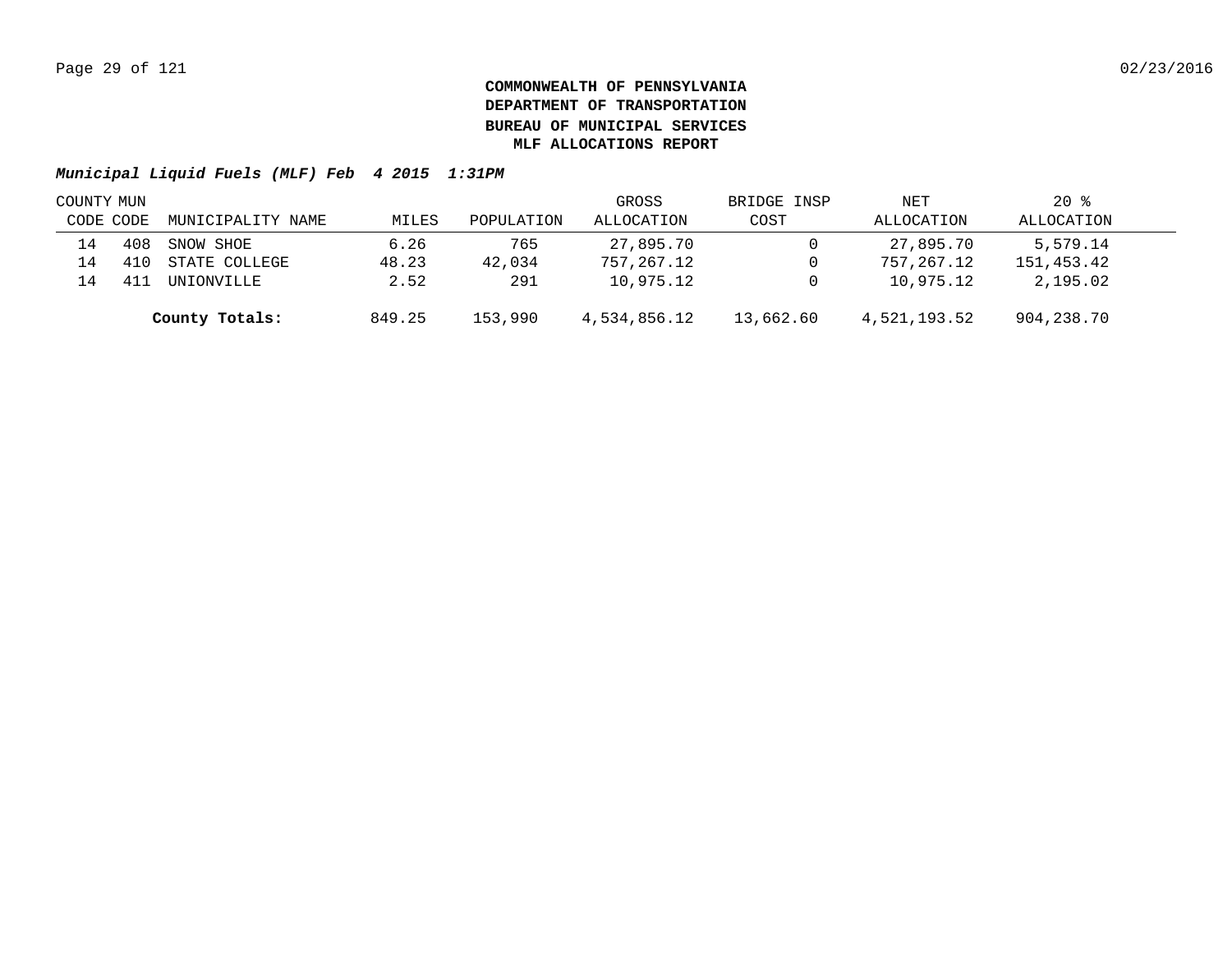**COMMONWEALTH OF PENNSYLVANIA**
**DEPARTMENT OF TRANSPORTATION**
**BUREAU OF MUNICIPAL SERVICES**
**MLF ALLOCATIONS REPORT**

***Municipal Liquid Fuels (MLF) Feb 4 2015 1:31PM***

| COUNTY CODE | MUN CODE | MUNICIPALITY NAME | MILES | POPULATION | GROSS ALLOCATION | BRIDGE INSP COST | NET ALLOCATION | 20 % ALLOCATION |
|---|---|---|---|---|---|---|---|---|
| 14 | 408 | SNOW SHOE | 6.26 | 765 | 27,895.70 | 0 | 27,895.70 | 5,579.14 |
| 14 | 410 | STATE COLLEGE | 48.23 | 42,034 | 757,267.12 | 0 | 757,267.12 | 151,453.42 |
| 14 | 411 | UNIONVILLE | 2.52 | 291 | 10,975.12 | 0 | 10,975.12 | 2,195.02 |
| | | **County Totals:** | 849.25 | 153,990 | 4,534,856.12 | 13,662.60 | 4,521,193.52 | 904,238.70 |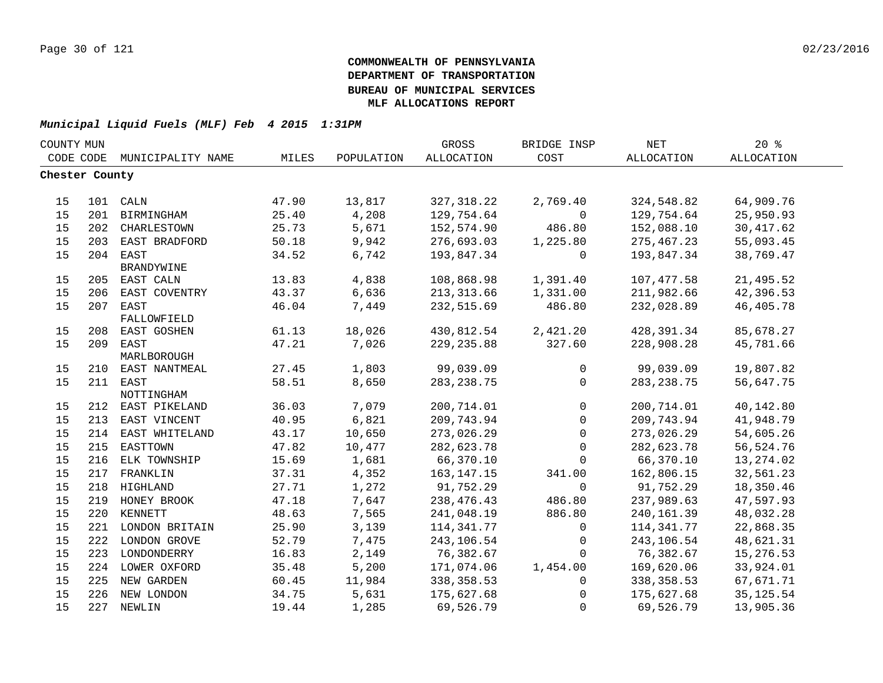**COMMONWEALTH OF PENNSYLVANIA**
**DEPARTMENT OF TRANSPORTATION**
**BUREAU OF MUNICIPAL SERVICES**
**MLF ALLOCATIONS REPORT**

***Municipal Liquid Fuels (MLF) Feb 4 2015 1:31PM***

| COUNTY CODE | MUN CODE | MUNICIPALITY NAME | MILES | POPULATION | GROSS ALLOCATION | BRIDGE INSP COST | NET ALLOCATION | 20 % ALLOCATION |
|---|---|---|---|---|---|---|---|---|
| **Chester County** | | | | | | | | |
| 15 | 101 | CALN | 47.90 | 13,817 | 327,318.22 | 2,769.40 | 324,548.82 | 64,909.76 |
| 15 | 201 | BIRMINGHAM | 25.40 | 4,208 | 129,754.64 | 0 | 129,754.64 | 25,950.93 |
| 15 | 202 | CHARLESTOWN | 25.73 | 5,671 | 152,574.90 | 486.80 | 152,088.10 | 30,417.62 |
| 15 | 203 | EAST BRADFORD | 50.18 | 9,942 | 276,693.03 | 1,225.80 | 275,467.23 | 55,093.45 |
| 15 | 204 | EAST BRANDYWINE | 34.52 | 6,742 | 193,847.34 | 0 | 193,847.34 | 38,769.47 |
| 15 | 205 | EAST CALN | 13.83 | 4,838 | 108,868.98 | 1,391.40 | 107,477.58 | 21,495.52 |
| 15 | 206 | EAST COVENTRY | 43.37 | 6,636 | 213,313.66 | 1,331.00 | 211,982.66 | 42,396.53 |
| 15 | 207 | EAST FALLOWFIELD | 46.04 | 7,449 | 232,515.69 | 486.80 | 232,028.89 | 46,405.78 |
| 15 | 208 | EAST GOSHEN | 61.13 | 18,026 | 430,812.54 | 2,421.20 | 428,391.34 | 85,678.27 |
| 15 | 209 | EAST MARLBOROUGH | 47.21 | 7,026 | 229,235.88 | 327.60 | 228,908.28 | 45,781.66 |
| 15 | 210 | EAST NANTMEAL | 27.45 | 1,803 | 99,039.09 | 0 | 99,039.09 | 19,807.82 |
| 15 | 211 | EAST NOTTINGHAM | 58.51 | 8,650 | 283,238.75 | 0 | 283,238.75 | 56,647.75 |
| 15 | 212 | EAST PIKELAND | 36.03 | 7,079 | 200,714.01 | 0 | 200,714.01 | 40,142.80 |
| 15 | 213 | EAST VINCENT | 40.95 | 6,821 | 209,743.94 | 0 | 209,743.94 | 41,948.79 |
| 15 | 214 | EAST WHITELAND | 43.17 | 10,650 | 273,026.29 | 0 | 273,026.29 | 54,605.26 |
| 15 | 215 | EASTTOWN | 47.82 | 10,477 | 282,623.78 | 0 | 282,623.78 | 56,524.76 |
| 15 | 216 | ELK TOWNSHIP | 15.69 | 1,681 | 66,370.10 | 0 | 66,370.10 | 13,274.02 |
| 15 | 217 | FRANKLIN | 37.31 | 4,352 | 163,147.15 | 341.00 | 162,806.15 | 32,561.23 |
| 15 | 218 | HIGHLAND | 27.71 | 1,272 | 91,752.29 | 0 | 91,752.29 | 18,350.46 |
| 15 | 219 | HONEY BROOK | 47.18 | 7,647 | 238,476.43 | 486.80 | 237,989.63 | 47,597.93 |
| 15 | 220 | KENNETT | 48.63 | 7,565 | 241,048.19 | 886.80 | 240,161.39 | 48,032.28 |
| 15 | 221 | LONDON BRITAIN | 25.90 | 3,139 | 114,341.77 | 0 | 114,341.77 | 22,868.35 |
| 15 | 222 | LONDON GROVE | 52.79 | 7,475 | 243,106.54 | 0 | 243,106.54 | 48,621.31 |
| 15 | 223 | LONDONDERRY | 16.83 | 2,149 | 76,382.67 | 0 | 76,382.67 | 15,276.53 |
| 15 | 224 | LOWER OXFORD | 35.48 | 5,200 | 171,074.06 | 1,454.00 | 169,620.06 | 33,924.01 |
| 15 | 225 | NEW GARDEN | 60.45 | 11,984 | 338,358.53 | 0 | 338,358.53 | 67,671.71 |
| 15 | 226 | NEW LONDON | 34.75 | 5,631 | 175,627.68 | 0 | 175,627.68 | 35,125.54 |
| 15 | 227 | NEWLIN | 19.44 | 1,285 | 69,526.79 | 0 | 69,526.79 | 13,905.36 |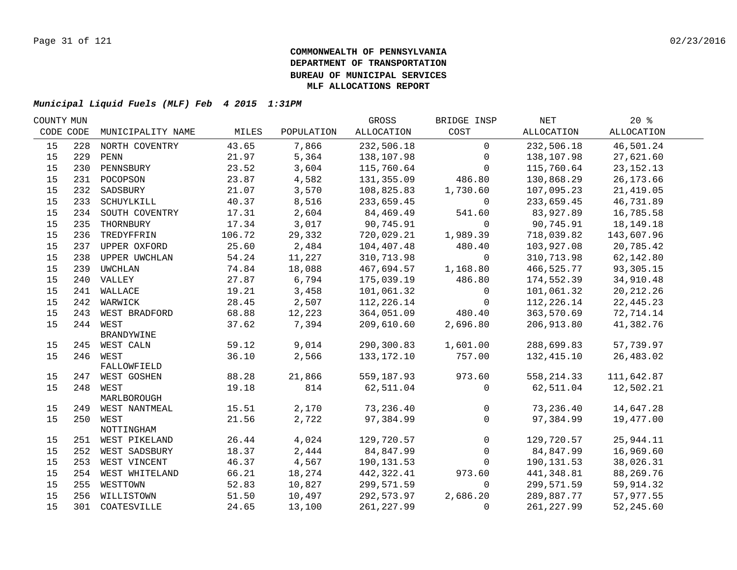**COMMONWEALTH OF PENNSYLVANIA**
**DEPARTMENT OF TRANSPORTATION**
**BUREAU OF MUNICIPAL SERVICES**
**MLF ALLOCATIONS REPORT**

***Municipal Liquid Fuels (MLF) Feb 4 2015 1:31PM***

| COUNTY CODE | MUN CODE | MUNICIPALITY NAME | MILES | POPULATION | GROSS ALLOCATION | BRIDGE INSP COST | NET ALLOCATION | 20 % ALLOCATION |
|---|---|---|---|---|---|---|---|---|
| 15 | 228 | NORTH COVENTRY | 43.65 | 7,866 | 232,506.18 | 0 | 232,506.18 | 46,501.24 |
| 15 | 229 | PENN | 21.97 | 5,364 | 138,107.98 | 0 | 138,107.98 | 27,621.60 |
| 15 | 230 | PENNSBURY | 23.52 | 3,604 | 115,760.64 | 0 | 115,760.64 | 23,152.13 |
| 15 | 231 | POCOPSON | 23.87 | 4,582 | 131,355.09 | 486.80 | 130,868.29 | 26,173.66 |
| 15 | 232 | SADSBURY | 21.07 | 3,570 | 108,825.83 | 1,730.60 | 107,095.23 | 21,419.05 |
| 15 | 233 | SCHUYLKILL | 40.37 | 8,516 | 233,659.45 | 0 | 233,659.45 | 46,731.89 |
| 15 | 234 | SOUTH COVENTRY | 17.31 | 2,604 | 84,469.49 | 541.60 | 83,927.89 | 16,785.58 |
| 15 | 235 | THORNBURY | 17.34 | 3,017 | 90,745.91 | 0 | 90,745.91 | 18,149.18 |
| 15 | 236 | TREDYFFRIN | 106.72 | 29,332 | 720,029.21 | 1,989.39 | 718,039.82 | 143,607.96 |
| 15 | 237 | UPPER OXFORD | 25.60 | 2,484 | 104,407.48 | 480.40 | 103,927.08 | 20,785.42 |
| 15 | 238 | UPPER UWCHLAN | 54.24 | 11,227 | 310,713.98 | 0 | 310,713.98 | 62,142.80 |
| 15 | 239 | UWCHLAN | 74.84 | 18,088 | 467,694.57 | 1,168.80 | 466,525.77 | 93,305.15 |
| 15 | 240 | VALLEY | 27.87 | 6,794 | 175,039.19 | 486.80 | 174,552.39 | 34,910.48 |
| 15 | 241 | WALLACE | 19.21 | 3,458 | 101,061.32 | 0 | 101,061.32 | 20,212.26 |
| 15 | 242 | WARWICK | 28.45 | 2,507 | 112,226.14 | 0 | 112,226.14 | 22,445.23 |
| 15 | 243 | WEST BRADFORD | 68.88 | 12,223 | 364,051.09 | 480.40 | 363,570.69 | 72,714.14 |
| 15 | 244 | WEST BRANDYWINE | 37.62 | 7,394 | 209,610.60 | 2,696.80 | 206,913.80 | 41,382.76 |
| 15 | 245 | WEST CALN | 59.12 | 9,014 | 290,300.83 | 1,601.00 | 288,699.83 | 57,739.97 |
| 15 | 246 | WEST FALLOWFIELD | 36.10 | 2,566 | 133,172.10 | 757.00 | 132,415.10 | 26,483.02 |
| 15 | 247 | WEST GOSHEN | 88.28 | 21,866 | 559,187.93 | 973.60 | 558,214.33 | 111,642.87 |
| 15 | 248 | WEST MARLBOROUGH | 19.18 | 814 | 62,511.04 | 0 | 62,511.04 | 12,502.21 |
| 15 | 249 | WEST NANTMEAL | 15.51 | 2,170 | 73,236.40 | 0 | 73,236.40 | 14,647.28 |
| 15 | 250 | WEST NOTTINGHAM | 21.56 | 2,722 | 97,384.99 | 0 | 97,384.99 | 19,477.00 |
| 15 | 251 | WEST PIKELAND | 26.44 | 4,024 | 129,720.57 | 0 | 129,720.57 | 25,944.11 |
| 15 | 252 | WEST SADSBURY | 18.37 | 2,444 | 84,847.99 | 0 | 84,847.99 | 16,969.60 |
| 15 | 253 | WEST VINCENT | 46.37 | 4,567 | 190,131.53 | 0 | 190,131.53 | 38,026.31 |
| 15 | 254 | WEST WHITELAND | 66.21 | 18,274 | 442,322.41 | 973.60 | 441,348.81 | 88,269.76 |
| 15 | 255 | WESTTOWN | 52.83 | 10,827 | 299,571.59 | 0 | 299,571.59 | 59,914.32 |
| 15 | 256 | WILLISTOWN | 51.50 | 10,497 | 292,573.97 | 2,686.20 | 289,887.77 | 57,977.55 |
| 15 | 301 | COATESVILLE | 24.65 | 13,100 | 261,227.99 | 0 | 261,227.99 | 52,245.60 |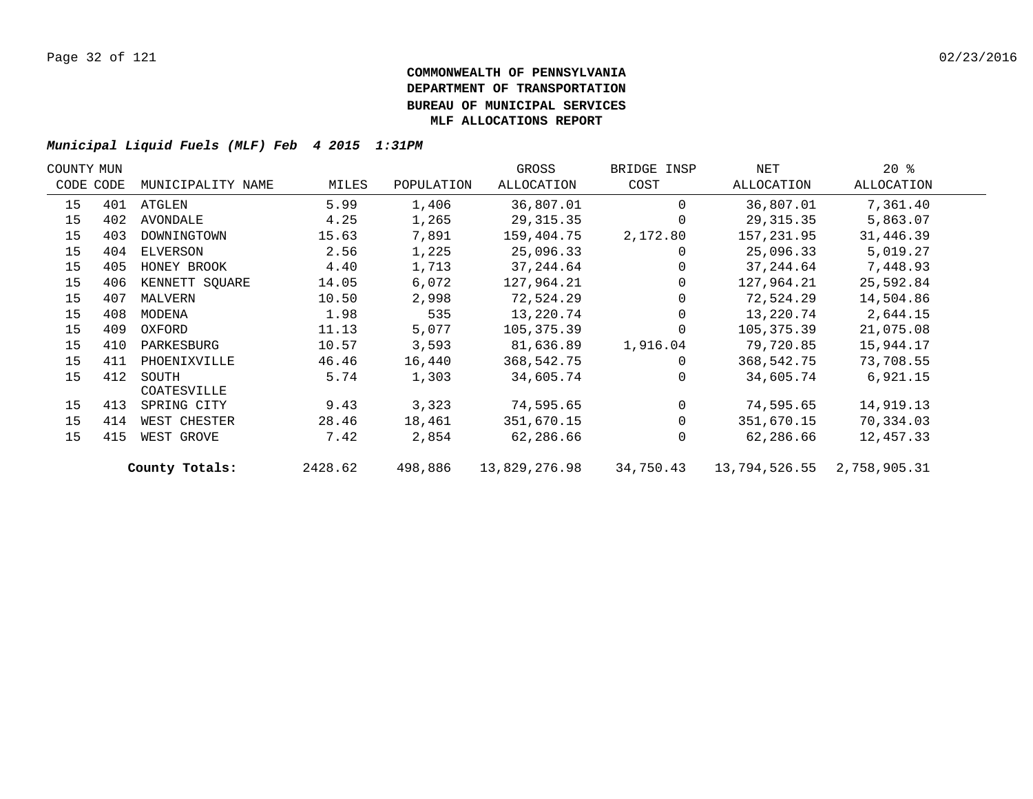**COMMONWEALTH OF PENNSYLVANIA**
**DEPARTMENT OF TRANSPORTATION**
**BUREAU OF MUNICIPAL SERVICES**
**MLF ALLOCATIONS REPORT**

***Municipal Liquid Fuels (MLF) Feb 4 2015 1:31PM***

| COUNTY CODE | MUN CODE | MUNICIPALITY NAME | MILES | POPULATION | GROSS ALLOCATION | BRIDGE INSP COST | NET ALLOCATION | 20 % ALLOCATION |
|---|---|---|---|---|---|---|---|---|
| 15 | 401 | ATGLEN | 5.99 | 1,406 | 36,807.01 | 0 | 36,807.01 | 7,361.40 |
| 15 | 402 | AVONDALE | 4.25 | 1,265 | 29,315.35 | 0 | 29,315.35 | 5,863.07 |
| 15 | 403 | DOWNINGTOWN | 15.63 | 7,891 | 159,404.75 | 2,172.80 | 157,231.95 | 31,446.39 |
| 15 | 404 | ELVERSON | 2.56 | 1,225 | 25,096.33 | 0 | 25,096.33 | 5,019.27 |
| 15 | 405 | HONEY BROOK | 4.40 | 1,713 | 37,244.64 | 0 | 37,244.64 | 7,448.93 |
| 15 | 406 | KENNETT SQUARE | 14.05 | 6,072 | 127,964.21 | 0 | 127,964.21 | 25,592.84 |
| 15 | 407 | MALVERN | 10.50 | 2,998 | 72,524.29 | 0 | 72,524.29 | 14,504.86 |
| 15 | 408 | MODENA | 1.98 | 535 | 13,220.74 | 0 | 13,220.74 | 2,644.15 |
| 15 | 409 | OXFORD | 11.13 | 5,077 | 105,375.39 | 0 | 105,375.39 | 21,075.08 |
| 15 | 410 | PARKESBURG | 10.57 | 3,593 | 81,636.89 | 1,916.04 | 79,720.85 | 15,944.17 |
| 15 | 411 | PHOENIXVILLE | 46.46 | 16,440 | 368,542.75 | 0 | 368,542.75 | 73,708.55 |
| 15 | 412 | SOUTH COATESVILLE | 5.74 | 1,303 | 34,605.74 | 0 | 34,605.74 | 6,921.15 |
| 15 | 413 | SPRING CITY | 9.43 | 3,323 | 74,595.65 | 0 | 74,595.65 | 14,919.13 |
| 15 | 414 | WEST CHESTER | 28.46 | 18,461 | 351,670.15 | 0 | 351,670.15 | 70,334.03 |
| 15 | 415 | WEST GROVE | 7.42 | 2,854 | 62,286.66 | 0 | 62,286.66 | 12,457.33 |
| | | **County Totals:** | 2428.62 | 498,886 | 13,829,276.98 | 34,750.43 | 13,794,526.55 | 2,758,905.31 |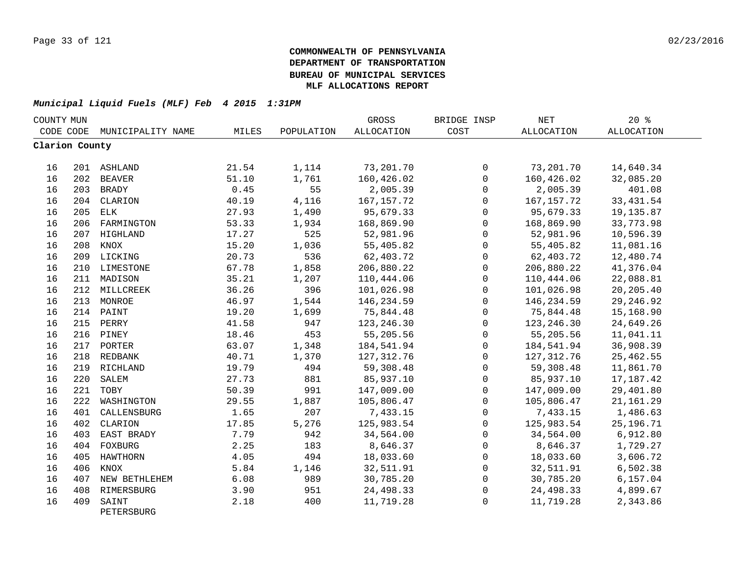**COMMONWEALTH OF PENNSYLVANIA**
**DEPARTMENT OF TRANSPORTATION**
**BUREAU OF MUNICIPAL SERVICES**
**MLF ALLOCATIONS REPORT**

***Municipal Liquid Fuels (MLF) Feb 4 2015 1:31PM***

| COUNTY CODE | MUN CODE | MUNICIPALITY NAME | MILES | POPULATION | GROSS ALLOCATION | BRIDGE INSP COST | NET ALLOCATION | 20 % ALLOCATION |
|---|---|---|---|---|---|---|---|---|
| **Clarion County** | | | | | | | | |
| 16 | 201 | ASHLAND | 21.54 | 1,114 | 73,201.70 | 0 | 73,201.70 | 14,640.34 |
| 16 | 202 | BEAVER | 51.10 | 1,761 | 160,426.02 | 0 | 160,426.02 | 32,085.20 |
| 16 | 203 | BRADY | 0.45 | 55 | 2,005.39 | 0 | 2,005.39 | 401.08 |
| 16 | 204 | CLARION | 40.19 | 4,116 | 167,157.72 | 0 | 167,157.72 | 33,431.54 |
| 16 | 205 | ELK | 27.93 | 1,490 | 95,679.33 | 0 | 95,679.33 | 19,135.87 |
| 16 | 206 | FARMINGTON | 53.33 | 1,934 | 168,869.90 | 0 | 168,869.90 | 33,773.98 |
| 16 | 207 | HIGHLAND | 17.27 | 525 | 52,981.96 | 0 | 52,981.96 | 10,596.39 |
| 16 | 208 | KNOX | 15.20 | 1,036 | 55,405.82 | 0 | 55,405.82 | 11,081.16 |
| 16 | 209 | LICKING | 20.73 | 536 | 62,403.72 | 0 | 62,403.72 | 12,480.74 |
| 16 | 210 | LIMESTONE | 67.78 | 1,858 | 206,880.22 | 0 | 206,880.22 | 41,376.04 |
| 16 | 211 | MADISON | 35.21 | 1,207 | 110,444.06 | 0 | 110,444.06 | 22,088.81 |
| 16 | 212 | MILLCREEK | 36.26 | 396 | 101,026.98 | 0 | 101,026.98 | 20,205.40 |
| 16 | 213 | MONROE | 46.97 | 1,544 | 146,234.59 | 0 | 146,234.59 | 29,246.92 |
| 16 | 214 | PAINT | 19.20 | 1,699 | 75,844.48 | 0 | 75,844.48 | 15,168.90 |
| 16 | 215 | PERRY | 41.58 | 947 | 123,246.30 | 0 | 123,246.30 | 24,649.26 |
| 16 | 216 | PINEY | 18.46 | 453 | 55,205.56 | 0 | 55,205.56 | 11,041.11 |
| 16 | 217 | PORTER | 63.07 | 1,348 | 184,541.94 | 0 | 184,541.94 | 36,908.39 |
| 16 | 218 | REDBANK | 40.71 | 1,370 | 127,312.76 | 0 | 127,312.76 | 25,462.55 |
| 16 | 219 | RICHLAND | 19.79 | 494 | 59,308.48 | 0 | 59,308.48 | 11,861.70 |
| 16 | 220 | SALEM | 27.73 | 881 | 85,937.10 | 0 | 85,937.10 | 17,187.42 |
| 16 | 221 | TOBY | 50.39 | 991 | 147,009.00 | 0 | 147,009.00 | 29,401.80 |
| 16 | 222 | WASHINGTON | 29.55 | 1,887 | 105,806.47 | 0 | 105,806.47 | 21,161.29 |
| 16 | 401 | CALLENSBURG | 1.65 | 207 | 7,433.15 | 0 | 7,433.15 | 1,486.63 |
| 16 | 402 | CLARION | 17.85 | 5,276 | 125,983.54 | 0 | 125,983.54 | 25,196.71 |
| 16 | 403 | EAST BRADY | 7.79 | 942 | 34,564.00 | 0 | 34,564.00 | 6,912.80 |
| 16 | 404 | FOXBURG | 2.25 | 183 | 8,646.37 | 0 | 8,646.37 | 1,729.27 |
| 16 | 405 | HAWTHORN | 4.05 | 494 | 18,033.60 | 0 | 18,033.60 | 3,606.72 |
| 16 | 406 | KNOX | 5.84 | 1,146 | 32,511.91 | 0 | 32,511.91 | 6,502.38 |
| 16 | 407 | NEW BETHLEHEM | 6.08 | 989 | 30,785.20 | 0 | 30,785.20 | 6,157.04 |
| 16 | 408 | RIMERSBURG | 3.90 | 951 | 24,498.33 | 0 | 24,498.33 | 4,899.67 |
| 16 | 409 | SAINT PETERSBURG | 2.18 | 400 | 11,719.28 | 0 | 11,719.28 | 2,343.86 |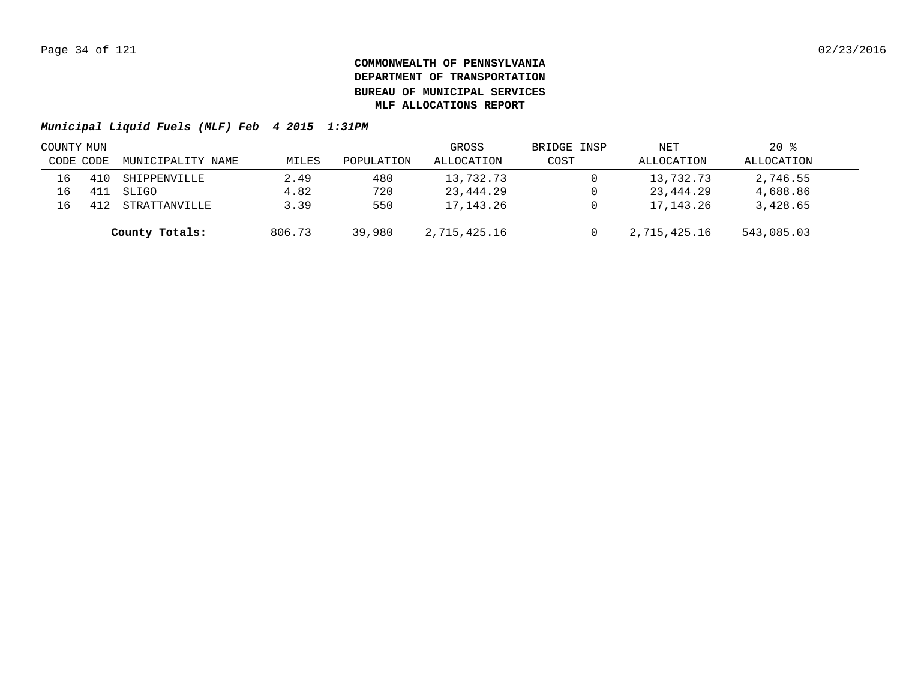**COMMONWEALTH OF PENNSYLVANIA**
**DEPARTMENT OF TRANSPORTATION**
**BUREAU OF MUNICIPAL SERVICES**
**MLF ALLOCATIONS REPORT**

***Municipal Liquid Fuels (MLF) Feb 4 2015 1:31PM***

| COUNTY CODE | MUN CODE | MUNICIPALITY NAME | MILES | POPULATION | GROSS ALLOCATION | BRIDGE INSP COST | NET ALLOCATION | 20 % ALLOCATION |
|---|---|---|---|---|---|---|---|---|
| 16 | 410 | SHIPPENVILLE | 2.49 | 480 | 13,732.73 | 0 | 13,732.73 | 2,746.55 |
| 16 | 411 | SLIGO | 4.82 | 720 | 23,444.29 | 0 | 23,444.29 | 4,688.86 |
| 16 | 412 | STRATTANVILLE | 3.39 | 550 | 17,143.26 | 0 | 17,143.26 | 3,428.65 |
| | | **County Totals:** | 806.73 | 39,980 | 2,715,425.16 | 0 | 2,715,425.16 | 543,085.03 |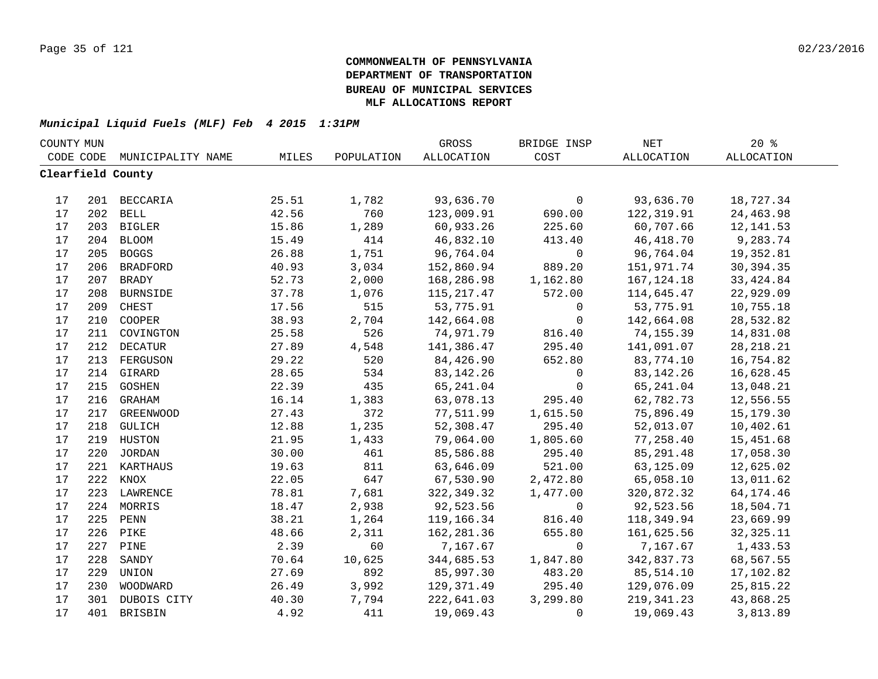**COMMONWEALTH OF PENNSYLVANIA**
**DEPARTMENT OF TRANSPORTATION**
**BUREAU OF MUNICIPAL SERVICES**
**MLF ALLOCATIONS REPORT**

***Municipal Liquid Fuels (MLF) Feb 4 2015 1:31PM***

| COUNTY CODE | MUN CODE | MUNICIPALITY NAME | MILES | POPULATION | GROSS ALLOCATION | BRIDGE INSP COST | NET ALLOCATION | 20 % ALLOCATION |
|---|---|---|---|---|---|---|---|---|
| **Clearfield County** | | | | | | | | |
| 17 | 201 | BECCARIA | 25.51 | 1,782 | 93,636.70 | 0 | 93,636.70 | 18,727.34 |
| 17 | 202 | BELL | 42.56 | 760 | 123,009.91 | 690.00 | 122,319.91 | 24,463.98 |
| 17 | 203 | BIGLER | 15.86 | 1,289 | 60,933.26 | 225.60 | 60,707.66 | 12,141.53 |
| 17 | 204 | BLOOM | 15.49 | 414 | 46,832.10 | 413.40 | 46,418.70 | 9,283.74 |
| 17 | 205 | BOGGS | 26.88 | 1,751 | 96,764.04 | 0 | 96,764.04 | 19,352.81 |
| 17 | 206 | BRADFORD | 40.93 | 3,034 | 152,860.94 | 889.20 | 151,971.74 | 30,394.35 |
| 17 | 207 | BRADY | 52.73 | 2,000 | 168,286.98 | 1,162.80 | 167,124.18 | 33,424.84 |
| 17 | 208 | BURNSIDE | 37.78 | 1,076 | 115,217.47 | 572.00 | 114,645.47 | 22,929.09 |
| 17 | 209 | CHEST | 17.56 | 515 | 53,775.91 | 0 | 53,775.91 | 10,755.18 |
| 17 | 210 | COOPER | 38.93 | 2,704 | 142,664.08 | 0 | 142,664.08 | 28,532.82 |
| 17 | 211 | COVINGTON | 25.58 | 526 | 74,971.79 | 816.40 | 74,155.39 | 14,831.08 |
| 17 | 212 | DECATUR | 27.89 | 4,548 | 141,386.47 | 295.40 | 141,091.07 | 28,218.21 |
| 17 | 213 | FERGUSON | 29.22 | 520 | 84,426.90 | 652.80 | 83,774.10 | 16,754.82 |
| 17 | 214 | GIRARD | 28.65 | 534 | 83,142.26 | 0 | 83,142.26 | 16,628.45 |
| 17 | 215 | GOSHEN | 22.39 | 435 | 65,241.04 | 0 | 65,241.04 | 13,048.21 |
| 17 | 216 | GRAHAM | 16.14 | 1,383 | 63,078.13 | 295.40 | 62,782.73 | 12,556.55 |
| 17 | 217 | GREENWOOD | 27.43 | 372 | 77,511.99 | 1,615.50 | 75,896.49 | 15,179.30 |
| 17 | 218 | GULICH | 12.88 | 1,235 | 52,308.47 | 295.40 | 52,013.07 | 10,402.61 |
| 17 | 219 | HUSTON | 21.95 | 1,433 | 79,064.00 | 1,805.60 | 77,258.40 | 15,451.68 |
| 17 | 220 | JORDAN | 30.00 | 461 | 85,586.88 | 295.40 | 85,291.48 | 17,058.30 |
| 17 | 221 | KARTHAUS | 19.63 | 811 | 63,646.09 | 521.00 | 63,125.09 | 12,625.02 |
| 17 | 222 | KNOX | 22.05 | 647 | 67,530.90 | 2,472.80 | 65,058.10 | 13,011.62 |
| 17 | 223 | LAWRENCE | 78.81 | 7,681 | 322,349.32 | 1,477.00 | 320,872.32 | 64,174.46 |
| 17 | 224 | MORRIS | 18.47 | 2,938 | 92,523.56 | 0 | 92,523.56 | 18,504.71 |
| 17 | 225 | PENN | 38.21 | 1,264 | 119,166.34 | 816.40 | 118,349.94 | 23,669.99 |
| 17 | 226 | PIKE | 48.66 | 2,311 | 162,281.36 | 655.80 | 161,625.56 | 32,325.11 |
| 17 | 227 | PINE | 2.39 | 60 | 7,167.67 | 0 | 7,167.67 | 1,433.53 |
| 17 | 228 | SANDY | 70.64 | 10,625 | 344,685.53 | 1,847.80 | 342,837.73 | 68,567.55 |
| 17 | 229 | UNION | 27.69 | 892 | 85,997.30 | 483.20 | 85,514.10 | 17,102.82 |
| 17 | 230 | WOODWARD | 26.49 | 3,992 | 129,371.49 | 295.40 | 129,076.09 | 25,815.22 |
| 17 | 301 | DUBOIS CITY | 40.30 | 7,794 | 222,641.03 | 3,299.80 | 219,341.23 | 43,868.25 |
| 17 | 401 | BRISBIN | 4.92 | 411 | 19,069.43 | 0 | 19,069.43 | 3,813.89 |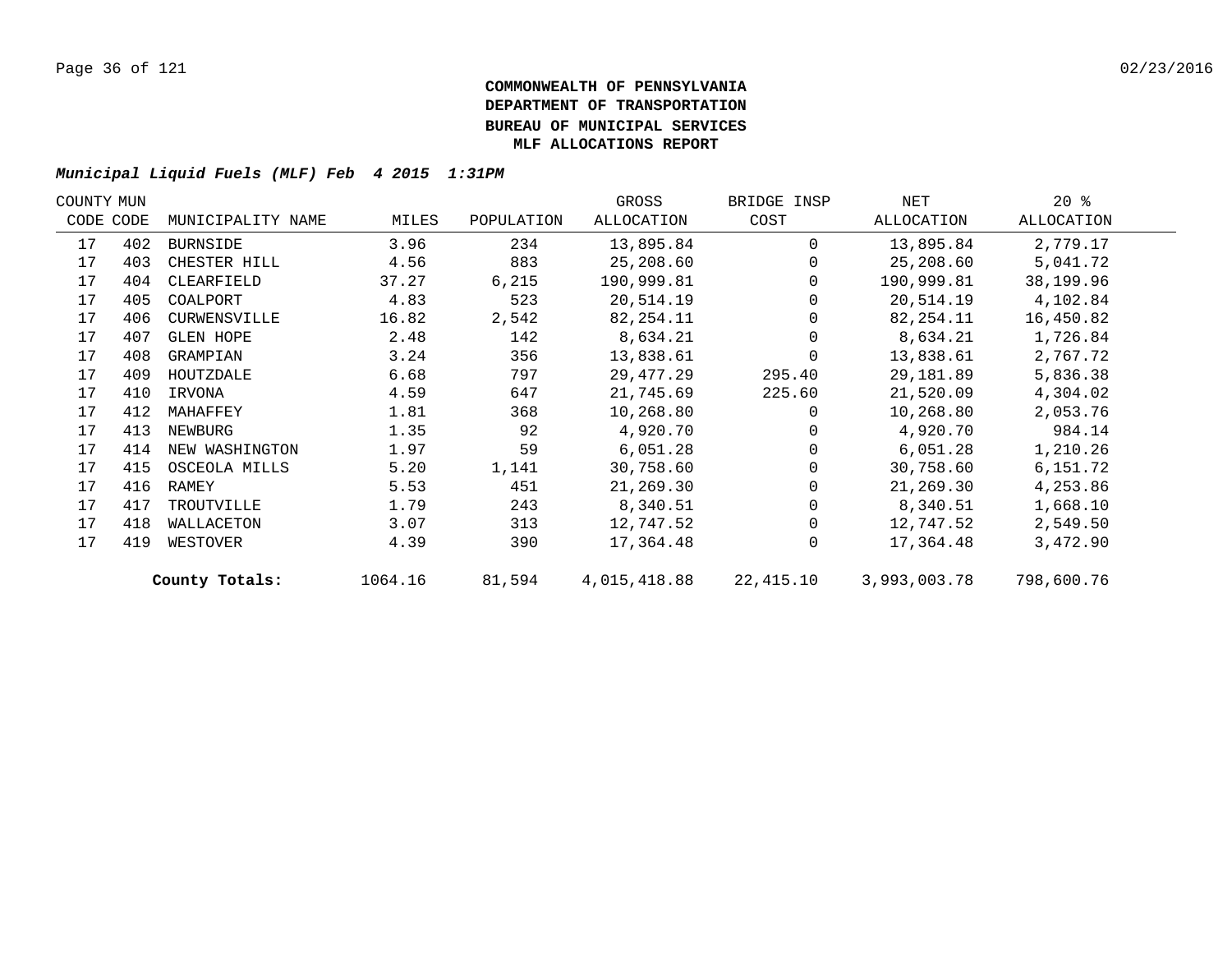**COMMONWEALTH OF PENNSYLVANIA**
**DEPARTMENT OF TRANSPORTATION**
**BUREAU OF MUNICIPAL SERVICES**
**MLF ALLOCATIONS REPORT**

***Municipal Liquid Fuels (MLF) Feb 4 2015 1:31PM***

| COUNTY CODE | MUN CODE | MUNICIPALITY NAME | MILES | POPULATION | GROSS ALLOCATION | BRIDGE INSP COST | NET ALLOCATION | 20 % ALLOCATION |
|---|---|---|---|---|---|---|---|---|
| 17 | 402 | BURNSIDE | 3.96 | 234 | 13,895.84 | 0 | 13,895.84 | 2,779.17 |
| 17 | 403 | CHESTER HILL | 4.56 | 883 | 25,208.60 | 0 | 25,208.60 | 5,041.72 |
| 17 | 404 | CLEARFIELD | 37.27 | 6,215 | 190,999.81 | 0 | 190,999.81 | 38,199.96 |
| 17 | 405 | COALPORT | 4.83 | 523 | 20,514.19 | 0 | 20,514.19 | 4,102.84 |
| 17 | 406 | CURWENSVILLE | 16.82 | 2,542 | 82,254.11 | 0 | 82,254.11 | 16,450.82 |
| 17 | 407 | GLEN HOPE | 2.48 | 142 | 8,634.21 | 0 | 8,634.21 | 1,726.84 |
| 17 | 408 | GRAMPIAN | 3.24 | 356 | 13,838.61 | 0 | 13,838.61 | 2,767.72 |
| 17 | 409 | HOUTZDALE | 6.68 | 797 | 29,477.29 | 295.40 | 29,181.89 | 5,836.38 |
| 17 | 410 | IRVONA | 4.59 | 647 | 21,745.69 | 225.60 | 21,520.09 | 4,304.02 |
| 17 | 412 | MAHAFFEY | 1.81 | 368 | 10,268.80 | 0 | 10,268.80 | 2,053.76 |
| 17 | 413 | NEWBURG | 1.35 | 92 | 4,920.70 | 0 | 4,920.70 | 984.14 |
| 17 | 414 | NEW WASHINGTON | 1.97 | 59 | 6,051.28 | 0 | 6,051.28 | 1,210.26 |
| 17 | 415 | OSCEOLA MILLS | 5.20 | 1,141 | 30,758.60 | 0 | 30,758.60 | 6,151.72 |
| 17 | 416 | RAMEY | 5.53 | 451 | 21,269.30 | 0 | 21,269.30 | 4,253.86 |
| 17 | 417 | TROUTVILLE | 1.79 | 243 | 8,340.51 | 0 | 8,340.51 | 1,668.10 |
| 17 | 418 | WALLACETON | 3.07 | 313 | 12,747.52 | 0 | 12,747.52 | 2,549.50 |
| 17 | 419 | WESTOVER | 4.39 | 390 | 17,364.48 | 0 | 17,364.48 | 3,472.90 |
| | | **County Totals:** | 1064.16 | 81,594 | 4,015,418.88 | 22,415.10 | 3,993,003.78 | 798,600.76 |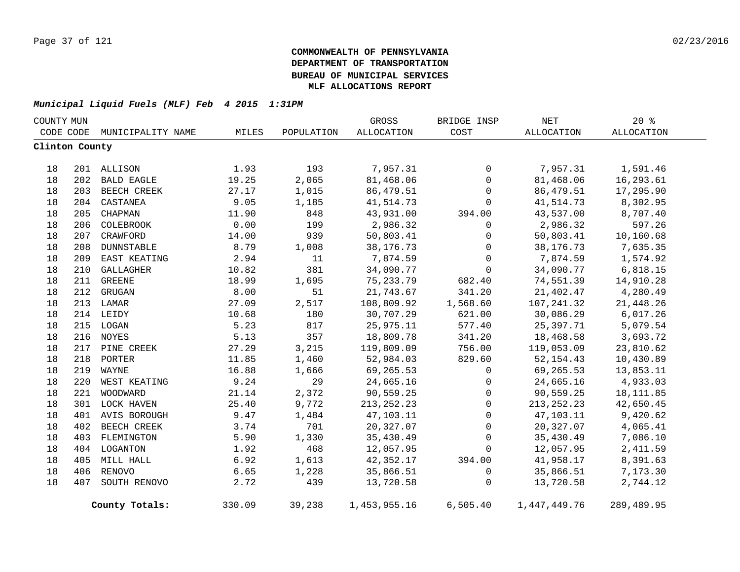**COMMONWEALTH OF PENNSYLVANIA**
**DEPARTMENT OF TRANSPORTATION**
**BUREAU OF MUNICIPAL SERVICES**
**MLF ALLOCATIONS REPORT**

***Municipal Liquid Fuels (MLF) Feb 4 2015 1:31PM***

| COUNTY CODE | MUN CODE | MUNICIPALITY NAME | MILES | POPULATION | GROSS ALLOCATION | BRIDGE INSP COST | NET ALLOCATION | 20 % ALLOCATION |
|---|---|---|---|---|---|---|---|---|
| **Clinton County** | | | | | | | | |
| 18 | 201 | ALLISON | 1.93 | 193 | 7,957.31 | 0 | 7,957.31 | 1,591.46 |
| 18 | 202 | BALD EAGLE | 19.25 | 2,065 | 81,468.06 | 0 | 81,468.06 | 16,293.61 |
| 18 | 203 | BEECH CREEK | 27.17 | 1,015 | 86,479.51 | 0 | 86,479.51 | 17,295.90 |
| 18 | 204 | CASTANEA | 9.05 | 1,185 | 41,514.73 | 0 | 41,514.73 | 8,302.95 |
| 18 | 205 | CHAPMAN | 11.90 | 848 | 43,931.00 | 394.00 | 43,537.00 | 8,707.40 |
| 18 | 206 | COLEBROOK | 0.00 | 199 | 2,986.32 | 0 | 2,986.32 | 597.26 |
| 18 | 207 | CRAWFORD | 14.00 | 939 | 50,803.41 | 0 | 50,803.41 | 10,160.68 |
| 18 | 208 | DUNNSTABLE | 8.79 | 1,008 | 38,176.73 | 0 | 38,176.73 | 7,635.35 |
| 18 | 209 | EAST KEATING | 2.94 | 11 | 7,874.59 | 0 | 7,874.59 | 1,574.92 |
| 18 | 210 | GALLAGHER | 10.82 | 381 | 34,090.77 | 0 | 34,090.77 | 6,818.15 |
| 18 | 211 | GREENE | 18.99 | 1,695 | 75,233.79 | 682.40 | 74,551.39 | 14,910.28 |
| 18 | 212 | GRUGAN | 8.00 | 51 | 21,743.67 | 341.20 | 21,402.47 | 4,280.49 |
| 18 | 213 | LAMAR | 27.09 | 2,517 | 108,809.92 | 1,568.60 | 107,241.32 | 21,448.26 |
| 18 | 214 | LEIDY | 10.68 | 180 | 30,707.29 | 621.00 | 30,086.29 | 6,017.26 |
| 18 | 215 | LOGAN | 5.23 | 817 | 25,975.11 | 577.40 | 25,397.71 | 5,079.54 |
| 18 | 216 | NOYES | 5.13 | 357 | 18,809.78 | 341.20 | 18,468.58 | 3,693.72 |
| 18 | 217 | PINE CREEK | 27.29 | 3,215 | 119,809.09 | 756.00 | 119,053.09 | 23,810.62 |
| 18 | 218 | PORTER | 11.85 | 1,460 | 52,984.03 | 829.60 | 52,154.43 | 10,430.89 |
| 18 | 219 | WAYNE | 16.88 | 1,666 | 69,265.53 | 0 | 69,265.53 | 13,853.11 |
| 18 | 220 | WEST KEATING | 9.24 | 29 | 24,665.16 | 0 | 24,665.16 | 4,933.03 |
| 18 | 221 | WOODWARD | 21.14 | 2,372 | 90,559.25 | 0 | 90,559.25 | 18,111.85 |
| 18 | 301 | LOCK HAVEN | 25.40 | 9,772 | 213,252.23 | 0 | 213,252.23 | 42,650.45 |
| 18 | 401 | AVIS BOROUGH | 9.47 | 1,484 | 47,103.11 | 0 | 47,103.11 | 9,420.62 |
| 18 | 402 | BEECH CREEK | 3.74 | 701 | 20,327.07 | 0 | 20,327.07 | 4,065.41 |
| 18 | 403 | FLEMINGTON | 5.90 | 1,330 | 35,430.49 | 0 | 35,430.49 | 7,086.10 |
| 18 | 404 | LOGANTON | 1.92 | 468 | 12,057.95 | 0 | 12,057.95 | 2,411.59 |
| 18 | 405 | MILL HALL | 6.92 | 1,613 | 42,352.17 | 394.00 | 41,958.17 | 8,391.63 |
| 18 | 406 | RENOVO | 6.65 | 1,228 | 35,866.51 | 0 | 35,866.51 | 7,173.30 |
| 18 | 407 | SOUTH RENOVO | 2.72 | 439 | 13,720.58 | 0 | 13,720.58 | 2,744.12 |
| | | **County Totals:** | 330.09 | 39,238 | 1,453,955.16 | 6,505.40 | 1,447,449.76 | 289,489.95 |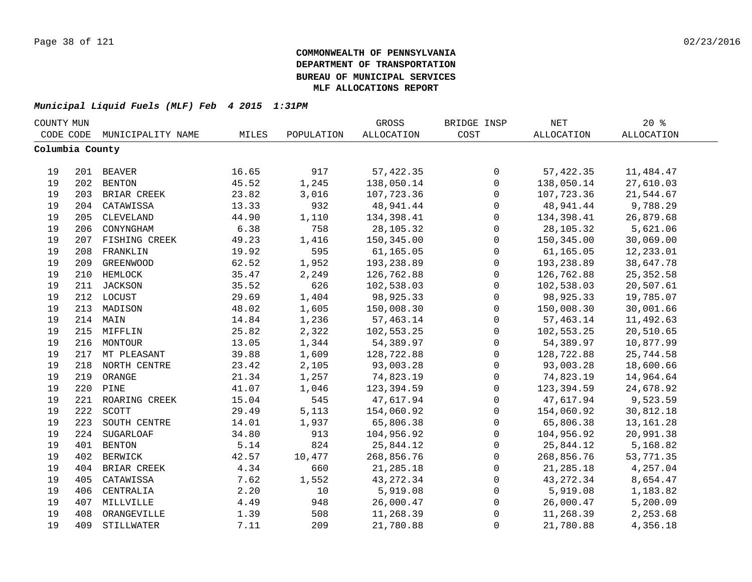**COMMONWEALTH OF PENNSYLVANIA**
**DEPARTMENT OF TRANSPORTATION**
**BUREAU OF MUNICIPAL SERVICES**
**MLF ALLOCATIONS REPORT**

***Municipal Liquid Fuels (MLF) Feb 4 2015 1:31PM***

| COUNTY CODE | MUN CODE | MUNICIPALITY NAME | MILES | POPULATION | GROSS ALLOCATION | BRIDGE INSP COST | NET ALLOCATION | 20 % ALLOCATION |
|---|---|---|---|---|---|---|---|---|
| **Columbia County** | | | | | | | | |
| 19 | 201 | BEAVER | 16.65 | 917 | 57,422.35 | 0 | 57,422.35 | 11,484.47 |
| 19 | 202 | BENTON | 45.52 | 1,245 | 138,050.14 | 0 | 138,050.14 | 27,610.03 |
| 19 | 203 | BRIAR CREEK | 23.82 | 3,016 | 107,723.36 | 0 | 107,723.36 | 21,544.67 |
| 19 | 204 | CATAWISSA | 13.33 | 932 | 48,941.44 | 0 | 48,941.44 | 9,788.29 |
| 19 | 205 | CLEVELAND | 44.90 | 1,110 | 134,398.41 | 0 | 134,398.41 | 26,879.68 |
| 19 | 206 | CONYNGHAM | 6.38 | 758 | 28,105.32 | 0 | 28,105.32 | 5,621.06 |
| 19 | 207 | FISHING CREEK | 49.23 | 1,416 | 150,345.00 | 0 | 150,345.00 | 30,069.00 |
| 19 | 208 | FRANKLIN | 19.92 | 595 | 61,165.05 | 0 | 61,165.05 | 12,233.01 |
| 19 | 209 | GREENWOOD | 62.52 | 1,952 | 193,238.89 | 0 | 193,238.89 | 38,647.78 |
| 19 | 210 | HEMLOCK | 35.47 | 2,249 | 126,762.88 | 0 | 126,762.88 | 25,352.58 |
| 19 | 211 | JACKSON | 35.52 | 626 | 102,538.03 | 0 | 102,538.03 | 20,507.61 |
| 19 | 212 | LOCUST | 29.69 | 1,404 | 98,925.33 | 0 | 98,925.33 | 19,785.07 |
| 19 | 213 | MADISON | 48.02 | 1,605 | 150,008.30 | 0 | 150,008.30 | 30,001.66 |
| 19 | 214 | MAIN | 14.84 | 1,236 | 57,463.14 | 0 | 57,463.14 | 11,492.63 |
| 19 | 215 | MIFFLIN | 25.82 | 2,322 | 102,553.25 | 0 | 102,553.25 | 20,510.65 |
| 19 | 216 | MONTOUR | 13.05 | 1,344 | 54,389.97 | 0 | 54,389.97 | 10,877.99 |
| 19 | 217 | MT PLEASANT | 39.88 | 1,609 | 128,722.88 | 0 | 128,722.88 | 25,744.58 |
| 19 | 218 | NORTH CENTRE | 23.42 | 2,105 | 93,003.28 | 0 | 93,003.28 | 18,600.66 |
| 19 | 219 | ORANGE | 21.34 | 1,257 | 74,823.19 | 0 | 74,823.19 | 14,964.64 |
| 19 | 220 | PINE | 41.07 | 1,046 | 123,394.59 | 0 | 123,394.59 | 24,678.92 |
| 19 | 221 | ROARING CREEK | 15.04 | 545 | 47,617.94 | 0 | 47,617.94 | 9,523.59 |
| 19 | 222 | SCOTT | 29.49 | 5,113 | 154,060.92 | 0 | 154,060.92 | 30,812.18 |
| 19 | 223 | SOUTH CENTRE | 14.01 | 1,937 | 65,806.38 | 0 | 65,806.38 | 13,161.28 |
| 19 | 224 | SUGARLOAF | 34.80 | 913 | 104,956.92 | 0 | 104,956.92 | 20,991.38 |
| 19 | 401 | BENTON | 5.14 | 824 | 25,844.12 | 0 | 25,844.12 | 5,168.82 |
| 19 | 402 | BERWICK | 42.57 | 10,477 | 268,856.76 | 0 | 268,856.76 | 53,771.35 |
| 19 | 404 | BRIAR CREEK | 4.34 | 660 | 21,285.18 | 0 | 21,285.18 | 4,257.04 |
| 19 | 405 | CATAWISSA | 7.62 | 1,552 | 43,272.34 | 0 | 43,272.34 | 8,654.47 |
| 19 | 406 | CENTRALIA | 2.20 | 10 | 5,919.08 | 0 | 5,919.08 | 1,183.82 |
| 19 | 407 | MILLVILLE | 4.49 | 948 | 26,000.47 | 0 | 26,000.47 | 5,200.09 |
| 19 | 408 | ORANGEVILLE | 1.39 | 508 | 11,268.39 | 0 | 11,268.39 | 2,253.68 |
| 19 | 409 | STILLWATER | 7.11 | 209 | 21,780.88 | 0 | 21,780.88 | 4,356.18 |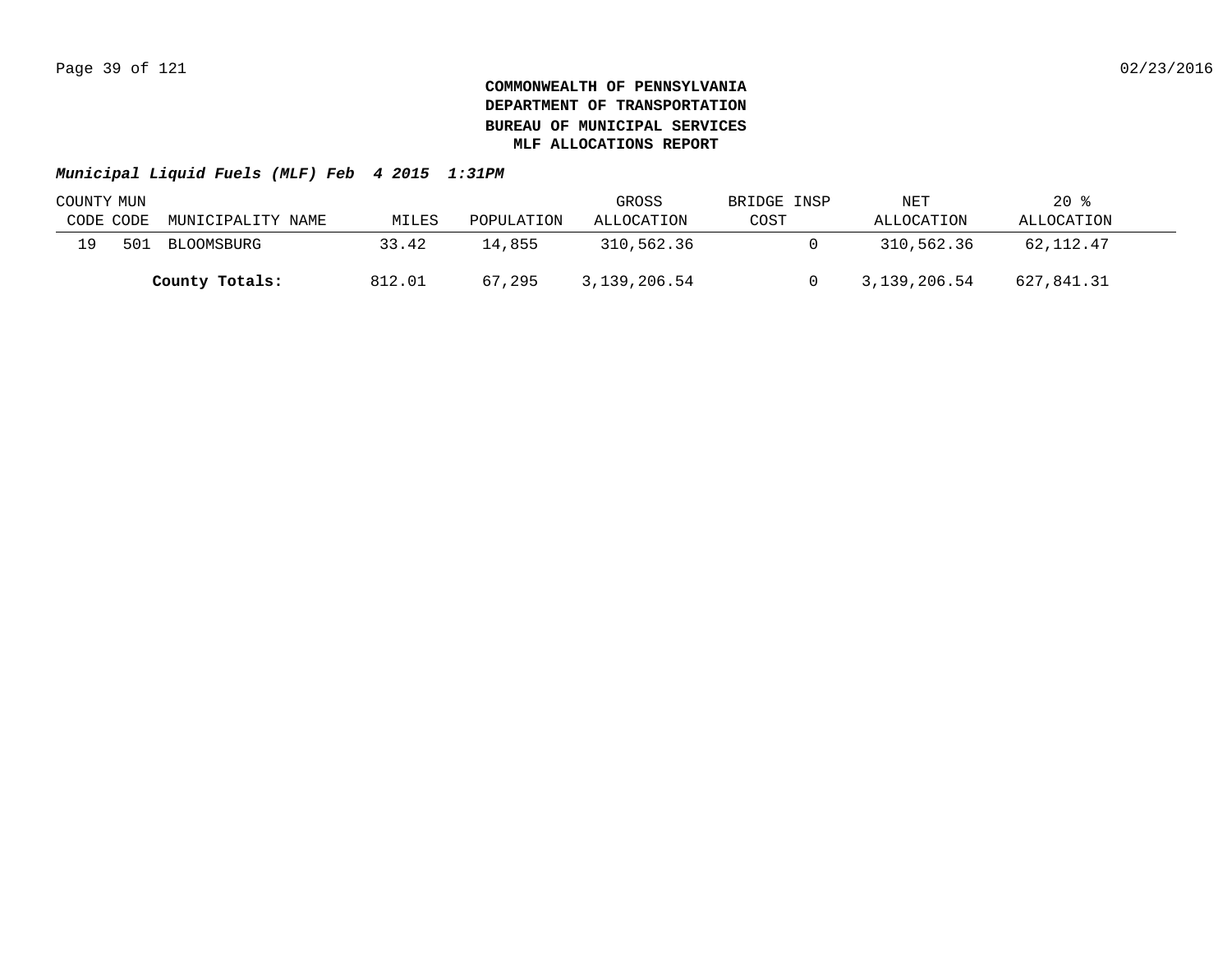**COMMONWEALTH OF PENNSYLVANIA**
**DEPARTMENT OF TRANSPORTATION**
**BUREAU OF MUNICIPAL SERVICES**
**MLF ALLOCATIONS REPORT**

***Municipal Liquid Fuels (MLF) Feb 4 2015 1:31PM***

| COUNTY CODE | MUN CODE | MUNICIPALITY NAME | MILES | POPULATION | GROSS ALLOCATION | BRIDGE INSP COST | NET ALLOCATION | 20 % ALLOCATION |
|---|---|---|---|---|---|---|---|---|
| 19 | 501 | BLOOMSBURG | 33.42 | 14,855 | 310,562.36 | 0 | 310,562.36 | 62,112.47 |
| | | **County Totals:** | 812.01 | 67,295 | 3,139,206.54 | 0 | 3,139,206.54 | 627,841.31 |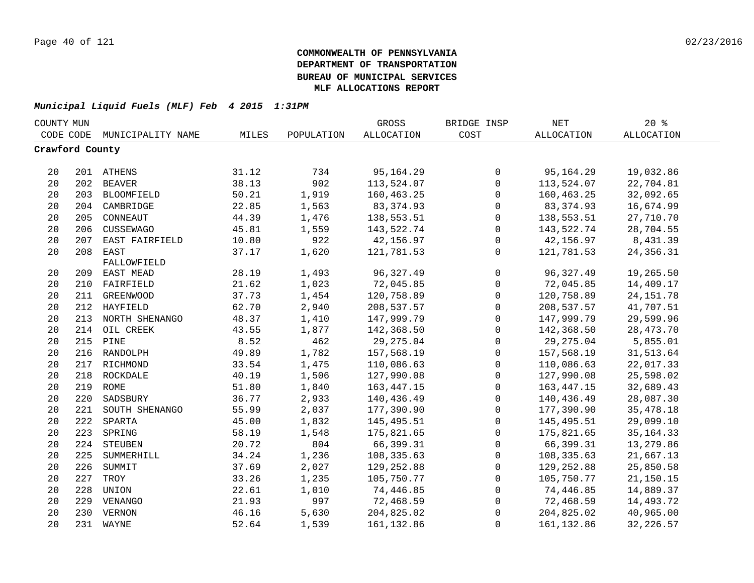**COMMONWEALTH OF PENNSYLVANIA**
**DEPARTMENT OF TRANSPORTATION**
**BUREAU OF MUNICIPAL SERVICES**
**MLF ALLOCATIONS REPORT**

***Municipal Liquid Fuels (MLF) Feb 4 2015 1:31PM***

| COUNTY CODE | MUN CODE | MUNICIPALITY NAME | MILES | POPULATION | GROSS ALLOCATION | BRIDGE INSP COST | NET ALLOCATION | 20 % ALLOCATION |
|---|---|---|---|---|---|---|---|---|
| **Crawford County** | | | | | | | | |
| 20 | 201 | ATHENS | 31.12 | 734 | 95,164.29 | 0 | 95,164.29 | 19,032.86 |
| 20 | 202 | BEAVER | 38.13 | 902 | 113,524.07 | 0 | 113,524.07 | 22,704.81 |
| 20 | 203 | BLOOMFIELD | 50.21 | 1,919 | 160,463.25 | 0 | 160,463.25 | 32,092.65 |
| 20 | 204 | CAMBRIDGE | 22.85 | 1,563 | 83,374.93 | 0 | 83,374.93 | 16,674.99 |
| 20 | 205 | CONNEAUT | 44.39 | 1,476 | 138,553.51 | 0 | 138,553.51 | 27,710.70 |
| 20 | 206 | CUSSEWAGO | 45.81 | 1,559 | 143,522.74 | 0 | 143,522.74 | 28,704.55 |
| 20 | 207 | EAST FAIRFIELD | 10.80 | 922 | 42,156.97 | 0 | 42,156.97 | 8,431.39 |
| 20 | 208 | EAST FALLOWFIELD | 37.17 | 1,620 | 121,781.53 | 0 | 121,781.53 | 24,356.31 |
| 20 | 209 | EAST MEAD | 28.19 | 1,493 | 96,327.49 | 0 | 96,327.49 | 19,265.50 |
| 20 | 210 | FAIRFIELD | 21.62 | 1,023 | 72,045.85 | 0 | 72,045.85 | 14,409.17 |
| 20 | 211 | GREENWOOD | 37.73 | 1,454 | 120,758.89 | 0 | 120,758.89 | 24,151.78 |
| 20 | 212 | HAYFIELD | 62.70 | 2,940 | 208,537.57 | 0 | 208,537.57 | 41,707.51 |
| 20 | 213 | NORTH SHENANGO | 48.37 | 1,410 | 147,999.79 | 0 | 147,999.79 | 29,599.96 |
| 20 | 214 | OIL CREEK | 43.55 | 1,877 | 142,368.50 | 0 | 142,368.50 | 28,473.70 |
| 20 | 215 | PINE | 8.52 | 462 | 29,275.04 | 0 | 29,275.04 | 5,855.01 |
| 20 | 216 | RANDOLPH | 49.89 | 1,782 | 157,568.19 | 0 | 157,568.19 | 31,513.64 |
| 20 | 217 | RICHMOND | 33.54 | 1,475 | 110,086.63 | 0 | 110,086.63 | 22,017.33 |
| 20 | 218 | ROCKDALE | 40.19 | 1,506 | 127,990.08 | 0 | 127,990.08 | 25,598.02 |
| 20 | 219 | ROME | 51.80 | 1,840 | 163,447.15 | 0 | 163,447.15 | 32,689.43 |
| 20 | 220 | SADSBURY | 36.77 | 2,933 | 140,436.49 | 0 | 140,436.49 | 28,087.30 |
| 20 | 221 | SOUTH SHENANGO | 55.99 | 2,037 | 177,390.90 | 0 | 177,390.90 | 35,478.18 |
| 20 | 222 | SPARTA | 45.00 | 1,832 | 145,495.51 | 0 | 145,495.51 | 29,099.10 |
| 20 | 223 | SPRING | 58.19 | 1,548 | 175,821.65 | 0 | 175,821.65 | 35,164.33 |
| 20 | 224 | STEUBEN | 20.72 | 804 | 66,399.31 | 0 | 66,399.31 | 13,279.86 |
| 20 | 225 | SUMMERHILL | 34.24 | 1,236 | 108,335.63 | 0 | 108,335.63 | 21,667.13 |
| 20 | 226 | SUMMIT | 37.69 | 2,027 | 129,252.88 | 0 | 129,252.88 | 25,850.58 |
| 20 | 227 | TROY | 33.26 | 1,235 | 105,750.77 | 0 | 105,750.77 | 21,150.15 |
| 20 | 228 | UNION | 22.61 | 1,010 | 74,446.85 | 0 | 74,446.85 | 14,889.37 |
| 20 | 229 | VENANGO | 21.93 | 997 | 72,468.59 | 0 | 72,468.59 | 14,493.72 |
| 20 | 230 | VERNON | 46.16 | 5,630 | 204,825.02 | 0 | 204,825.02 | 40,965.00 |
| 20 | 231 | WAYNE | 52.64 | 1,539 | 161,132.86 | 0 | 161,132.86 | 32,226.57 |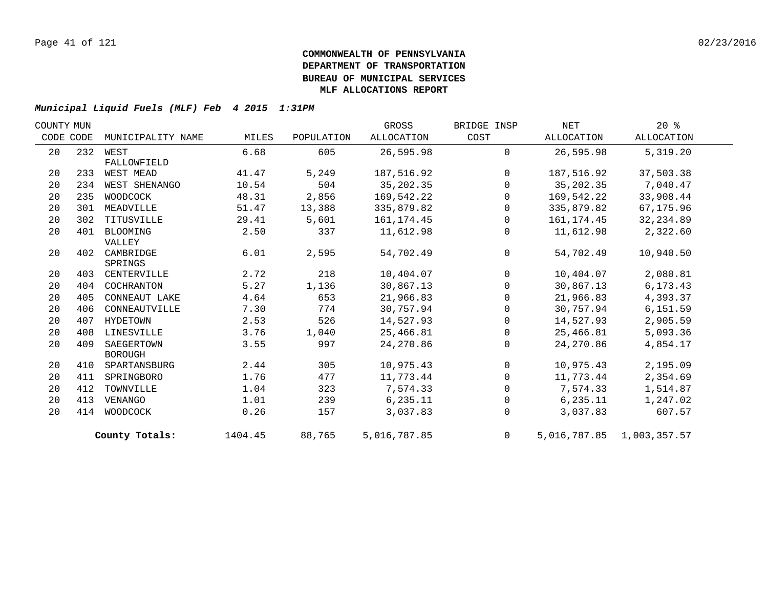**COMMONWEALTH OF PENNSYLVANIA**
**DEPARTMENT OF TRANSPORTATION**
**BUREAU OF MUNICIPAL SERVICES**
**MLF ALLOCATIONS REPORT**

***Municipal Liquid Fuels (MLF) Feb 4 2015 1:31PM***

| COUNTY CODE | MUN CODE | MUNICIPALITY NAME | MILES | POPULATION | GROSS ALLOCATION | BRIDGE INSP COST | NET ALLOCATION | 20 % ALLOCATION |
|---|---|---|---|---|---|---|---|---|
| 20 | 232 | WEST FALLOWFIELD | 6.68 | 605 | 26,595.98 | 0 | 26,595.98 | 5,319.20 |
| 20 | 233 | WEST MEAD | 41.47 | 5,249 | 187,516.92 | 0 | 187,516.92 | 37,503.38 |
| 20 | 234 | WEST SHENANGO | 10.54 | 504 | 35,202.35 | 0 | 35,202.35 | 7,040.47 |
| 20 | 235 | WOODCOCK | 48.31 | 2,856 | 169,542.22 | 0 | 169,542.22 | 33,908.44 |
| 20 | 301 | MEADVILLE | 51.47 | 13,388 | 335,879.82 | 0 | 335,879.82 | 67,175.96 |
| 20 | 302 | TITUSVILLE | 29.41 | 5,601 | 161,174.45 | 0 | 161,174.45 | 32,234.89 |
| 20 | 401 | BLOOMING VALLEY | 2.50 | 337 | 11,612.98 | 0 | 11,612.98 | 2,322.60 |
| 20 | 402 | CAMBRIDGE SPRINGS | 6.01 | 2,595 | 54,702.49 | 0 | 54,702.49 | 10,940.50 |
| 20 | 403 | CENTERVILLE | 2.72 | 218 | 10,404.07 | 0 | 10,404.07 | 2,080.81 |
| 20 | 404 | COCHRANTON | 5.27 | 1,136 | 30,867.13 | 0 | 30,867.13 | 6,173.43 |
| 20 | 405 | CONNEAUT LAKE | 4.64 | 653 | 21,966.83 | 0 | 21,966.83 | 4,393.37 |
| 20 | 406 | CONNEAUTVILLE | 7.30 | 774 | 30,757.94 | 0 | 30,757.94 | 6,151.59 |
| 20 | 407 | HYDETOWN | 2.53 | 526 | 14,527.93 | 0 | 14,527.93 | 2,905.59 |
| 20 | 408 | LINESVILLE | 3.76 | 1,040 | 25,466.81 | 0 | 25,466.81 | 5,093.36 |
| 20 | 409 | SAEGERTOWN BOROUGH | 3.55 | 997 | 24,270.86 | 0 | 24,270.86 | 4,854.17 |
| 20 | 410 | SPARTANSBURG | 2.44 | 305 | 10,975.43 | 0 | 10,975.43 | 2,195.09 |
| 20 | 411 | SPRINGBORO | 1.76 | 477 | 11,773.44 | 0 | 11,773.44 | 2,354.69 |
| 20 | 412 | TOWNVILLE | 1.04 | 323 | 7,574.33 | 0 | 7,574.33 | 1,514.87 |
| 20 | 413 | VENANGO | 1.01 | 239 | 6,235.11 | 0 | 6,235.11 | 1,247.02 |
| 20 | 414 | WOODCOCK | 0.26 | 157 | 3,037.83 | 0 | 3,037.83 | 607.57 |
| | | **County Totals:** | 1404.45 | 88,765 | 5,016,787.85 | 0 | 5,016,787.85 | 1,003,357.57 |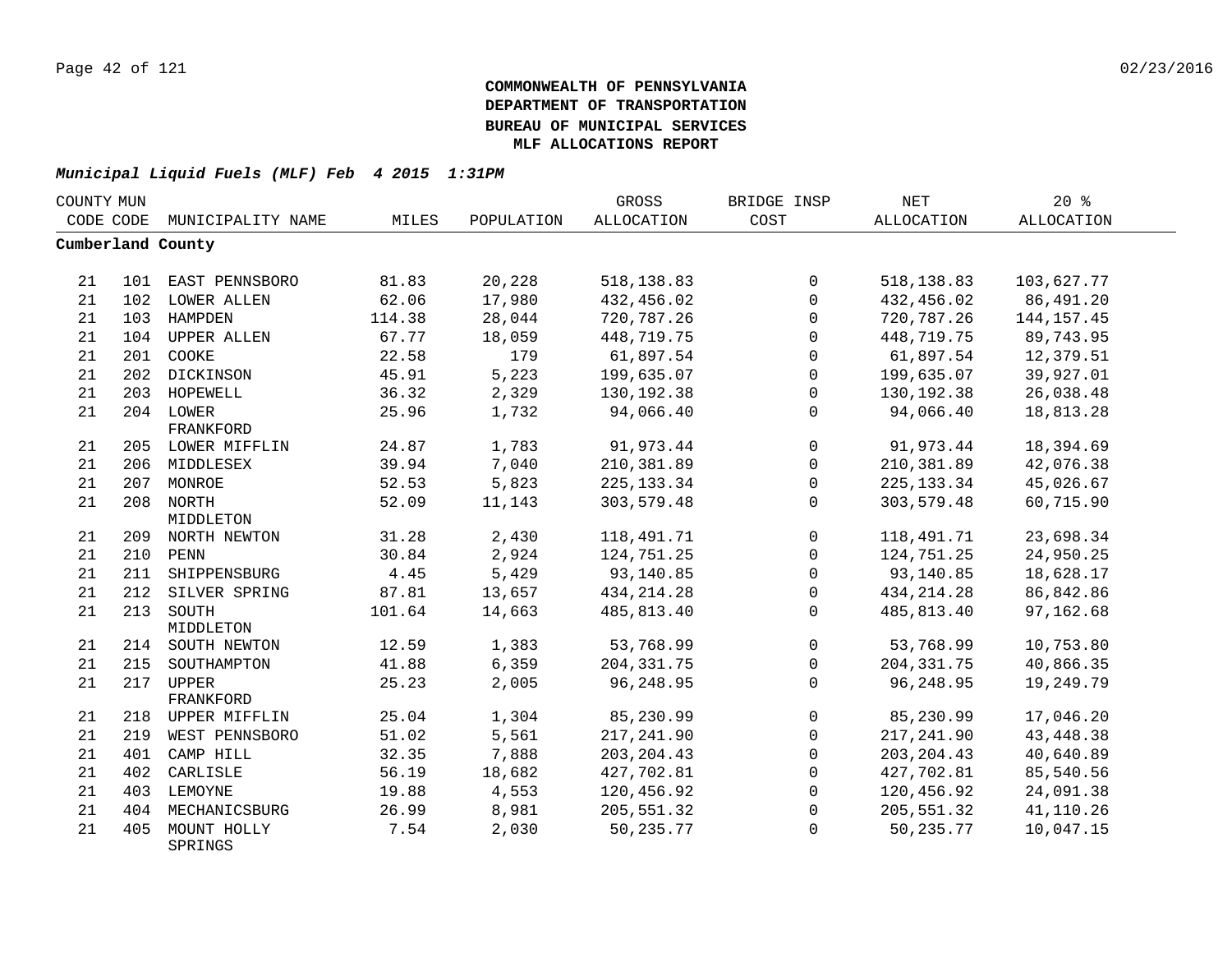**COMMONWEALTH OF PENNSYLVANIA**
**DEPARTMENT OF TRANSPORTATION**
**BUREAU OF MUNICIPAL SERVICES**
**MLF ALLOCATIONS REPORT**

***Municipal Liquid Fuels (MLF) Feb 4 2015 1:31PM***

| COUNTY CODE | MUN CODE | MUNICIPALITY NAME | MILES | POPULATION | GROSS ALLOCATION | BRIDGE INSP COST | NET ALLOCATION | 20 % ALLOCATION |
|---|---|---|---|---|---|---|---|---|
| **Cumberland County** | | | | | | | | |
| 21 | 101 | EAST PENNSBORO | 81.83 | 20,228 | 518,138.83 | 0 | 518,138.83 | 103,627.77 |
| 21 | 102 | LOWER ALLEN | 62.06 | 17,980 | 432,456.02 | 0 | 432,456.02 | 86,491.20 |
| 21 | 103 | HAMPDEN | 114.38 | 28,044 | 720,787.26 | 0 | 720,787.26 | 144,157.45 |
| 21 | 104 | UPPER ALLEN | 67.77 | 18,059 | 448,719.75 | 0 | 448,719.75 | 89,743.95 |
| 21 | 201 | COOKE | 22.58 | 179 | 61,897.54 | 0 | 61,897.54 | 12,379.51 |
| 21 | 202 | DICKINSON | 45.91 | 5,223 | 199,635.07 | 0 | 199,635.07 | 39,927.01 |
| 21 | 203 | HOPEWELL | 36.32 | 2,329 | 130,192.38 | 0 | 130,192.38 | 26,038.48 |
| 21 | 204 | LOWER FRANKFORD | 25.96 | 1,732 | 94,066.40 | 0 | 94,066.40 | 18,813.28 |
| 21 | 205 | LOWER MIFFLIN | 24.87 | 1,783 | 91,973.44 | 0 | 91,973.44 | 18,394.69 |
| 21 | 206 | MIDDLESEX | 39.94 | 7,040 | 210,381.89 | 0 | 210,381.89 | 42,076.38 |
| 21 | 207 | MONROE | 52.53 | 5,823 | 225,133.34 | 0 | 225,133.34 | 45,026.67 |
| 21 | 208 | NORTH MIDDLETON | 52.09 | 11,143 | 303,579.48 | 0 | 303,579.48 | 60,715.90 |
| 21 | 209 | NORTH NEWTON | 31.28 | 2,430 | 118,491.71 | 0 | 118,491.71 | 23,698.34 |
| 21 | 210 | PENN | 30.84 | 2,924 | 124,751.25 | 0 | 124,751.25 | 24,950.25 |
| 21 | 211 | SHIPPENSBURG | 4.45 | 5,429 | 93,140.85 | 0 | 93,140.85 | 18,628.17 |
| 21 | 212 | SILVER SPRING | 87.81 | 13,657 | 434,214.28 | 0 | 434,214.28 | 86,842.86 |
| 21 | 213 | SOUTH MIDDLETON | 101.64 | 14,663 | 485,813.40 | 0 | 485,813.40 | 97,162.68 |
| 21 | 214 | SOUTH NEWTON | 12.59 | 1,383 | 53,768.99 | 0 | 53,768.99 | 10,753.80 |
| 21 | 215 | SOUTHAMPTON | 41.88 | 6,359 | 204,331.75 | 0 | 204,331.75 | 40,866.35 |
| 21 | 217 | UPPER FRANKFORD | 25.23 | 2,005 | 96,248.95 | 0 | 96,248.95 | 19,249.79 |
| 21 | 218 | UPPER MIFFLIN | 25.04 | 1,304 | 85,230.99 | 0 | 85,230.99 | 17,046.20 |
| 21 | 219 | WEST PENNSBORO | 51.02 | 5,561 | 217,241.90 | 0 | 217,241.90 | 43,448.38 |
| 21 | 401 | CAMP HILL | 32.35 | 7,888 | 203,204.43 | 0 | 203,204.43 | 40,640.89 |
| 21 | 402 | CARLISLE | 56.19 | 18,682 | 427,702.81 | 0 | 427,702.81 | 85,540.56 |
| 21 | 403 | LEMOYNE | 19.88 | 4,553 | 120,456.92 | 0 | 120,456.92 | 24,091.38 |
| 21 | 404 | MECHANICSBURG | 26.99 | 8,981 | 205,551.32 | 0 | 205,551.32 | 41,110.26 |
| 21 | 405 | MOUNT HOLLY SPRINGS | 7.54 | 2,030 | 50,235.77 | 0 | 50,235.77 | 10,047.15 |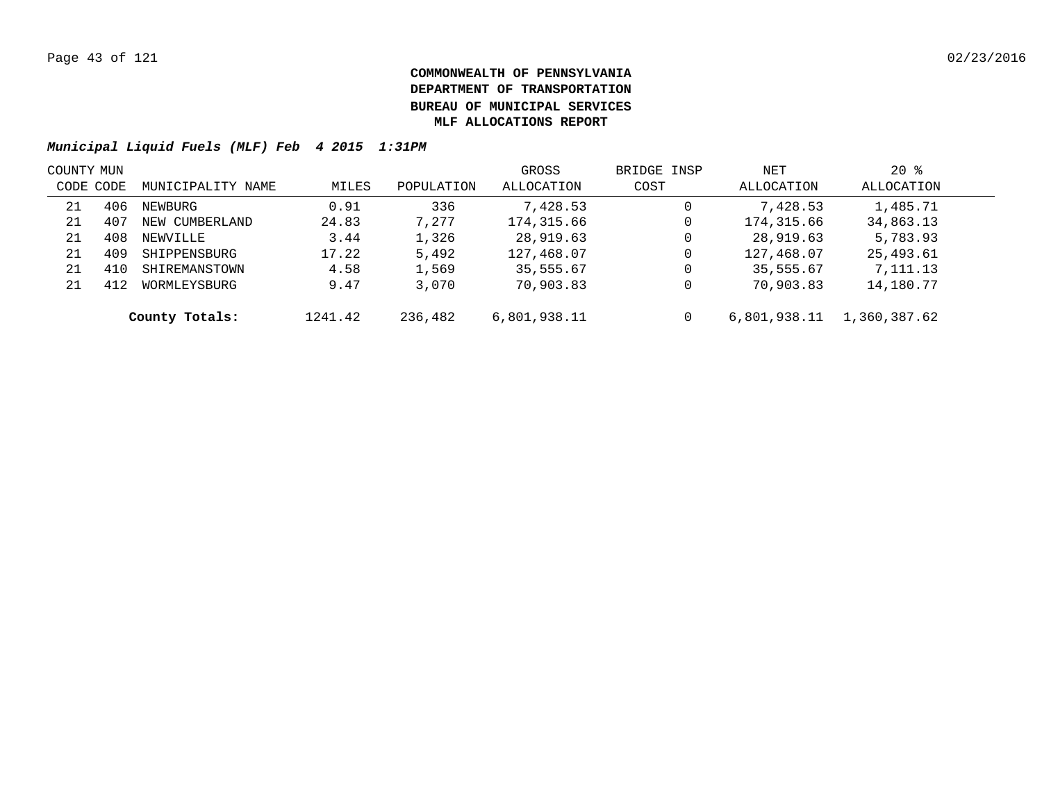**COMMONWEALTH OF PENNSYLVANIA**
**DEPARTMENT OF TRANSPORTATION**
**BUREAU OF MUNICIPAL SERVICES**
**MLF ALLOCATIONS REPORT**

***Municipal Liquid Fuels (MLF) Feb 4 2015 1:31PM***

| COUNTY CODE | MUN CODE | MUNICIPALITY NAME | MILES | POPULATION | GROSS ALLOCATION | BRIDGE INSP COST | NET ALLOCATION | 20 % ALLOCATION |
|---|---|---|---|---|---|---|---|---|
| 21 | 406 | NEWBURG | 0.91 | 336 | 7,428.53 | 0 | 7,428.53 | 1,485.71 |
| 21 | 407 | NEW CUMBERLAND | 24.83 | 7,277 | 174,315.66 | 0 | 174,315.66 | 34,863.13 |
| 21 | 408 | NEWVILLE | 3.44 | 1,326 | 28,919.63 | 0 | 28,919.63 | 5,783.93 |
| 21 | 409 | SHIPPENSBURG | 17.22 | 5,492 | 127,468.07 | 0 | 127,468.07 | 25,493.61 |
| 21 | 410 | SHIREMANSTOWN | 4.58 | 1,569 | 35,555.67 | 0 | 35,555.67 | 7,111.13 |
| 21 | 412 | WORMLEYSBURG | 9.47 | 3,070 | 70,903.83 | 0 | 70,903.83 | 14,180.77 |
| | | **County Totals:** | 1241.42 | 236,482 | 6,801,938.11 | 0 | 6,801,938.11 | 1,360,387.62 |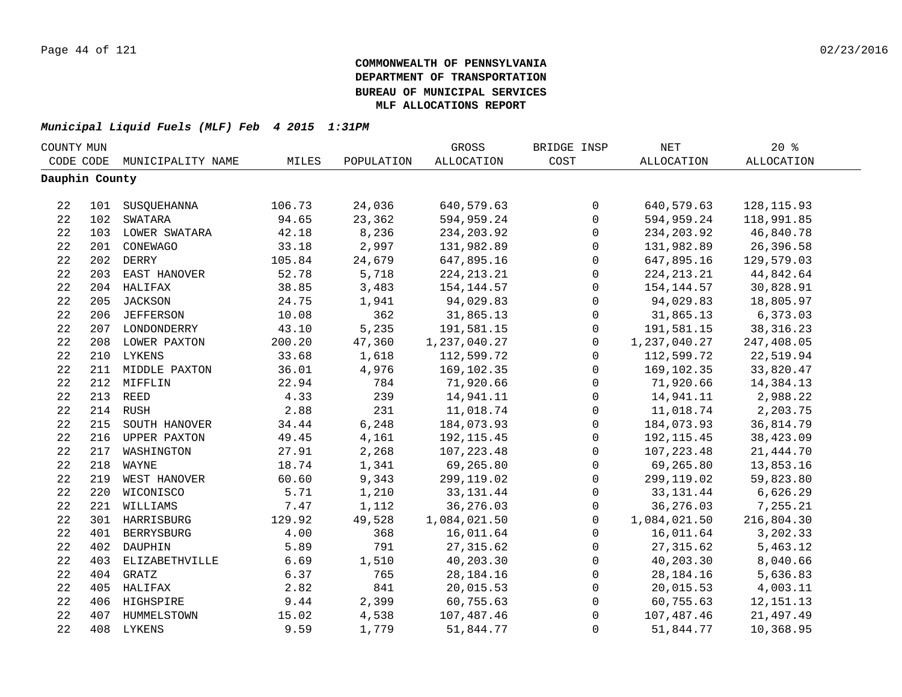**COMMONWEALTH OF PENNSYLVANIA**
**DEPARTMENT OF TRANSPORTATION**
**BUREAU OF MUNICIPAL SERVICES**
**MLF ALLOCATIONS REPORT**

***Municipal Liquid Fuels (MLF) Feb 4 2015 1:31PM***

| COUNTY CODE | MUN CODE | MUNICIPALITY NAME | MILES | POPULATION | GROSS ALLOCATION | BRIDGE INSP COST | NET ALLOCATION | 20 % ALLOCATION |
|---|---|---|---|---|---|---|---|---|
| **Dauphin County** | | | | | | | | |
| 22 | 101 | SUSQUEHANNA | 106.73 | 24,036 | 640,579.63 | 0 | 640,579.63 | 128,115.93 |
| 22 | 102 | SWATARA | 94.65 | 23,362 | 594,959.24 | 0 | 594,959.24 | 118,991.85 |
| 22 | 103 | LOWER SWATARA | 42.18 | 8,236 | 234,203.92 | 0 | 234,203.92 | 46,840.78 |
| 22 | 201 | CONEWAGO | 33.18 | 2,997 | 131,982.89 | 0 | 131,982.89 | 26,396.58 |
| 22 | 202 | DERRY | 105.84 | 24,679 | 647,895.16 | 0 | 647,895.16 | 129,579.03 |
| 22 | 203 | EAST HANOVER | 52.78 | 5,718 | 224,213.21 | 0 | 224,213.21 | 44,842.64 |
| 22 | 204 | HALIFAX | 38.85 | 3,483 | 154,144.57 | 0 | 154,144.57 | 30,828.91 |
| 22 | 205 | JACKSON | 24.75 | 1,941 | 94,029.83 | 0 | 94,029.83 | 18,805.97 |
| 22 | 206 | JEFFERSON | 10.08 | 362 | 31,865.13 | 0 | 31,865.13 | 6,373.03 |
| 22 | 207 | LONDONDERRY | 43.10 | 5,235 | 191,581.15 | 0 | 191,581.15 | 38,316.23 |
| 22 | 208 | LOWER PAXTON | 200.20 | 47,360 | 1,237,040.27 | 0 | 1,237,040.27 | 247,408.05 |
| 22 | 210 | LYKENS | 33.68 | 1,618 | 112,599.72 | 0 | 112,599.72 | 22,519.94 |
| 22 | 211 | MIDDLE PAXTON | 36.01 | 4,976 | 169,102.35 | 0 | 169,102.35 | 33,820.47 |
| 22 | 212 | MIFFLIN | 22.94 | 784 | 71,920.66 | 0 | 71,920.66 | 14,384.13 |
| 22 | 213 | REED | 4.33 | 239 | 14,941.11 | 0 | 14,941.11 | 2,988.22 |
| 22 | 214 | RUSH | 2.88 | 231 | 11,018.74 | 0 | 11,018.74 | 2,203.75 |
| 22 | 215 | SOUTH HANOVER | 34.44 | 6,248 | 184,073.93 | 0 | 184,073.93 | 36,814.79 |
| 22 | 216 | UPPER PAXTON | 49.45 | 4,161 | 192,115.45 | 0 | 192,115.45 | 38,423.09 |
| 22 | 217 | WASHINGTON | 27.91 | 2,268 | 107,223.48 | 0 | 107,223.48 | 21,444.70 |
| 22 | 218 | WAYNE | 18.74 | 1,341 | 69,265.80 | 0 | 69,265.80 | 13,853.16 |
| 22 | 219 | WEST HANOVER | 60.60 | 9,343 | 299,119.02 | 0 | 299,119.02 | 59,823.80 |
| 22 | 220 | WICONISCO | 5.71 | 1,210 | 33,131.44 | 0 | 33,131.44 | 6,626.29 |
| 22 | 221 | WILLIAMS | 7.47 | 1,112 | 36,276.03 | 0 | 36,276.03 | 7,255.21 |
| 22 | 301 | HARRISBURG | 129.92 | 49,528 | 1,084,021.50 | 0 | 1,084,021.50 | 216,804.30 |
| 22 | 401 | BERRYSBURG | 4.00 | 368 | 16,011.64 | 0 | 16,011.64 | 3,202.33 |
| 22 | 402 | DAUPHIN | 5.89 | 791 | 27,315.62 | 0 | 27,315.62 | 5,463.12 |
| 22 | 403 | ELIZABETHVILLE | 6.69 | 1,510 | 40,203.30 | 0 | 40,203.30 | 8,040.66 |
| 22 | 404 | GRATZ | 6.37 | 765 | 28,184.16 | 0 | 28,184.16 | 5,636.83 |
| 22 | 405 | HALIFAX | 2.82 | 841 | 20,015.53 | 0 | 20,015.53 | 4,003.11 |
| 22 | 406 | HIGHSPIRE | 9.44 | 2,399 | 60,755.63 | 0 | 60,755.63 | 12,151.13 |
| 22 | 407 | HUMMELSTOWN | 15.02 | 4,538 | 107,487.46 | 0 | 107,487.46 | 21,497.49 |
| 22 | 408 | LYKENS | 9.59 | 1,779 | 51,844.77 | 0 | 51,844.77 | 10,368.95 |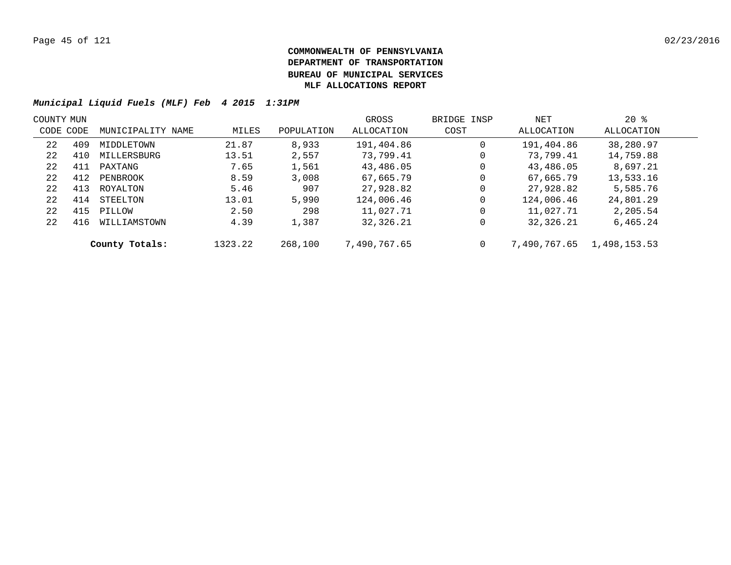**COMMONWEALTH OF PENNSYLVANIA**
**DEPARTMENT OF TRANSPORTATION**
**BUREAU OF MUNICIPAL SERVICES**
**MLF ALLOCATIONS REPORT**

***Municipal Liquid Fuels (MLF) Feb 4 2015 1:31PM***

| COUNTY CODE | MUN CODE | MUNICIPALITY NAME | MILES | POPULATION | GROSS ALLOCATION | BRIDGE INSP COST | NET ALLOCATION | 20 % ALLOCATION |
|---|---|---|---|---|---|---|---|---|
| 22 | 409 | MIDDLETOWN | 21.87 | 8,933 | 191,404.86 | 0 | 191,404.86 | 38,280.97 |
| 22 | 410 | MILLERSBURG | 13.51 | 2,557 | 73,799.41 | 0 | 73,799.41 | 14,759.88 |
| 22 | 411 | PAXTANG | 7.65 | 1,561 | 43,486.05 | 0 | 43,486.05 | 8,697.21 |
| 22 | 412 | PENBROOK | 8.59 | 3,008 | 67,665.79 | 0 | 67,665.79 | 13,533.16 |
| 22 | 413 | ROYALTON | 5.46 | 907 | 27,928.82 | 0 | 27,928.82 | 5,585.76 |
| 22 | 414 | STEELTON | 13.01 | 5,990 | 124,006.46 | 0 | 124,006.46 | 24,801.29 |
| 22 | 415 | PILLOW | 2.50 | 298 | 11,027.71 | 0 | 11,027.71 | 2,205.54 |
| 22 | 416 | WILLIAMSTOWN | 4.39 | 1,387 | 32,326.21 | 0 | 32,326.21 | 6,465.24 |
| | | **County Totals:** | 1323.22 | 268,100 | 7,490,767.65 | 0 | 7,490,767.65 | 1,498,153.53 |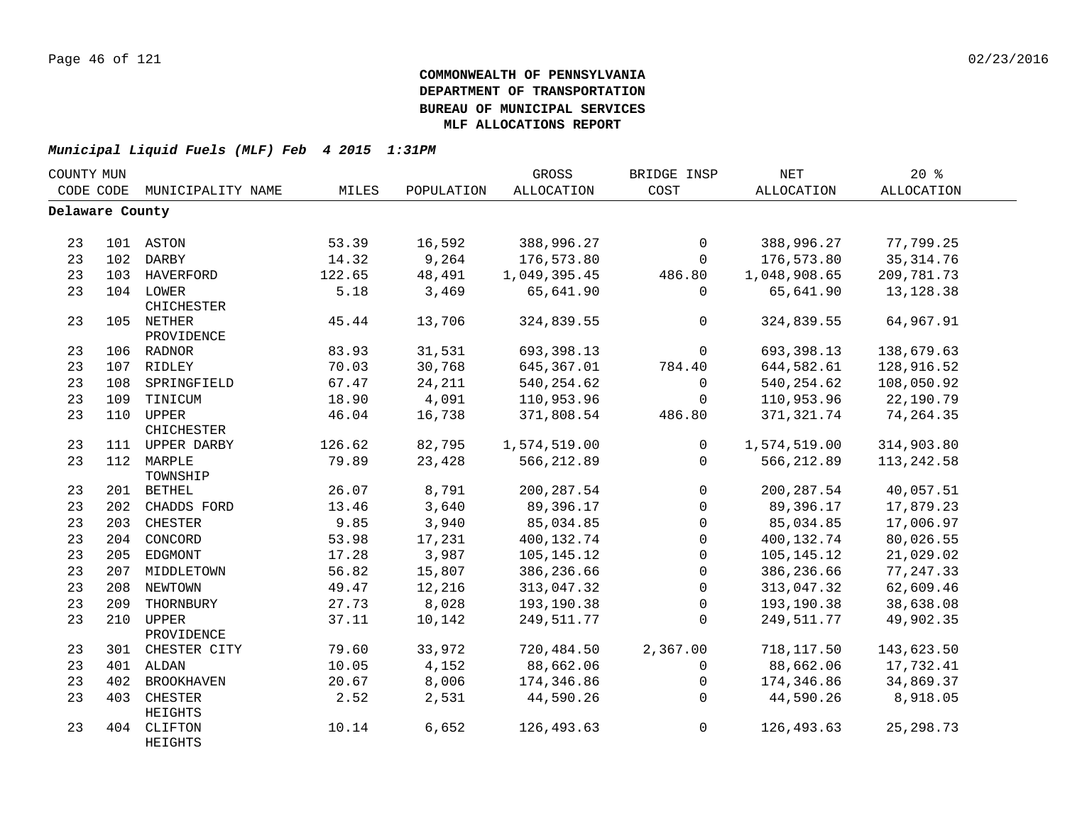**COMMONWEALTH OF PENNSYLVANIA**
**DEPARTMENT OF TRANSPORTATION**
**BUREAU OF MUNICIPAL SERVICES**
**MLF ALLOCATIONS REPORT**

***Municipal Liquid Fuels (MLF) Feb 4 2015 1:31PM***

| COUNTY CODE | MUN CODE | MUNICIPALITY NAME | MILES | POPULATION | GROSS ALLOCATION | BRIDGE INSP COST | NET ALLOCATION | 20 % ALLOCATION |
|---|---|---|---|---|---|---|---|---|
| **Delaware County** | | | | | | | | |
| 23 | 101 | ASTON | 53.39 | 16,592 | 388,996.27 | 0 | 388,996.27 | 77,799.25 |
| 23 | 102 | DARBY | 14.32 | 9,264 | 176,573.80 | 0 | 176,573.80 | 35,314.76 |
| 23 | 103 | HAVERFORD | 122.65 | 48,491 | 1,049,395.45 | 486.80 | 1,048,908.65 | 209,781.73 |
| 23 | 104 | LOWER CHICHESTER | 5.18 | 3,469 | 65,641.90 | 0 | 65,641.90 | 13,128.38 |
| 23 | 105 | NETHER PROVIDENCE | 45.44 | 13,706 | 324,839.55 | 0 | 324,839.55 | 64,967.91 |
| 23 | 106 | RADNOR | 83.93 | 31,531 | 693,398.13 | 0 | 693,398.13 | 138,679.63 |
| 23 | 107 | RIDLEY | 70.03 | 30,768 | 645,367.01 | 784.40 | 644,582.61 | 128,916.52 |
| 23 | 108 | SPRINGFIELD | 67.47 | 24,211 | 540,254.62 | 0 | 540,254.62 | 108,050.92 |
| 23 | 109 | TINICUM | 18.90 | 4,091 | 110,953.96 | 0 | 110,953.96 | 22,190.79 |
| 23 | 110 | UPPER CHICHESTER | 46.04 | 16,738 | 371,808.54 | 486.80 | 371,321.74 | 74,264.35 |
| 23 | 111 | UPPER DARBY | 126.62 | 82,795 | 1,574,519.00 | 0 | 1,574,519.00 | 314,903.80 |
| 23 | 112 | MARPLE TOWNSHIP | 79.89 | 23,428 | 566,212.89 | 0 | 566,212.89 | 113,242.58 |
| 23 | 201 | BETHEL | 26.07 | 8,791 | 200,287.54 | 0 | 200,287.54 | 40,057.51 |
| 23 | 202 | CHADDS FORD | 13.46 | 3,640 | 89,396.17 | 0 | 89,396.17 | 17,879.23 |
| 23 | 203 | CHESTER | 9.85 | 3,940 | 85,034.85 | 0 | 85,034.85 | 17,006.97 |
| 23 | 204 | CONCORD | 53.98 | 17,231 | 400,132.74 | 0 | 400,132.74 | 80,026.55 |
| 23 | 205 | EDGMONT | 17.28 | 3,987 | 105,145.12 | 0 | 105,145.12 | 21,029.02 |
| 23 | 207 | MIDDLETOWN | 56.82 | 15,807 | 386,236.66 | 0 | 386,236.66 | 77,247.33 |
| 23 | 208 | NEWTOWN | 49.47 | 12,216 | 313,047.32 | 0 | 313,047.32 | 62,609.46 |
| 23 | 209 | THORNBURY | 27.73 | 8,028 | 193,190.38 | 0 | 193,190.38 | 38,638.08 |
| 23 | 210 | UPPER PROVIDENCE | 37.11 | 10,142 | 249,511.77 | 0 | 249,511.77 | 49,902.35 |
| 23 | 301 | CHESTER CITY | 79.60 | 33,972 | 720,484.50 | 2,367.00 | 718,117.50 | 143,623.50 |
| 23 | 401 | ALDAN | 10.05 | 4,152 | 88,662.06 | 0 | 88,662.06 | 17,732.41 |
| 23 | 402 | BROOKHAVEN | 20.67 | 8,006 | 174,346.86 | 0 | 174,346.86 | 34,869.37 |
| 23 | 403 | CHESTER HEIGHTS | 2.52 | 2,531 | 44,590.26 | 0 | 44,590.26 | 8,918.05 |
| 23 | 404 | CLIFTON HEIGHTS | 10.14 | 6,652 | 126,493.63 | 0 | 126,493.63 | 25,298.73 |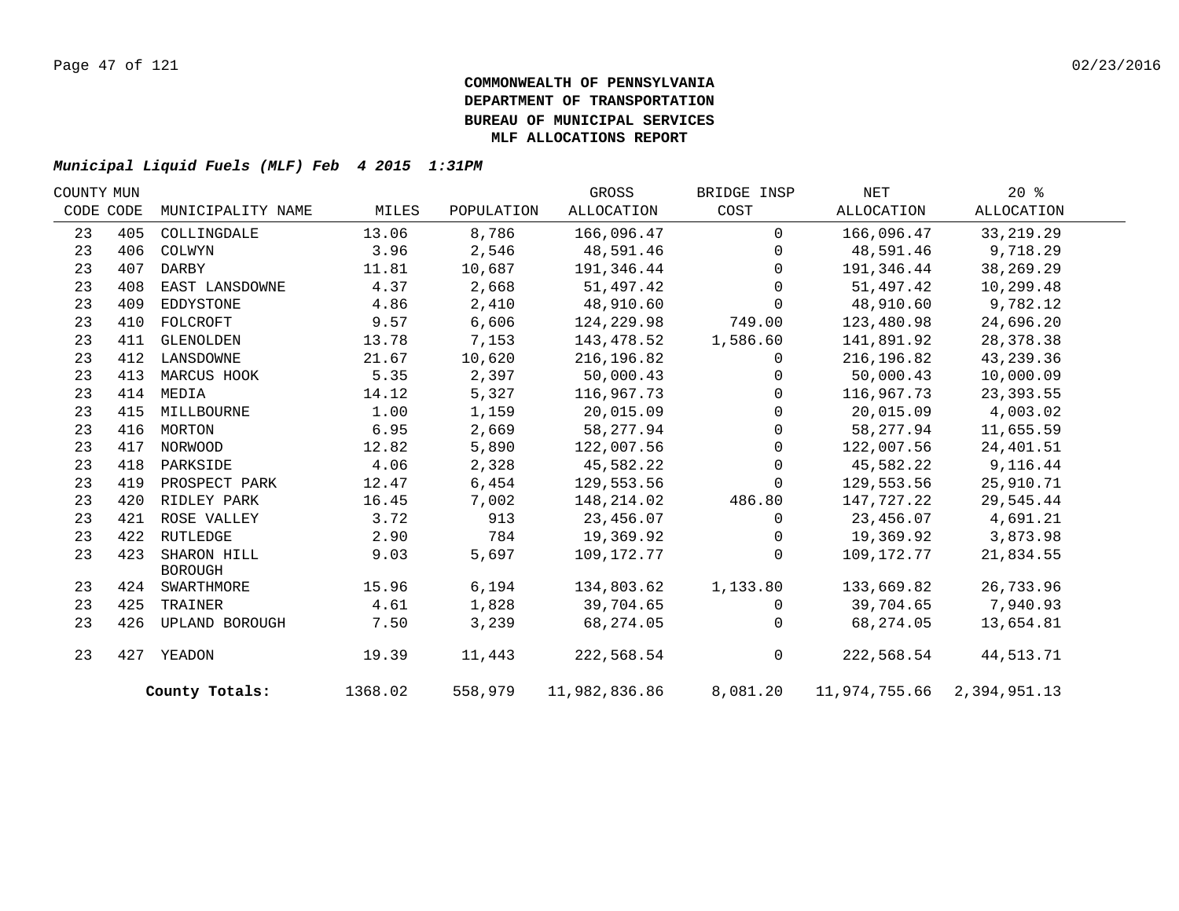**COMMONWEALTH OF PENNSYLVANIA**
**DEPARTMENT OF TRANSPORTATION**
**BUREAU OF MUNICIPAL SERVICES**
**MLF ALLOCATIONS REPORT**

***Municipal Liquid Fuels (MLF) Feb 4 2015 1:31PM***

| COUNTY CODE | MUN CODE | MUNICIPALITY NAME | MILES | POPULATION | GROSS ALLOCATION | BRIDGE INSP COST | NET ALLOCATION | 20 % ALLOCATION |
|---|---|---|---|---|---|---|---|---|
| 23 | 405 | COLLINGDALE | 13.06 | 8,786 | 166,096.47 | 0 | 166,096.47 | 33,219.29 |
| 23 | 406 | COLWYN | 3.96 | 2,546 | 48,591.46 | 0 | 48,591.46 | 9,718.29 |
| 23 | 407 | DARBY | 11.81 | 10,687 | 191,346.44 | 0 | 191,346.44 | 38,269.29 |
| 23 | 408 | EAST LANSDOWNE | 4.37 | 2,668 | 51,497.42 | 0 | 51,497.42 | 10,299.48 |
| 23 | 409 | EDDYSTONE | 4.86 | 2,410 | 48,910.60 | 0 | 48,910.60 | 9,782.12 |
| 23 | 410 | FOLCROFT | 9.57 | 6,606 | 124,229.98 | 749.00 | 123,480.98 | 24,696.20 |
| 23 | 411 | GLENOLDEN | 13.78 | 7,153 | 143,478.52 | 1,586.60 | 141,891.92 | 28,378.38 |
| 23 | 412 | LANSDOWNE | 21.67 | 10,620 | 216,196.82 | 0 | 216,196.82 | 43,239.36 |
| 23 | 413 | MARCUS HOOK | 5.35 | 2,397 | 50,000.43 | 0 | 50,000.43 | 10,000.09 |
| 23 | 414 | MEDIA | 14.12 | 5,327 | 116,967.73 | 0 | 116,967.73 | 23,393.55 |
| 23 | 415 | MILLBOURNE | 1.00 | 1,159 | 20,015.09 | 0 | 20,015.09 | 4,003.02 |
| 23 | 416 | MORTON | 6.95 | 2,669 | 58,277.94 | 0 | 58,277.94 | 11,655.59 |
| 23 | 417 | NORWOOD | 12.82 | 5,890 | 122,007.56 | 0 | 122,007.56 | 24,401.51 |
| 23 | 418 | PARKSIDE | 4.06 | 2,328 | 45,582.22 | 0 | 45,582.22 | 9,116.44 |
| 23 | 419 | PROSPECT PARK | 12.47 | 6,454 | 129,553.56 | 0 | 129,553.56 | 25,910.71 |
| 23 | 420 | RIDLEY PARK | 16.45 | 7,002 | 148,214.02 | 486.80 | 147,727.22 | 29,545.44 |
| 23 | 421 | ROSE VALLEY | 3.72 | 913 | 23,456.07 | 0 | 23,456.07 | 4,691.21 |
| 23 | 422 | RUTLEDGE | 2.90 | 784 | 19,369.92 | 0 | 19,369.92 | 3,873.98 |
| 23 | 423 | SHARON HILL BOROUGH | 9.03 | 5,697 | 109,172.77 | 0 | 109,172.77 | 21,834.55 |
| 23 | 424 | SWARTHMORE | 15.96 | 6,194 | 134,803.62 | 1,133.80 | 133,669.82 | 26,733.96 |
| 23 | 425 | TRAINER | 4.61 | 1,828 | 39,704.65 | 0 | 39,704.65 | 7,940.93 |
| 23 | 426 | UPLAND BOROUGH | 7.50 | 3,239 | 68,274.05 | 0 | 68,274.05 | 13,654.81 |
| 23 | 427 | YEADON | 19.39 | 11,443 | 222,568.54 | 0 | 222,568.54 | 44,513.71 |
| | | **County Totals:** | 1368.02 | 558,979 | 11,982,836.86 | 8,081.20 | 11,974,755.66 | 2,394,951.13 |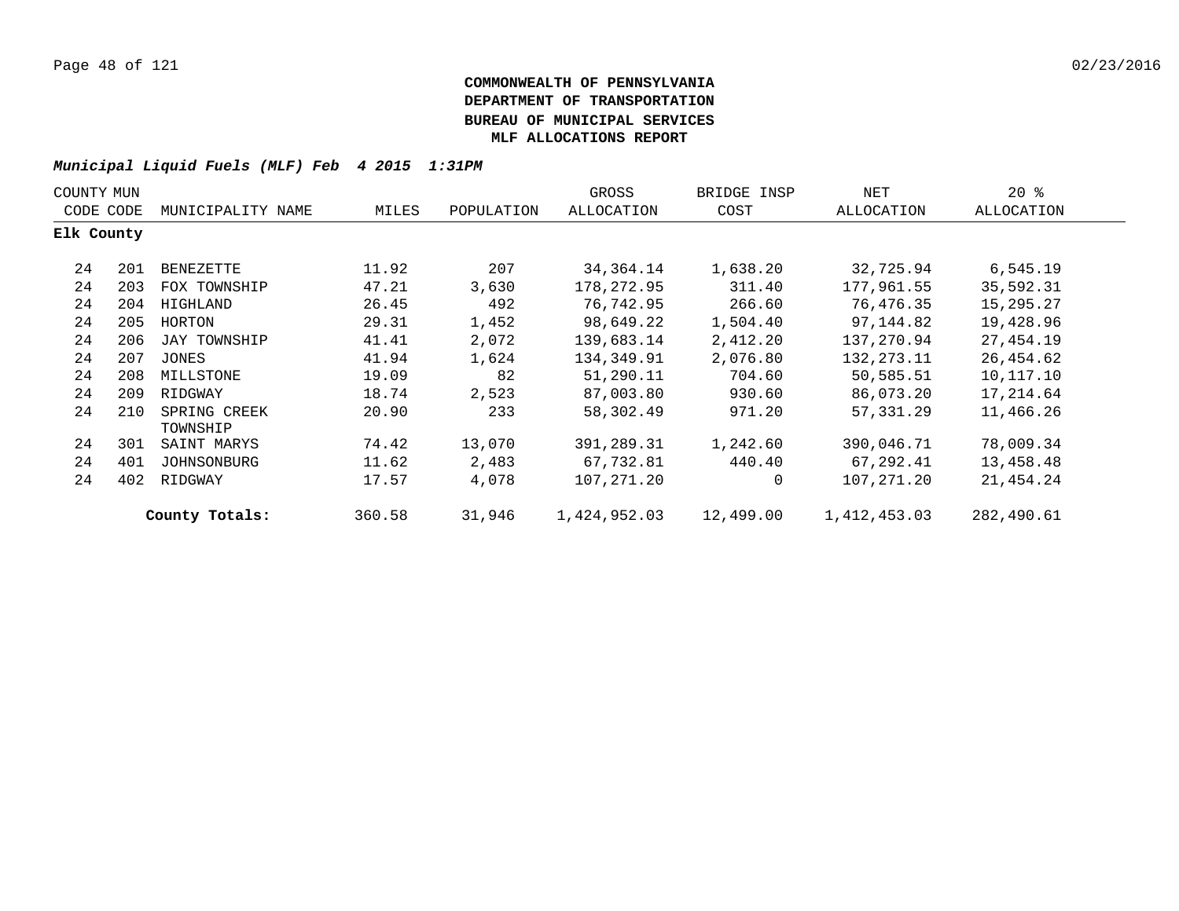**COMMONWEALTH OF PENNSYLVANIA**
**DEPARTMENT OF TRANSPORTATION**
**BUREAU OF MUNICIPAL SERVICES**
**MLF ALLOCATIONS REPORT**

***Municipal Liquid Fuels (MLF) Feb 4 2015 1:31PM***

| COUNTY CODE | MUN CODE | MUNICIPALITY NAME | MILES | POPULATION | GROSS ALLOCATION | BRIDGE INSP COST | NET ALLOCATION | 20 % ALLOCATION |
|---|---|---|---|---|---|---|---|---|
| **Elk County** | | | | | | | | |
| 24 | 201 | BENEZETTE | 11.92 | 207 | 34,364.14 | 1,638.20 | 32,725.94 | 6,545.19 |
| 24 | 203 | FOX TOWNSHIP | 47.21 | 3,630 | 178,272.95 | 311.40 | 177,961.55 | 35,592.31 |
| 24 | 204 | HIGHLAND | 26.45 | 492 | 76,742.95 | 266.60 | 76,476.35 | 15,295.27 |
| 24 | 205 | HORTON | 29.31 | 1,452 | 98,649.22 | 1,504.40 | 97,144.82 | 19,428.96 |
| 24 | 206 | JAY TOWNSHIP | 41.41 | 2,072 | 139,683.14 | 2,412.20 | 137,270.94 | 27,454.19 |
| 24 | 207 | JONES | 41.94 | 1,624 | 134,349.91 | 2,076.80 | 132,273.11 | 26,454.62 |
| 24 | 208 | MILLSTONE | 19.09 | 82 | 51,290.11 | 704.60 | 50,585.51 | 10,117.10 |
| 24 | 209 | RIDGWAY | 18.74 | 2,523 | 87,003.80 | 930.60 | 86,073.20 | 17,214.64 |
| 24 | 210 | SPRING CREEK TOWNSHIP | 20.90 | 233 | 58,302.49 | 971.20 | 57,331.29 | 11,466.26 |
| 24 | 301 | SAINT MARYS | 74.42 | 13,070 | 391,289.31 | 1,242.60 | 390,046.71 | 78,009.34 |
| 24 | 401 | JOHNSONBURG | 11.62 | 2,483 | 67,732.81 | 440.40 | 67,292.41 | 13,458.48 |
| 24 | 402 | RIDGWAY | 17.57 | 4,078 | 107,271.20 | 0 | 107,271.20 | 21,454.24 |
| | | **County Totals:** | 360.58 | 31,946 | 1,424,952.03 | 12,499.00 | 1,412,453.03 | 282,490.61 |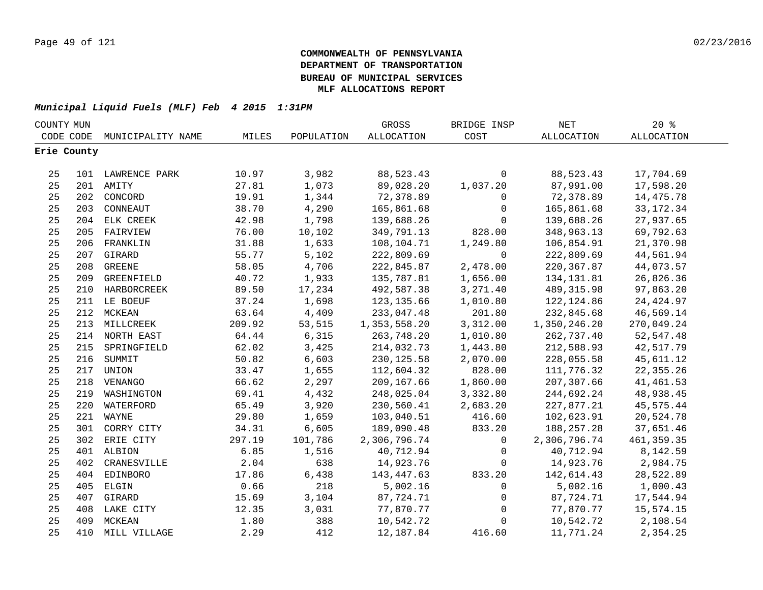**COMMONWEALTH OF PENNSYLVANIA**
**DEPARTMENT OF TRANSPORTATION**
**BUREAU OF MUNICIPAL SERVICES**
**MLF ALLOCATIONS REPORT**

***Municipal Liquid Fuels (MLF) Feb 4 2015 1:31PM***

| COUNTY CODE | MUN CODE | MUNICIPALITY NAME | MILES | POPULATION | GROSS ALLOCATION | BRIDGE INSP COST | NET ALLOCATION | 20 % ALLOCATION |
|---|---|---|---|---|---|---|---|---|
| **Erie County** | | | | | | | | |
| 25 | 101 | LAWRENCE PARK | 10.97 | 3,982 | 88,523.43 | 0 | 88,523.43 | 17,704.69 |
| 25 | 201 | AMITY | 27.81 | 1,073 | 89,028.20 | 1,037.20 | 87,991.00 | 17,598.20 |
| 25 | 202 | CONCORD | 19.91 | 1,344 | 72,378.89 | 0 | 72,378.89 | 14,475.78 |
| 25 | 203 | CONNEAUT | 38.70 | 4,290 | 165,861.68 | 0 | 165,861.68 | 33,172.34 |
| 25 | 204 | ELK CREEK | 42.98 | 1,798 | 139,688.26 | 0 | 139,688.26 | 27,937.65 |
| 25 | 205 | FAIRVIEW | 76.00 | 10,102 | 349,791.13 | 828.00 | 348,963.13 | 69,792.63 |
| 25 | 206 | FRANKLIN | 31.88 | 1,633 | 108,104.71 | 1,249.80 | 106,854.91 | 21,370.98 |
| 25 | 207 | GIRARD | 55.77 | 5,102 | 222,809.69 | 0 | 222,809.69 | 44,561.94 |
| 25 | 208 | GREENE | 58.05 | 4,706 | 222,845.87 | 2,478.00 | 220,367.87 | 44,073.57 |
| 25 | 209 | GREENFIELD | 40.72 | 1,933 | 135,787.81 | 1,656.00 | 134,131.81 | 26,826.36 |
| 25 | 210 | HARBORCREEK | 89.50 | 17,234 | 492,587.38 | 3,271.40 | 489,315.98 | 97,863.20 |
| 25 | 211 | LE BOEUF | 37.24 | 1,698 | 123,135.66 | 1,010.80 | 122,124.86 | 24,424.97 |
| 25 | 212 | MCKEAN | 63.64 | 4,409 | 233,047.48 | 201.80 | 232,845.68 | 46,569.14 |
| 25 | 213 | MILLCREEK | 209.92 | 53,515 | 1,353,558.20 | 3,312.00 | 1,350,246.20 | 270,049.24 |
| 25 | 214 | NORTH EAST | 64.44 | 6,315 | 263,748.20 | 1,010.80 | 262,737.40 | 52,547.48 |
| 25 | 215 | SPRINGFIELD | 62.02 | 3,425 | 214,032.73 | 1,443.80 | 212,588.93 | 42,517.79 |
| 25 | 216 | SUMMIT | 50.82 | 6,603 | 230,125.58 | 2,070.00 | 228,055.58 | 45,611.12 |
| 25 | 217 | UNION | 33.47 | 1,655 | 112,604.32 | 828.00 | 111,776.32 | 22,355.26 |
| 25 | 218 | VENANGO | 66.62 | 2,297 | 209,167.66 | 1,860.00 | 207,307.66 | 41,461.53 |
| 25 | 219 | WASHINGTON | 69.41 | 4,432 | 248,025.04 | 3,332.80 | 244,692.24 | 48,938.45 |
| 25 | 220 | WATERFORD | 65.49 | 3,920 | 230,560.41 | 2,683.20 | 227,877.21 | 45,575.44 |
| 25 | 221 | WAYNE | 29.80 | 1,659 | 103,040.51 | 416.60 | 102,623.91 | 20,524.78 |
| 25 | 301 | CORRY CITY | 34.31 | 6,605 | 189,090.48 | 833.20 | 188,257.28 | 37,651.46 |
| 25 | 302 | ERIE CITY | 297.19 | 101,786 | 2,306,796.74 | 0 | 2,306,796.74 | 461,359.35 |
| 25 | 401 | ALBION | 6.85 | 1,516 | 40,712.94 | 0 | 40,712.94 | 8,142.59 |
| 25 | 402 | CRANESVILLE | 2.04 | 638 | 14,923.76 | 0 | 14,923.76 | 2,984.75 |
| 25 | 404 | EDINBORO | 17.86 | 6,438 | 143,447.63 | 833.20 | 142,614.43 | 28,522.89 |
| 25 | 405 | ELGIN | 0.66 | 218 | 5,002.16 | 0 | 5,002.16 | 1,000.43 |
| 25 | 407 | GIRARD | 15.69 | 3,104 | 87,724.71 | 0 | 87,724.71 | 17,544.94 |
| 25 | 408 | LAKE CITY | 12.35 | 3,031 | 77,870.77 | 0 | 77,870.77 | 15,574.15 |
| 25 | 409 | MCKEAN | 1.80 | 388 | 10,542.72 | 0 | 10,542.72 | 2,108.54 |
| 25 | 410 | MILL VILLAGE | 2.29 | 412 | 12,187.84 | 416.60 | 11,771.24 | 2,354.25 |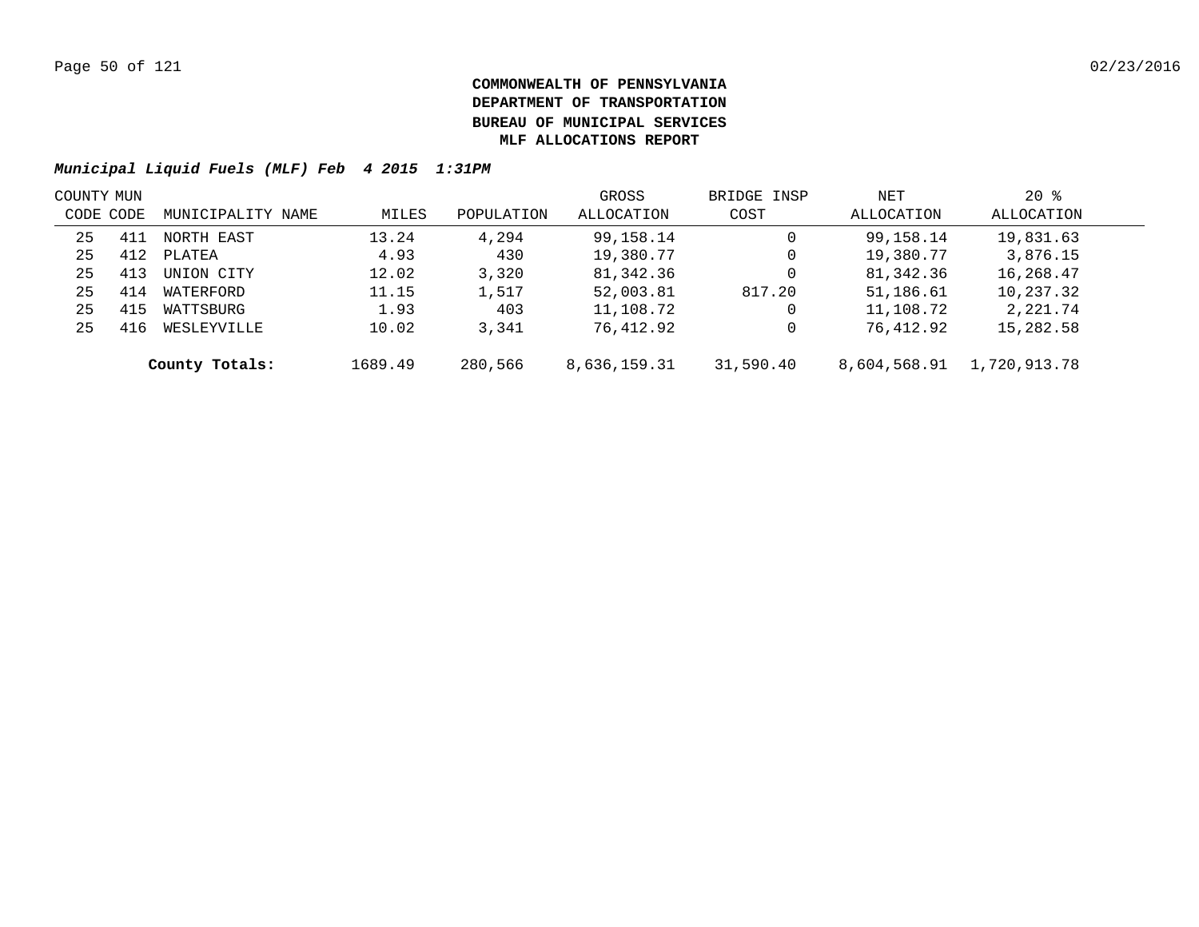**COMMONWEALTH OF PENNSYLVANIA**
**DEPARTMENT OF TRANSPORTATION**
**BUREAU OF MUNICIPAL SERVICES**
**MLF ALLOCATIONS REPORT**

***Municipal Liquid Fuels (MLF) Feb 4 2015 1:31PM***

| COUNTY CODE | MUN CODE | MUNICIPALITY NAME | MILES | POPULATION | GROSS ALLOCATION | BRIDGE INSP COST | NET ALLOCATION | 20 % ALLOCATION |
|---|---|---|---|---|---|---|---|---|
| 25 | 411 | NORTH EAST | 13.24 | 4,294 | 99,158.14 | 0 | 99,158.14 | 19,831.63 |
| 25 | 412 | PLATEA | 4.93 | 430 | 19,380.77 | 0 | 19,380.77 | 3,876.15 |
| 25 | 413 | UNION CITY | 12.02 | 3,320 | 81,342.36 | 0 | 81,342.36 | 16,268.47 |
| 25 | 414 | WATERFORD | 11.15 | 1,517 | 52,003.81 | 817.20 | 51,186.61 | 10,237.32 |
| 25 | 415 | WATTSBURG | 1.93 | 403 | 11,108.72 | 0 | 11,108.72 | 2,221.74 |
| 25 | 416 | WESLEYVILLE | 10.02 | 3,341 | 76,412.92 | 0 | 76,412.92 | 15,282.58 |
| | | **County Totals:** | 1689.49 | 280,566 | 8,636,159.31 | 31,590.40 | 8,604,568.91 | 1,720,913.78 |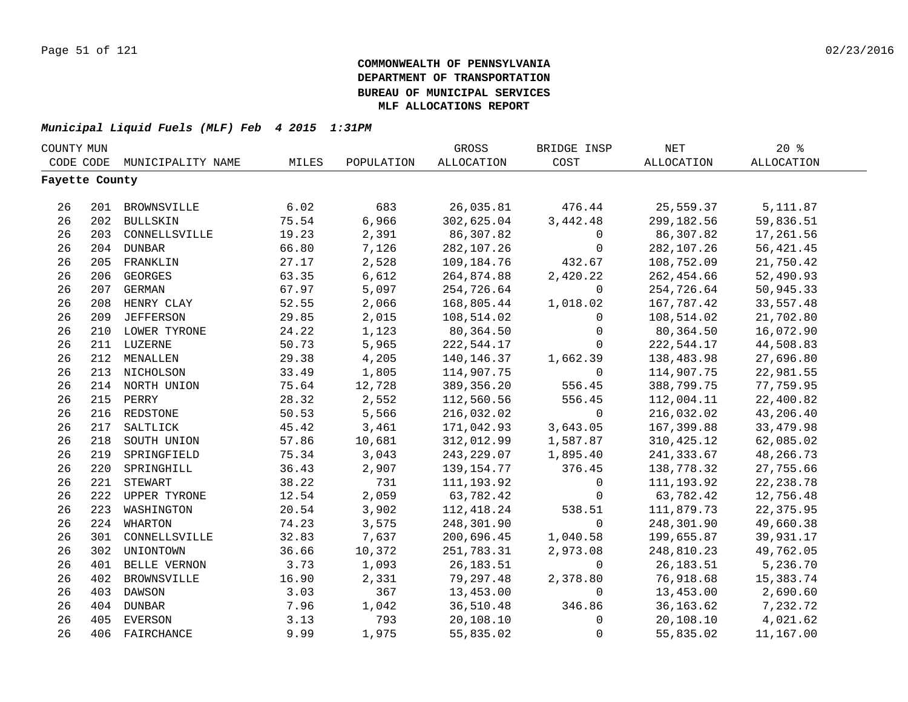**COMMONWEALTH OF PENNSYLVANIA**
**DEPARTMENT OF TRANSPORTATION**
**BUREAU OF MUNICIPAL SERVICES**
**MLF ALLOCATIONS REPORT**

***Municipal Liquid Fuels (MLF) Feb 4 2015 1:31PM***

| COUNTY CODE | MUN CODE | MUNICIPALITY NAME | MILES | POPULATION | GROSS ALLOCATION | BRIDGE INSP COST | NET ALLOCATION | 20 % ALLOCATION |
|---|---|---|---|---|---|---|---|---|
| **Fayette County** | | | | | | | | |
| 26 | 201 | BROWNSVILLE | 6.02 | 683 | 26,035.81 | 476.44 | 25,559.37 | 5,111.87 |
| 26 | 202 | BULLSKIN | 75.54 | 6,966 | 302,625.04 | 3,442.48 | 299,182.56 | 59,836.51 |
| 26 | 203 | CONNELLSVILLE | 19.23 | 2,391 | 86,307.82 | 0 | 86,307.82 | 17,261.56 |
| 26 | 204 | DUNBAR | 66.80 | 7,126 | 282,107.26 | 0 | 282,107.26 | 56,421.45 |
| 26 | 205 | FRANKLIN | 27.17 | 2,528 | 109,184.76 | 432.67 | 108,752.09 | 21,750.42 |
| 26 | 206 | GEORGES | 63.35 | 6,612 | 264,874.88 | 2,420.22 | 262,454.66 | 52,490.93 |
| 26 | 207 | GERMAN | 67.97 | 5,097 | 254,726.64 | 0 | 254,726.64 | 50,945.33 |
| 26 | 208 | HENRY CLAY | 52.55 | 2,066 | 168,805.44 | 1,018.02 | 167,787.42 | 33,557.48 |
| 26 | 209 | JEFFERSON | 29.85 | 2,015 | 108,514.02 | 0 | 108,514.02 | 21,702.80 |
| 26 | 210 | LOWER TYRONE | 24.22 | 1,123 | 80,364.50 | 0 | 80,364.50 | 16,072.90 |
| 26 | 211 | LUZERNE | 50.73 | 5,965 | 222,544.17 | 0 | 222,544.17 | 44,508.83 |
| 26 | 212 | MENALLEN | 29.38 | 4,205 | 140,146.37 | 1,662.39 | 138,483.98 | 27,696.80 |
| 26 | 213 | NICHOLSON | 33.49 | 1,805 | 114,907.75 | 0 | 114,907.75 | 22,981.55 |
| 26 | 214 | NORTH UNION | 75.64 | 12,728 | 389,356.20 | 556.45 | 388,799.75 | 77,759.95 |
| 26 | 215 | PERRY | 28.32 | 2,552 | 112,560.56 | 556.45 | 112,004.11 | 22,400.82 |
| 26 | 216 | REDSTONE | 50.53 | 5,566 | 216,032.02 | 0 | 216,032.02 | 43,206.40 |
| 26 | 217 | SALTLICK | 45.42 | 3,461 | 171,042.93 | 3,643.05 | 167,399.88 | 33,479.98 |
| 26 | 218 | SOUTH UNION | 57.86 | 10,681 | 312,012.99 | 1,587.87 | 310,425.12 | 62,085.02 |
| 26 | 219 | SPRINGFIELD | 75.34 | 3,043 | 243,229.07 | 1,895.40 | 241,333.67 | 48,266.73 |
| 26 | 220 | SPRINGHILL | 36.43 | 2,907 | 139,154.77 | 376.45 | 138,778.32 | 27,755.66 |
| 26 | 221 | STEWART | 38.22 | 731 | 111,193.92 | 0 | 111,193.92 | 22,238.78 |
| 26 | 222 | UPPER TYRONE | 12.54 | 2,059 | 63,782.42 | 0 | 63,782.42 | 12,756.48 |
| 26 | 223 | WASHINGTON | 20.54 | 3,902 | 112,418.24 | 538.51 | 111,879.73 | 22,375.95 |
| 26 | 224 | WHARTON | 74.23 | 3,575 | 248,301.90 | 0 | 248,301.90 | 49,660.38 |
| 26 | 301 | CONNELLSVILLE | 32.83 | 7,637 | 200,696.45 | 1,040.58 | 199,655.87 | 39,931.17 |
| 26 | 302 | UNIONTOWN | 36.66 | 10,372 | 251,783.31 | 2,973.08 | 248,810.23 | 49,762.05 |
| 26 | 401 | BELLE VERNON | 3.73 | 1,093 | 26,183.51 | 0 | 26,183.51 | 5,236.70 |
| 26 | 402 | BROWNSVILLE | 16.90 | 2,331 | 79,297.48 | 2,378.80 | 76,918.68 | 15,383.74 |
| 26 | 403 | DAWSON | 3.03 | 367 | 13,453.00 | 0 | 13,453.00 | 2,690.60 |
| 26 | 404 | DUNBAR | 7.96 | 1,042 | 36,510.48 | 346.86 | 36,163.62 | 7,232.72 |
| 26 | 405 | EVERSON | 3.13 | 793 | 20,108.10 | 0 | 20,108.10 | 4,021.62 |
| 26 | 406 | FAIRCHANCE | 9.99 | 1,975 | 55,835.02 | 0 | 55,835.02 | 11,167.00 |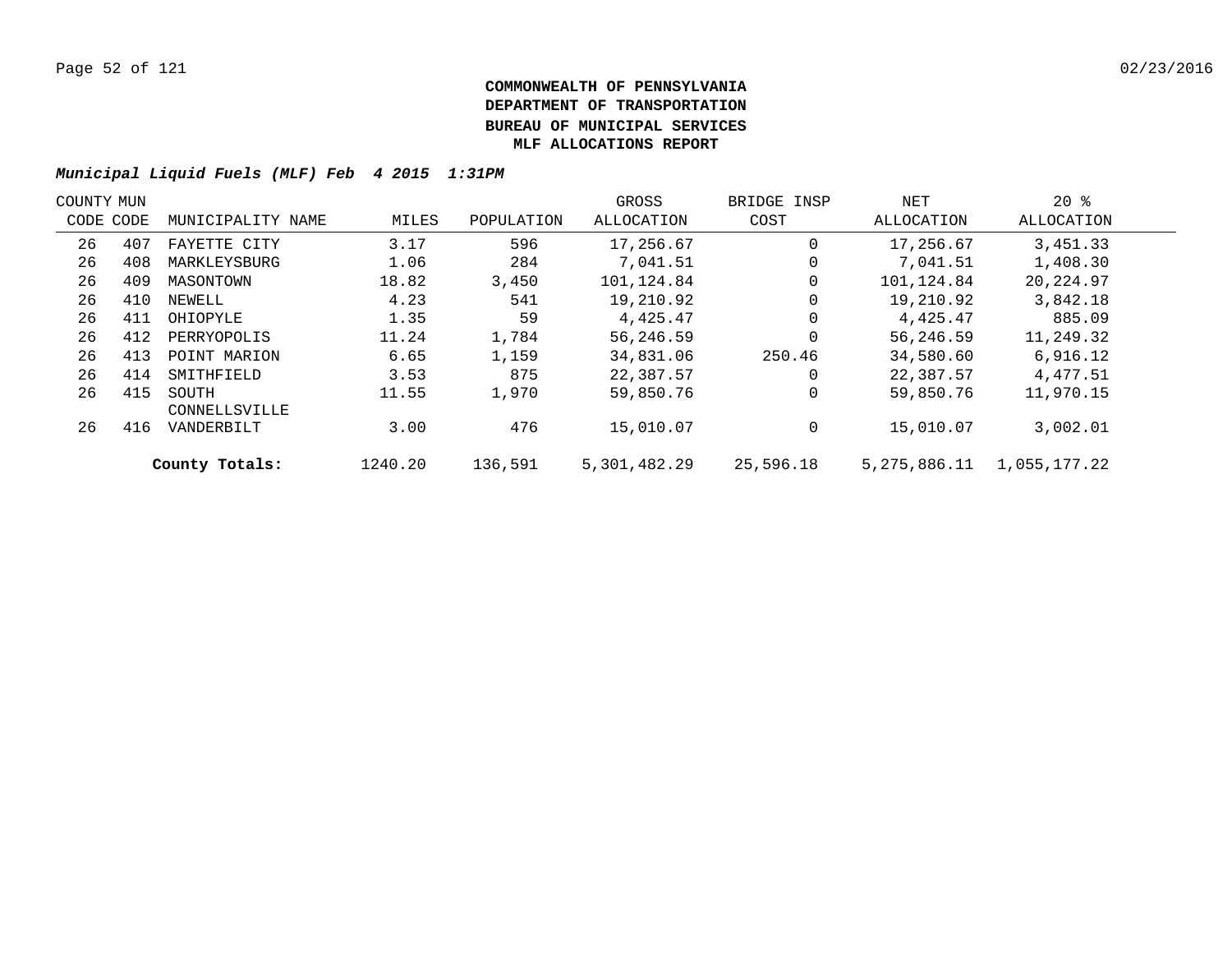**COMMONWEALTH OF PENNSYLVANIA**
**DEPARTMENT OF TRANSPORTATION**
**BUREAU OF MUNICIPAL SERVICES**
**MLF ALLOCATIONS REPORT**

***Municipal Liquid Fuels (MLF) Feb 4 2015 1:31PM***

| COUNTY CODE | MUN CODE | MUNICIPALITY NAME | MILES | POPULATION | GROSS ALLOCATION | BRIDGE INSP COST | NET ALLOCATION | 20 % ALLOCATION |
|---|---|---|---|---|---|---|---|---|
| 26 | 407 | FAYETTE CITY | 3.17 | 596 | 17,256.67 | 0 | 17,256.67 | 3,451.33 |
| 26 | 408 | MARKLEYSBURG | 1.06 | 284 | 7,041.51 | 0 | 7,041.51 | 1,408.30 |
| 26 | 409 | MASONTOWN | 18.82 | 3,450 | 101,124.84 | 0 | 101,124.84 | 20,224.97 |
| 26 | 410 | NEWELL | 4.23 | 541 | 19,210.92 | 0 | 19,210.92 | 3,842.18 |
| 26 | 411 | OHIOPYLE | 1.35 | 59 | 4,425.47 | 0 | 4,425.47 | 885.09 |
| 26 | 412 | PERRYOPOLIS | 11.24 | 1,784 | 56,246.59 | 0 | 56,246.59 | 11,249.32 |
| 26 | 413 | POINT MARION | 6.65 | 1,159 | 34,831.06 | 250.46 | 34,580.60 | 6,916.12 |
| 26 | 414 | SMITHFIELD | 3.53 | 875 | 22,387.57 | 0 | 22,387.57 | 4,477.51 |
| 26 | 415 | SOUTH CONNELLSVILLE | 11.55 | 1,970 | 59,850.76 | 0 | 59,850.76 | 11,970.15 |
| 26 | 416 | VANDERBILT | 3.00 | 476 | 15,010.07 | 0 | 15,010.07 | 3,002.01 |
| | | **County Totals:** | 1240.20 | 136,591 | 5,301,482.29 | 25,596.18 | 5,275,886.11 | 1,055,177.22 |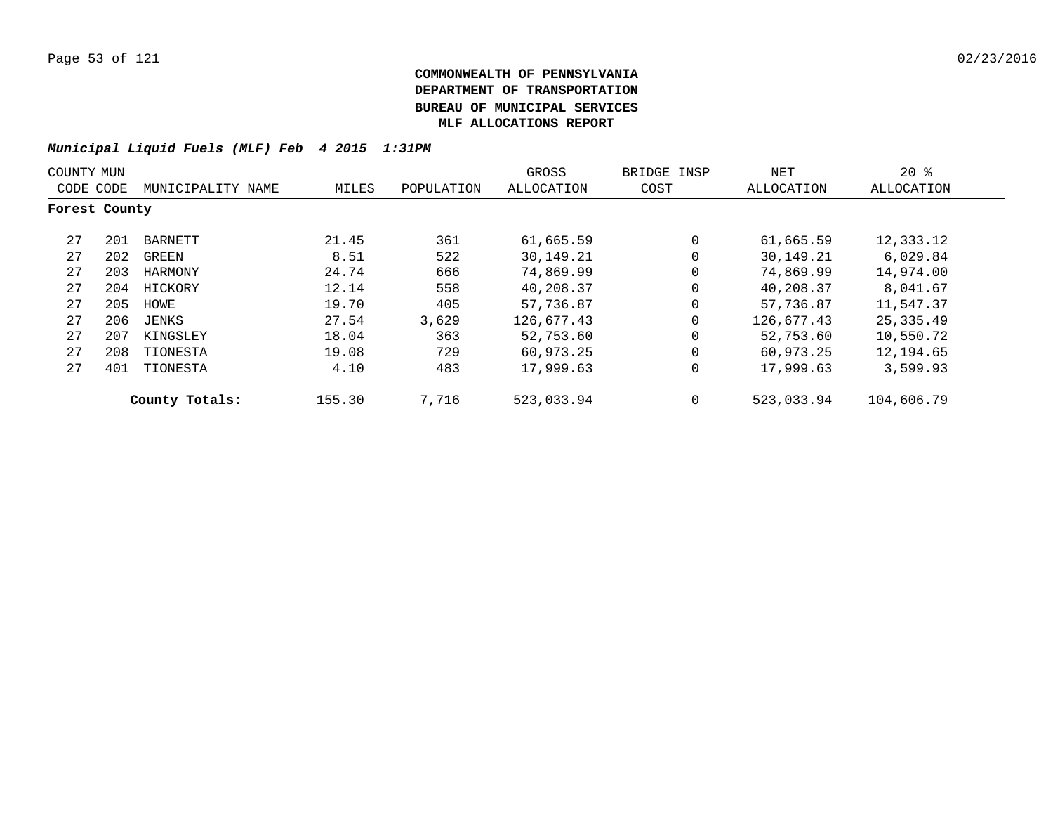**COMMONWEALTH OF PENNSYLVANIA**
**DEPARTMENT OF TRANSPORTATION**
**BUREAU OF MUNICIPAL SERVICES**
**MLF ALLOCATIONS REPORT**

***Municipal Liquid Fuels (MLF) Feb 4 2015 1:31PM***

| COUNTY CODE | MUN CODE | MUNICIPALITY NAME | MILES | POPULATION | GROSS ALLOCATION | BRIDGE INSP COST | NET ALLOCATION | 20 % ALLOCATION |
|---|---|---|---|---|---|---|---|---|
| **Forest County** | | | | | | | | |
| 27 | 201 | BARNETT | 21.45 | 361 | 61,665.59 | 0 | 61,665.59 | 12,333.12 |
| 27 | 202 | GREEN | 8.51 | 522 | 30,149.21 | 0 | 30,149.21 | 6,029.84 |
| 27 | 203 | HARMONY | 24.74 | 666 | 74,869.99 | 0 | 74,869.99 | 14,974.00 |
| 27 | 204 | HICKORY | 12.14 | 558 | 40,208.37 | 0 | 40,208.37 | 8,041.67 |
| 27 | 205 | HOWE | 19.70 | 405 | 57,736.87 | 0 | 57,736.87 | 11,547.37 |
| 27 | 206 | JENKS | 27.54 | 3,629 | 126,677.43 | 0 | 126,677.43 | 25,335.49 |
| 27 | 207 | KINGSLEY | 18.04 | 363 | 52,753.60 | 0 | 52,753.60 | 10,550.72 |
| 27 | 208 | TIONESTA | 19.08 | 729 | 60,973.25 | 0 | 60,973.25 | 12,194.65 |
| 27 | 401 | TIONESTA | 4.10 | 483 | 17,999.63 | 0 | 17,999.63 | 3,599.93 |
| | | **County Totals:** | 155.30 | 7,716 | 523,033.94 | 0 | 523,033.94 | 104,606.79 |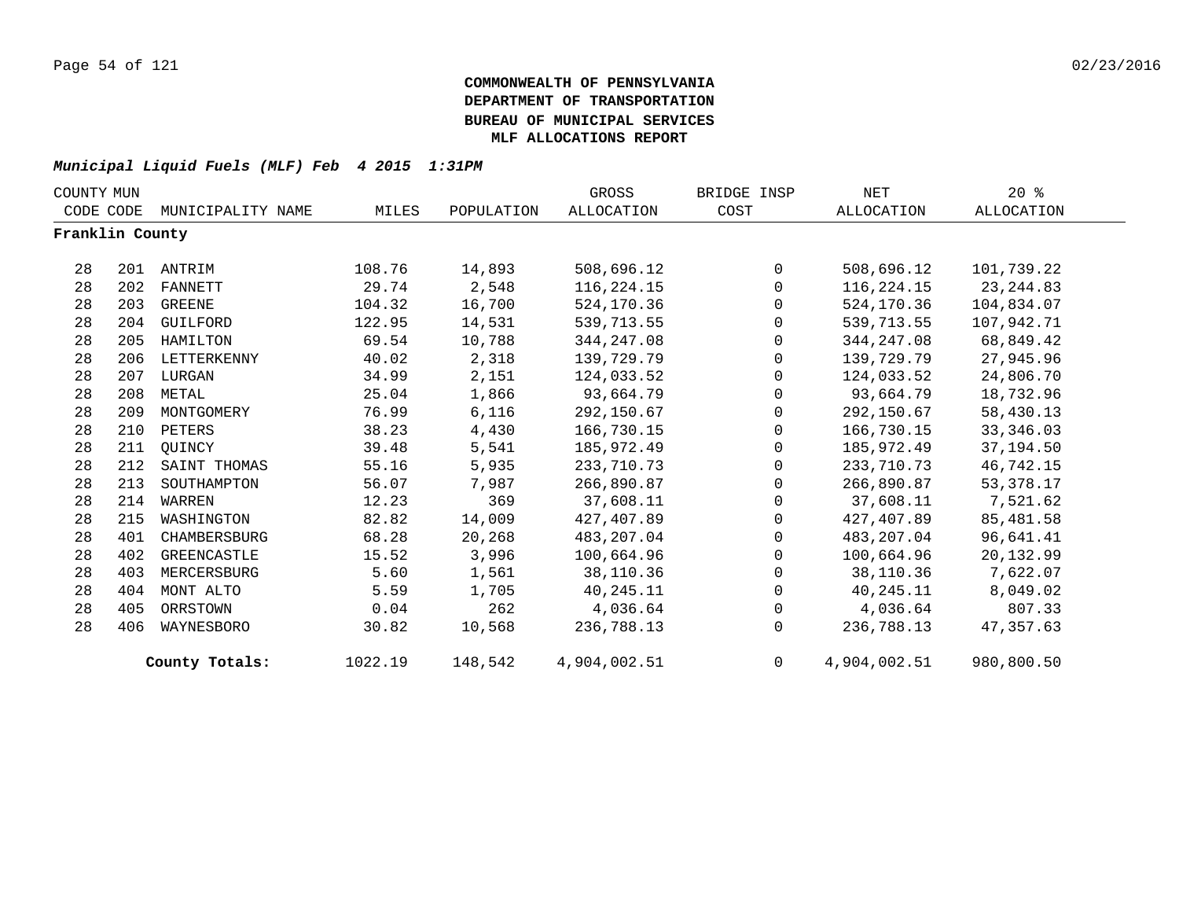**COMMONWEALTH OF PENNSYLVANIA**
**DEPARTMENT OF TRANSPORTATION**
**BUREAU OF MUNICIPAL SERVICES**
**MLF ALLOCATIONS REPORT**

***Municipal Liquid Fuels (MLF) Feb 4 2015 1:31PM***

| COUNTY CODE | MUN CODE | MUNICIPALITY NAME | MILES | POPULATION | GROSS ALLOCATION | BRIDGE INSP COST | NET ALLOCATION | 20 % ALLOCATION |
|---|---|---|---|---|---|---|---|---|
| **Franklin County** | | | | | | | | |
| 28 | 201 | ANTRIM | 108.76 | 14,893 | 508,696.12 | 0 | 508,696.12 | 101,739.22 |
| 28 | 202 | FANNETT | 29.74 | 2,548 | 116,224.15 | 0 | 116,224.15 | 23,244.83 |
| 28 | 203 | GREENE | 104.32 | 16,700 | 524,170.36 | 0 | 524,170.36 | 104,834.07 |
| 28 | 204 | GUILFORD | 122.95 | 14,531 | 539,713.55 | 0 | 539,713.55 | 107,942.71 |
| 28 | 205 | HAMILTON | 69.54 | 10,788 | 344,247.08 | 0 | 344,247.08 | 68,849.42 |
| 28 | 206 | LETTERKENNY | 40.02 | 2,318 | 139,729.79 | 0 | 139,729.79 | 27,945.96 |
| 28 | 207 | LURGAN | 34.99 | 2,151 | 124,033.52 | 0 | 124,033.52 | 24,806.70 |
| 28 | 208 | METAL | 25.04 | 1,866 | 93,664.79 | 0 | 93,664.79 | 18,732.96 |
| 28 | 209 | MONTGOMERY | 76.99 | 6,116 | 292,150.67 | 0 | 292,150.67 | 58,430.13 |
| 28 | 210 | PETERS | 38.23 | 4,430 | 166,730.15 | 0 | 166,730.15 | 33,346.03 |
| 28 | 211 | QUINCY | 39.48 | 5,541 | 185,972.49 | 0 | 185,972.49 | 37,194.50 |
| 28 | 212 | SAINT THOMAS | 55.16 | 5,935 | 233,710.73 | 0 | 233,710.73 | 46,742.15 |
| 28 | 213 | SOUTHAMPTON | 56.07 | 7,987 | 266,890.87 | 0 | 266,890.87 | 53,378.17 |
| 28 | 214 | WARREN | 12.23 | 369 | 37,608.11 | 0 | 37,608.11 | 7,521.62 |
| 28 | 215 | WASHINGTON | 82.82 | 14,009 | 427,407.89 | 0 | 427,407.89 | 85,481.58 |
| 28 | 401 | CHAMBERSBURG | 68.28 | 20,268 | 483,207.04 | 0 | 483,207.04 | 96,641.41 |
| 28 | 402 | GREENCASTLE | 15.52 | 3,996 | 100,664.96 | 0 | 100,664.96 | 20,132.99 |
| 28 | 403 | MERCERSBURG | 5.60 | 1,561 | 38,110.36 | 0 | 38,110.36 | 7,622.07 |
| 28 | 404 | MONT ALTO | 5.59 | 1,705 | 40,245.11 | 0 | 40,245.11 | 8,049.02 |
| 28 | 405 | ORRSTOWN | 0.04 | 262 | 4,036.64 | 0 | 4,036.64 | 807.33 |
| 28 | 406 | WAYNESBORO | 30.82 | 10,568 | 236,788.13 | 0 | 236,788.13 | 47,357.63 |
| | | **County Totals:** | 1022.19 | 148,542 | 4,904,002.51 | 0 | 4,904,002.51 | 980,800.50 |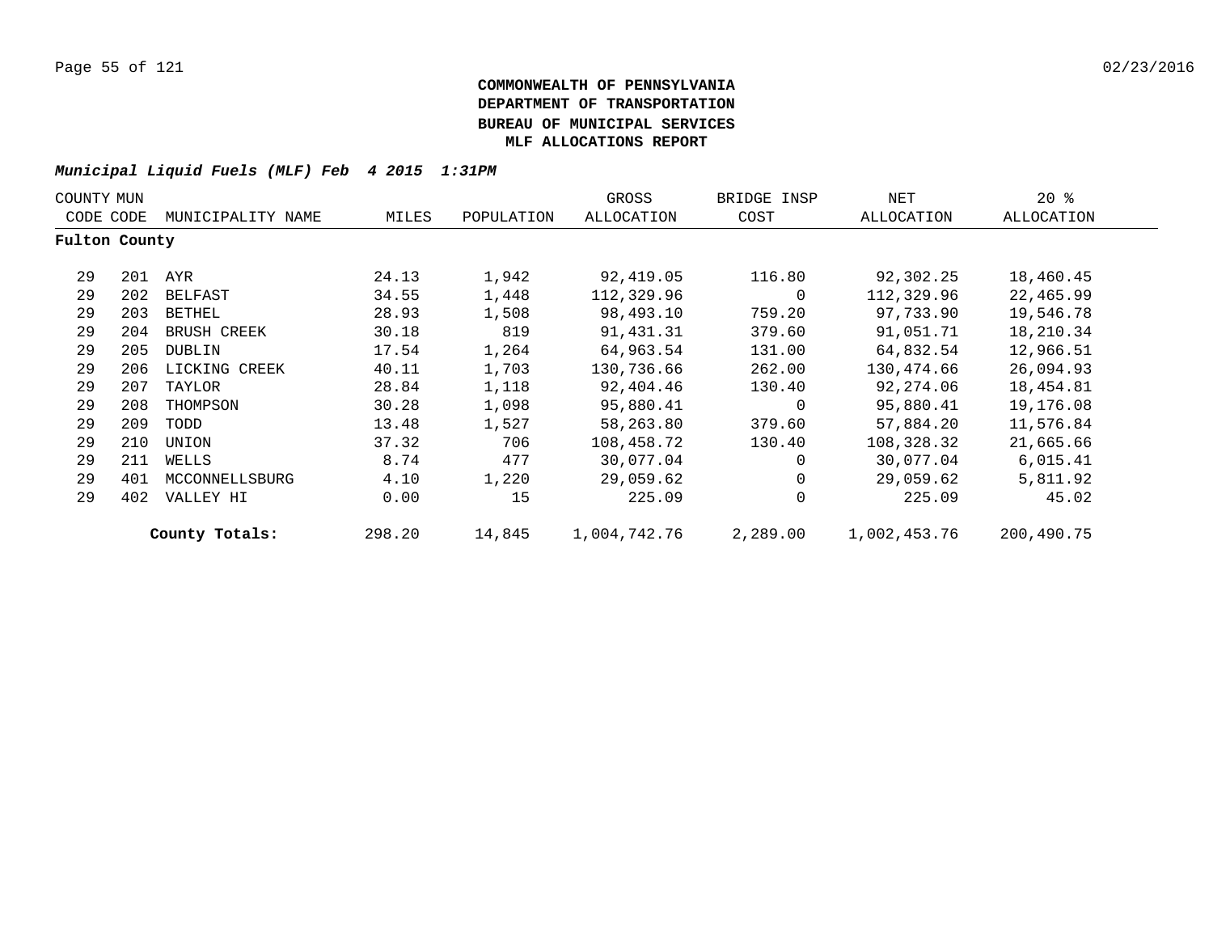**COMMONWEALTH OF PENNSYLVANIA**
**DEPARTMENT OF TRANSPORTATION**
**BUREAU OF MUNICIPAL SERVICES**
**MLF ALLOCATIONS REPORT**

***Municipal Liquid Fuels (MLF) Feb 4 2015 1:31PM***

| COUNTY CODE | MUN CODE | MUNICIPALITY NAME | MILES | POPULATION | GROSS ALLOCATION | BRIDGE INSP COST | NET ALLOCATION | 20 % ALLOCATION |
|---|---|---|---|---|---|---|---|---|
| **Fulton County** | | | | | | | | |
| 29 | 201 | AYR | 24.13 | 1,942 | 92,419.05 | 116.80 | 92,302.25 | 18,460.45 |
| 29 | 202 | BELFAST | 34.55 | 1,448 | 112,329.96 | 0 | 112,329.96 | 22,465.99 |
| 29 | 203 | BETHEL | 28.93 | 1,508 | 98,493.10 | 759.20 | 97,733.90 | 19,546.78 |
| 29 | 204 | BRUSH CREEK | 30.18 | 819 | 91,431.31 | 379.60 | 91,051.71 | 18,210.34 |
| 29 | 205 | DUBLIN | 17.54 | 1,264 | 64,963.54 | 131.00 | 64,832.54 | 12,966.51 |
| 29 | 206 | LICKING CREEK | 40.11 | 1,703 | 130,736.66 | 262.00 | 130,474.66 | 26,094.93 |
| 29 | 207 | TAYLOR | 28.84 | 1,118 | 92,404.46 | 130.40 | 92,274.06 | 18,454.81 |
| 29 | 208 | THOMPSON | 30.28 | 1,098 | 95,880.41 | 0 | 95,880.41 | 19,176.08 |
| 29 | 209 | TODD | 13.48 | 1,527 | 58,263.80 | 379.60 | 57,884.20 | 11,576.84 |
| 29 | 210 | UNION | 37.32 | 706 | 108,458.72 | 130.40 | 108,328.32 | 21,665.66 |
| 29 | 211 | WELLS | 8.74 | 477 | 30,077.04 | 0 | 30,077.04 | 6,015.41 |
| 29 | 401 | MCCONNELLSBURG | 4.10 | 1,220 | 29,059.62 | 0 | 29,059.62 | 5,811.92 |
| 29 | 402 | VALLEY HI | 0.00 | 15 | 225.09 | 0 | 225.09 | 45.02 |
| | | **County Totals:** | 298.20 | 14,845 | 1,004,742.76 | 2,289.00 | 1,002,453.76 | 200,490.75 |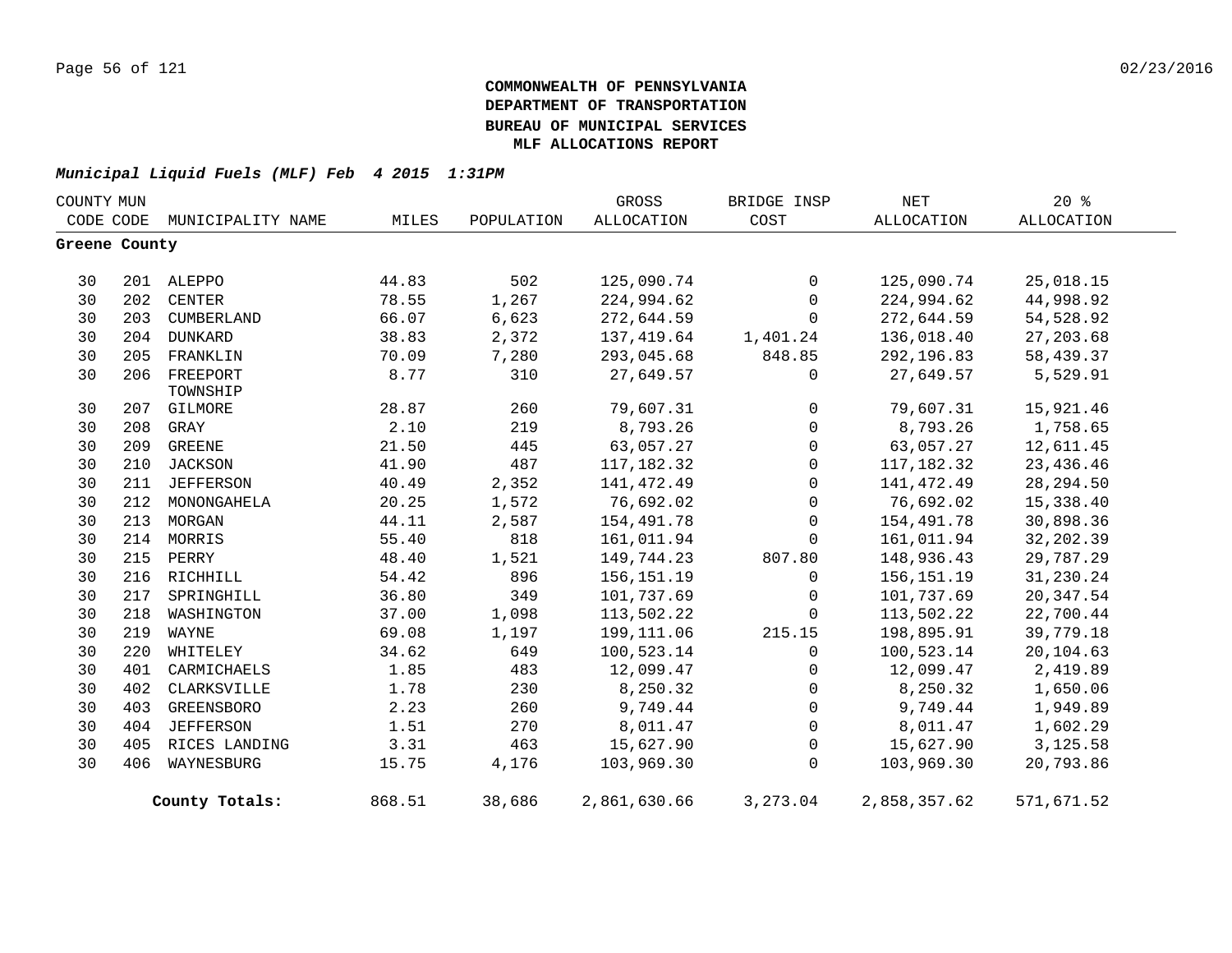**COMMONWEALTH OF PENNSYLVANIA**
**DEPARTMENT OF TRANSPORTATION**
**BUREAU OF MUNICIPAL SERVICES**
**MLF ALLOCATIONS REPORT**

***Municipal Liquid Fuels (MLF) Feb 4 2015 1:31PM***

| COUNTY CODE | MUN CODE | MUNICIPALITY NAME | MILES | POPULATION | GROSS ALLOCATION | BRIDGE INSP COST | NET ALLOCATION | 20 % ALLOCATION |
|---|---|---|---|---|---|---|---|---|
| **Greene County** | | | | | | | | |
| 30 | 201 | ALEPPO | 44.83 | 502 | 125,090.74 | 0 | 125,090.74 | 25,018.15 |
| 30 | 202 | CENTER | 78.55 | 1,267 | 224,994.62 | 0 | 224,994.62 | 44,998.92 |
| 30 | 203 | CUMBERLAND | 66.07 | 6,623 | 272,644.59 | 0 | 272,644.59 | 54,528.92 |
| 30 | 204 | DUNKARD | 38.83 | 2,372 | 137,419.64 | 1,401.24 | 136,018.40 | 27,203.68 |
| 30 | 205 | FRANKLIN | 70.09 | 7,280 | 293,045.68 | 848.85 | 292,196.83 | 58,439.37 |
| 30 | 206 | FREEPORT TOWNSHIP | 8.77 | 310 | 27,649.57 | 0 | 27,649.57 | 5,529.91 |
| 30 | 207 | GILMORE | 28.87 | 260 | 79,607.31 | 0 | 79,607.31 | 15,921.46 |
| 30 | 208 | GRAY | 2.10 | 219 | 8,793.26 | 0 | 8,793.26 | 1,758.65 |
| 30 | 209 | GREENE | 21.50 | 445 | 63,057.27 | 0 | 63,057.27 | 12,611.45 |
| 30 | 210 | JACKSON | 41.90 | 487 | 117,182.32 | 0 | 117,182.32 | 23,436.46 |
| 30 | 211 | JEFFERSON | 40.49 | 2,352 | 141,472.49 | 0 | 141,472.49 | 28,294.50 |
| 30 | 212 | MONONGAHELA | 20.25 | 1,572 | 76,692.02 | 0 | 76,692.02 | 15,338.40 |
| 30 | 213 | MORGAN | 44.11 | 2,587 | 154,491.78 | 0 | 154,491.78 | 30,898.36 |
| 30 | 214 | MORRIS | 55.40 | 818 | 161,011.94 | 0 | 161,011.94 | 32,202.39 |
| 30 | 215 | PERRY | 48.40 | 1,521 | 149,744.23 | 807.80 | 148,936.43 | 29,787.29 |
| 30 | 216 | RICHHILL | 54.42 | 896 | 156,151.19 | 0 | 156,151.19 | 31,230.24 |
| 30 | 217 | SPRINGHILL | 36.80 | 349 | 101,737.69 | 0 | 101,737.69 | 20,347.54 |
| 30 | 218 | WASHINGTON | 37.00 | 1,098 | 113,502.22 | 0 | 113,502.22 | 22,700.44 |
| 30 | 219 | WAYNE | 69.08 | 1,197 | 199,111.06 | 215.15 | 198,895.91 | 39,779.18 |
| 30 | 220 | WHITELEY | 34.62 | 649 | 100,523.14 | 0 | 100,523.14 | 20,104.63 |
| 30 | 401 | CARMICHAELS | 1.85 | 483 | 12,099.47 | 0 | 12,099.47 | 2,419.89 |
| 30 | 402 | CLARKSVILLE | 1.78 | 230 | 8,250.32 | 0 | 8,250.32 | 1,650.06 |
| 30 | 403 | GREENSBORO | 2.23 | 260 | 9,749.44 | 0 | 9,749.44 | 1,949.89 |
| 30 | 404 | JEFFERSON | 1.51 | 270 | 8,011.47 | 0 | 8,011.47 | 1,602.29 |
| 30 | 405 | RICES LANDING | 3.31 | 463 | 15,627.90 | 0 | 15,627.90 | 3,125.58 |
| 30 | 406 | WAYNESBURG | 15.75 | 4,176 | 103,969.30 | 0 | 103,969.30 | 20,793.86 |
| | | **County Totals:** | 868.51 | 38,686 | 2,861,630.66 | 3,273.04 | 2,858,357.62 | 571,671.52 |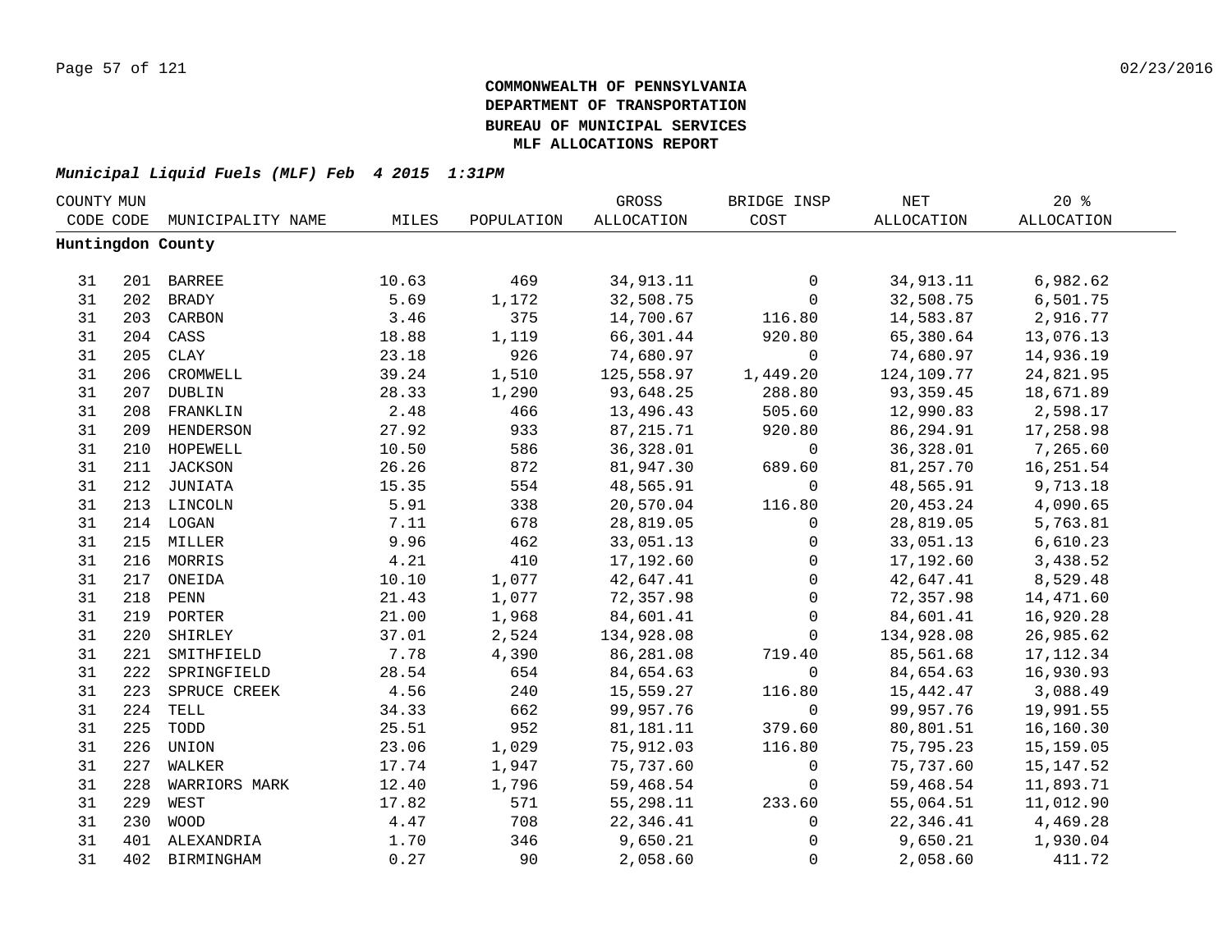**COMMONWEALTH OF PENNSYLVANIA**
**DEPARTMENT OF TRANSPORTATION**
**BUREAU OF MUNICIPAL SERVICES**
**MLF ALLOCATIONS REPORT**

***Municipal Liquid Fuels (MLF) Feb 4 2015 1:31PM***

| COUNTY CODE | MUN CODE | MUNICIPALITY NAME | MILES | POPULATION | GROSS ALLOCATION | BRIDGE INSP COST | NET ALLOCATION | 20 % ALLOCATION |
|---|---|---|---|---|---|---|---|---|
| **Huntingdon County** | | | | | | | | |
| 31 | 201 | BARREE | 10.63 | 469 | 34,913.11 | 0 | 34,913.11 | 6,982.62 |
| 31 | 202 | BRADY | 5.69 | 1,172 | 32,508.75 | 0 | 32,508.75 | 6,501.75 |
| 31 | 203 | CARBON | 3.46 | 375 | 14,700.67 | 116.80 | 14,583.87 | 2,916.77 |
| 31 | 204 | CASS | 18.88 | 1,119 | 66,301.44 | 920.80 | 65,380.64 | 13,076.13 |
| 31 | 205 | CLAY | 23.18 | 926 | 74,680.97 | 0 | 74,680.97 | 14,936.19 |
| 31 | 206 | CROMWELL | 39.24 | 1,510 | 125,558.97 | 1,449.20 | 124,109.77 | 24,821.95 |
| 31 | 207 | DUBLIN | 28.33 | 1,290 | 93,648.25 | 288.80 | 93,359.45 | 18,671.89 |
| 31 | 208 | FRANKLIN | 2.48 | 466 | 13,496.43 | 505.60 | 12,990.83 | 2,598.17 |
| 31 | 209 | HENDERSON | 27.92 | 933 | 87,215.71 | 920.80 | 86,294.91 | 17,258.98 |
| 31 | 210 | HOPEWELL | 10.50 | 586 | 36,328.01 | 0 | 36,328.01 | 7,265.60 |
| 31 | 211 | JACKSON | 26.26 | 872 | 81,947.30 | 689.60 | 81,257.70 | 16,251.54 |
| 31 | 212 | JUNIATA | 15.35 | 554 | 48,565.91 | 0 | 48,565.91 | 9,713.18 |
| 31 | 213 | LINCOLN | 5.91 | 338 | 20,570.04 | 116.80 | 20,453.24 | 4,090.65 |
| 31 | 214 | LOGAN | 7.11 | 678 | 28,819.05 | 0 | 28,819.05 | 5,763.81 |
| 31 | 215 | MILLER | 9.96 | 462 | 33,051.13 | 0 | 33,051.13 | 6,610.23 |
| 31 | 216 | MORRIS | 4.21 | 410 | 17,192.60 | 0 | 17,192.60 | 3,438.52 |
| 31 | 217 | ONEIDA | 10.10 | 1,077 | 42,647.41 | 0 | 42,647.41 | 8,529.48 |
| 31 | 218 | PENN | 21.43 | 1,077 | 72,357.98 | 0 | 72,357.98 | 14,471.60 |
| 31 | 219 | PORTER | 21.00 | 1,968 | 84,601.41 | 0 | 84,601.41 | 16,920.28 |
| 31 | 220 | SHIRLEY | 37.01 | 2,524 | 134,928.08 | 0 | 134,928.08 | 26,985.62 |
| 31 | 221 | SMITHFIELD | 7.78 | 4,390 | 86,281.08 | 719.40 | 85,561.68 | 17,112.34 |
| 31 | 222 | SPRINGFIELD | 28.54 | 654 | 84,654.63 | 0 | 84,654.63 | 16,930.93 |
| 31 | 223 | SPRUCE CREEK | 4.56 | 240 | 15,559.27 | 116.80 | 15,442.47 | 3,088.49 |
| 31 | 224 | TELL | 34.33 | 662 | 99,957.76 | 0 | 99,957.76 | 19,991.55 |
| 31 | 225 | TODD | 25.51 | 952 | 81,181.11 | 379.60 | 80,801.51 | 16,160.30 |
| 31 | 226 | UNION | 23.06 | 1,029 | 75,912.03 | 116.80 | 75,795.23 | 15,159.05 |
| 31 | 227 | WALKER | 17.74 | 1,947 | 75,737.60 | 0 | 75,737.60 | 15,147.52 |
| 31 | 228 | WARRIORS MARK | 12.40 | 1,796 | 59,468.54 | 0 | 59,468.54 | 11,893.71 |
| 31 | 229 | WEST | 17.82 | 571 | 55,298.11 | 233.60 | 55,064.51 | 11,012.90 |
| 31 | 230 | WOOD | 4.47 | 708 | 22,346.41 | 0 | 22,346.41 | 4,469.28 |
| 31 | 401 | ALEXANDRIA | 1.70 | 346 | 9,650.21 | 0 | 9,650.21 | 1,930.04 |
| 31 | 402 | BIRMINGHAM | 0.27 | 90 | 2,058.60 | 0 | 2,058.60 | 411.72 |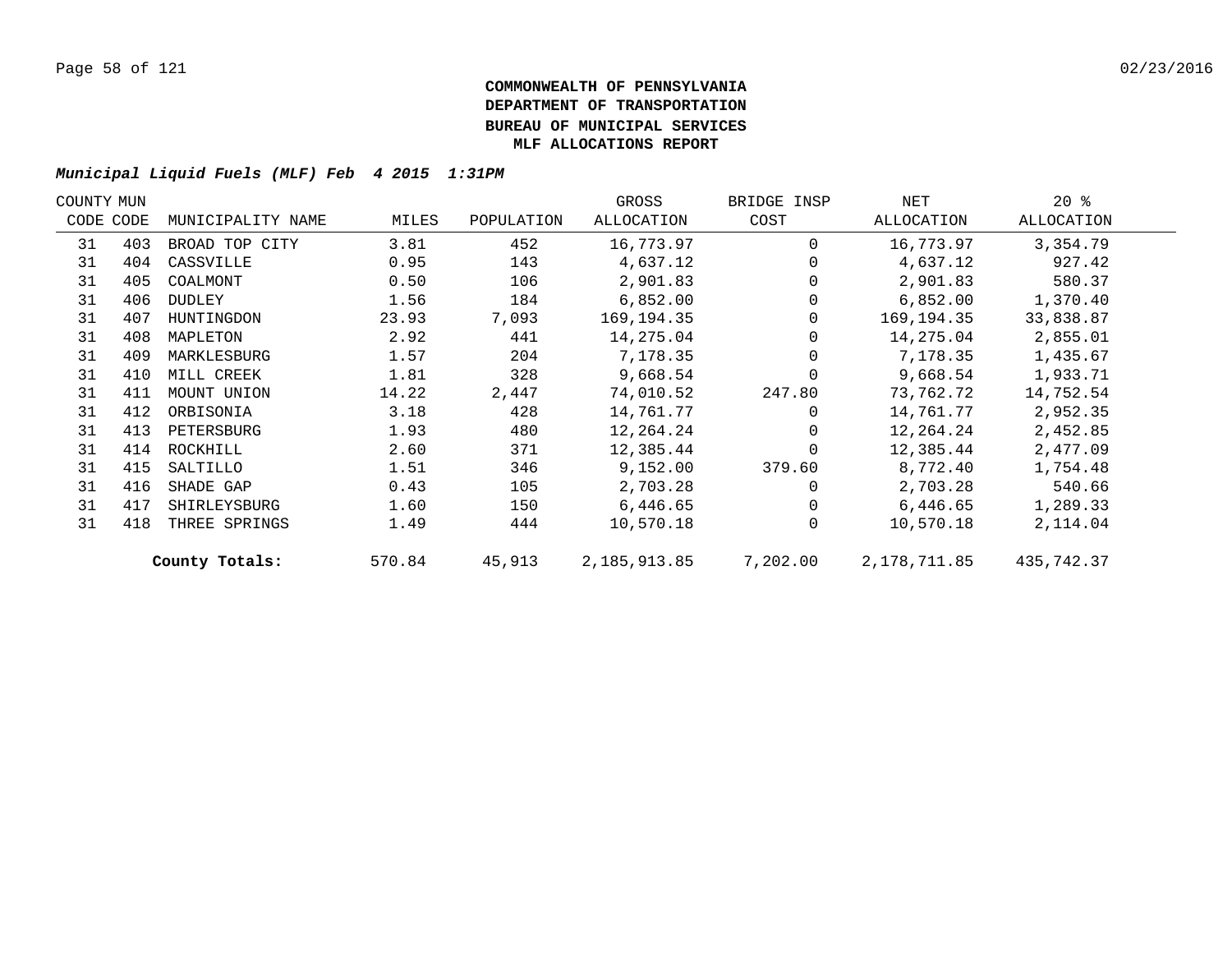**COMMONWEALTH OF PENNSYLVANIA**
**DEPARTMENT OF TRANSPORTATION**
**BUREAU OF MUNICIPAL SERVICES**
**MLF ALLOCATIONS REPORT**

***Municipal Liquid Fuels (MLF) Feb 4 2015 1:31PM***

| COUNTY CODE | MUN CODE | MUNICIPALITY NAME | MILES | POPULATION | GROSS ALLOCATION | BRIDGE INSP COST | NET ALLOCATION | 20 % ALLOCATION |
|---|---|---|---|---|---|---|---|---|
| 31 | 403 | BROAD TOP CITY | 3.81 | 452 | 16,773.97 | 0 | 16,773.97 | 3,354.79 |
| 31 | 404 | CASSVILLE | 0.95 | 143 | 4,637.12 | 0 | 4,637.12 | 927.42 |
| 31 | 405 | COALMONT | 0.50 | 106 | 2,901.83 | 0 | 2,901.83 | 580.37 |
| 31 | 406 | DUDLEY | 1.56 | 184 | 6,852.00 | 0 | 6,852.00 | 1,370.40 |
| 31 | 407 | HUNTINGDON | 23.93 | 7,093 | 169,194.35 | 0 | 169,194.35 | 33,838.87 |
| 31 | 408 | MAPLETON | 2.92 | 441 | 14,275.04 | 0 | 14,275.04 | 2,855.01 |
| 31 | 409 | MARKLESBURG | 1.57 | 204 | 7,178.35 | 0 | 7,178.35 | 1,435.67 |
| 31 | 410 | MILL CREEK | 1.81 | 328 | 9,668.54 | 0 | 9,668.54 | 1,933.71 |
| 31 | 411 | MOUNT UNION | 14.22 | 2,447 | 74,010.52 | 247.80 | 73,762.72 | 14,752.54 |
| 31 | 412 | ORBISONIA | 3.18 | 428 | 14,761.77 | 0 | 14,761.77 | 2,952.35 |
| 31 | 413 | PETERSBURG | 1.93 | 480 | 12,264.24 | 0 | 12,264.24 | 2,452.85 |
| 31 | 414 | ROCKHILL | 2.60 | 371 | 12,385.44 | 0 | 12,385.44 | 2,477.09 |
| 31 | 415 | SALTILLO | 1.51 | 346 | 9,152.00 | 379.60 | 8,772.40 | 1,754.48 |
| 31 | 416 | SHADE GAP | 0.43 | 105 | 2,703.28 | 0 | 2,703.28 | 540.66 |
| 31 | 417 | SHIRLEYSBURG | 1.60 | 150 | 6,446.65 | 0 | 6,446.65 | 1,289.33 |
| 31 | 418 | THREE SPRINGS | 1.49 | 444 | 10,570.18 | 0 | 10,570.18 | 2,114.04 |
| | | **County Totals:** | 570.84 | 45,913 | 2,185,913.85 | 7,202.00 | 2,178,711.85 | 435,742.37 |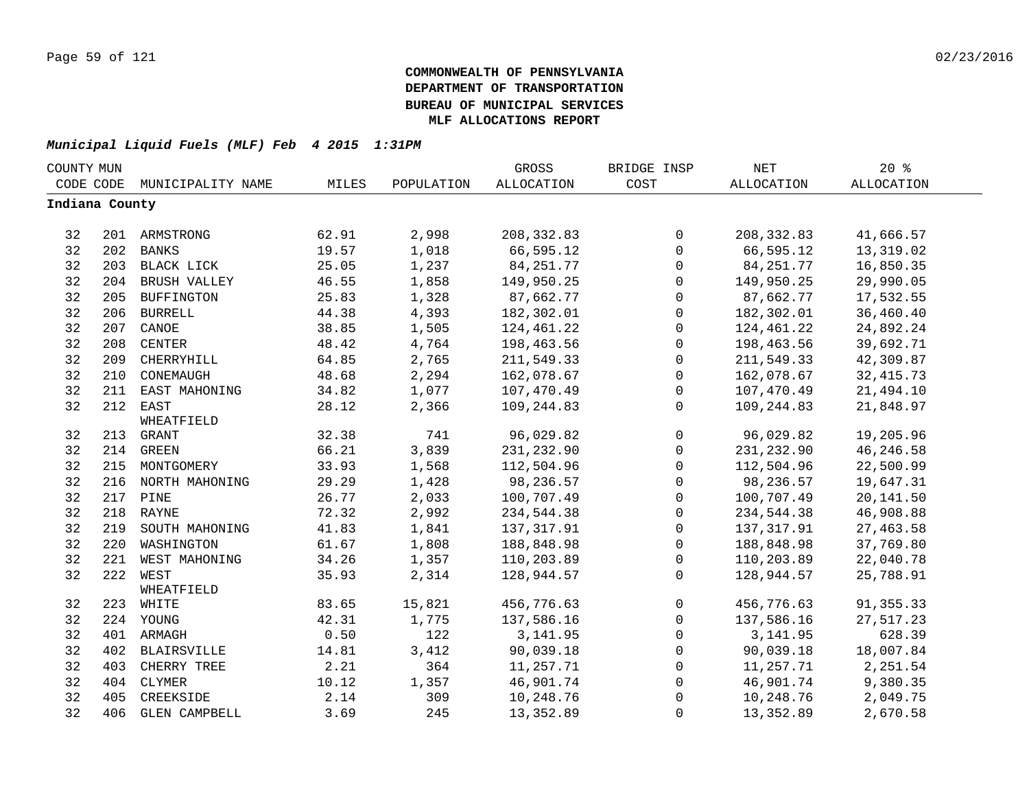**COMMONWEALTH OF PENNSYLVANIA**
**DEPARTMENT OF TRANSPORTATION**
**BUREAU OF MUNICIPAL SERVICES**
**MLF ALLOCATIONS REPORT**

***Municipal Liquid Fuels (MLF) Feb 4 2015 1:31PM***

| COUNTY CODE | MUN CODE | MUNICIPALITY NAME | MILES | POPULATION | GROSS ALLOCATION | BRIDGE INSP COST | NET ALLOCATION | 20 % ALLOCATION |
|---|---|---|---|---|---|---|---|---|
| **Indiana County** | | | | | | | | |
| 32 | 201 | ARMSTRONG | 62.91 | 2,998 | 208,332.83 | 0 | 208,332.83 | 41,666.57 |
| 32 | 202 | BANKS | 19.57 | 1,018 | 66,595.12 | 0 | 66,595.12 | 13,319.02 |
| 32 | 203 | BLACK LICK | 25.05 | 1,237 | 84,251.77 | 0 | 84,251.77 | 16,850.35 |
| 32 | 204 | BRUSH VALLEY | 46.55 | 1,858 | 149,950.25 | 0 | 149,950.25 | 29,990.05 |
| 32 | 205 | BUFFINGTON | 25.83 | 1,328 | 87,662.77 | 0 | 87,662.77 | 17,532.55 |
| 32 | 206 | BURRELL | 44.38 | 4,393 | 182,302.01 | 0 | 182,302.01 | 36,460.40 |
| 32 | 207 | CANOE | 38.85 | 1,505 | 124,461.22 | 0 | 124,461.22 | 24,892.24 |
| 32 | 208 | CENTER | 48.42 | 4,764 | 198,463.56 | 0 | 198,463.56 | 39,692.71 |
| 32 | 209 | CHERRYHILL | 64.85 | 2,765 | 211,549.33 | 0 | 211,549.33 | 42,309.87 |
| 32 | 210 | CONEMAUGH | 48.68 | 2,294 | 162,078.67 | 0 | 162,078.67 | 32,415.73 |
| 32 | 211 | EAST MAHONING | 34.82 | 1,077 | 107,470.49 | 0 | 107,470.49 | 21,494.10 |
| 32 | 212 | EAST WHEATFIELD | 28.12 | 2,366 | 109,244.83 | 0 | 109,244.83 | 21,848.97 |
| 32 | 213 | GRANT | 32.38 | 741 | 96,029.82 | 0 | 96,029.82 | 19,205.96 |
| 32 | 214 | GREEN | 66.21 | 3,839 | 231,232.90 | 0 | 231,232.90 | 46,246.58 |
| 32 | 215 | MONTGOMERY | 33.93 | 1,568 | 112,504.96 | 0 | 112,504.96 | 22,500.99 |
| 32 | 216 | NORTH MAHONING | 29.29 | 1,428 | 98,236.57 | 0 | 98,236.57 | 19,647.31 |
| 32 | 217 | PINE | 26.77 | 2,033 | 100,707.49 | 0 | 100,707.49 | 20,141.50 |
| 32 | 218 | RAYNE | 72.32 | 2,992 | 234,544.38 | 0 | 234,544.38 | 46,908.88 |
| 32 | 219 | SOUTH MAHONING | 41.83 | 1,841 | 137,317.91 | 0 | 137,317.91 | 27,463.58 |
| 32 | 220 | WASHINGTON | 61.67 | 1,808 | 188,848.98 | 0 | 188,848.98 | 37,769.80 |
| 32 | 221 | WEST MAHONING | 34.26 | 1,357 | 110,203.89 | 0 | 110,203.89 | 22,040.78 |
| 32 | 222 | WEST WHEATFIELD | 35.93 | 2,314 | 128,944.57 | 0 | 128,944.57 | 25,788.91 |
| 32 | 223 | WHITE | 83.65 | 15,821 | 456,776.63 | 0 | 456,776.63 | 91,355.33 |
| 32 | 224 | YOUNG | 42.31 | 1,775 | 137,586.16 | 0 | 137,586.16 | 27,517.23 |
| 32 | 401 | ARMAGH | 0.50 | 122 | 3,141.95 | 0 | 3,141.95 | 628.39 |
| 32 | 402 | BLAIRSVILLE | 14.81 | 3,412 | 90,039.18 | 0 | 90,039.18 | 18,007.84 |
| 32 | 403 | CHERRY TREE | 2.21 | 364 | 11,257.71 | 0 | 11,257.71 | 2,251.54 |
| 32 | 404 | CLYMER | 10.12 | 1,357 | 46,901.74 | 0 | 46,901.74 | 9,380.35 |
| 32 | 405 | CREEKSIDE | 2.14 | 309 | 10,248.76 | 0 | 10,248.76 | 2,049.75 |
| 32 | 406 | GLEN CAMPBELL | 3.69 | 245 | 13,352.89 | 0 | 13,352.89 | 2,670.58 |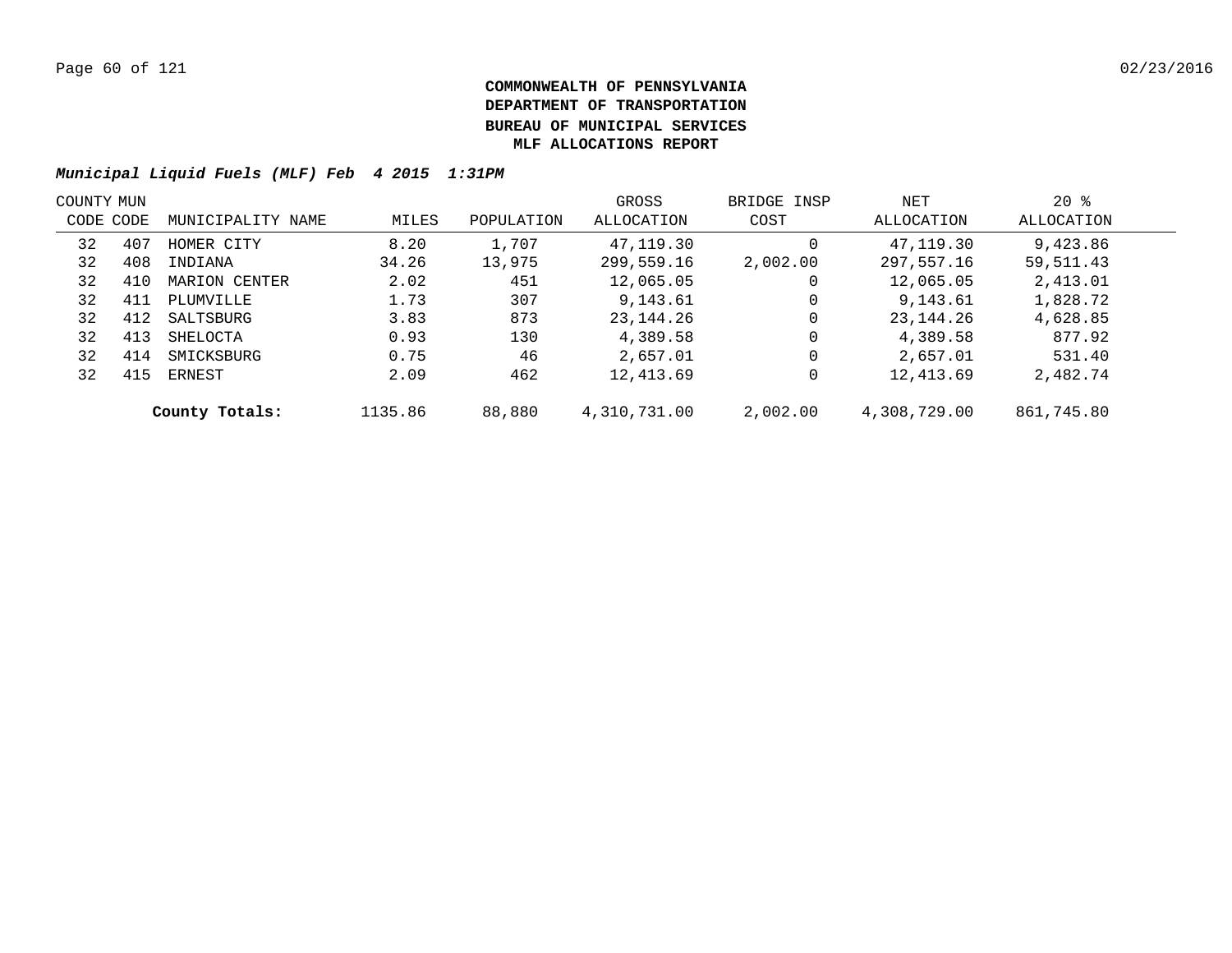**COMMONWEALTH OF PENNSYLVANIA**
**DEPARTMENT OF TRANSPORTATION**
**BUREAU OF MUNICIPAL SERVICES**
**MLF ALLOCATIONS REPORT**

***Municipal Liquid Fuels (MLF) Feb 4 2015 1:31PM***

| COUNTY CODE | MUN CODE | MUNICIPALITY NAME | MILES | POPULATION | GROSS ALLOCATION | BRIDGE INSP COST | NET ALLOCATION | 20 % ALLOCATION |
|---|---|---|---|---|---|---|---|---|
| 32 | 407 | HOMER CITY | 8.20 | 1,707 | 47,119.30 | 0 | 47,119.30 | 9,423.86 |
| 32 | 408 | INDIANA | 34.26 | 13,975 | 299,559.16 | 2,002.00 | 297,557.16 | 59,511.43 |
| 32 | 410 | MARION CENTER | 2.02 | 451 | 12,065.05 | 0 | 12,065.05 | 2,413.01 |
| 32 | 411 | PLUMVILLE | 1.73 | 307 | 9,143.61 | 0 | 9,143.61 | 1,828.72 |
| 32 | 412 | SALTSBURG | 3.83 | 873 | 23,144.26 | 0 | 23,144.26 | 4,628.85 |
| 32 | 413 | SHELOCTA | 0.93 | 130 | 4,389.58 | 0 | 4,389.58 | 877.92 |
| 32 | 414 | SMICKSBURG | 0.75 | 46 | 2,657.01 | 0 | 2,657.01 | 531.40 |
| 32 | 415 | ERNEST | 2.09 | 462 | 12,413.69 | 0 | 12,413.69 | 2,482.74 |
| | | **County Totals:** | 1135.86 | 88,880 | 4,310,731.00 | 2,002.00 | 4,308,729.00 | 861,745.80 |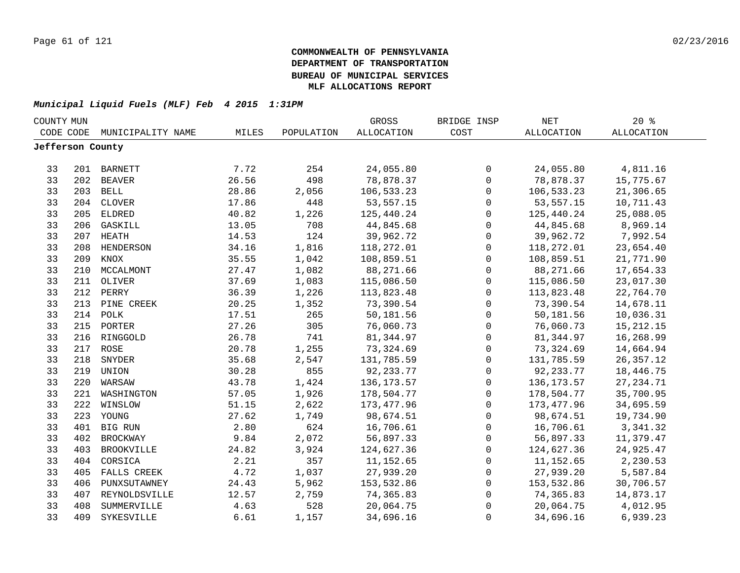**COMMONWEALTH OF PENNSYLVANIA**
**DEPARTMENT OF TRANSPORTATION**
**BUREAU OF MUNICIPAL SERVICES**
**MLF ALLOCATIONS REPORT**

***Municipal Liquid Fuels (MLF) Feb 4 2015 1:31PM***

| COUNTY CODE | MUN CODE | MUNICIPALITY NAME | MILES | POPULATION | GROSS ALLOCATION | BRIDGE INSP COST | NET ALLOCATION | 20 % ALLOCATION |
|---|---|---|---|---|---|---|---|---|
| **Jefferson County** | | | | | | | | |
| 33 | 201 | BARNETT | 7.72 | 254 | 24,055.80 | 0 | 24,055.80 | 4,811.16 |
| 33 | 202 | BEAVER | 26.56 | 498 | 78,878.37 | 0 | 78,878.37 | 15,775.67 |
| 33 | 203 | BELL | 28.86 | 2,056 | 106,533.23 | 0 | 106,533.23 | 21,306.65 |
| 33 | 204 | CLOVER | 17.86 | 448 | 53,557.15 | 0 | 53,557.15 | 10,711.43 |
| 33 | 205 | ELDRED | 40.82 | 1,226 | 125,440.24 | 0 | 125,440.24 | 25,088.05 |
| 33 | 206 | GASKILL | 13.05 | 708 | 44,845.68 | 0 | 44,845.68 | 8,969.14 |
| 33 | 207 | HEATH | 14.53 | 124 | 39,962.72 | 0 | 39,962.72 | 7,992.54 |
| 33 | 208 | HENDERSON | 34.16 | 1,816 | 118,272.01 | 0 | 118,272.01 | 23,654.40 |
| 33 | 209 | KNOX | 35.55 | 1,042 | 108,859.51 | 0 | 108,859.51 | 21,771.90 |
| 33 | 210 | MCCALMONT | 27.47 | 1,082 | 88,271.66 | 0 | 88,271.66 | 17,654.33 |
| 33 | 211 | OLIVER | 37.69 | 1,083 | 115,086.50 | 0 | 115,086.50 | 23,017.30 |
| 33 | 212 | PERRY | 36.39 | 1,226 | 113,823.48 | 0 | 113,823.48 | 22,764.70 |
| 33 | 213 | PINE CREEK | 20.25 | 1,352 | 73,390.54 | 0 | 73,390.54 | 14,678.11 |
| 33 | 214 | POLK | 17.51 | 265 | 50,181.56 | 0 | 50,181.56 | 10,036.31 |
| 33 | 215 | PORTER | 27.26 | 305 | 76,060.73 | 0 | 76,060.73 | 15,212.15 |
| 33 | 216 | RINGGOLD | 26.78 | 741 | 81,344.97 | 0 | 81,344.97 | 16,268.99 |
| 33 | 217 | ROSE | 20.78 | 1,255 | 73,324.69 | 0 | 73,324.69 | 14,664.94 |
| 33 | 218 | SNYDER | 35.68 | 2,547 | 131,785.59 | 0 | 131,785.59 | 26,357.12 |
| 33 | 219 | UNION | 30.28 | 855 | 92,233.77 | 0 | 92,233.77 | 18,446.75 |
| 33 | 220 | WARSAW | 43.78 | 1,424 | 136,173.57 | 0 | 136,173.57 | 27,234.71 |
| 33 | 221 | WASHINGTON | 57.05 | 1,926 | 178,504.77 | 0 | 178,504.77 | 35,700.95 |
| 33 | 222 | WINSLOW | 51.15 | 2,622 | 173,477.96 | 0 | 173,477.96 | 34,695.59 |
| 33 | 223 | YOUNG | 27.62 | 1,749 | 98,674.51 | 0 | 98,674.51 | 19,734.90 |
| 33 | 401 | BIG RUN | 2.80 | 624 | 16,706.61 | 0 | 16,706.61 | 3,341.32 |
| 33 | 402 | BROCKWAY | 9.84 | 2,072 | 56,897.33 | 0 | 56,897.33 | 11,379.47 |
| 33 | 403 | BROOKVILLE | 24.82 | 3,924 | 124,627.36 | 0 | 124,627.36 | 24,925.47 |
| 33 | 404 | CORSICA | 2.21 | 357 | 11,152.65 | 0 | 11,152.65 | 2,230.53 |
| 33 | 405 | FALLS CREEK | 4.72 | 1,037 | 27,939.20 | 0 | 27,939.20 | 5,587.84 |
| 33 | 406 | PUNXSUTAWNEY | 24.43 | 5,962 | 153,532.86 | 0 | 153,532.86 | 30,706.57 |
| 33 | 407 | REYNOLDSVILLE | 12.57 | 2,759 | 74,365.83 | 0 | 74,365.83 | 14,873.17 |
| 33 | 408 | SUMMERVILLE | 4.63 | 528 | 20,064.75 | 0 | 20,064.75 | 4,012.95 |
| 33 | 409 | SYKESVILLE | 6.61 | 1,157 | 34,696.16 | 0 | 34,696.16 | 6,939.23 |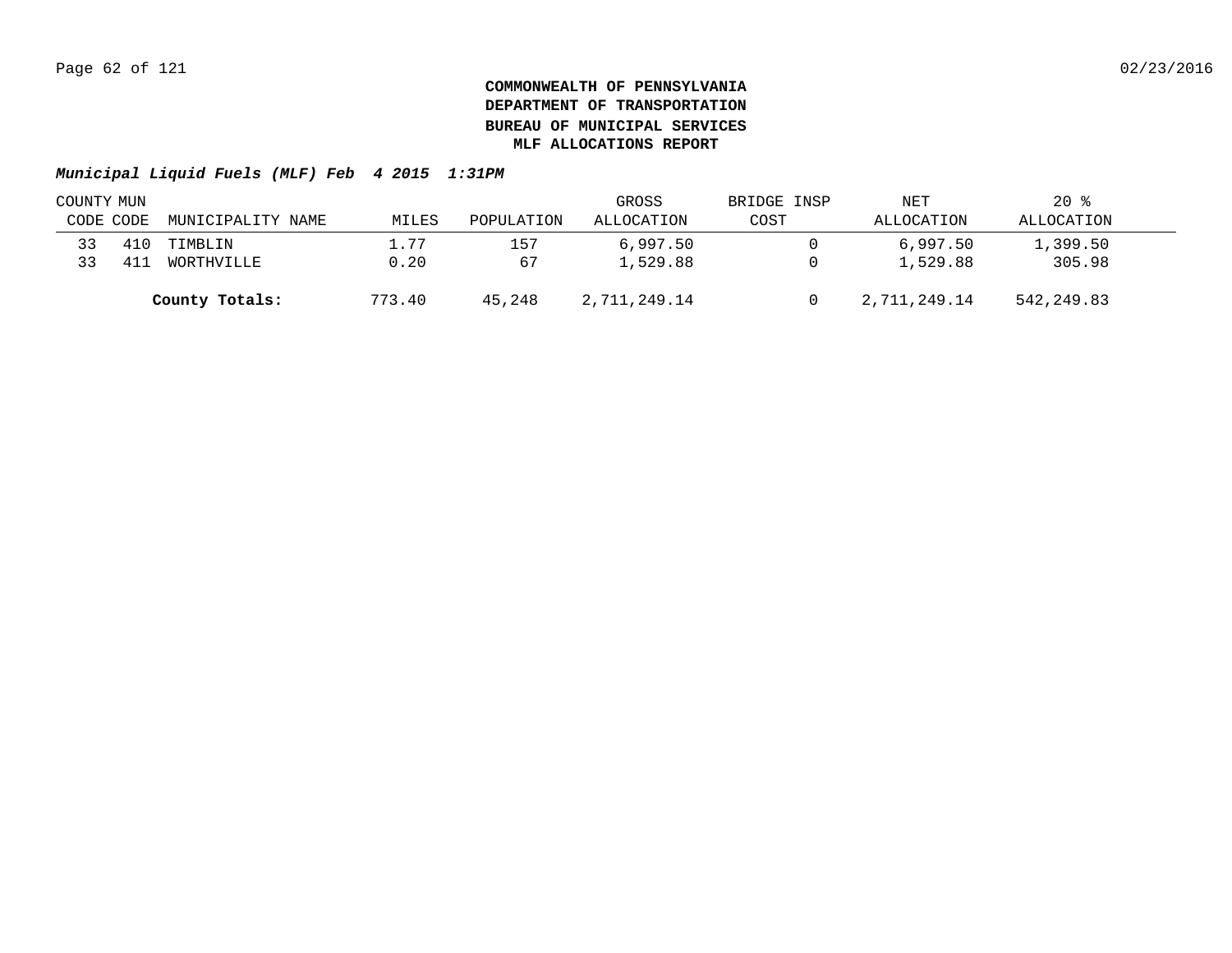**COMMONWEALTH OF PENNSYLVANIA**
**DEPARTMENT OF TRANSPORTATION**
**BUREAU OF MUNICIPAL SERVICES**
**MLF ALLOCATIONS REPORT**

***Municipal Liquid Fuels (MLF) Feb 4 2015 1:31PM***

| COUNTY CODE | MUN CODE | MUNICIPALITY NAME | MILES | POPULATION | GROSS ALLOCATION | BRIDGE INSP COST | NET ALLOCATION | 20 % ALLOCATION |
|---|---|---|---|---|---|---|---|---|
| 33 | 410 | TIMBLIN | 1.77 | 157 | 6,997.50 | 0 | 6,997.50 | 1,399.50 |
| 33 | 411 | WORTHVILLE | 0.20 | 67 | 1,529.88 | 0 | 1,529.88 | 305.98 |
| | | **County Totals:** | 773.40 | 45,248 | 2,711,249.14 | 0 | 2,711,249.14 | 542,249.83 |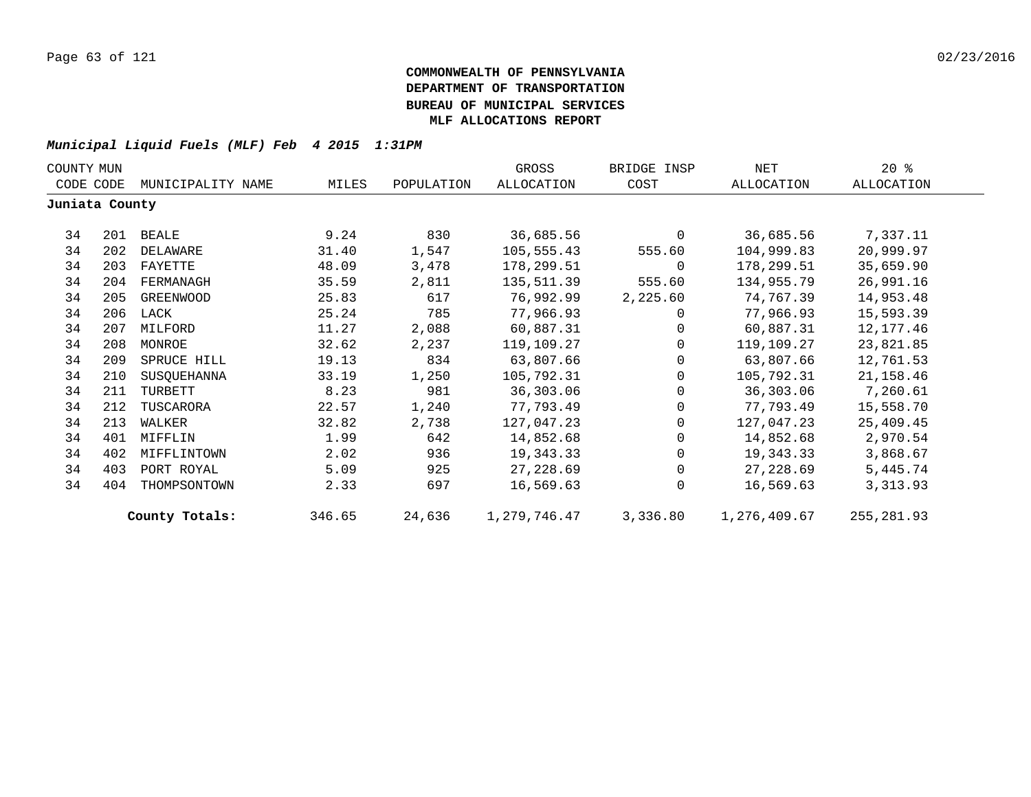**COMMONWEALTH OF PENNSYLVANIA**
**DEPARTMENT OF TRANSPORTATION**
**BUREAU OF MUNICIPAL SERVICES**
**MLF ALLOCATIONS REPORT**

***Municipal Liquid Fuels (MLF) Feb 4 2015 1:31PM***

| COUNTY CODE | MUN CODE | MUNICIPALITY NAME | MILES | POPULATION | GROSS ALLOCATION | BRIDGE INSP COST | NET ALLOCATION | 20 % ALLOCATION |
|---|---|---|---|---|---|---|---|---|
| **Juniata County** | | | | | | | | |
| 34 | 201 | BEALE | 9.24 | 830 | 36,685.56 | 0 | 36,685.56 | 7,337.11 |
| 34 | 202 | DELAWARE | 31.40 | 1,547 | 105,555.43 | 555.60 | 104,999.83 | 20,999.97 |
| 34 | 203 | FAYETTE | 48.09 | 3,478 | 178,299.51 | 0 | 178,299.51 | 35,659.90 |
| 34 | 204 | FERMANAGH | 35.59 | 2,811 | 135,511.39 | 555.60 | 134,955.79 | 26,991.16 |
| 34 | 205 | GREENWOOD | 25.83 | 617 | 76,992.99 | 2,225.60 | 74,767.39 | 14,953.48 |
| 34 | 206 | LACK | 25.24 | 785 | 77,966.93 | 0 | 77,966.93 | 15,593.39 |
| 34 | 207 | MILFORD | 11.27 | 2,088 | 60,887.31 | 0 | 60,887.31 | 12,177.46 |
| 34 | 208 | MONROE | 32.62 | 2,237 | 119,109.27 | 0 | 119,109.27 | 23,821.85 |
| 34 | 209 | SPRUCE HILL | 19.13 | 834 | 63,807.66 | 0 | 63,807.66 | 12,761.53 |
| 34 | 210 | SUSQUEHANNA | 33.19 | 1,250 | 105,792.31 | 0 | 105,792.31 | 21,158.46 |
| 34 | 211 | TURBETT | 8.23 | 981 | 36,303.06 | 0 | 36,303.06 | 7,260.61 |
| 34 | 212 | TUSCARORA | 22.57 | 1,240 | 77,793.49 | 0 | 77,793.49 | 15,558.70 |
| 34 | 213 | WALKER | 32.82 | 2,738 | 127,047.23 | 0 | 127,047.23 | 25,409.45 |
| 34 | 401 | MIFFLIN | 1.99 | 642 | 14,852.68 | 0 | 14,852.68 | 2,970.54 |
| 34 | 402 | MIFFLINTOWN | 2.02 | 936 | 19,343.33 | 0 | 19,343.33 | 3,868.67 |
| 34 | 403 | PORT ROYAL | 5.09 | 925 | 27,228.69 | 0 | 27,228.69 | 5,445.74 |
| 34 | 404 | THOMPSONTOWN | 2.33 | 697 | 16,569.63 | 0 | 16,569.63 | 3,313.93 |
| | | **County Totals:** | 346.65 | 24,636 | 1,279,746.47 | 3,336.80 | 1,276,409.67 | 255,281.93 |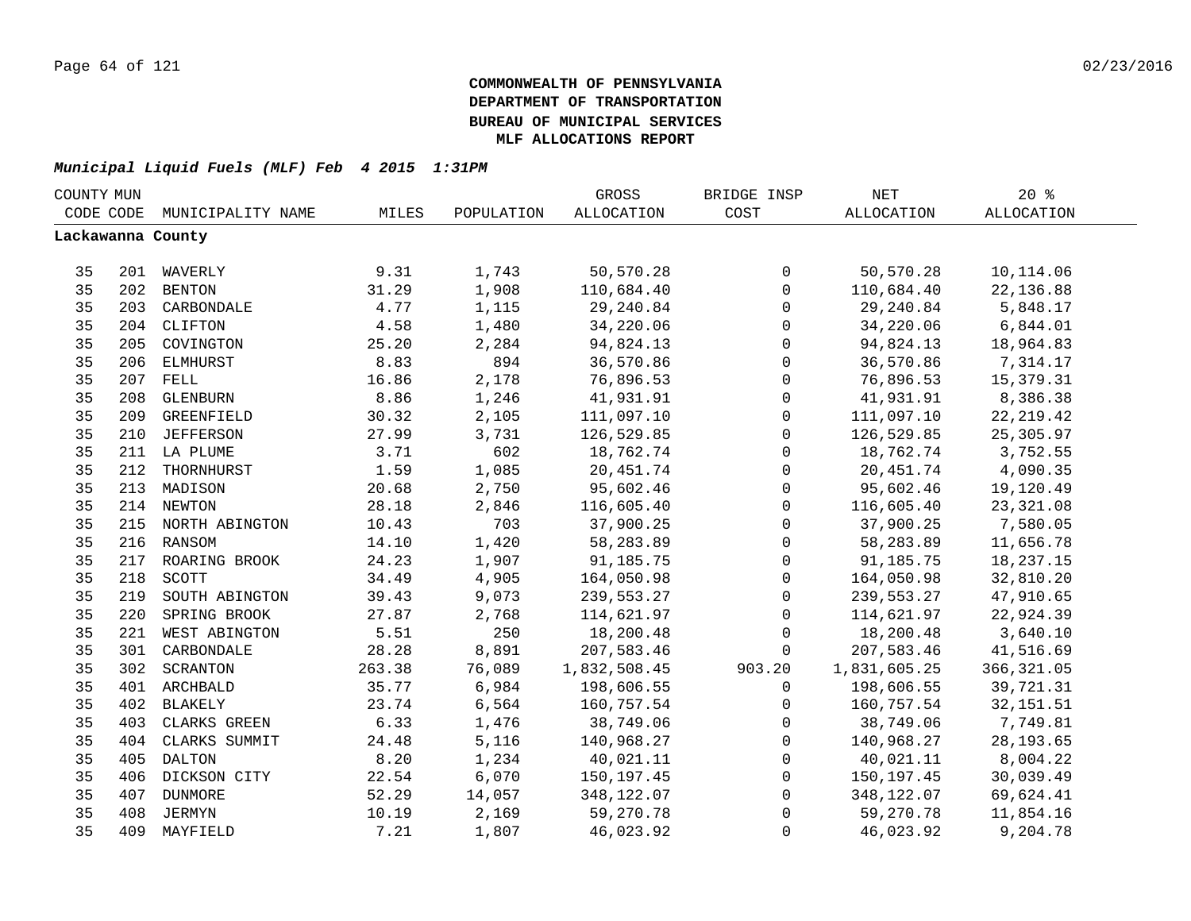**COMMONWEALTH OF PENNSYLVANIA**
**DEPARTMENT OF TRANSPORTATION**
**BUREAU OF MUNICIPAL SERVICES**
**MLF ALLOCATIONS REPORT**

***Municipal Liquid Fuels (MLF) Feb 4 2015 1:31PM***

| COUNTY CODE | MUN CODE | MUNICIPALITY NAME | MILES | POPULATION | GROSS ALLOCATION | BRIDGE INSP COST | NET ALLOCATION | 20 % ALLOCATION |
|---|---|---|---|---|---|---|---|---|
| **Lackawanna County** | | | | | | | | |
| 35 | 201 | WAVERLY | 9.31 | 1,743 | 50,570.28 | 0 | 50,570.28 | 10,114.06 |
| 35 | 202 | BENTON | 31.29 | 1,908 | 110,684.40 | 0 | 110,684.40 | 22,136.88 |
| 35 | 203 | CARBONDALE | 4.77 | 1,115 | 29,240.84 | 0 | 29,240.84 | 5,848.17 |
| 35 | 204 | CLIFTON | 4.58 | 1,480 | 34,220.06 | 0 | 34,220.06 | 6,844.01 |
| 35 | 205 | COVINGTON | 25.20 | 2,284 | 94,824.13 | 0 | 94,824.13 | 18,964.83 |
| 35 | 206 | ELMHURST | 8.83 | 894 | 36,570.86 | 0 | 36,570.86 | 7,314.17 |
| 35 | 207 | FELL | 16.86 | 2,178 | 76,896.53 | 0 | 76,896.53 | 15,379.31 |
| 35 | 208 | GLENBURN | 8.86 | 1,246 | 41,931.91 | 0 | 41,931.91 | 8,386.38 |
| 35 | 209 | GREENFIELD | 30.32 | 2,105 | 111,097.10 | 0 | 111,097.10 | 22,219.42 |
| 35 | 210 | JEFFERSON | 27.99 | 3,731 | 126,529.85 | 0 | 126,529.85 | 25,305.97 |
| 35 | 211 | LA PLUME | 3.71 | 602 | 18,762.74 | 0 | 18,762.74 | 3,752.55 |
| 35 | 212 | THORNHURST | 1.59 | 1,085 | 20,451.74 | 0 | 20,451.74 | 4,090.35 |
| 35 | 213 | MADISON | 20.68 | 2,750 | 95,602.46 | 0 | 95,602.46 | 19,120.49 |
| 35 | 214 | NEWTON | 28.18 | 2,846 | 116,605.40 | 0 | 116,605.40 | 23,321.08 |
| 35 | 215 | NORTH ABINGTON | 10.43 | 703 | 37,900.25 | 0 | 37,900.25 | 7,580.05 |
| 35 | 216 | RANSOM | 14.10 | 1,420 | 58,283.89 | 0 | 58,283.89 | 11,656.78 |
| 35 | 217 | ROARING BROOK | 24.23 | 1,907 | 91,185.75 | 0 | 91,185.75 | 18,237.15 |
| 35 | 218 | SCOTT | 34.49 | 4,905 | 164,050.98 | 0 | 164,050.98 | 32,810.20 |
| 35 | 219 | SOUTH ABINGTON | 39.43 | 9,073 | 239,553.27 | 0 | 239,553.27 | 47,910.65 |
| 35 | 220 | SPRING BROOK | 27.87 | 2,768 | 114,621.97 | 0 | 114,621.97 | 22,924.39 |
| 35 | 221 | WEST ABINGTON | 5.51 | 250 | 18,200.48 | 0 | 18,200.48 | 3,640.10 |
| 35 | 301 | CARBONDALE | 28.28 | 8,891 | 207,583.46 | 0 | 207,583.46 | 41,516.69 |
| 35 | 302 | SCRANTON | 263.38 | 76,089 | 1,832,508.45 | 903.20 | 1,831,605.25 | 366,321.05 |
| 35 | 401 | ARCHBALD | 35.77 | 6,984 | 198,606.55 | 0 | 198,606.55 | 39,721.31 |
| 35 | 402 | BLAKELY | 23.74 | 6,564 | 160,757.54 | 0 | 160,757.54 | 32,151.51 |
| 35 | 403 | CLARKS GREEN | 6.33 | 1,476 | 38,749.06 | 0 | 38,749.06 | 7,749.81 |
| 35 | 404 | CLARKS SUMMIT | 24.48 | 5,116 | 140,968.27 | 0 | 140,968.27 | 28,193.65 |
| 35 | 405 | DALTON | 8.20 | 1,234 | 40,021.11 | 0 | 40,021.11 | 8,004.22 |
| 35 | 406 | DICKSON CITY | 22.54 | 6,070 | 150,197.45 | 0 | 150,197.45 | 30,039.49 |
| 35 | 407 | DUNMORE | 52.29 | 14,057 | 348,122.07 | 0 | 348,122.07 | 69,624.41 |
| 35 | 408 | JERMYN | 10.19 | 2,169 | 59,270.78 | 0 | 59,270.78 | 11,854.16 |
| 35 | 409 | MAYFIELD | 7.21 | 1,807 | 46,023.92 | 0 | 46,023.92 | 9,204.78 |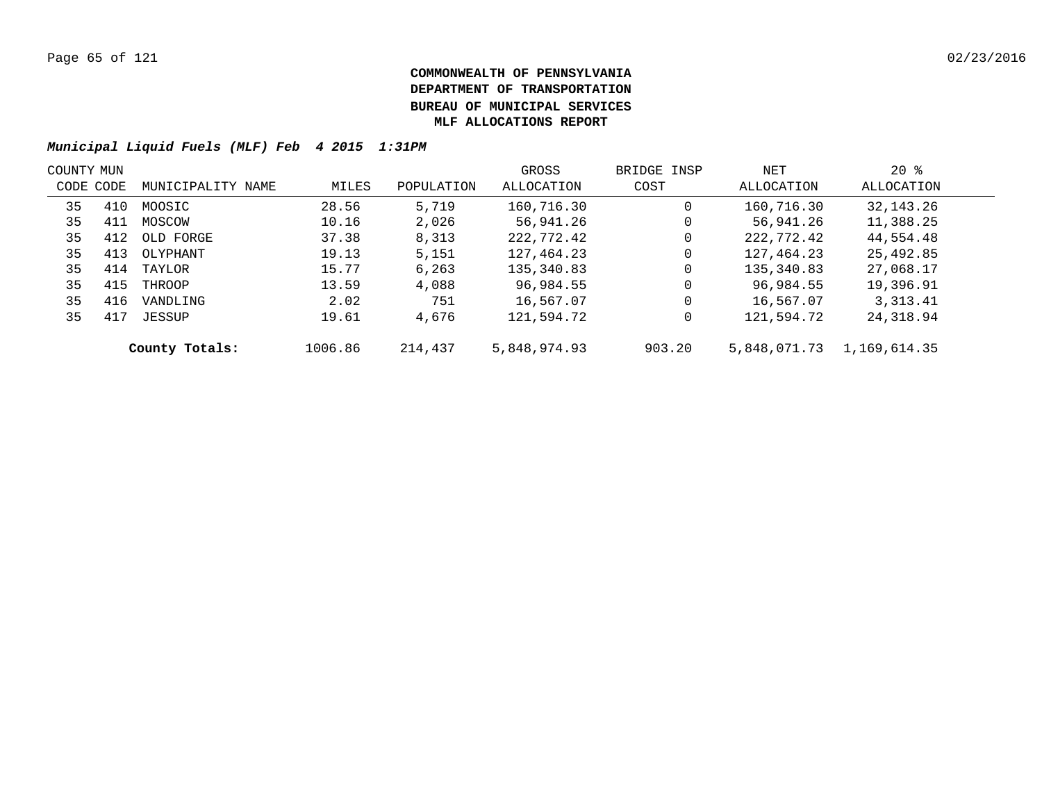**COMMONWEALTH OF PENNSYLVANIA**
**DEPARTMENT OF TRANSPORTATION**
**BUREAU OF MUNICIPAL SERVICES**
**MLF ALLOCATIONS REPORT**

***Municipal Liquid Fuels (MLF) Feb 4 2015 1:31PM***

| COUNTY CODE | MUN CODE | MUNICIPALITY NAME | MILES | POPULATION | GROSS ALLOCATION | BRIDGE INSP COST | NET ALLOCATION | 20 % ALLOCATION |
|---|---|---|---|---|---|---|---|---|
| 35 | 410 | MOOSIC | 28.56 | 5,719 | 160,716.30 | 0 | 160,716.30 | 32,143.26 |
| 35 | 411 | MOSCOW | 10.16 | 2,026 | 56,941.26 | 0 | 56,941.26 | 11,388.25 |
| 35 | 412 | OLD FORGE | 37.38 | 8,313 | 222,772.42 | 0 | 222,772.42 | 44,554.48 |
| 35 | 413 | OLYPHANT | 19.13 | 5,151 | 127,464.23 | 0 | 127,464.23 | 25,492.85 |
| 35 | 414 | TAYLOR | 15.77 | 6,263 | 135,340.83 | 0 | 135,340.83 | 27,068.17 |
| 35 | 415 | THROOP | 13.59 | 4,088 | 96,984.55 | 0 | 96,984.55 | 19,396.91 |
| 35 | 416 | VANDLING | 2.02 | 751 | 16,567.07 | 0 | 16,567.07 | 3,313.41 |
| 35 | 417 | JESSUP | 19.61 | 4,676 | 121,594.72 | 0 | 121,594.72 | 24,318.94 |
| | | **County Totals:** | 1006.86 | 214,437 | 5,848,974.93 | 903.20 | 5,848,071.73 | 1,169,614.35 |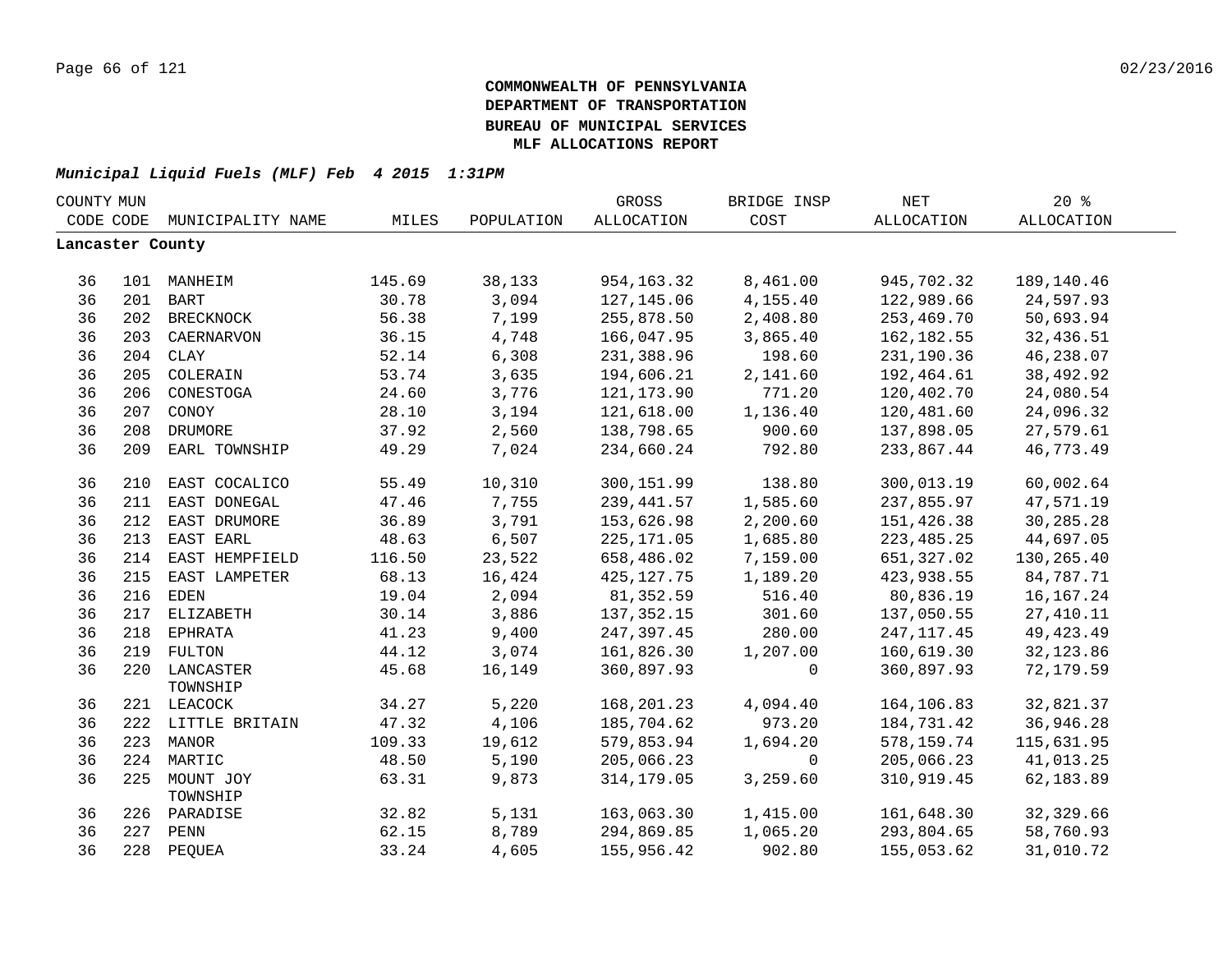**COMMONWEALTH OF PENNSYLVANIA**
**DEPARTMENT OF TRANSPORTATION**
**BUREAU OF MUNICIPAL SERVICES**
**MLF ALLOCATIONS REPORT**

***Municipal Liquid Fuels (MLF) Feb 4 2015 1:31PM***

| COUNTY CODE | MUN CODE | MUNICIPALITY NAME | MILES | POPULATION | GROSS ALLOCATION | BRIDGE INSP COST | NET ALLOCATION | 20 % ALLOCATION |
|---|---|---|---|---|---|---|---|---|
| **Lancaster County** | | | | | | | | |
| 36 | 101 | MANHEIM | 145.69 | 38,133 | 954,163.32 | 8,461.00 | 945,702.32 | 189,140.46 |
| 36 | 201 | BART | 30.78 | 3,094 | 127,145.06 | 4,155.40 | 122,989.66 | 24,597.93 |
| 36 | 202 | BRECKNOCK | 56.38 | 7,199 | 255,878.50 | 2,408.80 | 253,469.70 | 50,693.94 |
| 36 | 203 | CAERNARVON | 36.15 | 4,748 | 166,047.95 | 3,865.40 | 162,182.55 | 32,436.51 |
| 36 | 204 | CLAY | 52.14 | 6,308 | 231,388.96 | 198.60 | 231,190.36 | 46,238.07 |
| 36 | 205 | COLERAIN | 53.74 | 3,635 | 194,606.21 | 2,141.60 | 192,464.61 | 38,492.92 |
| 36 | 206 | CONESTOGA | 24.60 | 3,776 | 121,173.90 | 771.20 | 120,402.70 | 24,080.54 |
| 36 | 207 | CONOY | 28.10 | 3,194 | 121,618.00 | 1,136.40 | 120,481.60 | 24,096.32 |
| 36 | 208 | DRUMORE | 37.92 | 2,560 | 138,798.65 | 900.60 | 137,898.05 | 27,579.61 |
| 36 | 209 | EARL TOWNSHIP | 49.29 | 7,024 | 234,660.24 | 792.80 | 233,867.44 | 46,773.49 |
| 36 | 210 | EAST COCALICO | 55.49 | 10,310 | 300,151.99 | 138.80 | 300,013.19 | 60,002.64 |
| 36 | 211 | EAST DONEGAL | 47.46 | 7,755 | 239,441.57 | 1,585.60 | 237,855.97 | 47,571.19 |
| 36 | 212 | EAST DRUMORE | 36.89 | 3,791 | 153,626.98 | 2,200.60 | 151,426.38 | 30,285.28 |
| 36 | 213 | EAST EARL | 48.63 | 6,507 | 225,171.05 | 1,685.80 | 223,485.25 | 44,697.05 |
| 36 | 214 | EAST HEMPFIELD | 116.50 | 23,522 | 658,486.02 | 7,159.00 | 651,327.02 | 130,265.40 |
| 36 | 215 | EAST LAMPETER | 68.13 | 16,424 | 425,127.75 | 1,189.20 | 423,938.55 | 84,787.71 |
| 36 | 216 | EDEN | 19.04 | 2,094 | 81,352.59 | 516.40 | 80,836.19 | 16,167.24 |
| 36 | 217 | ELIZABETH | 30.14 | 3,886 | 137,352.15 | 301.60 | 137,050.55 | 27,410.11 |
| 36 | 218 | EPHRATA | 41.23 | 9,400 | 247,397.45 | 280.00 | 247,117.45 | 49,423.49 |
| 36 | 219 | FULTON | 44.12 | 3,074 | 161,826.30 | 1,207.00 | 160,619.30 | 32,123.86 |
| 36 | 220 | LANCASTER TOWNSHIP | 45.68 | 16,149 | 360,897.93 | 0 | 360,897.93 | 72,179.59 |
| 36 | 221 | LEACOCK | 34.27 | 5,220 | 168,201.23 | 4,094.40 | 164,106.83 | 32,821.37 |
| 36 | 222 | LITTLE BRITAIN | 47.32 | 4,106 | 185,704.62 | 973.20 | 184,731.42 | 36,946.28 |
| 36 | 223 | MANOR | 109.33 | 19,612 | 579,853.94 | 1,694.20 | 578,159.74 | 115,631.95 |
| 36 | 224 | MARTIC | 48.50 | 5,190 | 205,066.23 | 0 | 205,066.23 | 41,013.25 |
| 36 | 225 | MOUNT JOY TOWNSHIP | 63.31 | 9,873 | 314,179.05 | 3,259.60 | 310,919.45 | 62,183.89 |
| 36 | 226 | PARADISE | 32.82 | 5,131 | 163,063.30 | 1,415.00 | 161,648.30 | 32,329.66 |
| 36 | 227 | PENN | 62.15 | 8,789 | 294,869.85 | 1,065.20 | 293,804.65 | 58,760.93 |
| 36 | 228 | PEQUEA | 33.24 | 4,605 | 155,956.42 | 902.80 | 155,053.62 | 31,010.72 |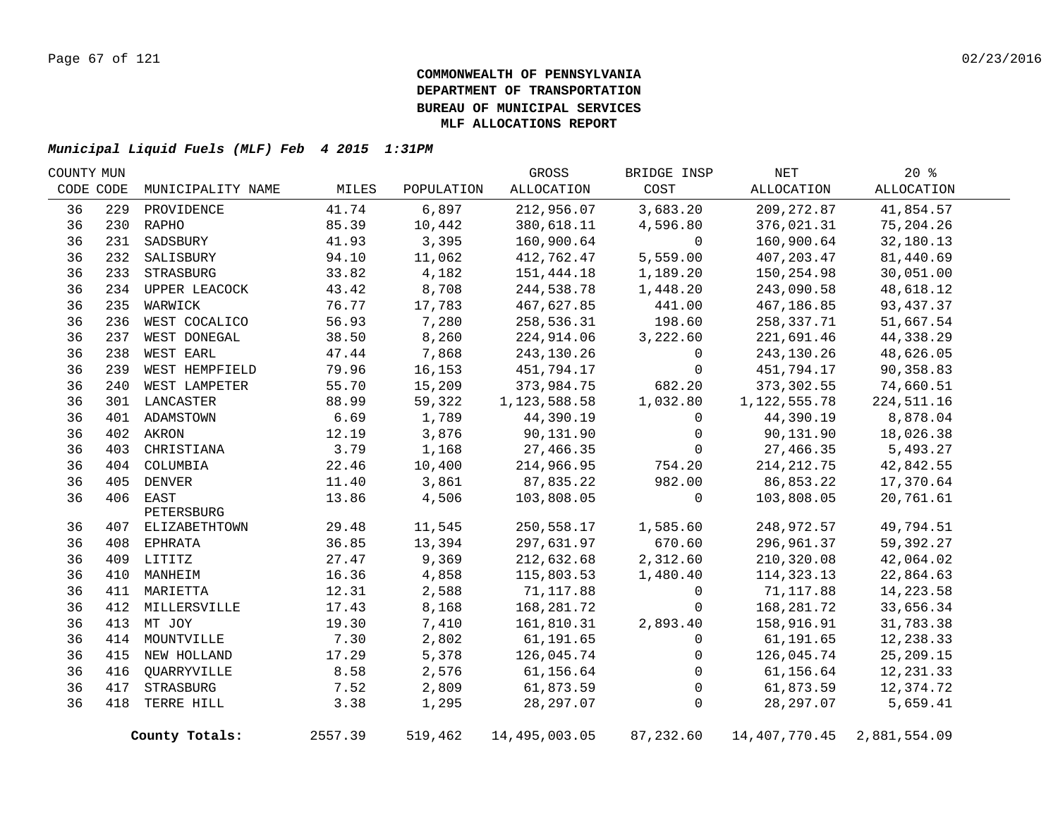**COMMONWEALTH OF PENNSYLVANIA**
**DEPARTMENT OF TRANSPORTATION**
**BUREAU OF MUNICIPAL SERVICES**
**MLF ALLOCATIONS REPORT**

***Municipal Liquid Fuels (MLF) Feb 4 2015 1:31PM***

| COUNTY CODE | MUN CODE | MUNICIPALITY NAME | MILES | POPULATION | GROSS ALLOCATION | BRIDGE INSP COST | NET ALLOCATION | 20 % ALLOCATION |
|---|---|---|---|---|---|---|---|---|
| 36 | 229 | PROVIDENCE | 41.74 | 6,897 | 212,956.07 | 3,683.20 | 209,272.87 | 41,854.57 |
| 36 | 230 | RAPHO | 85.39 | 10,442 | 380,618.11 | 4,596.80 | 376,021.31 | 75,204.26 |
| 36 | 231 | SADSBURY | 41.93 | 3,395 | 160,900.64 | 0 | 160,900.64 | 32,180.13 |
| 36 | 232 | SALISBURY | 94.10 | 11,062 | 412,762.47 | 5,559.00 | 407,203.47 | 81,440.69 |
| 36 | 233 | STRASBURG | 33.82 | 4,182 | 151,444.18 | 1,189.20 | 150,254.98 | 30,051.00 |
| 36 | 234 | UPPER LEACOCK | 43.42 | 8,708 | 244,538.78 | 1,448.20 | 243,090.58 | 48,618.12 |
| 36 | 235 | WARWICK | 76.77 | 17,783 | 467,627.85 | 441.00 | 467,186.85 | 93,437.37 |
| 36 | 236 | WEST COCALICO | 56.93 | 7,280 | 258,536.31 | 198.60 | 258,337.71 | 51,667.54 |
| 36 | 237 | WEST DONEGAL | 38.50 | 8,260 | 224,914.06 | 3,222.60 | 221,691.46 | 44,338.29 |
| 36 | 238 | WEST EARL | 47.44 | 7,868 | 243,130.26 | 0 | 243,130.26 | 48,626.05 |
| 36 | 239 | WEST HEMPFIELD | 79.96 | 16,153 | 451,794.17 | 0 | 451,794.17 | 90,358.83 |
| 36 | 240 | WEST LAMPETER | 55.70 | 15,209 | 373,984.75 | 682.20 | 373,302.55 | 74,660.51 |
| 36 | 301 | LANCASTER | 88.99 | 59,322 | 1,123,588.58 | 1,032.80 | 1,122,555.78 | 224,511.16 |
| 36 | 401 | ADAMSTOWN | 6.69 | 1,789 | 44,390.19 | 0 | 44,390.19 | 8,878.04 |
| 36 | 402 | AKRON | 12.19 | 3,876 | 90,131.90 | 0 | 90,131.90 | 18,026.38 |
| 36 | 403 | CHRISTIANA | 3.79 | 1,168 | 27,466.35 | 0 | 27,466.35 | 5,493.27 |
| 36 | 404 | COLUMBIA | 22.46 | 10,400 | 214,966.95 | 754.20 | 214,212.75 | 42,842.55 |
| 36 | 405 | DENVER | 11.40 | 3,861 | 87,835.22 | 982.00 | 86,853.22 | 17,370.64 |
| 36 | 406 | EAST PETERSBURG | 13.86 | 4,506 | 103,808.05 | 0 | 103,808.05 | 20,761.61 |
| 36 | 407 | ELIZABETHTOWN | 29.48 | 11,545 | 250,558.17 | 1,585.60 | 248,972.57 | 49,794.51 |
| 36 | 408 | EPHRATA | 36.85 | 13,394 | 297,631.97 | 670.60 | 296,961.37 | 59,392.27 |
| 36 | 409 | LITITZ | 27.47 | 9,369 | 212,632.68 | 2,312.60 | 210,320.08 | 42,064.02 |
| 36 | 410 | MANHEIM | 16.36 | 4,858 | 115,803.53 | 1,480.40 | 114,323.13 | 22,864.63 |
| 36 | 411 | MARIETTA | 12.31 | 2,588 | 71,117.88 | 0 | 71,117.88 | 14,223.58 |
| 36 | 412 | MILLERSVILLE | 17.43 | 8,168 | 168,281.72 | 0 | 168,281.72 | 33,656.34 |
| 36 | 413 | MT JOY | 19.30 | 7,410 | 161,810.31 | 2,893.40 | 158,916.91 | 31,783.38 |
| 36 | 414 | MOUNTVILLE | 7.30 | 2,802 | 61,191.65 | 0 | 61,191.65 | 12,238.33 |
| 36 | 415 | NEW HOLLAND | 17.29 | 5,378 | 126,045.74 | 0 | 126,045.74 | 25,209.15 |
| 36 | 416 | QUARRYVILLE | 8.58 | 2,576 | 61,156.64 | 0 | 61,156.64 | 12,231.33 |
| 36 | 417 | STRASBURG | 7.52 | 2,809 | 61,873.59 | 0 | 61,873.59 | 12,374.72 |
| 36 | 418 | TERRE HILL | 3.38 | 1,295 | 28,297.07 | 0 | 28,297.07 | 5,659.41 |
| | | **County Totals:** | 2557.39 | 519,462 | 14,495,003.05 | 87,232.60 | 14,407,770.45 | 2,881,554.09 |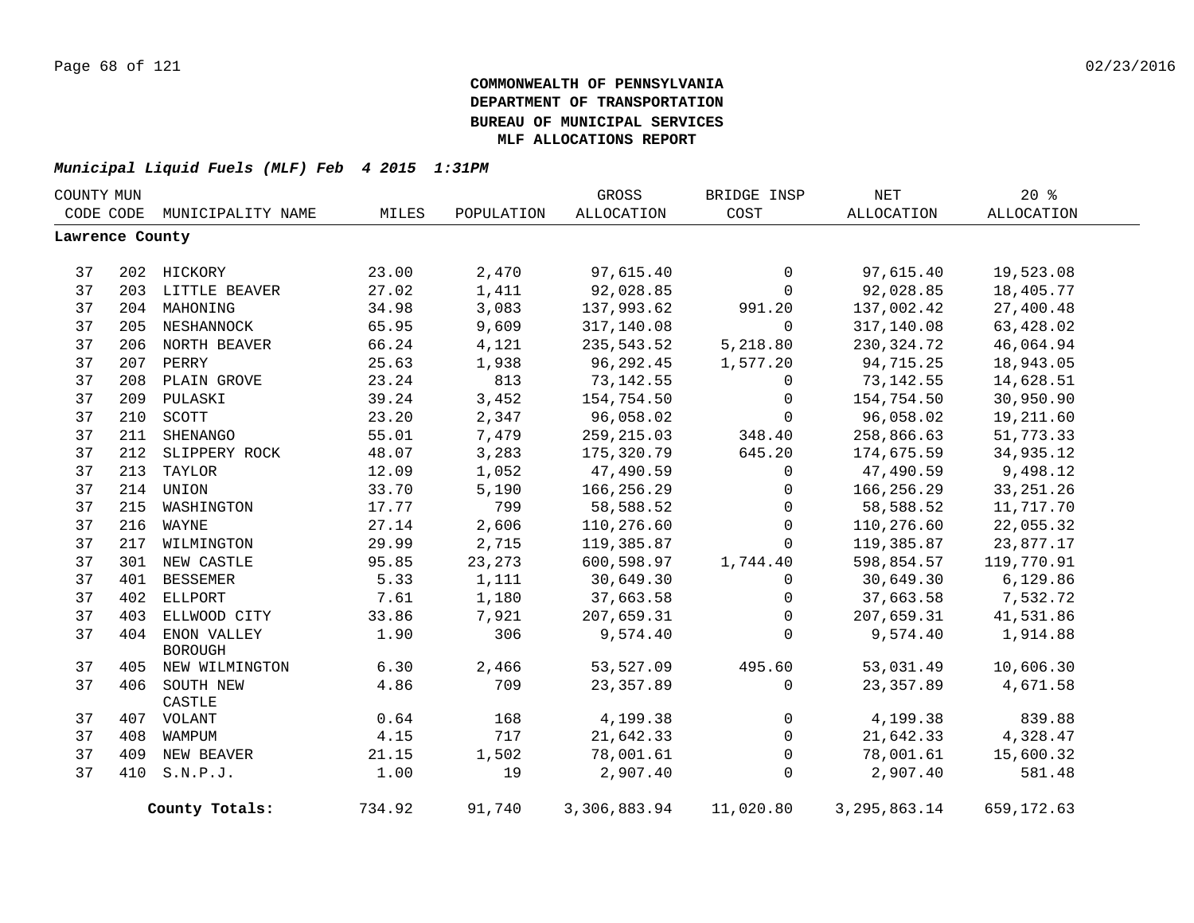**COMMONWEALTH OF PENNSYLVANIA**
**DEPARTMENT OF TRANSPORTATION**
**BUREAU OF MUNICIPAL SERVICES**
**MLF ALLOCATIONS REPORT**

***Municipal Liquid Fuels (MLF) Feb 4 2015 1:31PM***

| COUNTY CODE | MUN CODE | MUNICIPALITY NAME | MILES | POPULATION | GROSS ALLOCATION | BRIDGE INSP COST | NET ALLOCATION | 20 % ALLOCATION |
|---|---|---|---|---|---|---|---|---|
| **Lawrence County** | | | | | | | | |
| 37 | 202 | HICKORY | 23.00 | 2,470 | 97,615.40 | 0 | 97,615.40 | 19,523.08 |
| 37 | 203 | LITTLE BEAVER | 27.02 | 1,411 | 92,028.85 | 0 | 92,028.85 | 18,405.77 |
| 37 | 204 | MAHONING | 34.98 | 3,083 | 137,993.62 | 991.20 | 137,002.42 | 27,400.48 |
| 37 | 205 | NESHANNOCK | 65.95 | 9,609 | 317,140.08 | 0 | 317,140.08 | 63,428.02 |
| 37 | 206 | NORTH BEAVER | 66.24 | 4,121 | 235,543.52 | 5,218.80 | 230,324.72 | 46,064.94 |
| 37 | 207 | PERRY | 25.63 | 1,938 | 96,292.45 | 1,577.20 | 94,715.25 | 18,943.05 |
| 37 | 208 | PLAIN GROVE | 23.24 | 813 | 73,142.55 | 0 | 73,142.55 | 14,628.51 |
| 37 | 209 | PULASKI | 39.24 | 3,452 | 154,754.50 | 0 | 154,754.50 | 30,950.90 |
| 37 | 210 | SCOTT | 23.20 | 2,347 | 96,058.02 | 0 | 96,058.02 | 19,211.60 |
| 37 | 211 | SHENANGO | 55.01 | 7,479 | 259,215.03 | 348.40 | 258,866.63 | 51,773.33 |
| 37 | 212 | SLIPPERY ROCK | 48.07 | 3,283 | 175,320.79 | 645.20 | 174,675.59 | 34,935.12 |
| 37 | 213 | TAYLOR | 12.09 | 1,052 | 47,490.59 | 0 | 47,490.59 | 9,498.12 |
| 37 | 214 | UNION | 33.70 | 5,190 | 166,256.29 | 0 | 166,256.29 | 33,251.26 |
| 37 | 215 | WASHINGTON | 17.77 | 799 | 58,588.52 | 0 | 58,588.52 | 11,717.70 |
| 37 | 216 | WAYNE | 27.14 | 2,606 | 110,276.60 | 0 | 110,276.60 | 22,055.32 |
| 37 | 217 | WILMINGTON | 29.99 | 2,715 | 119,385.87 | 0 | 119,385.87 | 23,877.17 |
| 37 | 301 | NEW CASTLE | 95.85 | 23,273 | 600,598.97 | 1,744.40 | 598,854.57 | 119,770.91 |
| 37 | 401 | BESSEMER | 5.33 | 1,111 | 30,649.30 | 0 | 30,649.30 | 6,129.86 |
| 37 | 402 | ELLPORT | 7.61 | 1,180 | 37,663.58 | 0 | 37,663.58 | 7,532.72 |
| 37 | 403 | ELLWOOD CITY | 33.86 | 7,921 | 207,659.31 | 0 | 207,659.31 | 41,531.86 |
| 37 | 404 | ENON VALLEY BOROUGH | 1.90 | 306 | 9,574.40 | 0 | 9,574.40 | 1,914.88 |
| 37 | 405 | NEW WILMINGTON | 6.30 | 2,466 | 53,527.09 | 495.60 | 53,031.49 | 10,606.30 |
| 37 | 406 | SOUTH NEW CASTLE | 4.86 | 709 | 23,357.89 | 0 | 23,357.89 | 4,671.58 |
| 37 | 407 | VOLANT | 0.64 | 168 | 4,199.38 | 0 | 4,199.38 | 839.88 |
| 37 | 408 | WAMPUM | 4.15 | 717 | 21,642.33 | 0 | 21,642.33 | 4,328.47 |
| 37 | 409 | NEW BEAVER | 21.15 | 1,502 | 78,001.61 | 0 | 78,001.61 | 15,600.32 |
| 37 | 410 | S.N.P.J. | 1.00 | 19 | 2,907.40 | 0 | 2,907.40 | 581.48 |
| | | **County Totals:** | 734.92 | 91,740 | 3,306,883.94 | 11,020.80 | 3,295,863.14 | 659,172.63 |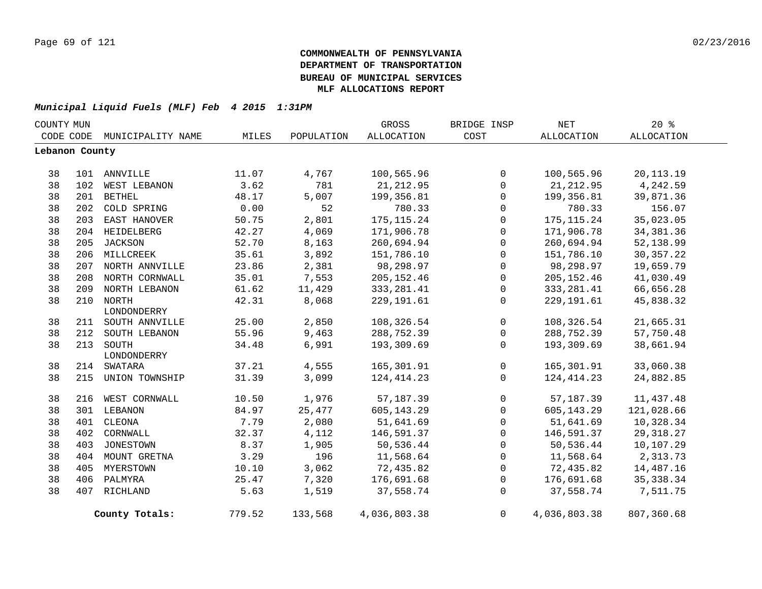**COMMONWEALTH OF PENNSYLVANIA**
**DEPARTMENT OF TRANSPORTATION**
**BUREAU OF MUNICIPAL SERVICES**
**MLF ALLOCATIONS REPORT**

***Municipal Liquid Fuels (MLF) Feb 4 2015 1:31PM***

| COUNTY CODE | MUN CODE | MUNICIPALITY NAME | MILES | POPULATION | GROSS ALLOCATION | BRIDGE INSP COST | NET ALLOCATION | 20 % ALLOCATION |
|---|---|---|---|---|---|---|---|---|
| **Lebanon County** | | | | | | | | |
| 38 | 101 | ANNVILLE | 11.07 | 4,767 | 100,565.96 | 0 | 100,565.96 | 20,113.19 |
| 38 | 102 | WEST LEBANON | 3.62 | 781 | 21,212.95 | 0 | 21,212.95 | 4,242.59 |
| 38 | 201 | BETHEL | 48.17 | 5,007 | 199,356.81 | 0 | 199,356.81 | 39,871.36 |
| 38 | 202 | COLD SPRING | 0.00 | 52 | 780.33 | 0 | 780.33 | 156.07 |
| 38 | 203 | EAST HANOVER | 50.75 | 2,801 | 175,115.24 | 0 | 175,115.24 | 35,023.05 |
| 38 | 204 | HEIDELBERG | 42.27 | 4,069 | 171,906.78 | 0 | 171,906.78 | 34,381.36 |
| 38 | 205 | JACKSON | 52.70 | 8,163 | 260,694.94 | 0 | 260,694.94 | 52,138.99 |
| 38 | 206 | MILLCREEK | 35.61 | 3,892 | 151,786.10 | 0 | 151,786.10 | 30,357.22 |
| 38 | 207 | NORTH ANNVILLE | 23.86 | 2,381 | 98,298.97 | 0 | 98,298.97 | 19,659.79 |
| 38 | 208 | NORTH CORNWALL | 35.01 | 7,553 | 205,152.46 | 0 | 205,152.46 | 41,030.49 |
| 38 | 209 | NORTH LEBANON | 61.62 | 11,429 | 333,281.41 | 0 | 333,281.41 | 66,656.28 |
| 38 | 210 | NORTH LONDONDERRY | 42.31 | 8,068 | 229,191.61 | 0 | 229,191.61 | 45,838.32 |
| 38 | 211 | SOUTH ANNVILLE | 25.00 | 2,850 | 108,326.54 | 0 | 108,326.54 | 21,665.31 |
| 38 | 212 | SOUTH LEBANON | 55.96 | 9,463 | 288,752.39 | 0 | 288,752.39 | 57,750.48 |
| 38 | 213 | SOUTH LONDONDERRY | 34.48 | 6,991 | 193,309.69 | 0 | 193,309.69 | 38,661.94 |
| 38 | 214 | SWATARA | 37.21 | 4,555 | 165,301.91 | 0 | 165,301.91 | 33,060.38 |
| 38 | 215 | UNION TOWNSHIP | 31.39 | 3,099 | 124,414.23 | 0 | 124,414.23 | 24,882.85 |
| 38 | 216 | WEST CORNWALL | 10.50 | 1,976 | 57,187.39 | 0 | 57,187.39 | 11,437.48 |
| 38 | 301 | LEBANON | 84.97 | 25,477 | 605,143.29 | 0 | 605,143.29 | 121,028.66 |
| 38 | 401 | CLEONA | 7.79 | 2,080 | 51,641.69 | 0 | 51,641.69 | 10,328.34 |
| 38 | 402 | CORNWALL | 32.37 | 4,112 | 146,591.37 | 0 | 146,591.37 | 29,318.27 |
| 38 | 403 | JONESTOWN | 8.37 | 1,905 | 50,536.44 | 0 | 50,536.44 | 10,107.29 |
| 38 | 404 | MOUNT GRETNA | 3.29 | 196 | 11,568.64 | 0 | 11,568.64 | 2,313.73 |
| 38 | 405 | MYERSTOWN | 10.10 | 3,062 | 72,435.82 | 0 | 72,435.82 | 14,487.16 |
| 38 | 406 | PALMYRA | 25.47 | 7,320 | 176,691.68 | 0 | 176,691.68 | 35,338.34 |
| 38 | 407 | RICHLAND | 5.63 | 1,519 | 37,558.74 | 0 | 37,558.74 | 7,511.75 |
| | | **County Totals:** | 779.52 | 133,568 | 4,036,803.38 | 0 | 4,036,803.38 | 807,360.68 |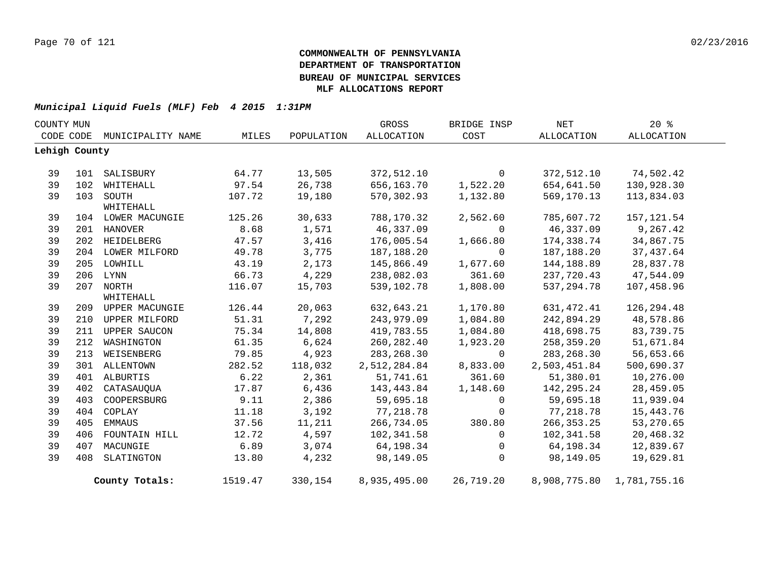**COMMONWEALTH OF PENNSYLVANIA**
**DEPARTMENT OF TRANSPORTATION**
**BUREAU OF MUNICIPAL SERVICES**
**MLF ALLOCATIONS REPORT**

***Municipal Liquid Fuels (MLF) Feb 4 2015 1:31PM***

| COUNTY CODE | MUN CODE | MUNICIPALITY NAME | MILES | POPULATION | GROSS ALLOCATION | BRIDGE INSP COST | NET ALLOCATION | 20 % ALLOCATION |
|---|---|---|---|---|---|---|---|---|
| **Lehigh County** | | | | | | | | |
| 39 | 101 | SALISBURY | 64.77 | 13,505 | 372,512.10 | 0 | 372,512.10 | 74,502.42 |
| 39 | 102 | WHITEHALL | 97.54 | 26,738 | 656,163.70 | 1,522.20 | 654,641.50 | 130,928.30 |
| 39 | 103 | SOUTH WHITEHALL | 107.72 | 19,180 | 570,302.93 | 1,132.80 | 569,170.13 | 113,834.03 |
| 39 | 104 | LOWER MACUNGIE | 125.26 | 30,633 | 788,170.32 | 2,562.60 | 785,607.72 | 157,121.54 |
| 39 | 201 | HANOVER | 8.68 | 1,571 | 46,337.09 | 0 | 46,337.09 | 9,267.42 |
| 39 | 202 | HEIDELBERG | 47.57 | 3,416 | 176,005.54 | 1,666.80 | 174,338.74 | 34,867.75 |
| 39 | 204 | LOWER MILFORD | 49.78 | 3,775 | 187,188.20 | 0 | 187,188.20 | 37,437.64 |
| 39 | 205 | LOWHILL | 43.19 | 2,173 | 145,866.49 | 1,677.60 | 144,188.89 | 28,837.78 |
| 39 | 206 | LYNN | 66.73 | 4,229 | 238,082.03 | 361.60 | 237,720.43 | 47,544.09 |
| 39 | 207 | NORTH WHITEHALL | 116.07 | 15,703 | 539,102.78 | 1,808.00 | 537,294.78 | 107,458.96 |
| 39 | 209 | UPPER MACUNGIE | 126.44 | 20,063 | 632,643.21 | 1,170.80 | 631,472.41 | 126,294.48 |
| 39 | 210 | UPPER MILFORD | 51.31 | 7,292 | 243,979.09 | 1,084.80 | 242,894.29 | 48,578.86 |
| 39 | 211 | UPPER SAUCON | 75.34 | 14,808 | 419,783.55 | 1,084.80 | 418,698.75 | 83,739.75 |
| 39 | 212 | WASHINGTON | 61.35 | 6,624 | 260,282.40 | 1,923.20 | 258,359.20 | 51,671.84 |
| 39 | 213 | WEISENBERG | 79.85 | 4,923 | 283,268.30 | 0 | 283,268.30 | 56,653.66 |
| 39 | 301 | ALLENTOWN | 282.52 | 118,032 | 2,512,284.84 | 8,833.00 | 2,503,451.84 | 500,690.37 |
| 39 | 401 | ALBURTIS | 6.22 | 2,361 | 51,741.61 | 361.60 | 51,380.01 | 10,276.00 |
| 39 | 402 | CATASAUQUA | 17.87 | 6,436 | 143,443.84 | 1,148.60 | 142,295.24 | 28,459.05 |
| 39 | 403 | COOPERSBURG | 9.11 | 2,386 | 59,695.18 | 0 | 59,695.18 | 11,939.04 |
| 39 | 404 | COPLAY | 11.18 | 3,192 | 77,218.78 | 0 | 77,218.78 | 15,443.76 |
| 39 | 405 | EMMAUS | 37.56 | 11,211 | 266,734.05 | 380.80 | 266,353.25 | 53,270.65 |
| 39 | 406 | FOUNTAIN HILL | 12.72 | 4,597 | 102,341.58 | 0 | 102,341.58 | 20,468.32 |
| 39 | 407 | MACUNGIE | 6.89 | 3,074 | 64,198.34 | 0 | 64,198.34 | 12,839.67 |
| 39 | 408 | SLATINGTON | 13.80 | 4,232 | 98,149.05 | 0 | 98,149.05 | 19,629.81 |
| | | **County Totals:** | 1519.47 | 330,154 | 8,935,495.00 | 26,719.20 | 8,908,775.80 | 1,781,755.16 |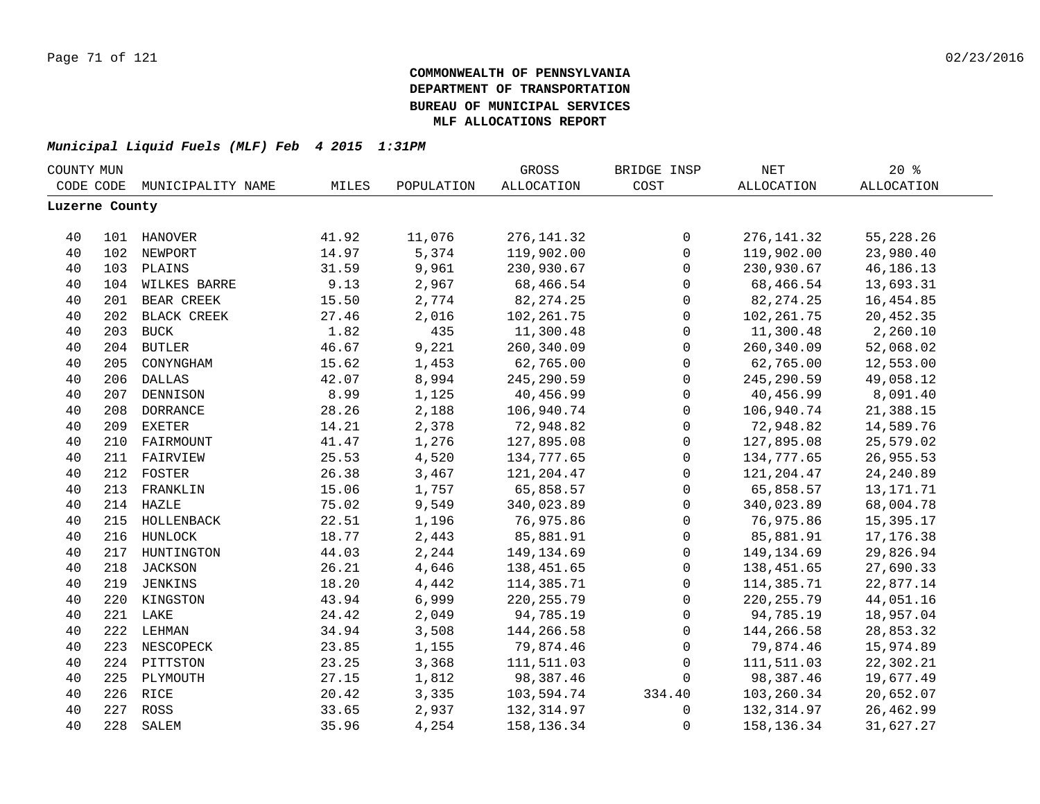**COMMONWEALTH OF PENNSYLVANIA**
**DEPARTMENT OF TRANSPORTATION**
**BUREAU OF MUNICIPAL SERVICES**
**MLF ALLOCATIONS REPORT**

***Municipal Liquid Fuels (MLF) Feb 4 2015 1:31PM***

| COUNTY CODE | MUN CODE | MUNICIPALITY NAME | MILES | POPULATION | GROSS ALLOCATION | BRIDGE INSP COST | NET ALLOCATION | 20 % ALLOCATION |
|---|---|---|---|---|---|---|---|---|
| **Luzerne County** | | | | | | | | |
| 40 | 101 | HANOVER | 41.92 | 11,076 | 276,141.32 | 0 | 276,141.32 | 55,228.26 |
| 40 | 102 | NEWPORT | 14.97 | 5,374 | 119,902.00 | 0 | 119,902.00 | 23,980.40 |
| 40 | 103 | PLAINS | 31.59 | 9,961 | 230,930.67 | 0 | 230,930.67 | 46,186.13 |
| 40 | 104 | WILKES BARRE | 9.13 | 2,967 | 68,466.54 | 0 | 68,466.54 | 13,693.31 |
| 40 | 201 | BEAR CREEK | 15.50 | 2,774 | 82,274.25 | 0 | 82,274.25 | 16,454.85 |
| 40 | 202 | BLACK CREEK | 27.46 | 2,016 | 102,261.75 | 0 | 102,261.75 | 20,452.35 |
| 40 | 203 | BUCK | 1.82 | 435 | 11,300.48 | 0 | 11,300.48 | 2,260.10 |
| 40 | 204 | BUTLER | 46.67 | 9,221 | 260,340.09 | 0 | 260,340.09 | 52,068.02 |
| 40 | 205 | CONYNGHAM | 15.62 | 1,453 | 62,765.00 | 0 | 62,765.00 | 12,553.00 |
| 40 | 206 | DALLAS | 42.07 | 8,994 | 245,290.59 | 0 | 245,290.59 | 49,058.12 |
| 40 | 207 | DENNISON | 8.99 | 1,125 | 40,456.99 | 0 | 40,456.99 | 8,091.40 |
| 40 | 208 | DORRANCE | 28.26 | 2,188 | 106,940.74 | 0 | 106,940.74 | 21,388.15 |
| 40 | 209 | EXETER | 14.21 | 2,378 | 72,948.82 | 0 | 72,948.82 | 14,589.76 |
| 40 | 210 | FAIRMOUNT | 41.47 | 1,276 | 127,895.08 | 0 | 127,895.08 | 25,579.02 |
| 40 | 211 | FAIRVIEW | 25.53 | 4,520 | 134,777.65 | 0 | 134,777.65 | 26,955.53 |
| 40 | 212 | FOSTER | 26.38 | 3,467 | 121,204.47 | 0 | 121,204.47 | 24,240.89 |
| 40 | 213 | FRANKLIN | 15.06 | 1,757 | 65,858.57 | 0 | 65,858.57 | 13,171.71 |
| 40 | 214 | HAZLE | 75.02 | 9,549 | 340,023.89 | 0 | 340,023.89 | 68,004.78 |
| 40 | 215 | HOLLENBACK | 22.51 | 1,196 | 76,975.86 | 0 | 76,975.86 | 15,395.17 |
| 40 | 216 | HUNLOCK | 18.77 | 2,443 | 85,881.91 | 0 | 85,881.91 | 17,176.38 |
| 40 | 217 | HUNTINGTON | 44.03 | 2,244 | 149,134.69 | 0 | 149,134.69 | 29,826.94 |
| 40 | 218 | JACKSON | 26.21 | 4,646 | 138,451.65 | 0 | 138,451.65 | 27,690.33 |
| 40 | 219 | JENKINS | 18.20 | 4,442 | 114,385.71 | 0 | 114,385.71 | 22,877.14 |
| 40 | 220 | KINGSTON | 43.94 | 6,999 | 220,255.79 | 0 | 220,255.79 | 44,051.16 |
| 40 | 221 | LAKE | 24.42 | 2,049 | 94,785.19 | 0 | 94,785.19 | 18,957.04 |
| 40 | 222 | LEHMAN | 34.94 | 3,508 | 144,266.58 | 0 | 144,266.58 | 28,853.32 |
| 40 | 223 | NESCOPECK | 23.85 | 1,155 | 79,874.46 | 0 | 79,874.46 | 15,974.89 |
| 40 | 224 | PITTSTON | 23.25 | 3,368 | 111,511.03 | 0 | 111,511.03 | 22,302.21 |
| 40 | 225 | PLYMOUTH | 27.15 | 1,812 | 98,387.46 | 0 | 98,387.46 | 19,677.49 |
| 40 | 226 | RICE | 20.42 | 3,335 | 103,594.74 | 334.40 | 103,260.34 | 20,652.07 |
| 40 | 227 | ROSS | 33.65 | 2,937 | 132,314.97 | 0 | 132,314.97 | 26,462.99 |
| 40 | 228 | SALEM | 35.96 | 4,254 | 158,136.34 | 0 | 158,136.34 | 31,627.27 |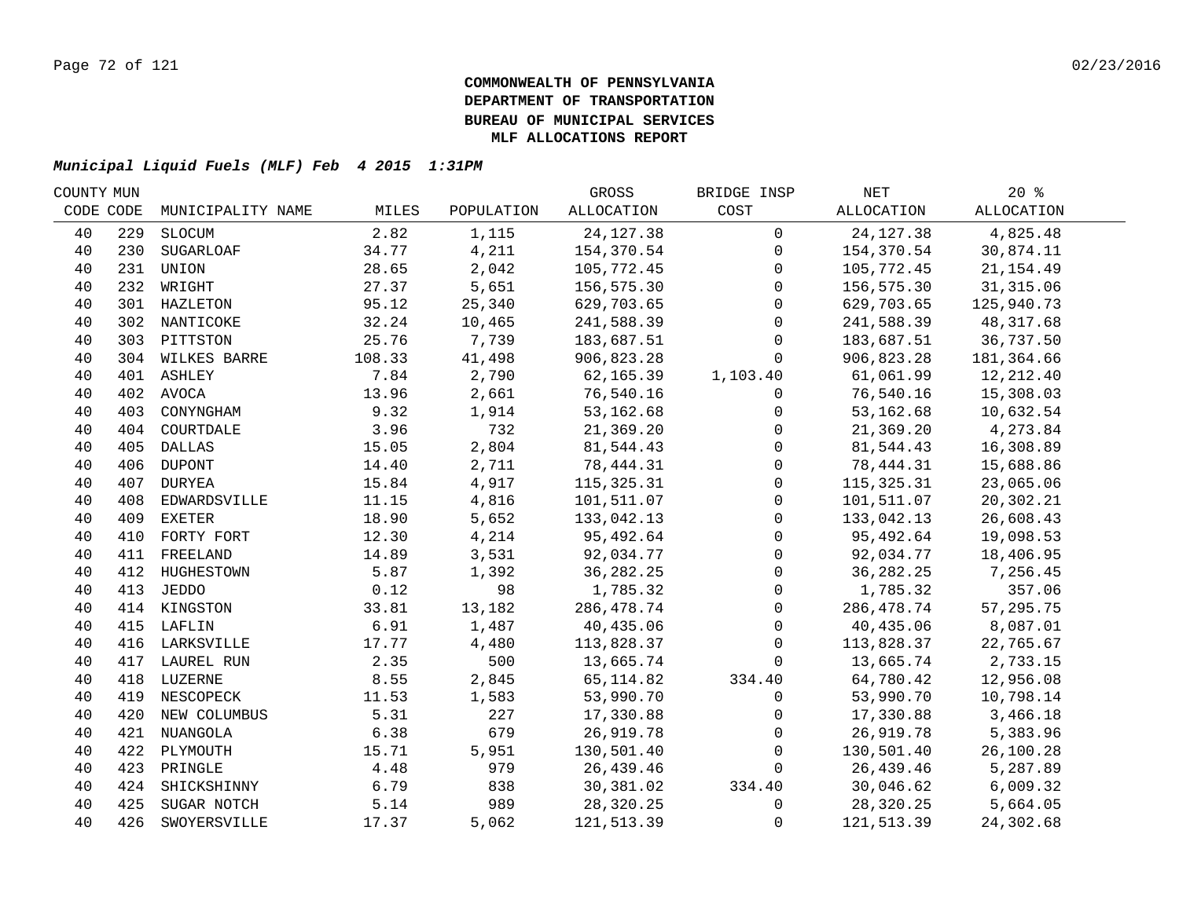**COMMONWEALTH OF PENNSYLVANIA**
**DEPARTMENT OF TRANSPORTATION**
**BUREAU OF MUNICIPAL SERVICES**
**MLF ALLOCATIONS REPORT**

***Municipal Liquid Fuels (MLF) Feb 4 2015 1:31PM***

| COUNTY CODE | MUN CODE | MUNICIPALITY NAME | MILES | POPULATION | GROSS ALLOCATION | BRIDGE INSP COST | NET ALLOCATION | 20 % ALLOCATION |
|---|---|---|---|---|---|---|---|---|
| 40 | 229 | SLOCUM | 2.82 | 1,115 | 24,127.38 | 0 | 24,127.38 | 4,825.48 |
| 40 | 230 | SUGARLOAF | 34.77 | 4,211 | 154,370.54 | 0 | 154,370.54 | 30,874.11 |
| 40 | 231 | UNION | 28.65 | 2,042 | 105,772.45 | 0 | 105,772.45 | 21,154.49 |
| 40 | 232 | WRIGHT | 27.37 | 5,651 | 156,575.30 | 0 | 156,575.30 | 31,315.06 |
| 40 | 301 | HAZLETON | 95.12 | 25,340 | 629,703.65 | 0 | 629,703.65 | 125,940.73 |
| 40 | 302 | NANTICOKE | 32.24 | 10,465 | 241,588.39 | 0 | 241,588.39 | 48,317.68 |
| 40 | 303 | PITTSTON | 25.76 | 7,739 | 183,687.51 | 0 | 183,687.51 | 36,737.50 |
| 40 | 304 | WILKES BARRE | 108.33 | 41,498 | 906,823.28 | 0 | 906,823.28 | 181,364.66 |
| 40 | 401 | ASHLEY | 7.84 | 2,790 | 62,165.39 | 1,103.40 | 61,061.99 | 12,212.40 |
| 40 | 402 | AVOCA | 13.96 | 2,661 | 76,540.16 | 0 | 76,540.16 | 15,308.03 |
| 40 | 403 | CONYNGHAM | 9.32 | 1,914 | 53,162.68 | 0 | 53,162.68 | 10,632.54 |
| 40 | 404 | COURTDALE | 3.96 | 732 | 21,369.20 | 0 | 21,369.20 | 4,273.84 |
| 40 | 405 | DALLAS | 15.05 | 2,804 | 81,544.43 | 0 | 81,544.43 | 16,308.89 |
| 40 | 406 | DUPONT | 14.40 | 2,711 | 78,444.31 | 0 | 78,444.31 | 15,688.86 |
| 40 | 407 | DURYEA | 15.84 | 4,917 | 115,325.31 | 0 | 115,325.31 | 23,065.06 |
| 40 | 408 | EDWARDSVILLE | 11.15 | 4,816 | 101,511.07 | 0 | 101,511.07 | 20,302.21 |
| 40 | 409 | EXETER | 18.90 | 5,652 | 133,042.13 | 0 | 133,042.13 | 26,608.43 |
| 40 | 410 | FORTY FORT | 12.30 | 4,214 | 95,492.64 | 0 | 95,492.64 | 19,098.53 |
| 40 | 411 | FREELAND | 14.89 | 3,531 | 92,034.77 | 0 | 92,034.77 | 18,406.95 |
| 40 | 412 | HUGHESTOWN | 5.87 | 1,392 | 36,282.25 | 0 | 36,282.25 | 7,256.45 |
| 40 | 413 | JEDDO | 0.12 | 98 | 1,785.32 | 0 | 1,785.32 | 357.06 |
| 40 | 414 | KINGSTON | 33.81 | 13,182 | 286,478.74 | 0 | 286,478.74 | 57,295.75 |
| 40 | 415 | LAFLIN | 6.91 | 1,487 | 40,435.06 | 0 | 40,435.06 | 8,087.01 |
| 40 | 416 | LARKSVILLE | 17.77 | 4,480 | 113,828.37 | 0 | 113,828.37 | 22,765.67 |
| 40 | 417 | LAUREL RUN | 2.35 | 500 | 13,665.74 | 0 | 13,665.74 | 2,733.15 |
| 40 | 418 | LUZERNE | 8.55 | 2,845 | 65,114.82 | 334.40 | 64,780.42 | 12,956.08 |
| 40 | 419 | NESCOPECK | 11.53 | 1,583 | 53,990.70 | 0 | 53,990.70 | 10,798.14 |
| 40 | 420 | NEW COLUMBUS | 5.31 | 227 | 17,330.88 | 0 | 17,330.88 | 3,466.18 |
| 40 | 421 | NUANGOLA | 6.38 | 679 | 26,919.78 | 0 | 26,919.78 | 5,383.96 |
| 40 | 422 | PLYMOUTH | 15.71 | 5,951 | 130,501.40 | 0 | 130,501.40 | 26,100.28 |
| 40 | 423 | PRINGLE | 4.48 | 979 | 26,439.46 | 0 | 26,439.46 | 5,287.89 |
| 40 | 424 | SHICKSHINNY | 6.79 | 838 | 30,381.02 | 334.40 | 30,046.62 | 6,009.32 |
| 40 | 425 | SUGAR NOTCH | 5.14 | 989 | 28,320.25 | 0 | 28,320.25 | 5,664.05 |
| 40 | 426 | SWOYERSVILLE | 17.37 | 5,062 | 121,513.39 | 0 | 121,513.39 | 24,302.68 |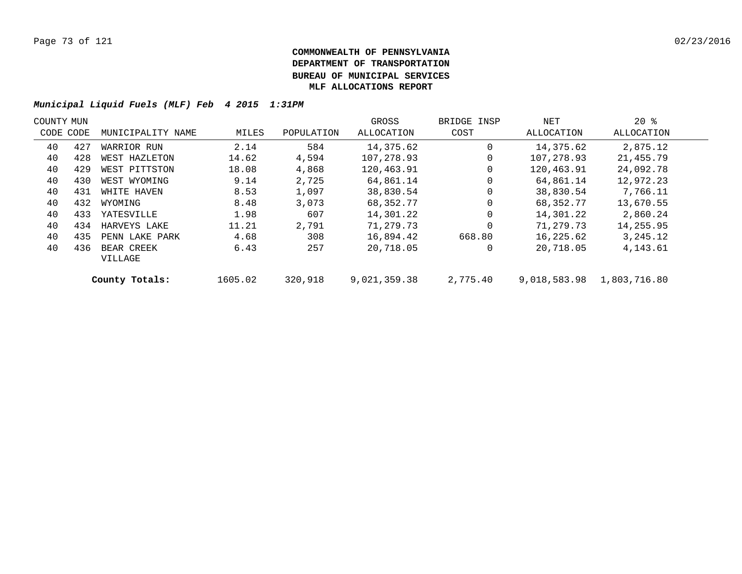**COMMONWEALTH OF PENNSYLVANIA**
**DEPARTMENT OF TRANSPORTATION**
**BUREAU OF MUNICIPAL SERVICES**
**MLF ALLOCATIONS REPORT**

***Municipal Liquid Fuels (MLF) Feb 4 2015 1:31PM***

| COUNTY CODE | MUN CODE | MUNICIPALITY NAME | MILES | POPULATION | GROSS ALLOCATION | BRIDGE INSP COST | NET ALLOCATION | 20 % ALLOCATION |
|---|---|---|---|---|---|---|---|---|
| 40 | 427 | WARRIOR RUN | 2.14 | 584 | 14,375.62 | 0 | 14,375.62 | 2,875.12 |
| 40 | 428 | WEST HAZLETON | 14.62 | 4,594 | 107,278.93 | 0 | 107,278.93 | 21,455.79 |
| 40 | 429 | WEST PITTSTON | 18.08 | 4,868 | 120,463.91 | 0 | 120,463.91 | 24,092.78 |
| 40 | 430 | WEST WYOMING | 9.14 | 2,725 | 64,861.14 | 0 | 64,861.14 | 12,972.23 |
| 40 | 431 | WHITE HAVEN | 8.53 | 1,097 | 38,830.54 | 0 | 38,830.54 | 7,766.11 |
| 40 | 432 | WYOMING | 8.48 | 3,073 | 68,352.77 | 0 | 68,352.77 | 13,670.55 |
| 40 | 433 | YATESVILLE | 1.98 | 607 | 14,301.22 | 0 | 14,301.22 | 2,860.24 |
| 40 | 434 | HARVEYS LAKE | 11.21 | 2,791 | 71,279.73 | 0 | 71,279.73 | 14,255.95 |
| 40 | 435 | PENN LAKE PARK | 4.68 | 308 | 16,894.42 | 668.80 | 16,225.62 | 3,245.12 |
| 40 | 436 | BEAR CREEK VILLAGE | 6.43 | 257 | 20,718.05 | 0 | 20,718.05 | 4,143.61 |
| | | **County Totals:** | 1605.02 | 320,918 | 9,021,359.38 | 2,775.40 | 9,018,583.98 | 1,803,716.80 |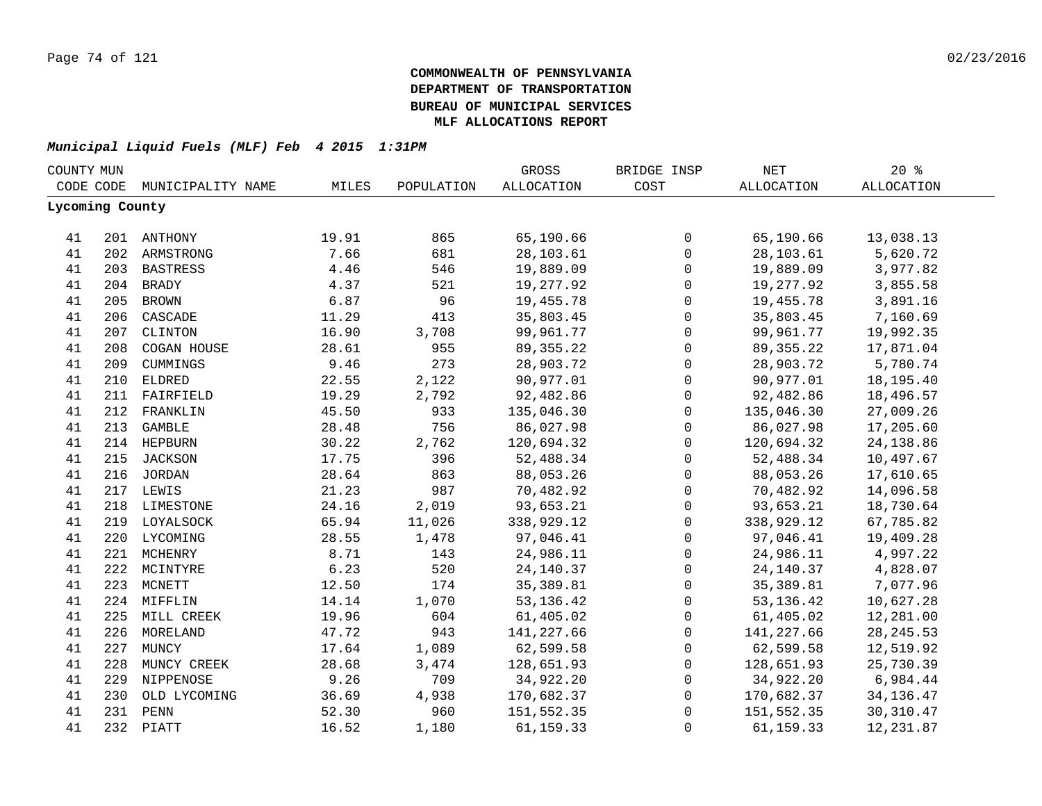**COMMONWEALTH OF PENNSYLVANIA**
**DEPARTMENT OF TRANSPORTATION**
**BUREAU OF MUNICIPAL SERVICES**
**MLF ALLOCATIONS REPORT**

***Municipal Liquid Fuels (MLF) Feb 4 2015 1:31PM***

| COUNTY CODE | MUN CODE | MUNICIPALITY NAME | MILES | POPULATION | GROSS ALLOCATION | BRIDGE INSP COST | NET ALLOCATION | 20 % ALLOCATION |
|---|---|---|---|---|---|---|---|---|
| **Lycoming County** | | | | | | | | |
| 41 | 201 | ANTHONY | 19.91 | 865 | 65,190.66 | 0 | 65,190.66 | 13,038.13 |
| 41 | 202 | ARMSTRONG | 7.66 | 681 | 28,103.61 | 0 | 28,103.61 | 5,620.72 |
| 41 | 203 | BASTRESS | 4.46 | 546 | 19,889.09 | 0 | 19,889.09 | 3,977.82 |
| 41 | 204 | BRADY | 4.37 | 521 | 19,277.92 | 0 | 19,277.92 | 3,855.58 |
| 41 | 205 | BROWN | 6.87 | 96 | 19,455.78 | 0 | 19,455.78 | 3,891.16 |
| 41 | 206 | CASCADE | 11.29 | 413 | 35,803.45 | 0 | 35,803.45 | 7,160.69 |
| 41 | 207 | CLINTON | 16.90 | 3,708 | 99,961.77 | 0 | 99,961.77 | 19,992.35 |
| 41 | 208 | COGAN HOUSE | 28.61 | 955 | 89,355.22 | 0 | 89,355.22 | 17,871.04 |
| 41 | 209 | CUMMINGS | 9.46 | 273 | 28,903.72 | 0 | 28,903.72 | 5,780.74 |
| 41 | 210 | ELDRED | 22.55 | 2,122 | 90,977.01 | 0 | 90,977.01 | 18,195.40 |
| 41 | 211 | FAIRFIELD | 19.29 | 2,792 | 92,482.86 | 0 | 92,482.86 | 18,496.57 |
| 41 | 212 | FRANKLIN | 45.50 | 933 | 135,046.30 | 0 | 135,046.30 | 27,009.26 |
| 41 | 213 | GAMBLE | 28.48 | 756 | 86,027.98 | 0 | 86,027.98 | 17,205.60 |
| 41 | 214 | HEPBURN | 30.22 | 2,762 | 120,694.32 | 0 | 120,694.32 | 24,138.86 |
| 41 | 215 | JACKSON | 17.75 | 396 | 52,488.34 | 0 | 52,488.34 | 10,497.67 |
| 41 | 216 | JORDAN | 28.64 | 863 | 88,053.26 | 0 | 88,053.26 | 17,610.65 |
| 41 | 217 | LEWIS | 21.23 | 987 | 70,482.92 | 0 | 70,482.92 | 14,096.58 |
| 41 | 218 | LIMESTONE | 24.16 | 2,019 | 93,653.21 | 0 | 93,653.21 | 18,730.64 |
| 41 | 219 | LOYALSOCK | 65.94 | 11,026 | 338,929.12 | 0 | 338,929.12 | 67,785.82 |
| 41 | 220 | LYCOMING | 28.55 | 1,478 | 97,046.41 | 0 | 97,046.41 | 19,409.28 |
| 41 | 221 | MCHENRY | 8.71 | 143 | 24,986.11 | 0 | 24,986.11 | 4,997.22 |
| 41 | 222 | MCINTYRE | 6.23 | 520 | 24,140.37 | 0 | 24,140.37 | 4,828.07 |
| 41 | 223 | MCNETT | 12.50 | 174 | 35,389.81 | 0 | 35,389.81 | 7,077.96 |
| 41 | 224 | MIFFLIN | 14.14 | 1,070 | 53,136.42 | 0 | 53,136.42 | 10,627.28 |
| 41 | 225 | MILL CREEK | 19.96 | 604 | 61,405.02 | 0 | 61,405.02 | 12,281.00 |
| 41 | 226 | MORELAND | 47.72 | 943 | 141,227.66 | 0 | 141,227.66 | 28,245.53 |
| 41 | 227 | MUNCY | 17.64 | 1,089 | 62,599.58 | 0 | 62,599.58 | 12,519.92 |
| 41 | 228 | MUNCY CREEK | 28.68 | 3,474 | 128,651.93 | 0 | 128,651.93 | 25,730.39 |
| 41 | 229 | NIPPENOSE | 9.26 | 709 | 34,922.20 | 0 | 34,922.20 | 6,984.44 |
| 41 | 230 | OLD LYCOMING | 36.69 | 4,938 | 170,682.37 | 0 | 170,682.37 | 34,136.47 |
| 41 | 231 | PENN | 52.30 | 960 | 151,552.35 | 0 | 151,552.35 | 30,310.47 |
| 41 | 232 | PIATT | 16.52 | 1,180 | 61,159.33 | 0 | 61,159.33 | 12,231.87 |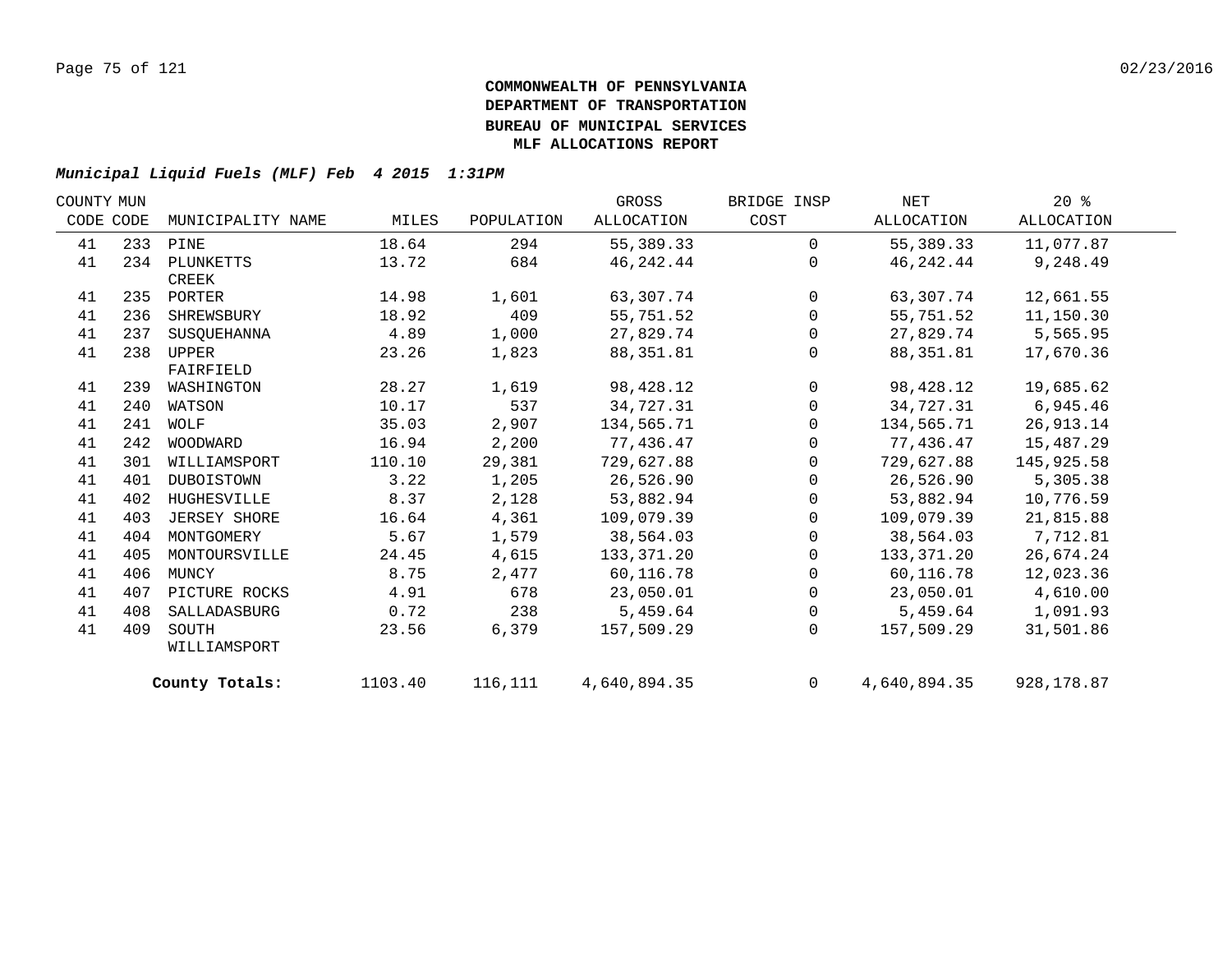**COMMONWEALTH OF PENNSYLVANIA**
**DEPARTMENT OF TRANSPORTATION**
**BUREAU OF MUNICIPAL SERVICES**
**MLF ALLOCATIONS REPORT**

*Municipal Liquid Fuels (MLF) Feb 4 2015 1:31PM*

| COUNTY CODE | MUN CODE | MUNICIPALITY NAME | MILES | POPULATION | GROSS ALLOCATION | BRIDGE INSP COST | NET ALLOCATION | 20 % ALLOCATION |
|---|---|---|---|---|---|---|---|---|
| 41 | 233 | PINE | 18.64 | 294 | 55,389.33 | 0 | 55,389.33 | 11,077.87 |
| 41 | 234 | PLUNKETTS CREEK | 13.72 | 684 | 46,242.44 | 0 | 46,242.44 | 9,248.49 |
| 41 | 235 | PORTER | 14.98 | 1,601 | 63,307.74 | 0 | 63,307.74 | 12,661.55 |
| 41 | 236 | SHREWSBURY | 18.92 | 409 | 55,751.52 | 0 | 55,751.52 | 11,150.30 |
| 41 | 237 | SUSQUEHANNA | 4.89 | 1,000 | 27,829.74 | 0 | 27,829.74 | 5,565.95 |
| 41 | 238 | UPPER FAIRFIELD | 23.26 | 1,823 | 88,351.81 | 0 | 88,351.81 | 17,670.36 |
| 41 | 239 | WASHINGTON | 28.27 | 1,619 | 98,428.12 | 0 | 98,428.12 | 19,685.62 |
| 41 | 240 | WATSON | 10.17 | 537 | 34,727.31 | 0 | 34,727.31 | 6,945.46 |
| 41 | 241 | WOLF | 35.03 | 2,907 | 134,565.71 | 0 | 134,565.71 | 26,913.14 |
| 41 | 242 | WOODWARD | 16.94 | 2,200 | 77,436.47 | 0 | 77,436.47 | 15,487.29 |
| 41 | 301 | WILLIAMSPORT | 110.10 | 29,381 | 729,627.88 | 0 | 729,627.88 | 145,925.58 |
| 41 | 401 | DUBOISTOWN | 3.22 | 1,205 | 26,526.90 | 0 | 26,526.90 | 5,305.38 |
| 41 | 402 | HUGHESVILLE | 8.37 | 2,128 | 53,882.94 | 0 | 53,882.94 | 10,776.59 |
| 41 | 403 | JERSEY SHORE | 16.64 | 4,361 | 109,079.39 | 0 | 109,079.39 | 21,815.88 |
| 41 | 404 | MONTGOMERY | 5.67 | 1,579 | 38,564.03 | 0 | 38,564.03 | 7,712.81 |
| 41 | 405 | MONTOURSVILLE | 24.45 | 4,615 | 133,371.20 | 0 | 133,371.20 | 26,674.24 |
| 41 | 406 | MUNCY | 8.75 | 2,477 | 60,116.78 | 0 | 60,116.78 | 12,023.36 |
| 41 | 407 | PICTURE ROCKS | 4.91 | 678 | 23,050.01 | 0 | 23,050.01 | 4,610.00 |
| 41 | 408 | SALLADASBURG | 0.72 | 238 | 5,459.64 | 0 | 5,459.64 | 1,091.93 |
| 41 | 409 | SOUTH WILLIAMSPORT | 23.56 | 6,379 | 157,509.29 | 0 | 157,509.29 | 31,501.86 |
| | | **County Totals:** | 1103.40 | 116,111 | 4,640,894.35 | 0 | 4,640,894.35 | 928,178.87 |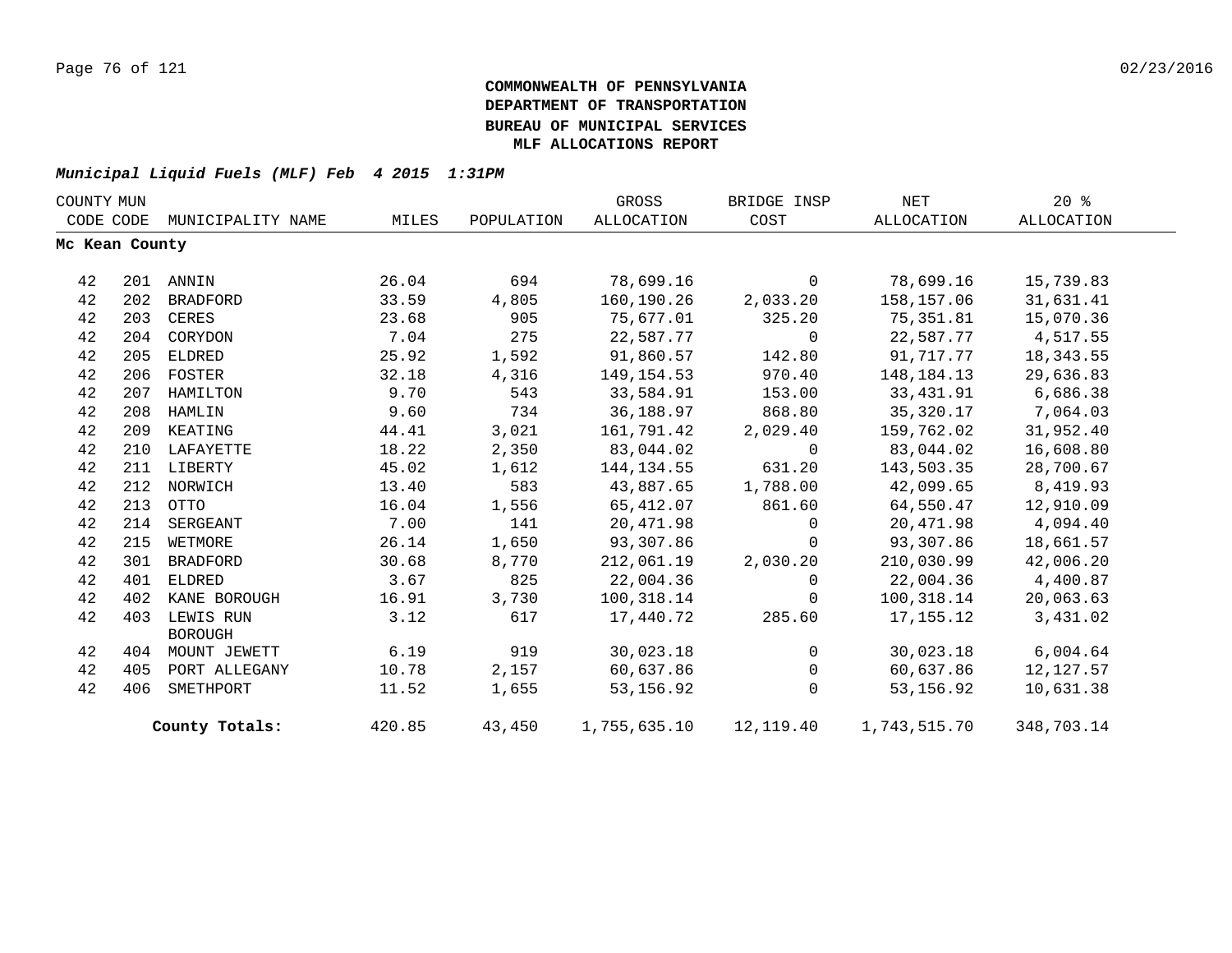**COMMONWEALTH OF PENNSYLVANIA**
**DEPARTMENT OF TRANSPORTATION**
**BUREAU OF MUNICIPAL SERVICES**
**MLF ALLOCATIONS REPORT**

***Municipal Liquid Fuels (MLF) Feb 4 2015 1:31PM***

| COUNTY CODE | MUN CODE | MUNICIPALITY NAME | MILES | POPULATION | GROSS ALLOCATION | BRIDGE INSP COST | NET ALLOCATION | 20 % ALLOCATION |
|---|---|---|---|---|---|---|---|---|
| **Mc Kean County** | | | | | | | | |
| 42 | 201 | ANNIN | 26.04 | 694 | 78,699.16 | 0 | 78,699.16 | 15,739.83 |
| 42 | 202 | BRADFORD | 33.59 | 4,805 | 160,190.26 | 2,033.20 | 158,157.06 | 31,631.41 |
| 42 | 203 | CERES | 23.68 | 905 | 75,677.01 | 325.20 | 75,351.81 | 15,070.36 |
| 42 | 204 | CORYDON | 7.04 | 275 | 22,587.77 | 0 | 22,587.77 | 4,517.55 |
| 42 | 205 | ELDRED | 25.92 | 1,592 | 91,860.57 | 142.80 | 91,717.77 | 18,343.55 |
| 42 | 206 | FOSTER | 32.18 | 4,316 | 149,154.53 | 970.40 | 148,184.13 | 29,636.83 |
| 42 | 207 | HAMILTON | 9.70 | 543 | 33,584.91 | 153.00 | 33,431.91 | 6,686.38 |
| 42 | 208 | HAMLIN | 9.60 | 734 | 36,188.97 | 868.80 | 35,320.17 | 7,064.03 |
| 42 | 209 | KEATING | 44.41 | 3,021 | 161,791.42 | 2,029.40 | 159,762.02 | 31,952.40 |
| 42 | 210 | LAFAYETTE | 18.22 | 2,350 | 83,044.02 | 0 | 83,044.02 | 16,608.80 |
| 42 | 211 | LIBERTY | 45.02 | 1,612 | 144,134.55 | 631.20 | 143,503.35 | 28,700.67 |
| 42 | 212 | NORWICH | 13.40 | 583 | 43,887.65 | 1,788.00 | 42,099.65 | 8,419.93 |
| 42 | 213 | OTTO | 16.04 | 1,556 | 65,412.07 | 861.60 | 64,550.47 | 12,910.09 |
| 42 | 214 | SERGEANT | 7.00 | 141 | 20,471.98 | 0 | 20,471.98 | 4,094.40 |
| 42 | 215 | WETMORE | 26.14 | 1,650 | 93,307.86 | 0 | 93,307.86 | 18,661.57 |
| 42 | 301 | BRADFORD | 30.68 | 8,770 | 212,061.19 | 2,030.20 | 210,030.99 | 42,006.20 |
| 42 | 401 | ELDRED | 3.67 | 825 | 22,004.36 | 0 | 22,004.36 | 4,400.87 |
| 42 | 402 | KANE BOROUGH | 16.91 | 3,730 | 100,318.14 | 0 | 100,318.14 | 20,063.63 |
| 42 | 403 | LEWIS RUN BOROUGH | 3.12 | 617 | 17,440.72 | 285.60 | 17,155.12 | 3,431.02 |
| 42 | 404 | MOUNT JEWETT | 6.19 | 919 | 30,023.18 | 0 | 30,023.18 | 6,004.64 |
| 42 | 405 | PORT ALLEGANY | 10.78 | 2,157 | 60,637.86 | 0 | 60,637.86 | 12,127.57 |
| 42 | 406 | SMETHPORT | 11.52 | 1,655 | 53,156.92 | 0 | 53,156.92 | 10,631.38 |
| | | **County Totals:** | 420.85 | 43,450 | 1,755,635.10 | 12,119.40 | 1,743,515.70 | 348,703.14 |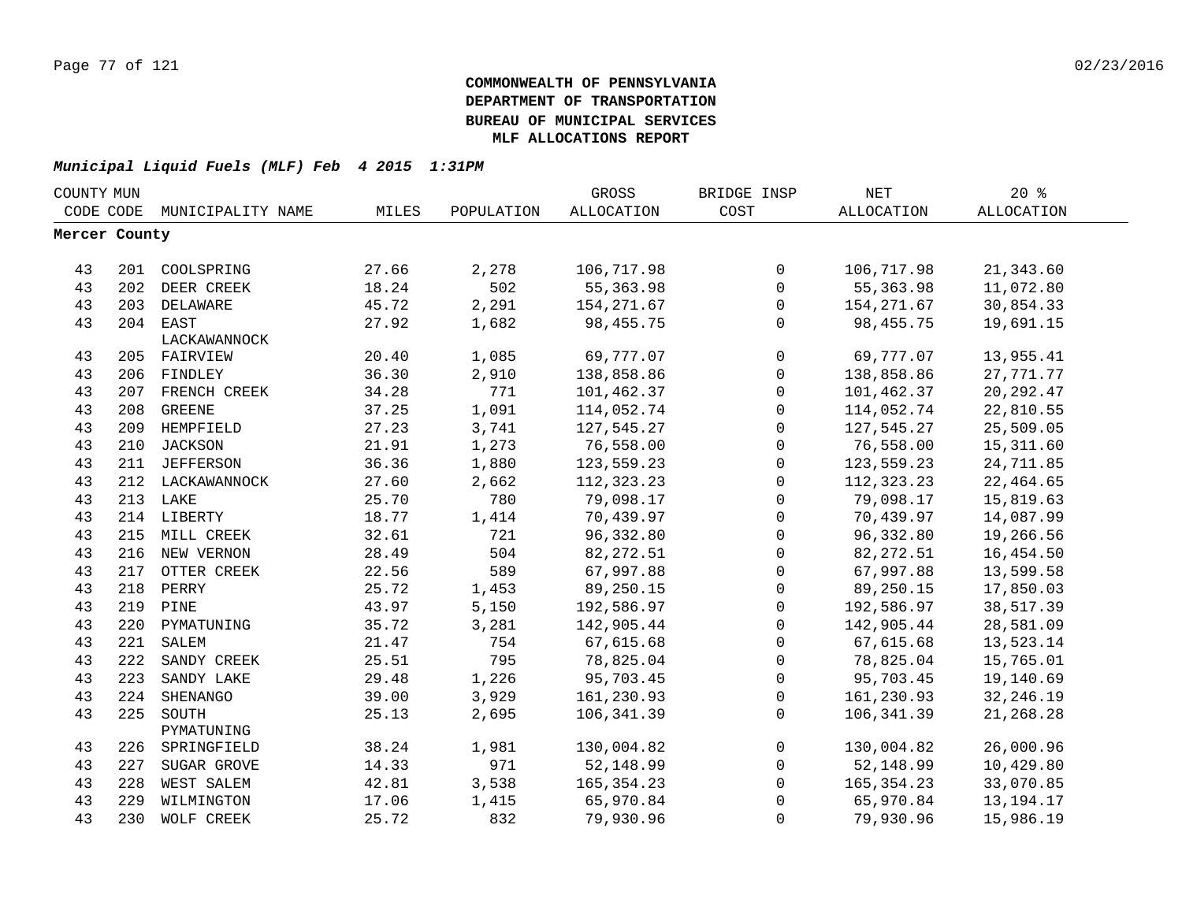**COMMONWEALTH OF PENNSYLVANIA**
**DEPARTMENT OF TRANSPORTATION**
**BUREAU OF MUNICIPAL SERVICES**
**MLF ALLOCATIONS REPORT**

***Municipal Liquid Fuels (MLF) Feb 4 2015 1:31PM***

| COUNTY CODE | MUN CODE | MUNICIPALITY NAME | MILES | POPULATION | GROSS ALLOCATION | BRIDGE INSP COST | NET ALLOCATION | 20 % ALLOCATION |
|---|---|---|---|---|---|---|---|---|
| **Mercer County** | | | | | | | | |
| 43 | 201 | COOLSPRING | 27.66 | 2,278 | 106,717.98 | 0 | 106,717.98 | 21,343.60 |
| 43 | 202 | DEER CREEK | 18.24 | 502 | 55,363.98 | 0 | 55,363.98 | 11,072.80 |
| 43 | 203 | DELAWARE | 45.72 | 2,291 | 154,271.67 | 0 | 154,271.67 | 30,854.33 |
| 43 | 204 | EAST LACKAWANNOCK | 27.92 | 1,682 | 98,455.75 | 0 | 98,455.75 | 19,691.15 |
| 43 | 205 | FAIRVIEW | 20.40 | 1,085 | 69,777.07 | 0 | 69,777.07 | 13,955.41 |
| 43 | 206 | FINDLEY | 36.30 | 2,910 | 138,858.86 | 0 | 138,858.86 | 27,771.77 |
| 43 | 207 | FRENCH CREEK | 34.28 | 771 | 101,462.37 | 0 | 101,462.37 | 20,292.47 |
| 43 | 208 | GREENE | 37.25 | 1,091 | 114,052.74 | 0 | 114,052.74 | 22,810.55 |
| 43 | 209 | HEMPFIELD | 27.23 | 3,741 | 127,545.27 | 0 | 127,545.27 | 25,509.05 |
| 43 | 210 | JACKSON | 21.91 | 1,273 | 76,558.00 | 0 | 76,558.00 | 15,311.60 |
| 43 | 211 | JEFFERSON | 36.36 | 1,880 | 123,559.23 | 0 | 123,559.23 | 24,711.85 |
| 43 | 212 | LACKAWANNOCK | 27.60 | 2,662 | 112,323.23 | 0 | 112,323.23 | 22,464.65 |
| 43 | 213 | LAKE | 25.70 | 780 | 79,098.17 | 0 | 79,098.17 | 15,819.63 |
| 43 | 214 | LIBERTY | 18.77 | 1,414 | 70,439.97 | 0 | 70,439.97 | 14,087.99 |
| 43 | 215 | MILL CREEK | 32.61 | 721 | 96,332.80 | 0 | 96,332.80 | 19,266.56 |
| 43 | 216 | NEW VERNON | 28.49 | 504 | 82,272.51 | 0 | 82,272.51 | 16,454.50 |
| 43 | 217 | OTTER CREEK | 22.56 | 589 | 67,997.88 | 0 | 67,997.88 | 13,599.58 |
| 43 | 218 | PERRY | 25.72 | 1,453 | 89,250.15 | 0 | 89,250.15 | 17,850.03 |
| 43 | 219 | PINE | 43.97 | 5,150 | 192,586.97 | 0 | 192,586.97 | 38,517.39 |
| 43 | 220 | PYMATUNING | 35.72 | 3,281 | 142,905.44 | 0 | 142,905.44 | 28,581.09 |
| 43 | 221 | SALEM | 21.47 | 754 | 67,615.68 | 0 | 67,615.68 | 13,523.14 |
| 43 | 222 | SANDY CREEK | 25.51 | 795 | 78,825.04 | 0 | 78,825.04 | 15,765.01 |
| 43 | 223 | SANDY LAKE | 29.48 | 1,226 | 95,703.45 | 0 | 95,703.45 | 19,140.69 |
| 43 | 224 | SHENANGO | 39.00 | 3,929 | 161,230.93 | 0 | 161,230.93 | 32,246.19 |
| 43 | 225 | SOUTH PYMATUNING | 25.13 | 2,695 | 106,341.39 | 0 | 106,341.39 | 21,268.28 |
| 43 | 226 | SPRINGFIELD | 38.24 | 1,981 | 130,004.82 | 0 | 130,004.82 | 26,000.96 |
| 43 | 227 | SUGAR GROVE | 14.33 | 971 | 52,148.99 | 0 | 52,148.99 | 10,429.80 |
| 43 | 228 | WEST SALEM | 42.81 | 3,538 | 165,354.23 | 0 | 165,354.23 | 33,070.85 |
| 43 | 229 | WILMINGTON | 17.06 | 1,415 | 65,970.84 | 0 | 65,970.84 | 13,194.17 |
| 43 | 230 | WOLF CREEK | 25.72 | 832 | 79,930.96 | 0 | 79,930.96 | 15,986.19 |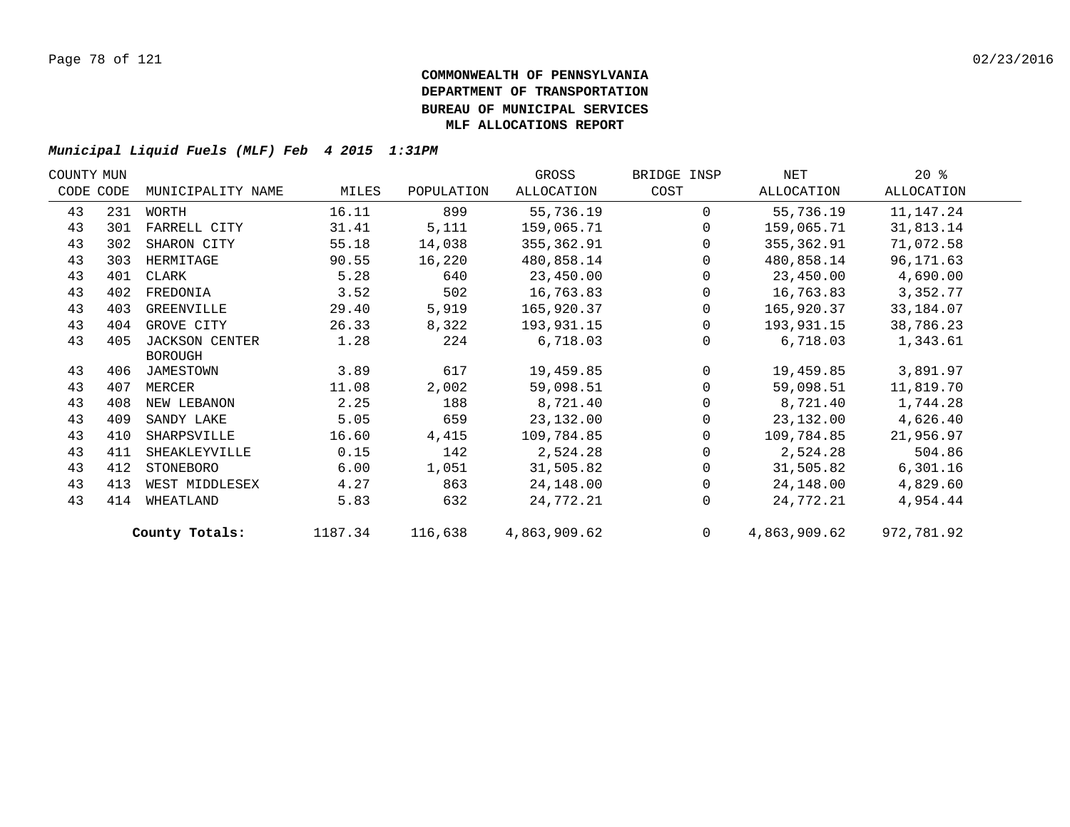# COMMONWEALTH OF PENNSYLVANIA
# DEPARTMENT OF TRANSPORTATION
# BUREAU OF MUNICIPAL SERVICES
# MLF ALLOCATIONS REPORT

***Municipal Liquid Fuels (MLF) Feb 4 2015 1:31PM***

| COUNTY CODE | MUN CODE | MUNICIPALITY NAME | MILES | POPULATION | GROSS ALLOCATION | BRIDGE INSP COST | NET ALLOCATION | 20 % ALLOCATION |
|---|---|---|---|---|---|---|---|---|
| 43 | 231 | WORTH | 16.11 | 899 | 55,736.19 | 0 | 55,736.19 | 11,147.24 |
| 43 | 301 | FARRELL CITY | 31.41 | 5,111 | 159,065.71 | 0 | 159,065.71 | 31,813.14 |
| 43 | 302 | SHARON CITY | 55.18 | 14,038 | 355,362.91 | 0 | 355,362.91 | 71,072.58 |
| 43 | 303 | HERMITAGE | 90.55 | 16,220 | 480,858.14 | 0 | 480,858.14 | 96,171.63 |
| 43 | 401 | CLARK | 5.28 | 640 | 23,450.00 | 0 | 23,450.00 | 4,690.00 |
| 43 | 402 | FREDONIA | 3.52 | 502 | 16,763.83 | 0 | 16,763.83 | 3,352.77 |
| 43 | 403 | GREENVILLE | 29.40 | 5,919 | 165,920.37 | 0 | 165,920.37 | 33,184.07 |
| 43 | 404 | GROVE CITY | 26.33 | 8,322 | 193,931.15 | 0 | 193,931.15 | 38,786.23 |
| 43 | 405 | JACKSON CENTER BOROUGH | 1.28 | 224 | 6,718.03 | 0 | 6,718.03 | 1,343.61 |
| 43 | 406 | JAMESTOWN | 3.89 | 617 | 19,459.85 | 0 | 19,459.85 | 3,891.97 |
| 43 | 407 | MERCER | 11.08 | 2,002 | 59,098.51 | 0 | 59,098.51 | 11,819.70 |
| 43 | 408 | NEW LEBANON | 2.25 | 188 | 8,721.40 | 0 | 8,721.40 | 1,744.28 |
| 43 | 409 | SANDY LAKE | 5.05 | 659 | 23,132.00 | 0 | 23,132.00 | 4,626.40 |
| 43 | 410 | SHARPSVILLE | 16.60 | 4,415 | 109,784.85 | 0 | 109,784.85 | 21,956.97 |
| 43 | 411 | SHEAKLEYVILLE | 0.15 | 142 | 2,524.28 | 0 | 2,524.28 | 504.86 |
| 43 | 412 | STONEBORO | 6.00 | 1,051 | 31,505.82 | 0 | 31,505.82 | 6,301.16 |
| 43 | 413 | WEST MIDDLESEX | 4.27 | 863 | 24,148.00 | 0 | 24,148.00 | 4,829.60 |
| 43 | 414 | WHEATLAND | 5.83 | 632 | 24,772.21 | 0 | 24,772.21 | 4,954.44 |
| | | **County Totals:** | 1187.34 | 116,638 | 4,863,909.62 | 0 | 4,863,909.62 | 972,781.92 |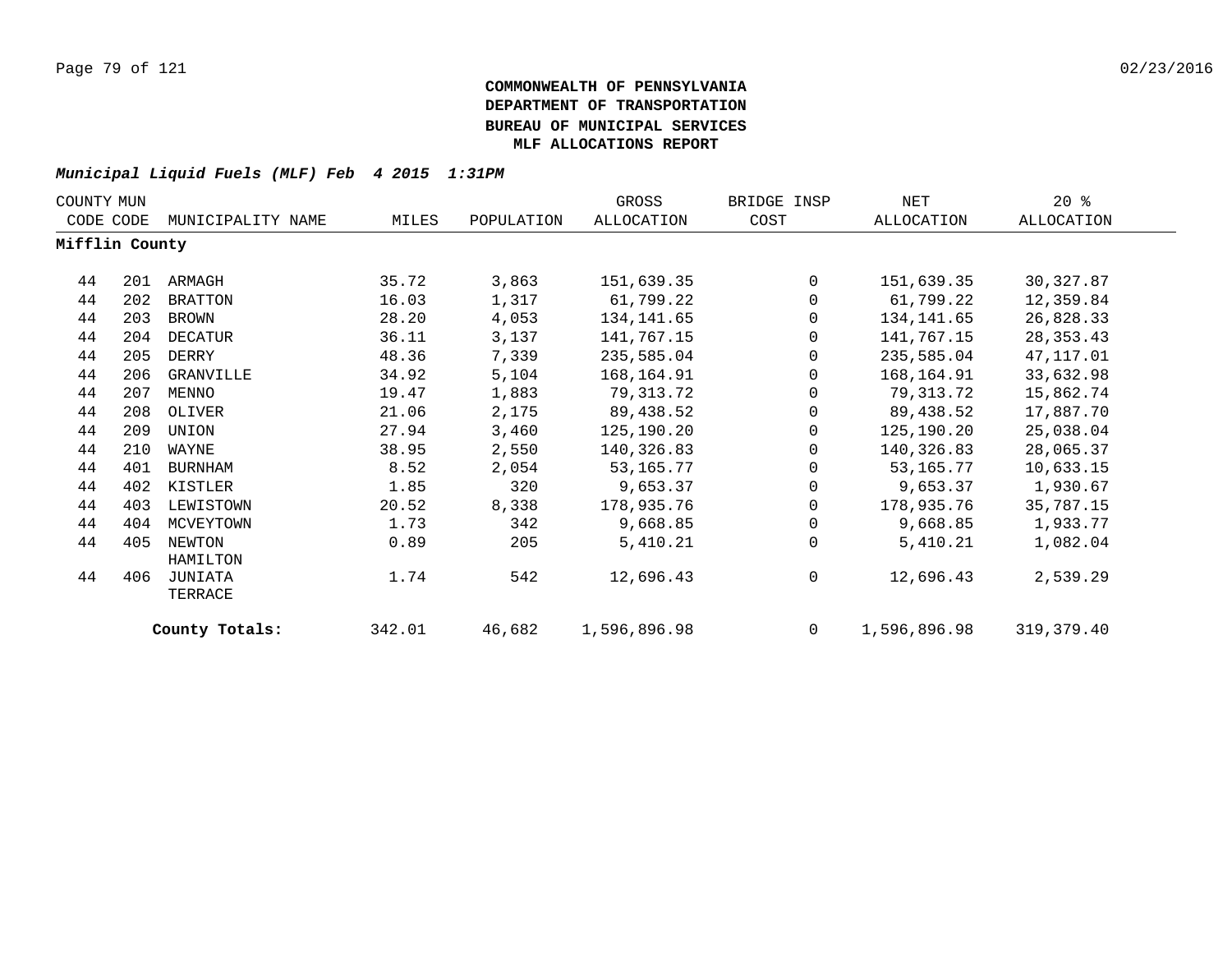**COMMONWEALTH OF PENNSYLVANIA**
**DEPARTMENT OF TRANSPORTATION**
**BUREAU OF MUNICIPAL SERVICES**
**MLF ALLOCATIONS REPORT**

***Municipal Liquid Fuels (MLF) Feb 4 2015 1:31PM***

| COUNTY CODE | MUN CODE | MUNICIPALITY NAME | MILES | POPULATION | GROSS ALLOCATION | BRIDGE INSP COST | NET ALLOCATION | 20 % ALLOCATION |
|---|---|---|---|---|---|---|---|---|
| **Mifflin County** | | | | | | | | |
| 44 | 201 | ARMAGH | 35.72 | 3,863 | 151,639.35 | 0 | 151,639.35 | 30,327.87 |
| 44 | 202 | BRATTON | 16.03 | 1,317 | 61,799.22 | 0 | 61,799.22 | 12,359.84 |
| 44 | 203 | BROWN | 28.20 | 4,053 | 134,141.65 | 0 | 134,141.65 | 26,828.33 |
| 44 | 204 | DECATUR | 36.11 | 3,137 | 141,767.15 | 0 | 141,767.15 | 28,353.43 |
| 44 | 205 | DERRY | 48.36 | 7,339 | 235,585.04 | 0 | 235,585.04 | 47,117.01 |
| 44 | 206 | GRANVILLE | 34.92 | 5,104 | 168,164.91 | 0 | 168,164.91 | 33,632.98 |
| 44 | 207 | MENNO | 19.47 | 1,883 | 79,313.72 | 0 | 79,313.72 | 15,862.74 |
| 44 | 208 | OLIVER | 21.06 | 2,175 | 89,438.52 | 0 | 89,438.52 | 17,887.70 |
| 44 | 209 | UNION | 27.94 | 3,460 | 125,190.20 | 0 | 125,190.20 | 25,038.04 |
| 44 | 210 | WAYNE | 38.95 | 2,550 | 140,326.83 | 0 | 140,326.83 | 28,065.37 |
| 44 | 401 | BURNHAM | 8.52 | 2,054 | 53,165.77 | 0 | 53,165.77 | 10,633.15 |
| 44 | 402 | KISTLER | 1.85 | 320 | 9,653.37 | 0 | 9,653.37 | 1,930.67 |
| 44 | 403 | LEWISTOWN | 20.52 | 8,338 | 178,935.76 | 0 | 178,935.76 | 35,787.15 |
| 44 | 404 | MCVEYTOWN | 1.73 | 342 | 9,668.85 | 0 | 9,668.85 | 1,933.77 |
| 44 | 405 | NEWTON HAMILTON | 0.89 | 205 | 5,410.21 | 0 | 5,410.21 | 1,082.04 |
| 44 | 406 | JUNIATA TERRACE | 1.74 | 542 | 12,696.43 | 0 | 12,696.43 | 2,539.29 |
| | | **County Totals:** | 342.01 | 46,682 | 1,596,896.98 | 0 | 1,596,896.98 | 319,379.40 |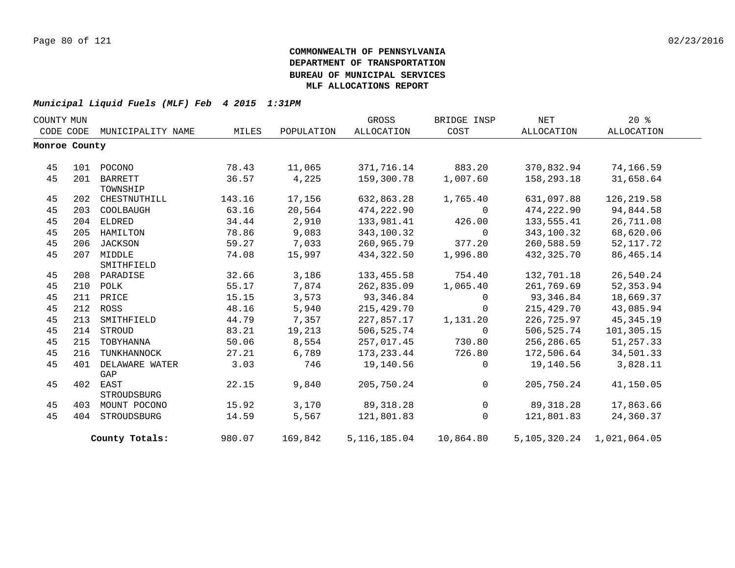**COMMONWEALTH OF PENNSYLVANIA**
**DEPARTMENT OF TRANSPORTATION**
**BUREAU OF MUNICIPAL SERVICES**
**MLF ALLOCATIONS REPORT**

***Municipal Liquid Fuels (MLF) Feb 4 2015 1:31PM***

| COUNTY CODE | MUN CODE | MUNICIPALITY NAME | MILES | POPULATION | GROSS ALLOCATION | BRIDGE INSP COST | NET ALLOCATION | 20 % ALLOCATION |
|---|---|---|---|---|---|---|---|---|
| **Monroe County** | | | | | | | | |
| 45 | 101 | POCONO | 78.43 | 11,065 | 371,716.14 | 883.20 | 370,832.94 | 74,166.59 |
| 45 | 201 | BARRETT TOWNSHIP | 36.57 | 4,225 | 159,300.78 | 1,007.60 | 158,293.18 | 31,658.64 |
| 45 | 202 | CHESTNUTHILL | 143.16 | 17,156 | 632,863.28 | 1,765.40 | 631,097.88 | 126,219.58 |
| 45 | 203 | COOLBAUGH | 63.16 | 20,564 | 474,222.90 | 0 | 474,222.90 | 94,844.58 |
| 45 | 204 | ELDRED | 34.44 | 2,910 | 133,981.41 | 426.00 | 133,555.41 | 26,711.08 |
| 45 | 205 | HAMILTON | 78.86 | 9,083 | 343,100.32 | 0 | 343,100.32 | 68,620.06 |
| 45 | 206 | JACKSON | 59.27 | 7,033 | 260,965.79 | 377.20 | 260,588.59 | 52,117.72 |
| 45 | 207 | MIDDLE SMITHFIELD | 74.08 | 15,997 | 434,322.50 | 1,996.80 | 432,325.70 | 86,465.14 |
| 45 | 208 | PARADISE | 32.66 | 3,186 | 133,455.58 | 754.40 | 132,701.18 | 26,540.24 |
| 45 | 210 | POLK | 55.17 | 7,874 | 262,835.09 | 1,065.40 | 261,769.69 | 52,353.94 |
| 45 | 211 | PRICE | 15.15 | 3,573 | 93,346.84 | 0 | 93,346.84 | 18,669.37 |
| 45 | 212 | ROSS | 48.16 | 5,940 | 215,429.70 | 0 | 215,429.70 | 43,085.94 |
| 45 | 213 | SMITHFIELD | 44.79 | 7,357 | 227,857.17 | 1,131.20 | 226,725.97 | 45,345.19 |
| 45 | 214 | STROUD | 83.21 | 19,213 | 506,525.74 | 0 | 506,525.74 | 101,305.15 |
| 45 | 215 | TOBYHANNA | 50.06 | 8,554 | 257,017.45 | 730.80 | 256,286.65 | 51,257.33 |
| 45 | 216 | TUNKHANNOCK | 27.21 | 6,789 | 173,233.44 | 726.80 | 172,506.64 | 34,501.33 |
| 45 | 401 | DELAWARE WATER GAP | 3.03 | 746 | 19,140.56 | 0 | 19,140.56 | 3,828.11 |
| 45 | 402 | EAST STROUDSBURG | 22.15 | 9,840 | 205,750.24 | 0 | 205,750.24 | 41,150.05 |
| 45 | 403 | MOUNT POCONO | 15.92 | 3,170 | 89,318.28 | 0 | 89,318.28 | 17,863.66 |
| 45 | 404 | STROUDSBURG | 14.59 | 5,567 | 121,801.83 | 0 | 121,801.83 | 24,360.37 |
| | | **County Totals:** | 980.07 | 169,842 | 5,116,185.04 | 10,864.80 | 5,105,320.24 | 1,021,064.05 |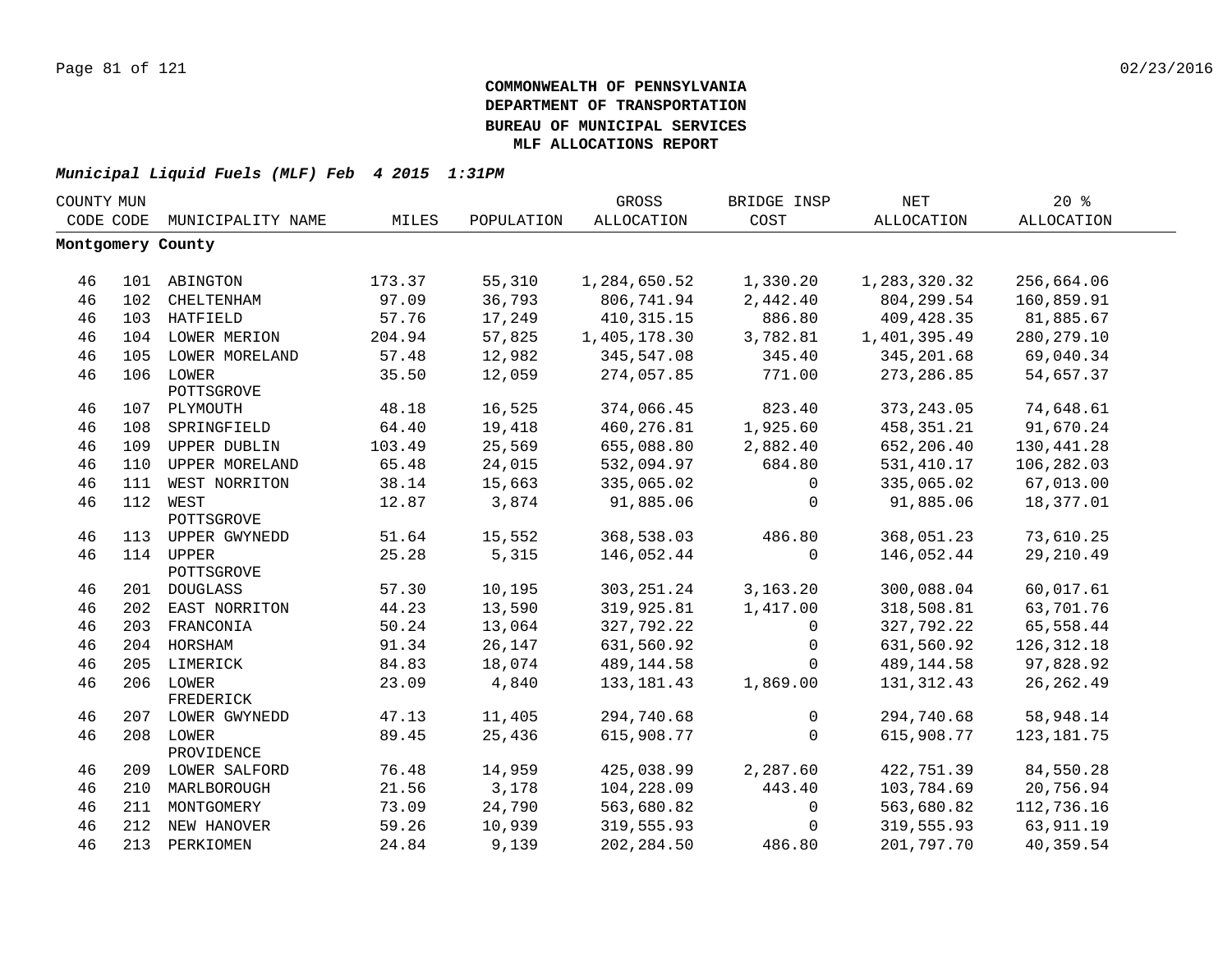**COMMONWEALTH OF PENNSYLVANIA**
**DEPARTMENT OF TRANSPORTATION**
**BUREAU OF MUNICIPAL SERVICES**
**MLF ALLOCATIONS REPORT**

***Municipal Liquid Fuels (MLF) Feb 4 2015 1:31PM***

| COUNTY CODE | MUN CODE | MUNICIPALITY NAME | MILES | POPULATION | GROSS ALLOCATION | BRIDGE INSP COST | NET ALLOCATION | 20 % ALLOCATION |
|---|---|---|---|---|---|---|---|---|
| **Montgomery County** | | | | | | | | |
| 46 | 101 | ABINGTON | 173.37 | 55,310 | 1,284,650.52 | 1,330.20 | 1,283,320.32 | 256,664.06 |
| 46 | 102 | CHELTENHAM | 97.09 | 36,793 | 806,741.94 | 2,442.40 | 804,299.54 | 160,859.91 |
| 46 | 103 | HATFIELD | 57.76 | 17,249 | 410,315.15 | 886.80 | 409,428.35 | 81,885.67 |
| 46 | 104 | LOWER MERION | 204.94 | 57,825 | 1,405,178.30 | 3,782.81 | 1,401,395.49 | 280,279.10 |
| 46 | 105 | LOWER MORELAND | 57.48 | 12,982 | 345,547.08 | 345.40 | 345,201.68 | 69,040.34 |
| 46 | 106 | LOWER POTTSGROVE | 35.50 | 12,059 | 274,057.85 | 771.00 | 273,286.85 | 54,657.37 |
| 46 | 107 | PLYMOUTH | 48.18 | 16,525 | 374,066.45 | 823.40 | 373,243.05 | 74,648.61 |
| 46 | 108 | SPRINGFIELD | 64.40 | 19,418 | 460,276.81 | 1,925.60 | 458,351.21 | 91,670.24 |
| 46 | 109 | UPPER DUBLIN | 103.49 | 25,569 | 655,088.80 | 2,882.40 | 652,206.40 | 130,441.28 |
| 46 | 110 | UPPER MORELAND | 65.48 | 24,015 | 532,094.97 | 684.80 | 531,410.17 | 106,282.03 |
| 46 | 111 | WEST NORRITON | 38.14 | 15,663 | 335,065.02 | 0 | 335,065.02 | 67,013.00 |
| 46 | 112 | WEST POTTSGROVE | 12.87 | 3,874 | 91,885.06 | 0 | 91,885.06 | 18,377.01 |
| 46 | 113 | UPPER GWYNEDD | 51.64 | 15,552 | 368,538.03 | 486.80 | 368,051.23 | 73,610.25 |
| 46 | 114 | UPPER POTTSGROVE | 25.28 | 5,315 | 146,052.44 | 0 | 146,052.44 | 29,210.49 |
| 46 | 201 | DOUGLASS | 57.30 | 10,195 | 303,251.24 | 3,163.20 | 300,088.04 | 60,017.61 |
| 46 | 202 | EAST NORRITON | 44.23 | 13,590 | 319,925.81 | 1,417.00 | 318,508.81 | 63,701.76 |
| 46 | 203 | FRANCONIA | 50.24 | 13,064 | 327,792.22 | 0 | 327,792.22 | 65,558.44 |
| 46 | 204 | HORSHAM | 91.34 | 26,147 | 631,560.92 | 0 | 631,560.92 | 126,312.18 |
| 46 | 205 | LIMERICK | 84.83 | 18,074 | 489,144.58 | 0 | 489,144.58 | 97,828.92 |
| 46 | 206 | LOWER FREDERICK | 23.09 | 4,840 | 133,181.43 | 1,869.00 | 131,312.43 | 26,262.49 |
| 46 | 207 | LOWER GWYNEDD | 47.13 | 11,405 | 294,740.68 | 0 | 294,740.68 | 58,948.14 |
| 46 | 208 | LOWER PROVIDENCE | 89.45 | 25,436 | 615,908.77 | 0 | 615,908.77 | 123,181.75 |
| 46 | 209 | LOWER SALFORD | 76.48 | 14,959 | 425,038.99 | 2,287.60 | 422,751.39 | 84,550.28 |
| 46 | 210 | MARLBOROUGH | 21.56 | 3,178 | 104,228.09 | 443.40 | 103,784.69 | 20,756.94 |
| 46 | 211 | MONTGOMERY | 73.09 | 24,790 | 563,680.82 | 0 | 563,680.82 | 112,736.16 |
| 46 | 212 | NEW HANOVER | 59.26 | 10,939 | 319,555.93 | 0 | 319,555.93 | 63,911.19 |
| 46 | 213 | PERKIOMEN | 24.84 | 9,139 | 202,284.50 | 486.80 | 201,797.70 | 40,359.54 |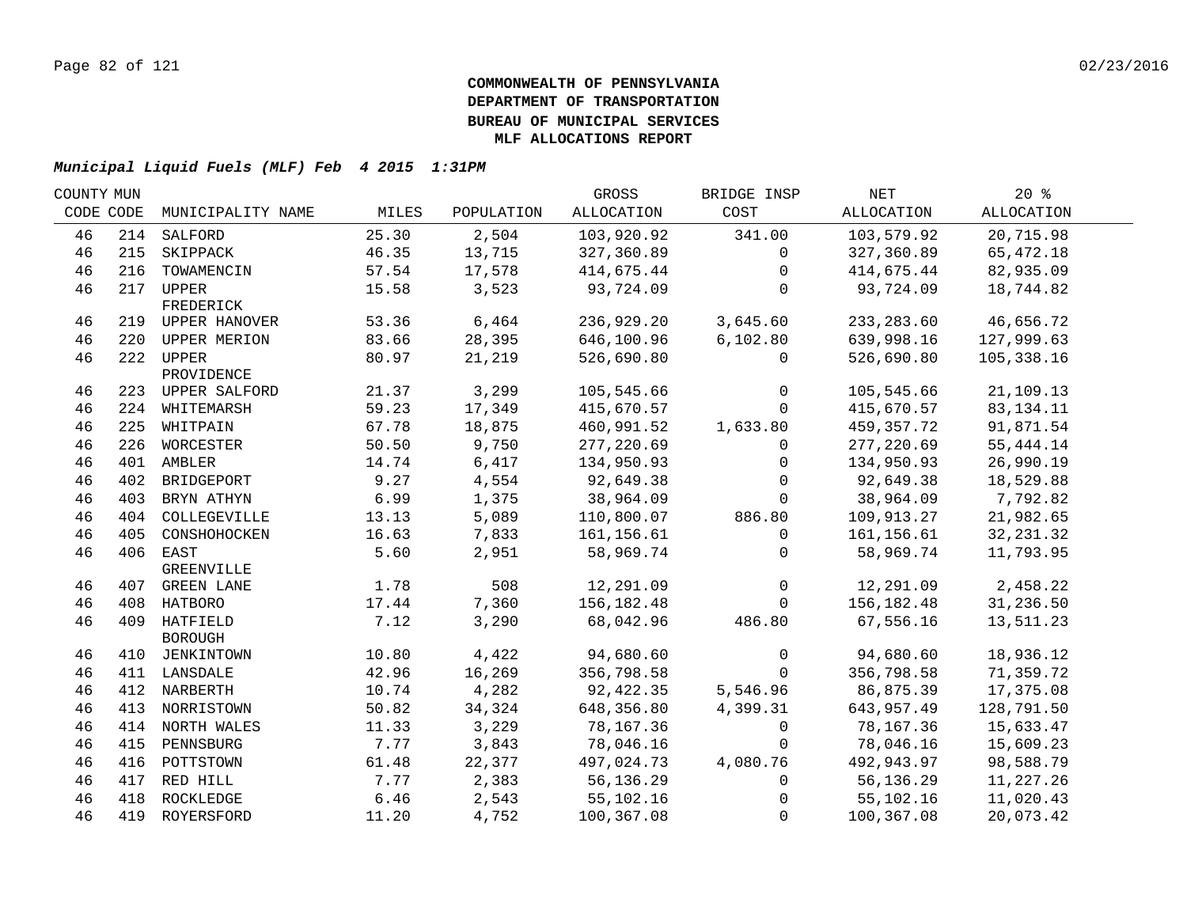**COMMONWEALTH OF PENNSYLVANIA**
**DEPARTMENT OF TRANSPORTATION**
**BUREAU OF MUNICIPAL SERVICES**
**MLF ALLOCATIONS REPORT**

***Municipal Liquid Fuels (MLF) Feb 4 2015 1:31PM***

| COUNTY CODE | MUN CODE | MUNICIPALITY NAME | MILES | POPULATION | GROSS ALLOCATION | BRIDGE INSP COST | NET ALLOCATION | 20 % ALLOCATION |
|---|---|---|---|---|---|---|---|---|
| 46 | 214 | SALFORD | 25.30 | 2,504 | 103,920.92 | 341.00 | 103,579.92 | 20,715.98 |
| 46 | 215 | SKIPPACK | 46.35 | 13,715 | 327,360.89 | 0 | 327,360.89 | 65,472.18 |
| 46 | 216 | TOWAMENCIN | 57.54 | 17,578 | 414,675.44 | 0 | 414,675.44 | 82,935.09 |
| 46 | 217 | UPPER FREDERICK | 15.58 | 3,523 | 93,724.09 | 0 | 93,724.09 | 18,744.82 |
| 46 | 219 | UPPER HANOVER | 53.36 | 6,464 | 236,929.20 | 3,645.60 | 233,283.60 | 46,656.72 |
| 46 | 220 | UPPER MERION | 83.66 | 28,395 | 646,100.96 | 6,102.80 | 639,998.16 | 127,999.63 |
| 46 | 222 | UPPER PROVIDENCE | 80.97 | 21,219 | 526,690.80 | 0 | 526,690.80 | 105,338.16 |
| 46 | 223 | UPPER SALFORD | 21.37 | 3,299 | 105,545.66 | 0 | 105,545.66 | 21,109.13 |
| 46 | 224 | WHITEMARSH | 59.23 | 17,349 | 415,670.57 | 0 | 415,670.57 | 83,134.11 |
| 46 | 225 | WHITPAIN | 67.78 | 18,875 | 460,991.52 | 1,633.80 | 459,357.72 | 91,871.54 |
| 46 | 226 | WORCESTER | 50.50 | 9,750 | 277,220.69 | 0 | 277,220.69 | 55,444.14 |
| 46 | 401 | AMBLER | 14.74 | 6,417 | 134,950.93 | 0 | 134,950.93 | 26,990.19 |
| 46 | 402 | BRIDGEPORT | 9.27 | 4,554 | 92,649.38 | 0 | 92,649.38 | 18,529.88 |
| 46 | 403 | BRYN ATHYN | 6.99 | 1,375 | 38,964.09 | 0 | 38,964.09 | 7,792.82 |
| 46 | 404 | COLLEGEVILLE | 13.13 | 5,089 | 110,800.07 | 886.80 | 109,913.27 | 21,982.65 |
| 46 | 405 | CONSHOHOCKEN | 16.63 | 7,833 | 161,156.61 | 0 | 161,156.61 | 32,231.32 |
| 46 | 406 | EAST GREENVILLE | 5.60 | 2,951 | 58,969.74 | 0 | 58,969.74 | 11,793.95 |
| 46 | 407 | GREEN LANE | 1.78 | 508 | 12,291.09 | 0 | 12,291.09 | 2,458.22 |
| 46 | 408 | HATBORO | 17.44 | 7,360 | 156,182.48 | 0 | 156,182.48 | 31,236.50 |
| 46 | 409 | HATFIELD BOROUGH | 7.12 | 3,290 | 68,042.96 | 486.80 | 67,556.16 | 13,511.23 |
| 46 | 410 | JENKINTOWN | 10.80 | 4,422 | 94,680.60 | 0 | 94,680.60 | 18,936.12 |
| 46 | 411 | LANSDALE | 42.96 | 16,269 | 356,798.58 | 0 | 356,798.58 | 71,359.72 |
| 46 | 412 | NARBERTH | 10.74 | 4,282 | 92,422.35 | 5,546.96 | 86,875.39 | 17,375.08 |
| 46 | 413 | NORRISTOWN | 50.82 | 34,324 | 648,356.80 | 4,399.31 | 643,957.49 | 128,791.50 |
| 46 | 414 | NORTH WALES | 11.33 | 3,229 | 78,167.36 | 0 | 78,167.36 | 15,633.47 |
| 46 | 415 | PENNSBURG | 7.77 | 3,843 | 78,046.16 | 0 | 78,046.16 | 15,609.23 |
| 46 | 416 | POTTSTOWN | 61.48 | 22,377 | 497,024.73 | 4,080.76 | 492,943.97 | 98,588.79 |
| 46 | 417 | RED HILL | 7.77 | 2,383 | 56,136.29 | 0 | 56,136.29 | 11,227.26 |
| 46 | 418 | ROCKLEDGE | 6.46 | 2,543 | 55,102.16 | 0 | 55,102.16 | 11,020.43 |
| 46 | 419 | ROYERSFORD | 11.20 | 4,752 | 100,367.08 | 0 | 100,367.08 | 20,073.42 |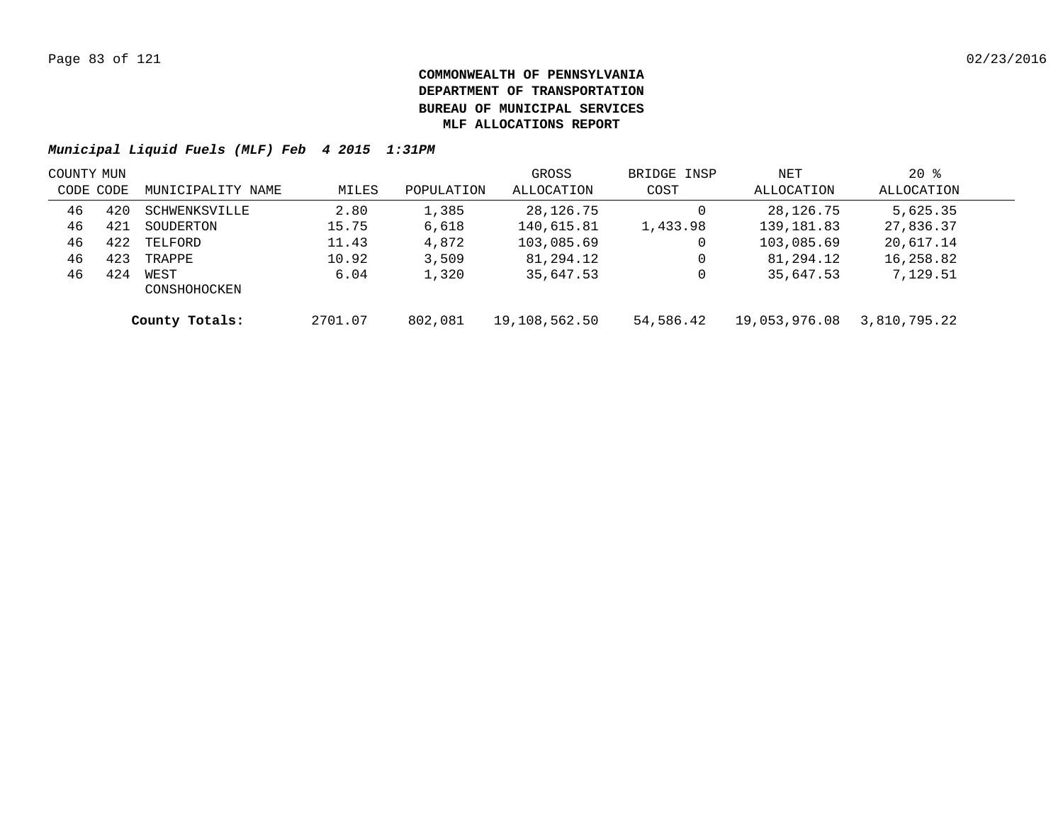**COMMONWEALTH OF PENNSYLVANIA**
**DEPARTMENT OF TRANSPORTATION**
**BUREAU OF MUNICIPAL SERVICES**
**MLF ALLOCATIONS REPORT**

***Municipal Liquid Fuels (MLF) Feb 4 2015 1:31PM***

| COUNTY CODE | MUN CODE | MUNICIPALITY NAME | MILES | POPULATION | GROSS ALLOCATION | BRIDGE INSP COST | NET ALLOCATION | 20 % ALLOCATION |
|---|---|---|---|---|---|---|---|---|
| 46 | 420 | SCHWENKSVILLE | 2.80 | 1,385 | 28,126.75 | 0 | 28,126.75 | 5,625.35 |
| 46 | 421 | SOUDERTON | 15.75 | 6,618 | 140,615.81 | 1,433.98 | 139,181.83 | 27,836.37 |
| 46 | 422 | TELFORD | 11.43 | 4,872 | 103,085.69 | 0 | 103,085.69 | 20,617.14 |
| 46 | 423 | TRAPPE | 10.92 | 3,509 | 81,294.12 | 0 | 81,294.12 | 16,258.82 |
| 46 | 424 | WEST CONSHOHOCKEN | 6.04 | 1,320 | 35,647.53 | 0 | 35,647.53 | 7,129.51 |
| | | **County Totals:** | 2701.07 | 802,081 | 19,108,562.50 | 54,586.42 | 19,053,976.08 | 3,810,795.22 |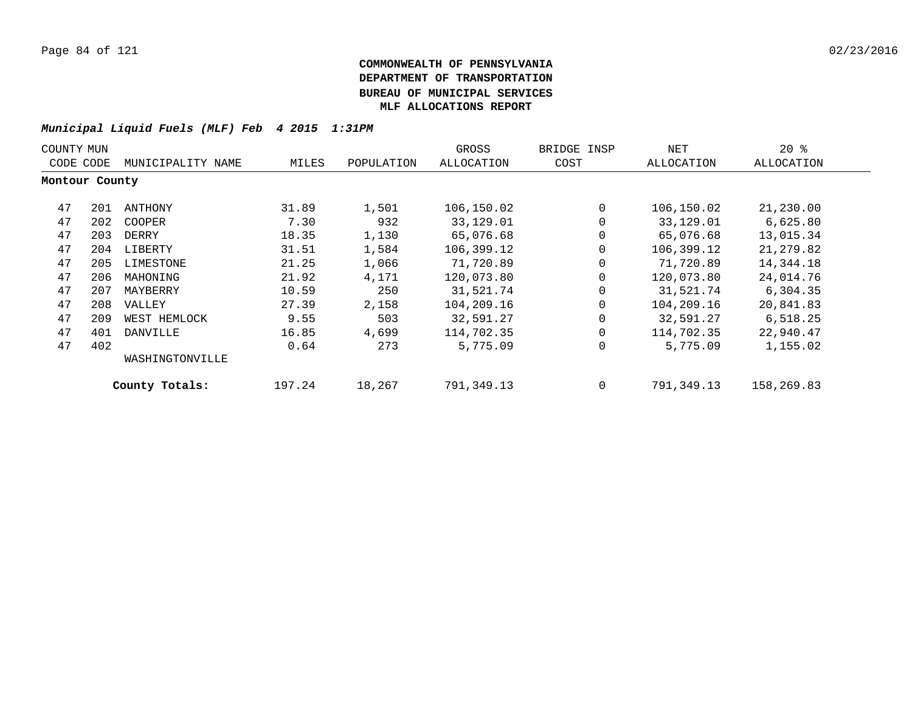**COMMONWEALTH OF PENNSYLVANIA**
**DEPARTMENT OF TRANSPORTATION**
**BUREAU OF MUNICIPAL SERVICES**
**MLF ALLOCATIONS REPORT**

***Municipal Liquid Fuels (MLF) Feb 4 2015 1:31PM***

| COUNTY CODE | MUN CODE | MUNICIPALITY NAME | MILES | POPULATION | GROSS ALLOCATION | BRIDGE INSP COST | NET ALLOCATION | 20 % ALLOCATION |
|---|---|---|---|---|---|---|---|---|
| **Montour County** | | | | | | | | |
| 47 | 201 | ANTHONY | 31.89 | 1,501 | 106,150.02 | 0 | 106,150.02 | 21,230.00 |
| 47 | 202 | COOPER | 7.30 | 932 | 33,129.01 | 0 | 33,129.01 | 6,625.80 |
| 47 | 203 | DERRY | 18.35 | 1,130 | 65,076.68 | 0 | 65,076.68 | 13,015.34 |
| 47 | 204 | LIBERTY | 31.51 | 1,584 | 106,399.12 | 0 | 106,399.12 | 21,279.82 |
| 47 | 205 | LIMESTONE | 21.25 | 1,066 | 71,720.89 | 0 | 71,720.89 | 14,344.18 |
| 47 | 206 | MAHONING | 21.92 | 4,171 | 120,073.80 | 0 | 120,073.80 | 24,014.76 |
| 47 | 207 | MAYBERRY | 10.59 | 250 | 31,521.74 | 0 | 31,521.74 | 6,304.35 |
| 47 | 208 | VALLEY | 27.39 | 2,158 | 104,209.16 | 0 | 104,209.16 | 20,841.83 |
| 47 | 209 | WEST HEMLOCK | 9.55 | 503 | 32,591.27 | 0 | 32,591.27 | 6,518.25 |
| 47 | 401 | DANVILLE | 16.85 | 4,699 | 114,702.35 | 0 | 114,702.35 | 22,940.47 |
| 47 | 402 | WASHINGTONVILLE | 0.64 | 273 | 5,775.09 | 0 | 5,775.09 | 1,155.02 |
| | | **County Totals:** | 197.24 | 18,267 | 791,349.13 | 0 | 791,349.13 | 158,269.83 |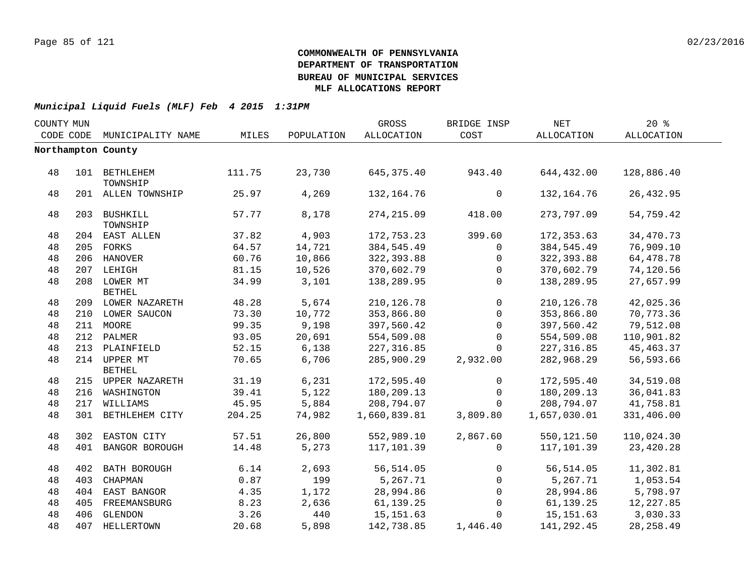**COMMONWEALTH OF PENNSYLVANIA**
**DEPARTMENT OF TRANSPORTATION**
**BUREAU OF MUNICIPAL SERVICES**
**MLF ALLOCATIONS REPORT**

***Municipal Liquid Fuels (MLF) Feb 4 2015 1:31PM***

| COUNTY CODE | MUN CODE | MUNICIPALITY NAME | MILES | POPULATION | GROSS ALLOCATION | BRIDGE INSP COST | NET ALLOCATION | 20 % ALLOCATION |
|---|---|---|---|---|---|---|---|---|
| **Northampton County** | | | | | | | | |
| 48 | 101 | BETHLEHEM TOWNSHIP | 111.75 | 23,730 | 645,375.40 | 943.40 | 644,432.00 | 128,886.40 |
| 48 | 201 | ALLEN TOWNSHIP | 25.97 | 4,269 | 132,164.76 | 0 | 132,164.76 | 26,432.95 |
| 48 | 203 | BUSHKILL TOWNSHIP | 57.77 | 8,178 | 274,215.09 | 418.00 | 273,797.09 | 54,759.42 |
| 48 | 204 | EAST ALLEN | 37.82 | 4,903 | 172,753.23 | 399.60 | 172,353.63 | 34,470.73 |
| 48 | 205 | FORKS | 64.57 | 14,721 | 384,545.49 | 0 | 384,545.49 | 76,909.10 |
| 48 | 206 | HANOVER | 60.76 | 10,866 | 322,393.88 | 0 | 322,393.88 | 64,478.78 |
| 48 | 207 | LEHIGH | 81.15 | 10,526 | 370,602.79 | 0 | 370,602.79 | 74,120.56 |
| 48 | 208 | LOWER MT BETHEL | 34.99 | 3,101 | 138,289.95 | 0 | 138,289.95 | 27,657.99 |
| 48 | 209 | LOWER NAZARETH | 48.28 | 5,674 | 210,126.78 | 0 | 210,126.78 | 42,025.36 |
| 48 | 210 | LOWER SAUCON | 73.30 | 10,772 | 353,866.80 | 0 | 353,866.80 | 70,773.36 |
| 48 | 211 | MOORE | 99.35 | 9,198 | 397,560.42 | 0 | 397,560.42 | 79,512.08 |
| 48 | 212 | PALMER | 93.05 | 20,691 | 554,509.08 | 0 | 554,509.08 | 110,901.82 |
| 48 | 213 | PLAINFIELD | 52.15 | 6,138 | 227,316.85 | 0 | 227,316.85 | 45,463.37 |
| 48 | 214 | UPPER MT BETHEL | 70.65 | 6,706 | 285,900.29 | 2,932.00 | 282,968.29 | 56,593.66 |
| 48 | 215 | UPPER NAZARETH | 31.19 | 6,231 | 172,595.40 | 0 | 172,595.40 | 34,519.08 |
| 48 | 216 | WASHINGTON | 39.41 | 5,122 | 180,209.13 | 0 | 180,209.13 | 36,041.83 |
| 48 | 217 | WILLIAMS | 45.95 | 5,884 | 208,794.07 | 0 | 208,794.07 | 41,758.81 |
| 48 | 301 | BETHLEHEM CITY | 204.25 | 74,982 | 1,660,839.81 | 3,809.80 | 1,657,030.01 | 331,406.00 |
| 48 | 302 | EASTON CITY | 57.51 | 26,800 | 552,989.10 | 2,867.60 | 550,121.50 | 110,024.30 |
| 48 | 401 | BANGOR BOROUGH | 14.48 | 5,273 | 117,101.39 | 0 | 117,101.39 | 23,420.28 |
| 48 | 402 | BATH BOROUGH | 6.14 | 2,693 | 56,514.05 | 0 | 56,514.05 | 11,302.81 |
| 48 | 403 | CHAPMAN | 0.87 | 199 | 5,267.71 | 0 | 5,267.71 | 1,053.54 |
| 48 | 404 | EAST BANGOR | 4.35 | 1,172 | 28,994.86 | 0 | 28,994.86 | 5,798.97 |
| 48 | 405 | FREEMANSBURG | 8.23 | 2,636 | 61,139.25 | 0 | 61,139.25 | 12,227.85 |
| 48 | 406 | GLENDON | 3.26 | 440 | 15,151.63 | 0 | 15,151.63 | 3,030.33 |
| 48 | 407 | HELLERTOWN | 20.68 | 5,898 | 142,738.85 | 1,446.40 | 141,292.45 | 28,258.49 |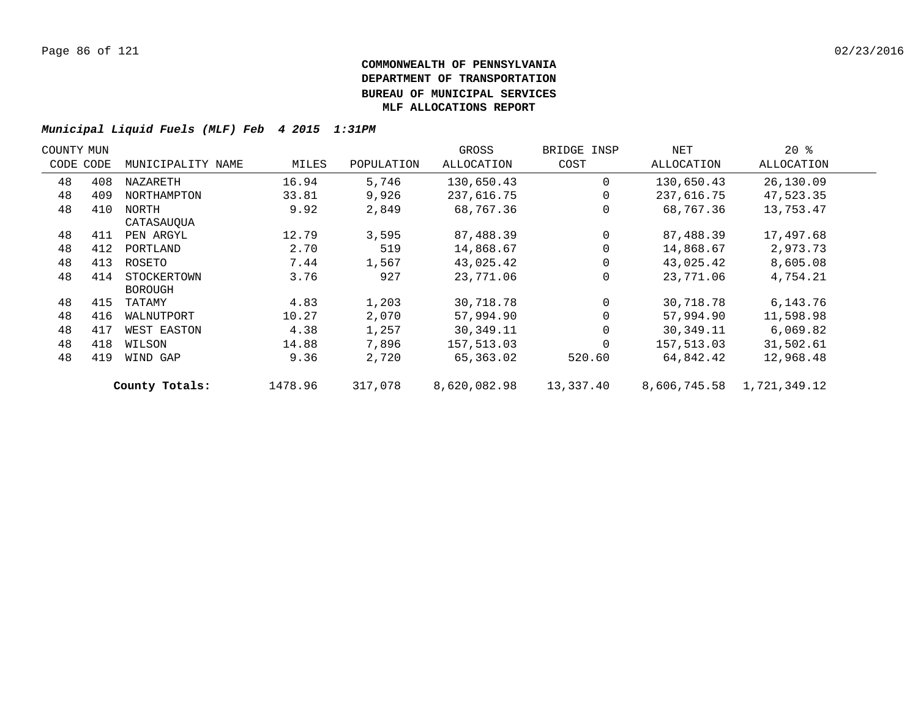**COMMONWEALTH OF PENNSYLVANIA**
**DEPARTMENT OF TRANSPORTATION**
**BUREAU OF MUNICIPAL SERVICES**
**MLF ALLOCATIONS REPORT**

***Municipal Liquid Fuels (MLF) Feb 4 2015 1:31PM***

| COUNTY CODE | MUN CODE | MUNICIPALITY NAME | MILES | POPULATION | GROSS ALLOCATION | BRIDGE INSP COST | NET ALLOCATION | 20 % ALLOCATION |
|---|---|---|---|---|---|---|---|---|
| 48 | 408 | NAZARETH | 16.94 | 5,746 | 130,650.43 | 0 | 130,650.43 | 26,130.09 |
| 48 | 409 | NORTHAMPTON | 33.81 | 9,926 | 237,616.75 | 0 | 237,616.75 | 47,523.35 |
| 48 | 410 | NORTH CATASAUQUA | 9.92 | 2,849 | 68,767.36 | 0 | 68,767.36 | 13,753.47 |
| 48 | 411 | PEN ARGYL | 12.79 | 3,595 | 87,488.39 | 0 | 87,488.39 | 17,497.68 |
| 48 | 412 | PORTLAND | 2.70 | 519 | 14,868.67 | 0 | 14,868.67 | 2,973.73 |
| 48 | 413 | ROSETO | 7.44 | 1,567 | 43,025.42 | 0 | 43,025.42 | 8,605.08 |
| 48 | 414 | STOCKERTOWN BOROUGH | 3.76 | 927 | 23,771.06 | 0 | 23,771.06 | 4,754.21 |
| 48 | 415 | TATAMY | 4.83 | 1,203 | 30,718.78 | 0 | 30,718.78 | 6,143.76 |
| 48 | 416 | WALNUTPORT | 10.27 | 2,070 | 57,994.90 | 0 | 57,994.90 | 11,598.98 |
| 48 | 417 | WEST EASTON | 4.38 | 1,257 | 30,349.11 | 0 | 30,349.11 | 6,069.82 |
| 48 | 418 | WILSON | 14.88 | 7,896 | 157,513.03 | 0 | 157,513.03 | 31,502.61 |
| 48 | 419 | WIND GAP | 9.36 | 2,720 | 65,363.02 | 520.60 | 64,842.42 | 12,968.48 |
| | | **County Totals:** | 1478.96 | 317,078 | 8,620,082.98 | 13,337.40 | 8,606,745.58 | 1,721,349.12 |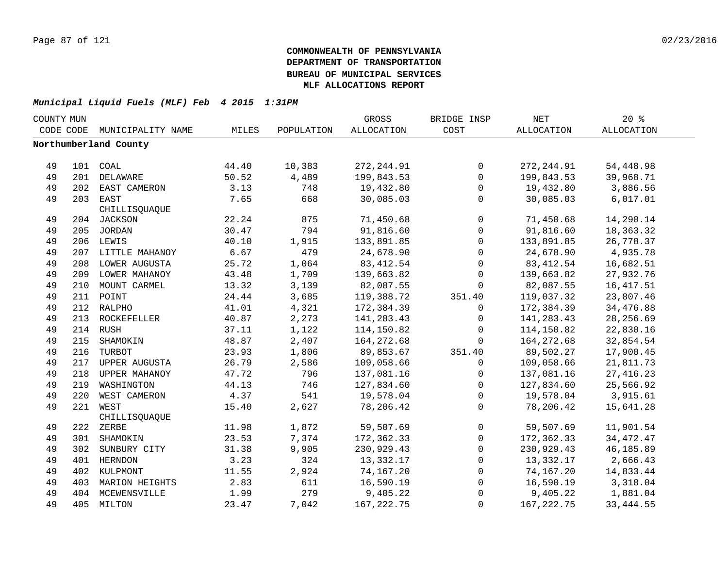**COMMONWEALTH OF PENNSYLVANIA**
**DEPARTMENT OF TRANSPORTATION**
**BUREAU OF MUNICIPAL SERVICES**
**MLF ALLOCATIONS REPORT**

***Municipal Liquid Fuels (MLF) Feb 4 2015 1:31PM***

| COUNTY CODE | MUN CODE | MUNICIPALITY NAME | MILES | POPULATION | GROSS ALLOCATION | BRIDGE INSP COST | NET ALLOCATION | 20 % ALLOCATION |
|---|---|---|---|---|---|---|---|---|
| **Northumberland County** | | | | | | | | |
| 49 | 101 | COAL | 44.40 | 10,383 | 272,244.91 | 0 | 272,244.91 | 54,448.98 |
| 49 | 201 | DELAWARE | 50.52 | 4,489 | 199,843.53 | 0 | 199,843.53 | 39,968.71 |
| 49 | 202 | EAST CAMERON | 3.13 | 748 | 19,432.80 | 0 | 19,432.80 | 3,886.56 |
| 49 | 203 | EAST CHILLISQUAQUE | 7.65 | 668 | 30,085.03 | 0 | 30,085.03 | 6,017.01 |
| 49 | 204 | JACKSON | 22.24 | 875 | 71,450.68 | 0 | 71,450.68 | 14,290.14 |
| 49 | 205 | JORDAN | 30.47 | 794 | 91,816.60 | 0 | 91,816.60 | 18,363.32 |
| 49 | 206 | LEWIS | 40.10 | 1,915 | 133,891.85 | 0 | 133,891.85 | 26,778.37 |
| 49 | 207 | LITTLE MAHANOY | 6.67 | 479 | 24,678.90 | 0 | 24,678.90 | 4,935.78 |
| 49 | 208 | LOWER AUGUSTA | 25.72 | 1,064 | 83,412.54 | 0 | 83,412.54 | 16,682.51 |
| 49 | 209 | LOWER MAHANOY | 43.48 | 1,709 | 139,663.82 | 0 | 139,663.82 | 27,932.76 |
| 49 | 210 | MOUNT CARMEL | 13.32 | 3,139 | 82,087.55 | 0 | 82,087.55 | 16,417.51 |
| 49 | 211 | POINT | 24.44 | 3,685 | 119,388.72 | 351.40 | 119,037.32 | 23,807.46 |
| 49 | 212 | RALPHO | 41.01 | 4,321 | 172,384.39 | 0 | 172,384.39 | 34,476.88 |
| 49 | 213 | ROCKEFELLER | 40.87 | 2,273 | 141,283.43 | 0 | 141,283.43 | 28,256.69 |
| 49 | 214 | RUSH | 37.11 | 1,122 | 114,150.82 | 0 | 114,150.82 | 22,830.16 |
| 49 | 215 | SHAMOKIN | 48.87 | 2,407 | 164,272.68 | 0 | 164,272.68 | 32,854.54 |
| 49 | 216 | TURBOT | 23.93 | 1,806 | 89,853.67 | 351.40 | 89,502.27 | 17,900.45 |
| 49 | 217 | UPPER AUGUSTA | 26.79 | 2,586 | 109,058.66 | 0 | 109,058.66 | 21,811.73 |
| 49 | 218 | UPPER MAHANOY | 47.72 | 796 | 137,081.16 | 0 | 137,081.16 | 27,416.23 |
| 49 | 219 | WASHINGTON | 44.13 | 746 | 127,834.60 | 0 | 127,834.60 | 25,566.92 |
| 49 | 220 | WEST CAMERON | 4.37 | 541 | 19,578.04 | 0 | 19,578.04 | 3,915.61 |
| 49 | 221 | WEST CHILLISQUAQUE | 15.40 | 2,627 | 78,206.42 | 0 | 78,206.42 | 15,641.28 |
| 49 | 222 | ZERBE | 11.98 | 1,872 | 59,507.69 | 0 | 59,507.69 | 11,901.54 |
| 49 | 301 | SHAMOKIN | 23.53 | 7,374 | 172,362.33 | 0 | 172,362.33 | 34,472.47 |
| 49 | 302 | SUNBURY CITY | 31.38 | 9,905 | 230,929.43 | 0 | 230,929.43 | 46,185.89 |
| 49 | 401 | HERNDON | 3.23 | 324 | 13,332.17 | 0 | 13,332.17 | 2,666.43 |
| 49 | 402 | KULPMONT | 11.55 | 2,924 | 74,167.20 | 0 | 74,167.20 | 14,833.44 |
| 49 | 403 | MARION HEIGHTS | 2.83 | 611 | 16,590.19 | 0 | 16,590.19 | 3,318.04 |
| 49 | 404 | MCEWENSVILLE | 1.99 | 279 | 9,405.22 | 0 | 9,405.22 | 1,881.04 |
| 49 | 405 | MILTON | 23.47 | 7,042 | 167,222.75 | 0 | 167,222.75 | 33,444.55 |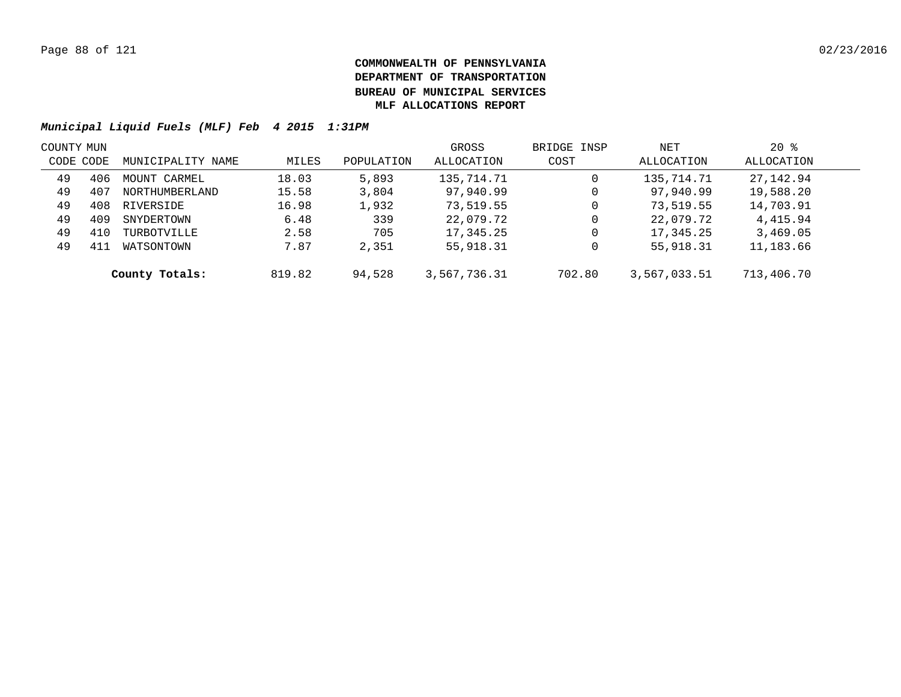**COMMONWEALTH OF PENNSYLVANIA**
**DEPARTMENT OF TRANSPORTATION**
**BUREAU OF MUNICIPAL SERVICES**
**MLF ALLOCATIONS REPORT**

***Municipal Liquid Fuels (MLF) Feb 4 2015 1:31PM***

| COUNTY CODE | MUN CODE | MUNICIPALITY NAME | MILES | POPULATION | GROSS ALLOCATION | BRIDGE INSP COST | NET ALLOCATION | 20 % ALLOCATION |
|---|---|---|---|---|---|---|---|---|
| 49 | 406 | MOUNT CARMEL | 18.03 | 5,893 | 135,714.71 | 0 | 135,714.71 | 27,142.94 |
| 49 | 407 | NORTHUMBERLAND | 15.58 | 3,804 | 97,940.99 | 0 | 97,940.99 | 19,588.20 |
| 49 | 408 | RIVERSIDE | 16.98 | 1,932 | 73,519.55 | 0 | 73,519.55 | 14,703.91 |
| 49 | 409 | SNYDERTOWN | 6.48 | 339 | 22,079.72 | 0 | 22,079.72 | 4,415.94 |
| 49 | 410 | TURBOTVILLE | 2.58 | 705 | 17,345.25 | 0 | 17,345.25 | 3,469.05 |
| 49 | 411 | WATSONTOWN | 7.87 | 2,351 | 55,918.31 | 0 | 55,918.31 | 11,183.66 |
| | | **County Totals:** | 819.82 | 94,528 | 3,567,736.31 | 702.80 | 3,567,033.51 | 713,406.70 |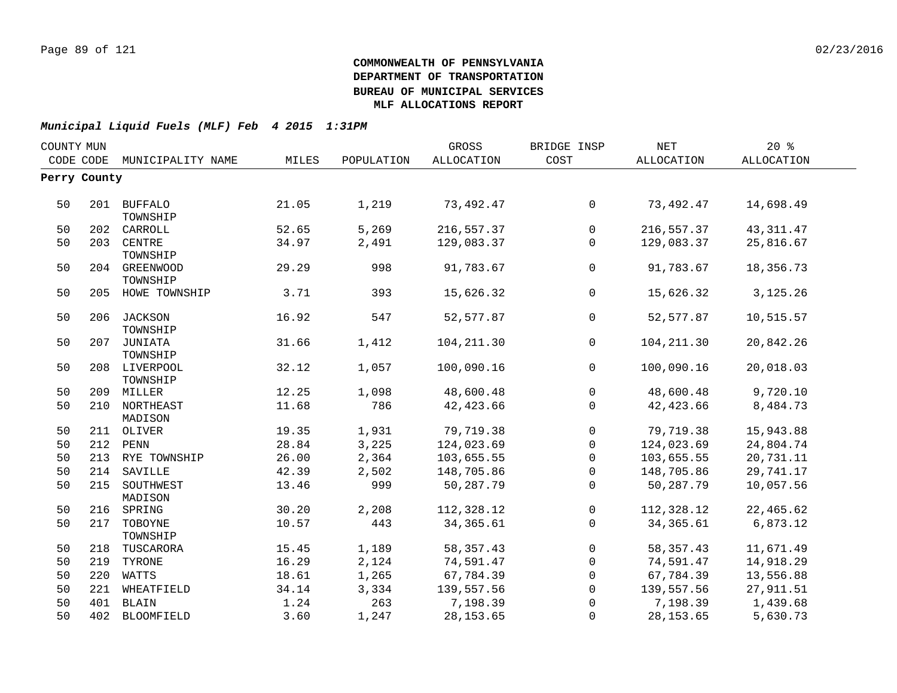**COMMONWEALTH OF PENNSYLVANIA**
**DEPARTMENT OF TRANSPORTATION**
**BUREAU OF MUNICIPAL SERVICES**
**MLF ALLOCATIONS REPORT**

***Municipal Liquid Fuels (MLF) Feb 4 2015 1:31PM***

| COUNTY CODE | MUN CODE | MUNICIPALITY NAME | MILES | POPULATION | GROSS ALLOCATION | BRIDGE INSP COST | NET ALLOCATION | 20 % ALLOCATION |
|---|---|---|---|---|---|---|---|---|
| **Perry County** | | | | | | | | |
| 50 | 201 | BUFFALO TOWNSHIP | 21.05 | 1,219 | 73,492.47 | 0 | 73,492.47 | 14,698.49 |
| 50 | 202 | CARROLL | 52.65 | 5,269 | 216,557.37 | 0 | 216,557.37 | 43,311.47 |
| 50 | 203 | CENTRE TOWNSHIP | 34.97 | 2,491 | 129,083.37 | 0 | 129,083.37 | 25,816.67 |
| 50 | 204 | GREENWOOD TOWNSHIP | 29.29 | 998 | 91,783.67 | 0 | 91,783.67 | 18,356.73 |
| 50 | 205 | HOWE TOWNSHIP | 3.71 | 393 | 15,626.32 | 0 | 15,626.32 | 3,125.26 |
| 50 | 206 | JACKSON TOWNSHIP | 16.92 | 547 | 52,577.87 | 0 | 52,577.87 | 10,515.57 |
| 50 | 207 | JUNIATA TOWNSHIP | 31.66 | 1,412 | 104,211.30 | 0 | 104,211.30 | 20,842.26 |
| 50 | 208 | LIVERPOOL TOWNSHIP | 32.12 | 1,057 | 100,090.16 | 0 | 100,090.16 | 20,018.03 |
| 50 | 209 | MILLER | 12.25 | 1,098 | 48,600.48 | 0 | 48,600.48 | 9,720.10 |
| 50 | 210 | NORTHEAST MADISON | 11.68 | 786 | 42,423.66 | 0 | 42,423.66 | 8,484.73 |
| 50 | 211 | OLIVER | 19.35 | 1,931 | 79,719.38 | 0 | 79,719.38 | 15,943.88 |
| 50 | 212 | PENN | 28.84 | 3,225 | 124,023.69 | 0 | 124,023.69 | 24,804.74 |
| 50 | 213 | RYE TOWNSHIP | 26.00 | 2,364 | 103,655.55 | 0 | 103,655.55 | 20,731.11 |
| 50 | 214 | SAVILLE | 42.39 | 2,502 | 148,705.86 | 0 | 148,705.86 | 29,741.17 |
| 50 | 215 | SOUTHWEST MADISON | 13.46 | 999 | 50,287.79 | 0 | 50,287.79 | 10,057.56 |
| 50 | 216 | SPRING | 30.20 | 2,208 | 112,328.12 | 0 | 112,328.12 | 22,465.62 |
| 50 | 217 | TOBOYNE TOWNSHIP | 10.57 | 443 | 34,365.61 | 0 | 34,365.61 | 6,873.12 |
| 50 | 218 | TUSCARORA | 15.45 | 1,189 | 58,357.43 | 0 | 58,357.43 | 11,671.49 |
| 50 | 219 | TYRONE | 16.29 | 2,124 | 74,591.47 | 0 | 74,591.47 | 14,918.29 |
| 50 | 220 | WATTS | 18.61 | 1,265 | 67,784.39 | 0 | 67,784.39 | 13,556.88 |
| 50 | 221 | WHEATFIELD | 34.14 | 3,334 | 139,557.56 | 0 | 139,557.56 | 27,911.51 |
| 50 | 401 | BLAIN | 1.24 | 263 | 7,198.39 | 0 | 7,198.39 | 1,439.68 |
| 50 | 402 | BLOOMFIELD | 3.60 | 1,247 | 28,153.65 | 0 | 28,153.65 | 5,630.73 |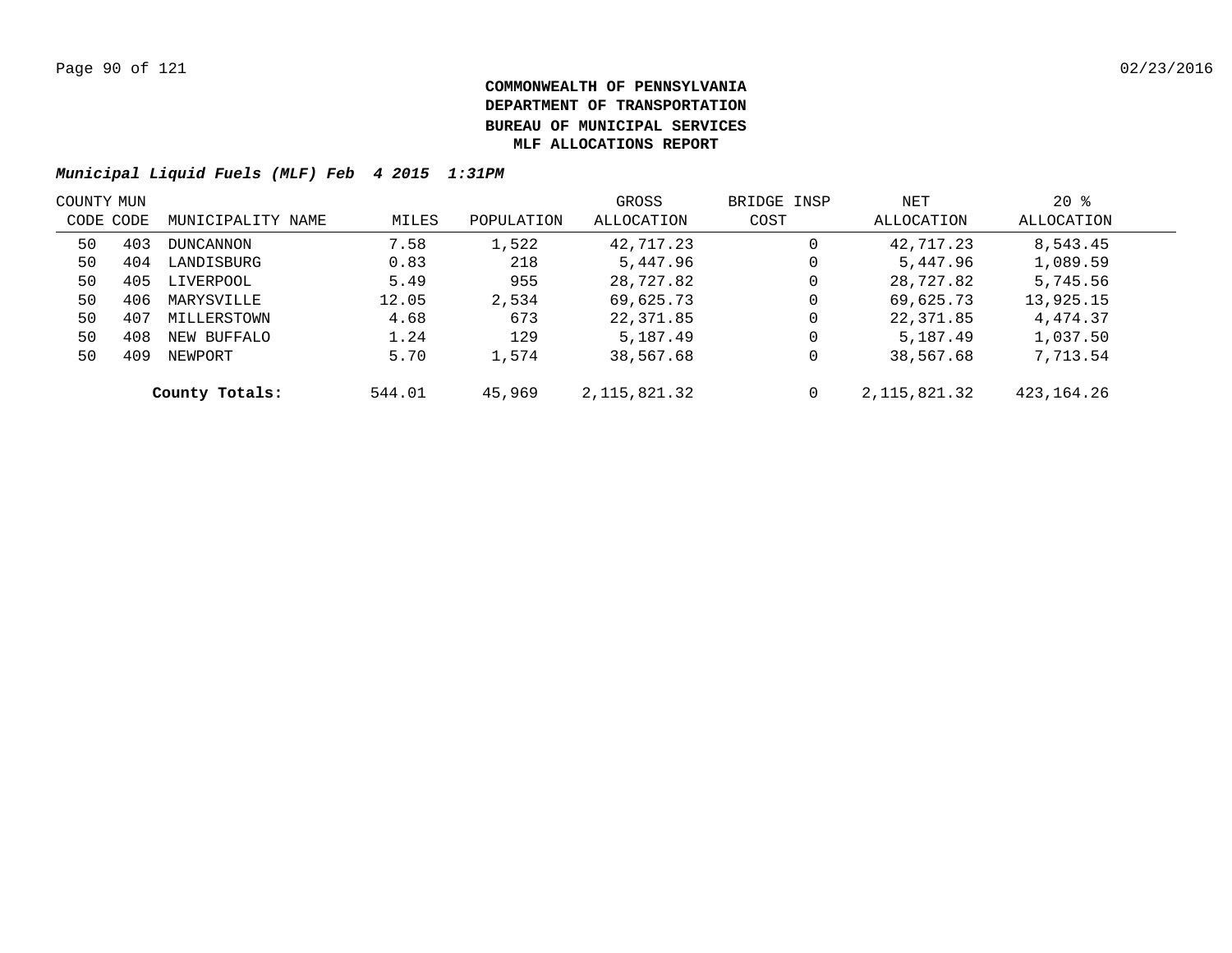**COMMONWEALTH OF PENNSYLVANIA**
**DEPARTMENT OF TRANSPORTATION**
**BUREAU OF MUNICIPAL SERVICES**
**MLF ALLOCATIONS REPORT**

***Municipal Liquid Fuels (MLF) Feb 4 2015 1:31PM***

| COUNTY CODE | MUN CODE | MUNICIPALITY NAME | MILES | POPULATION | GROSS ALLOCATION | BRIDGE INSP COST | NET ALLOCATION | 20 % ALLOCATION |
|---|---|---|---|---|---|---|---|---|
| 50 | 403 | DUNCANNON | 7.58 | 1,522 | 42,717.23 | 0 | 42,717.23 | 8,543.45 |
| 50 | 404 | LANDISBURG | 0.83 | 218 | 5,447.96 | 0 | 5,447.96 | 1,089.59 |
| 50 | 405 | LIVERPOOL | 5.49 | 955 | 28,727.82 | 0 | 28,727.82 | 5,745.56 |
| 50 | 406 | MARYSVILLE | 12.05 | 2,534 | 69,625.73 | 0 | 69,625.73 | 13,925.15 |
| 50 | 407 | MILLERSTOWN | 4.68 | 673 | 22,371.85 | 0 | 22,371.85 | 4,474.37 |
| 50 | 408 | NEW BUFFALO | 1.24 | 129 | 5,187.49 | 0 | 5,187.49 | 1,037.50 |
| 50 | 409 | NEWPORT | 5.70 | 1,574 | 38,567.68 | 0 | 38,567.68 | 7,713.54 |
| | | **County Totals:** | 544.01 | 45,969 | 2,115,821.32 | 0 | 2,115,821.32 | 423,164.26 |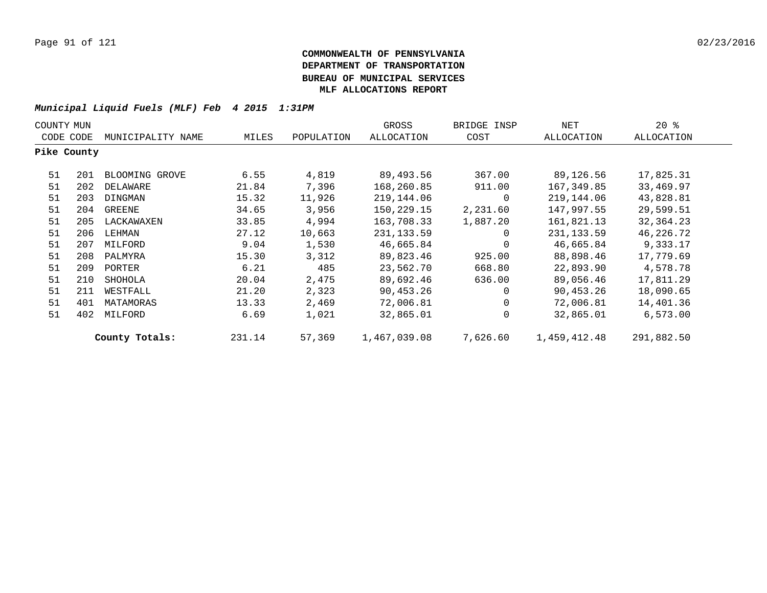**COMMONWEALTH OF PENNSYLVANIA**
**DEPARTMENT OF TRANSPORTATION**
**BUREAU OF MUNICIPAL SERVICES**
**MLF ALLOCATIONS REPORT**

***Municipal Liquid Fuels (MLF) Feb 4 2015 1:31PM***

| COUNTY CODE | MUN CODE | MUNICIPALITY NAME | MILES | POPULATION | GROSS ALLOCATION | BRIDGE INSP COST | NET ALLOCATION | 20 % ALLOCATION |
|---|---|---|---|---|---|---|---|---|
| **Pike County** | | | | | | | | |
| 51 | 201 | BLOOMING GROVE | 6.55 | 4,819 | 89,493.56 | 367.00 | 89,126.56 | 17,825.31 |
| 51 | 202 | DELAWARE | 21.84 | 7,396 | 168,260.85 | 911.00 | 167,349.85 | 33,469.97 |
| 51 | 203 | DINGMAN | 15.32 | 11,926 | 219,144.06 | 0 | 219,144.06 | 43,828.81 |
| 51 | 204 | GREENE | 34.65 | 3,956 | 150,229.15 | 2,231.60 | 147,997.55 | 29,599.51 |
| 51 | 205 | LACKAWAXEN | 33.85 | 4,994 | 163,708.33 | 1,887.20 | 161,821.13 | 32,364.23 |
| 51 | 206 | LEHMAN | 27.12 | 10,663 | 231,133.59 | 0 | 231,133.59 | 46,226.72 |
| 51 | 207 | MILFORD | 9.04 | 1,530 | 46,665.84 | 0 | 46,665.84 | 9,333.17 |
| 51 | 208 | PALMYRA | 15.30 | 3,312 | 89,823.46 | 925.00 | 88,898.46 | 17,779.69 |
| 51 | 209 | PORTER | 6.21 | 485 | 23,562.70 | 668.80 | 22,893.90 | 4,578.78 |
| 51 | 210 | SHOHOLA | 20.04 | 2,475 | 89,692.46 | 636.00 | 89,056.46 | 17,811.29 |
| 51 | 211 | WESTFALL | 21.20 | 2,323 | 90,453.26 | 0 | 90,453.26 | 18,090.65 |
| 51 | 401 | MATAMORAS | 13.33 | 2,469 | 72,006.81 | 0 | 72,006.81 | 14,401.36 |
| 51 | 402 | MILFORD | 6.69 | 1,021 | 32,865.01 | 0 | 32,865.01 | 6,573.00 |
| | | **County Totals:** | 231.14 | 57,369 | 1,467,039.08 | 7,626.60 | 1,459,412.48 | 291,882.50 |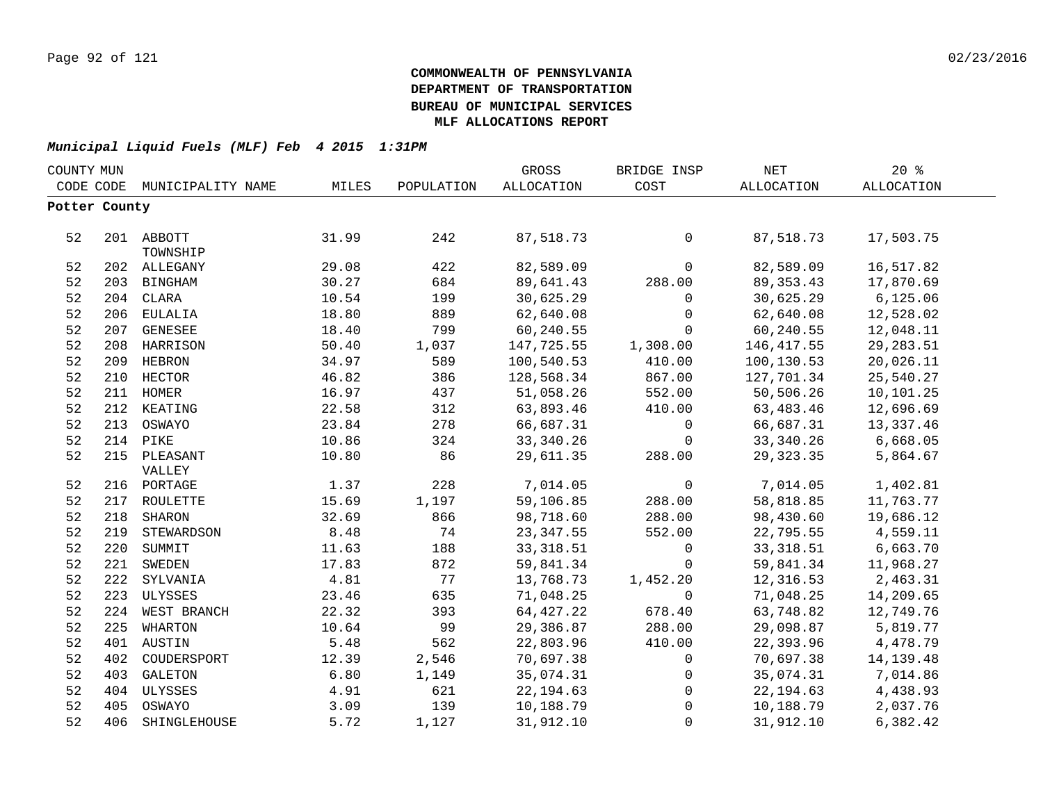**COMMONWEALTH OF PENNSYLVANIA**
**DEPARTMENT OF TRANSPORTATION**
**BUREAU OF MUNICIPAL SERVICES**
**MLF ALLOCATIONS REPORT**

***Municipal Liquid Fuels (MLF) Feb 4 2015 1:31PM***

| COUNTY CODE | MUN CODE | MUNICIPALITY NAME | MILES | POPULATION | GROSS ALLOCATION | BRIDGE INSP COST | NET ALLOCATION | 20 % ALLOCATION |
|---|---|---|---|---|---|---|---|---|
| **Potter County** | | | | | | | | |
| 52 | 201 | ABBOTT TOWNSHIP | 31.99 | 242 | 87,518.73 | 0 | 87,518.73 | 17,503.75 |
| 52 | 202 | ALLEGANY | 29.08 | 422 | 82,589.09 | 0 | 82,589.09 | 16,517.82 |
| 52 | 203 | BINGHAM | 30.27 | 684 | 89,641.43 | 288.00 | 89,353.43 | 17,870.69 |
| 52 | 204 | CLARA | 10.54 | 199 | 30,625.29 | 0 | 30,625.29 | 6,125.06 |
| 52 | 206 | EULALIA | 18.80 | 889 | 62,640.08 | 0 | 62,640.08 | 12,528.02 |
| 52 | 207 | GENESEE | 18.40 | 799 | 60,240.55 | 0 | 60,240.55 | 12,048.11 |
| 52 | 208 | HARRISON | 50.40 | 1,037 | 147,725.55 | 1,308.00 | 146,417.55 | 29,283.51 |
| 52 | 209 | HEBRON | 34.97 | 589 | 100,540.53 | 410.00 | 100,130.53 | 20,026.11 |
| 52 | 210 | HECTOR | 46.82 | 386 | 128,568.34 | 867.00 | 127,701.34 | 25,540.27 |
| 52 | 211 | HOMER | 16.97 | 437 | 51,058.26 | 552.00 | 50,506.26 | 10,101.25 |
| 52 | 212 | KEATING | 22.58 | 312 | 63,893.46 | 410.00 | 63,483.46 | 12,696.69 |
| 52 | 213 | OSWAYO | 23.84 | 278 | 66,687.31 | 0 | 66,687.31 | 13,337.46 |
| 52 | 214 | PIKE | 10.86 | 324 | 33,340.26 | 0 | 33,340.26 | 6,668.05 |
| 52 | 215 | PLEASANT VALLEY | 10.80 | 86 | 29,611.35 | 288.00 | 29,323.35 | 5,864.67 |
| 52 | 216 | PORTAGE | 1.37 | 228 | 7,014.05 | 0 | 7,014.05 | 1,402.81 |
| 52 | 217 | ROULETTE | 15.69 | 1,197 | 59,106.85 | 288.00 | 58,818.85 | 11,763.77 |
| 52 | 218 | SHARON | 32.69 | 866 | 98,718.60 | 288.00 | 98,430.60 | 19,686.12 |
| 52 | 219 | STEWARDSON | 8.48 | 74 | 23,347.55 | 552.00 | 22,795.55 | 4,559.11 |
| 52 | 220 | SUMMIT | 11.63 | 188 | 33,318.51 | 0 | 33,318.51 | 6,663.70 |
| 52 | 221 | SWEDEN | 17.83 | 872 | 59,841.34 | 0 | 59,841.34 | 11,968.27 |
| 52 | 222 | SYLVANIA | 4.81 | 77 | 13,768.73 | 1,452.20 | 12,316.53 | 2,463.31 |
| 52 | 223 | ULYSSES | 23.46 | 635 | 71,048.25 | 0 | 71,048.25 | 14,209.65 |
| 52 | 224 | WEST BRANCH | 22.32 | 393 | 64,427.22 | 678.40 | 63,748.82 | 12,749.76 |
| 52 | 225 | WHARTON | 10.64 | 99 | 29,386.87 | 288.00 | 29,098.87 | 5,819.77 |
| 52 | 401 | AUSTIN | 5.48 | 562 | 22,803.96 | 410.00 | 22,393.96 | 4,478.79 |
| 52 | 402 | COUDERSPORT | 12.39 | 2,546 | 70,697.38 | 0 | 70,697.38 | 14,139.48 |
| 52 | 403 | GALETON | 6.80 | 1,149 | 35,074.31 | 0 | 35,074.31 | 7,014.86 |
| 52 | 404 | ULYSSES | 4.91 | 621 | 22,194.63 | 0 | 22,194.63 | 4,438.93 |
| 52 | 405 | OSWAYO | 3.09 | 139 | 10,188.79 | 0 | 10,188.79 | 2,037.76 |
| 52 | 406 | SHINGLEHOUSE | 5.72 | 1,127 | 31,912.10 | 0 | 31,912.10 | 6,382.42 |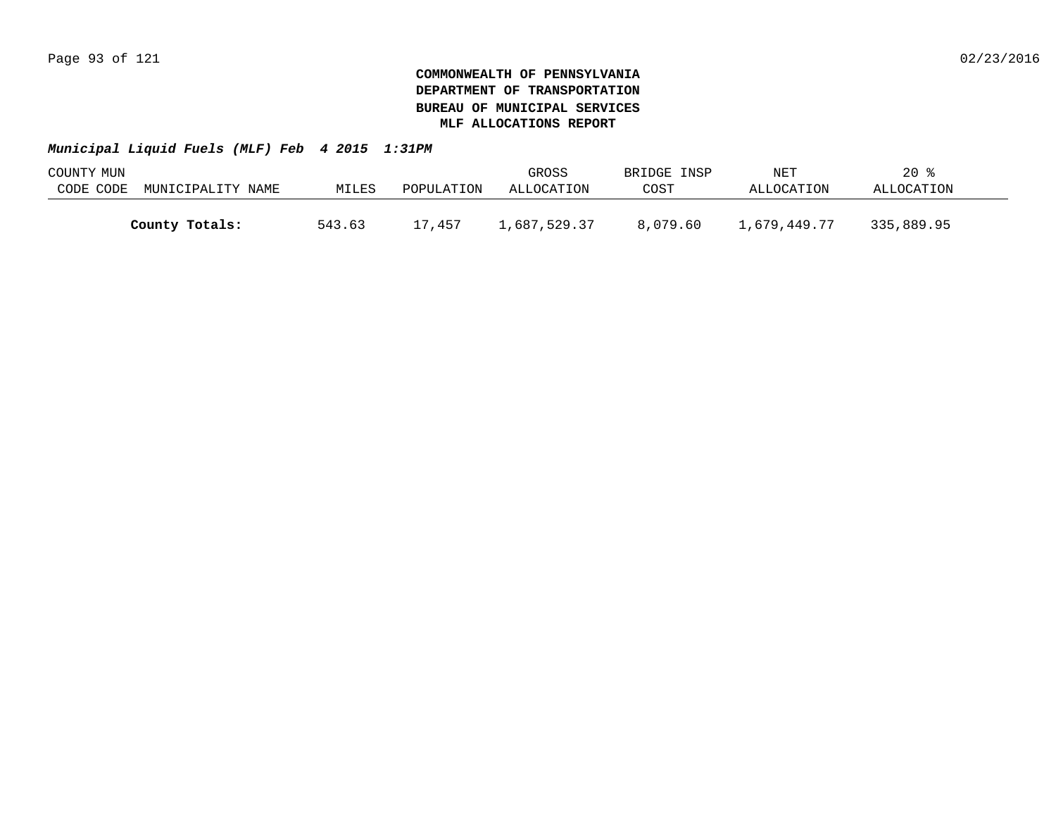**COMMONWEALTH OF PENNSYLVANIA**
**DEPARTMENT OF TRANSPORTATION**
**BUREAU OF MUNICIPAL SERVICES**
**MLF ALLOCATIONS REPORT**

***Municipal Liquid Fuels (MLF) Feb 4 2015 1:31PM***

| COUNTY CODE | MUN CODE | MUNICIPALITY NAME | MILES | POPULATION | GROSS ALLOCATION | BRIDGE INSP COST | NET ALLOCATION | 20 % ALLOCATION |
|---|---|---|---|---|---|---|---|---|
| | | **County Totals:** | 543.63 | 17,457 | 1,687,529.37 | 8,079.60 | 1,679,449.77 | 335,889.95 |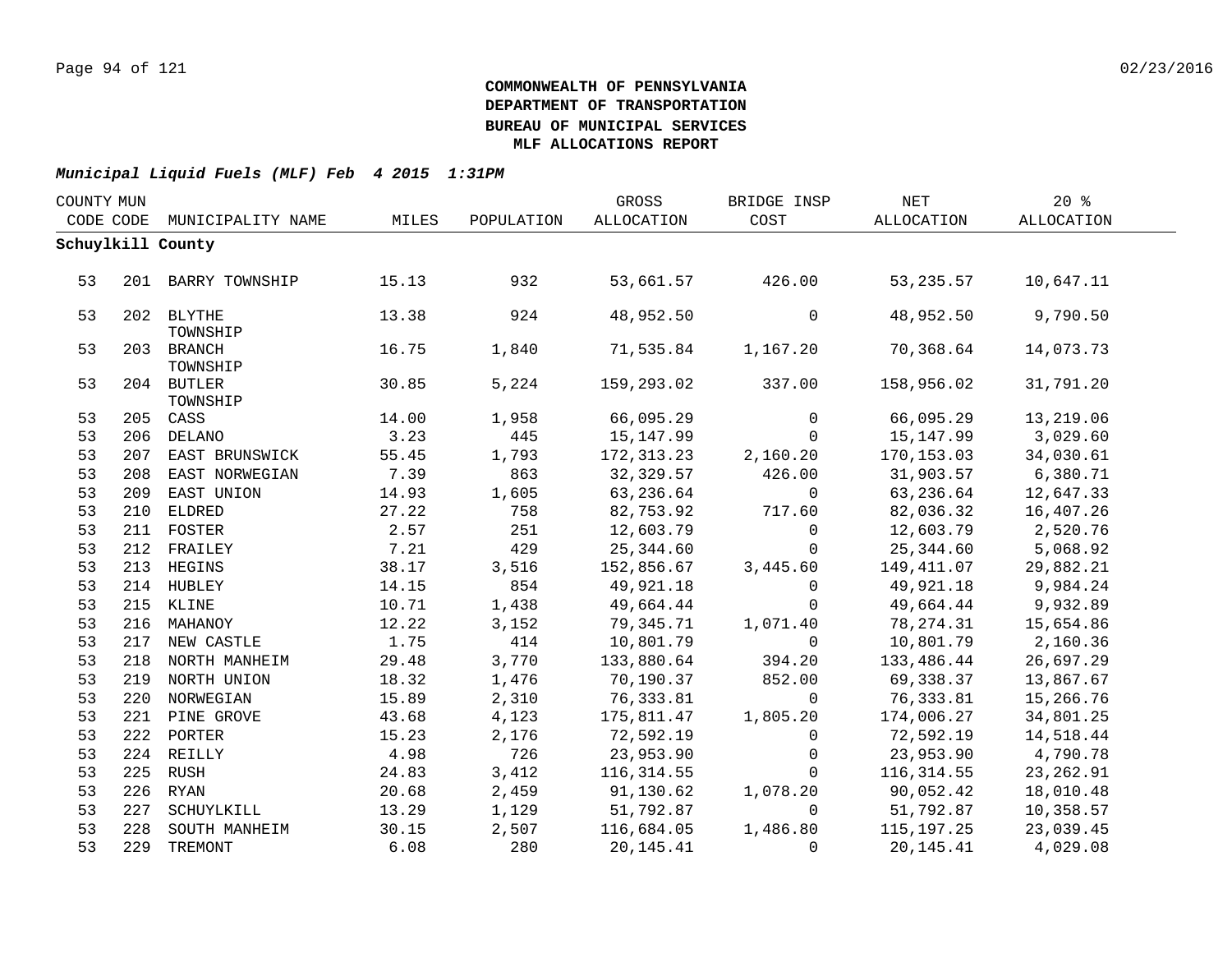**COMMONWEALTH OF PENNSYLVANIA**
**DEPARTMENT OF TRANSPORTATION**
**BUREAU OF MUNICIPAL SERVICES**
**MLF ALLOCATIONS REPORT**

***Municipal Liquid Fuels (MLF) Feb 4 2015 1:31PM***

| COUNTY CODE | MUN CODE | MUNICIPALITY NAME | MILES | POPULATION | GROSS ALLOCATION | BRIDGE INSP COST | NET ALLOCATION | 20 % ALLOCATION |
|---|---|---|---|---|---|---|---|---|
| **Schuylkill County** | | | | | | | | |
| 53 | 201 | BARRY TOWNSHIP | 15.13 | 932 | 53,661.57 | 426.00 | 53,235.57 | 10,647.11 |
| 53 | 202 | BLYTHE TOWNSHIP | 13.38 | 924 | 48,952.50 | 0 | 48,952.50 | 9,790.50 |
| 53 | 203 | BRANCH TOWNSHIP | 16.75 | 1,840 | 71,535.84 | 1,167.20 | 70,368.64 | 14,073.73 |
| 53 | 204 | BUTLER TOWNSHIP | 30.85 | 5,224 | 159,293.02 | 337.00 | 158,956.02 | 31,791.20 |
| 53 | 205 | CASS | 14.00 | 1,958 | 66,095.29 | 0 | 66,095.29 | 13,219.06 |
| 53 | 206 | DELANO | 3.23 | 445 | 15,147.99 | 0 | 15,147.99 | 3,029.60 |
| 53 | 207 | EAST BRUNSWICK | 55.45 | 1,793 | 172,313.23 | 2,160.20 | 170,153.03 | 34,030.61 |
| 53 | 208 | EAST NORWEGIAN | 7.39 | 863 | 32,329.57 | 426.00 | 31,903.57 | 6,380.71 |
| 53 | 209 | EAST UNION | 14.93 | 1,605 | 63,236.64 | 0 | 63,236.64 | 12,647.33 |
| 53 | 210 | ELDRED | 27.22 | 758 | 82,753.92 | 717.60 | 82,036.32 | 16,407.26 |
| 53 | 211 | FOSTER | 2.57 | 251 | 12,603.79 | 0 | 12,603.79 | 2,520.76 |
| 53 | 212 | FRAILEY | 7.21 | 429 | 25,344.60 | 0 | 25,344.60 | 5,068.92 |
| 53 | 213 | HEGINS | 38.17 | 3,516 | 152,856.67 | 3,445.60 | 149,411.07 | 29,882.21 |
| 53 | 214 | HUBLEY | 14.15 | 854 | 49,921.18 | 0 | 49,921.18 | 9,984.24 |
| 53 | 215 | KLINE | 10.71 | 1,438 | 49,664.44 | 0 | 49,664.44 | 9,932.89 |
| 53 | 216 | MAHANOY | 12.22 | 3,152 | 79,345.71 | 1,071.40 | 78,274.31 | 15,654.86 |
| 53 | 217 | NEW CASTLE | 1.75 | 414 | 10,801.79 | 0 | 10,801.79 | 2,160.36 |
| 53 | 218 | NORTH MANHEIM | 29.48 | 3,770 | 133,880.64 | 394.20 | 133,486.44 | 26,697.29 |
| 53 | 219 | NORTH UNION | 18.32 | 1,476 | 70,190.37 | 852.00 | 69,338.37 | 13,867.67 |
| 53 | 220 | NORWEGIAN | 15.89 | 2,310 | 76,333.81 | 0 | 76,333.81 | 15,266.76 |
| 53 | 221 | PINE GROVE | 43.68 | 4,123 | 175,811.47 | 1,805.20 | 174,006.27 | 34,801.25 |
| 53 | 222 | PORTER | 15.23 | 2,176 | 72,592.19 | 0 | 72,592.19 | 14,518.44 |
| 53 | 224 | REILLY | 4.98 | 726 | 23,953.90 | 0 | 23,953.90 | 4,790.78 |
| 53 | 225 | RUSH | 24.83 | 3,412 | 116,314.55 | 0 | 116,314.55 | 23,262.91 |
| 53 | 226 | RYAN | 20.68 | 2,459 | 91,130.62 | 1,078.20 | 90,052.42 | 18,010.48 |
| 53 | 227 | SCHUYLKILL | 13.29 | 1,129 | 51,792.87 | 0 | 51,792.87 | 10,358.57 |
| 53 | 228 | SOUTH MANHEIM | 30.15 | 2,507 | 116,684.05 | 1,486.80 | 115,197.25 | 23,039.45 |
| 53 | 229 | TREMONT | 6.08 | 280 | 20,145.41 | 0 | 20,145.41 | 4,029.08 |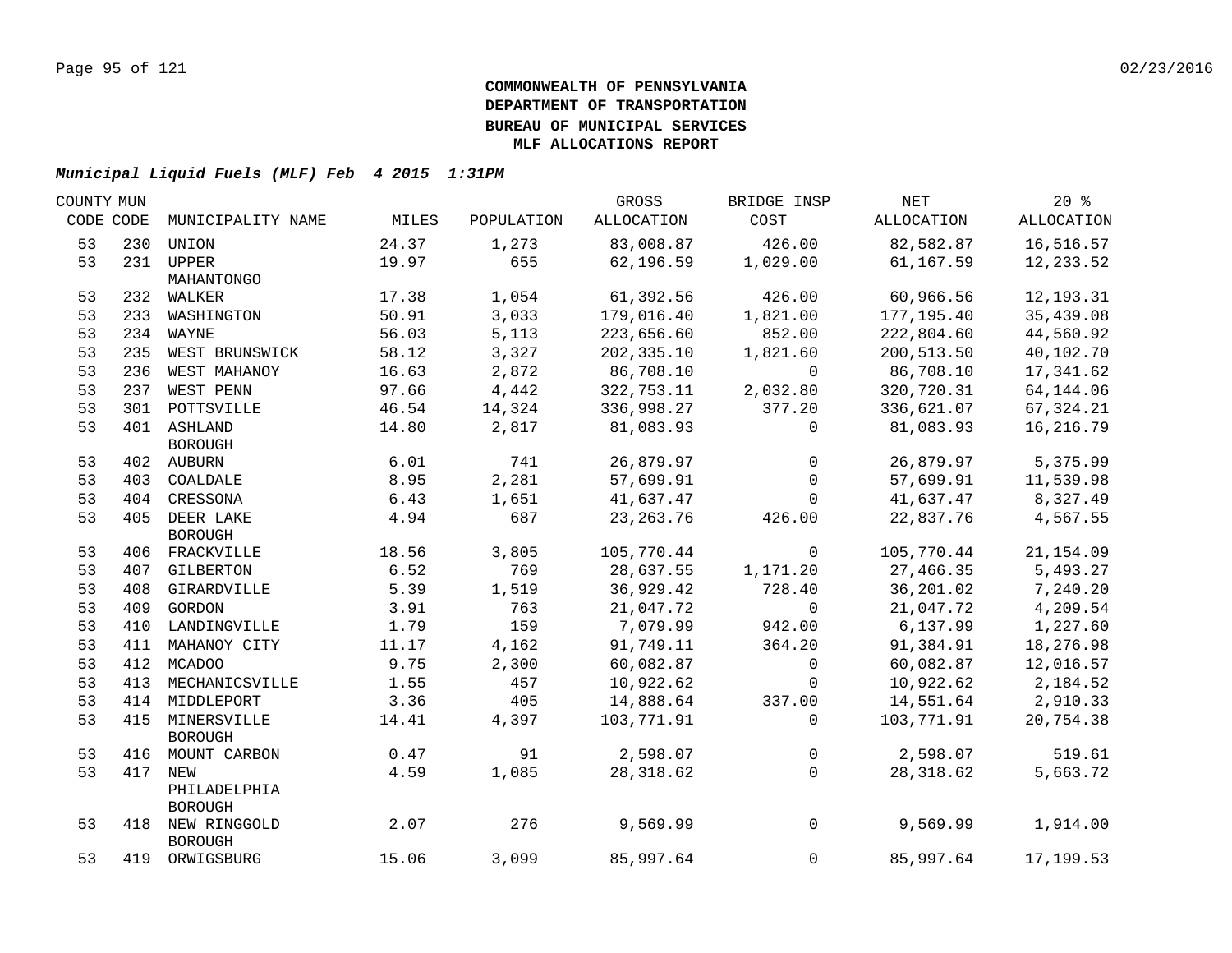**COMMONWEALTH OF PENNSYLVANIA**
**DEPARTMENT OF TRANSPORTATION**
**BUREAU OF MUNICIPAL SERVICES**
**MLF ALLOCATIONS REPORT**

***Municipal Liquid Fuels (MLF) Feb 4 2015 1:31PM***

| COUNTY CODE | MUN CODE | MUNICIPALITY NAME | MILES | POPULATION | GROSS ALLOCATION | BRIDGE INSP COST | NET ALLOCATION | 20 % ALLOCATION |
|---|---|---|---|---|---|---|---|---|
| 53 | 230 | UNION | 24.37 | 1,273 | 83,008.87 | 426.00 | 82,582.87 | 16,516.57 |
| 53 | 231 | UPPER MAHANTONGO | 19.97 | 655 | 62,196.59 | 1,029.00 | 61,167.59 | 12,233.52 |
| 53 | 232 | WALKER | 17.38 | 1,054 | 61,392.56 | 426.00 | 60,966.56 | 12,193.31 |
| 53 | 233 | WASHINGTON | 50.91 | 3,033 | 179,016.40 | 1,821.00 | 177,195.40 | 35,439.08 |
| 53 | 234 | WAYNE | 56.03 | 5,113 | 223,656.60 | 852.00 | 222,804.60 | 44,560.92 |
| 53 | 235 | WEST BRUNSWICK | 58.12 | 3,327 | 202,335.10 | 1,821.60 | 200,513.50 | 40,102.70 |
| 53 | 236 | WEST MAHANOY | 16.63 | 2,872 | 86,708.10 | 0 | 86,708.10 | 17,341.62 |
| 53 | 237 | WEST PENN | 97.66 | 4,442 | 322,753.11 | 2,032.80 | 320,720.31 | 64,144.06 |
| 53 | 301 | POTTSVILLE | 46.54 | 14,324 | 336,998.27 | 377.20 | 336,621.07 | 67,324.21 |
| 53 | 401 | ASHLAND BOROUGH | 14.80 | 2,817 | 81,083.93 | 0 | 81,083.93 | 16,216.79 |
| 53 | 402 | AUBURN | 6.01 | 741 | 26,879.97 | 0 | 26,879.97 | 5,375.99 |
| 53 | 403 | COALDALE | 8.95 | 2,281 | 57,699.91 | 0 | 57,699.91 | 11,539.98 |
| 53 | 404 | CRESSONA | 6.43 | 1,651 | 41,637.47 | 0 | 41,637.47 | 8,327.49 |
| 53 | 405 | DEER LAKE BOROUGH | 4.94 | 687 | 23,263.76 | 426.00 | 22,837.76 | 4,567.55 |
| 53 | 406 | FRACKVILLE | 18.56 | 3,805 | 105,770.44 | 0 | 105,770.44 | 21,154.09 |
| 53 | 407 | GILBERTON | 6.52 | 769 | 28,637.55 | 1,171.20 | 27,466.35 | 5,493.27 |
| 53 | 408 | GIRARDVILLE | 5.39 | 1,519 | 36,929.42 | 728.40 | 36,201.02 | 7,240.20 |
| 53 | 409 | GORDON | 3.91 | 763 | 21,047.72 | 0 | 21,047.72 | 4,209.54 |
| 53 | 410 | LANDINGVILLE | 1.79 | 159 | 7,079.99 | 942.00 | 6,137.99 | 1,227.60 |
| 53 | 411 | MAHANOY CITY | 11.17 | 4,162 | 91,749.11 | 364.20 | 91,384.91 | 18,276.98 |
| 53 | 412 | MCADOO | 9.75 | 2,300 | 60,082.87 | 0 | 60,082.87 | 12,016.57 |
| 53 | 413 | MECHANICSVILLE | 1.55 | 457 | 10,922.62 | 0 | 10,922.62 | 2,184.52 |
| 53 | 414 | MIDDLEPORT | 3.36 | 405 | 14,888.64 | 337.00 | 14,551.64 | 2,910.33 |
| 53 | 415 | MINERSVILLE BOROUGH | 14.41 | 4,397 | 103,771.91 | 0 | 103,771.91 | 20,754.38 |
| 53 | 416 | MOUNT CARBON | 0.47 | 91 | 2,598.07 | 0 | 2,598.07 | 519.61 |
| 53 | 417 | NEW PHILADELPHIA BOROUGH | 4.59 | 1,085 | 28,318.62 | 0 | 28,318.62 | 5,663.72 |
| 53 | 418 | NEW RINGGOLD BOROUGH | 2.07 | 276 | 9,569.99 | 0 | 9,569.99 | 1,914.00 |
| 53 | 419 | ORWIGSBURG | 15.06 | 3,099 | 85,997.64 | 0 | 85,997.64 | 17,199.53 |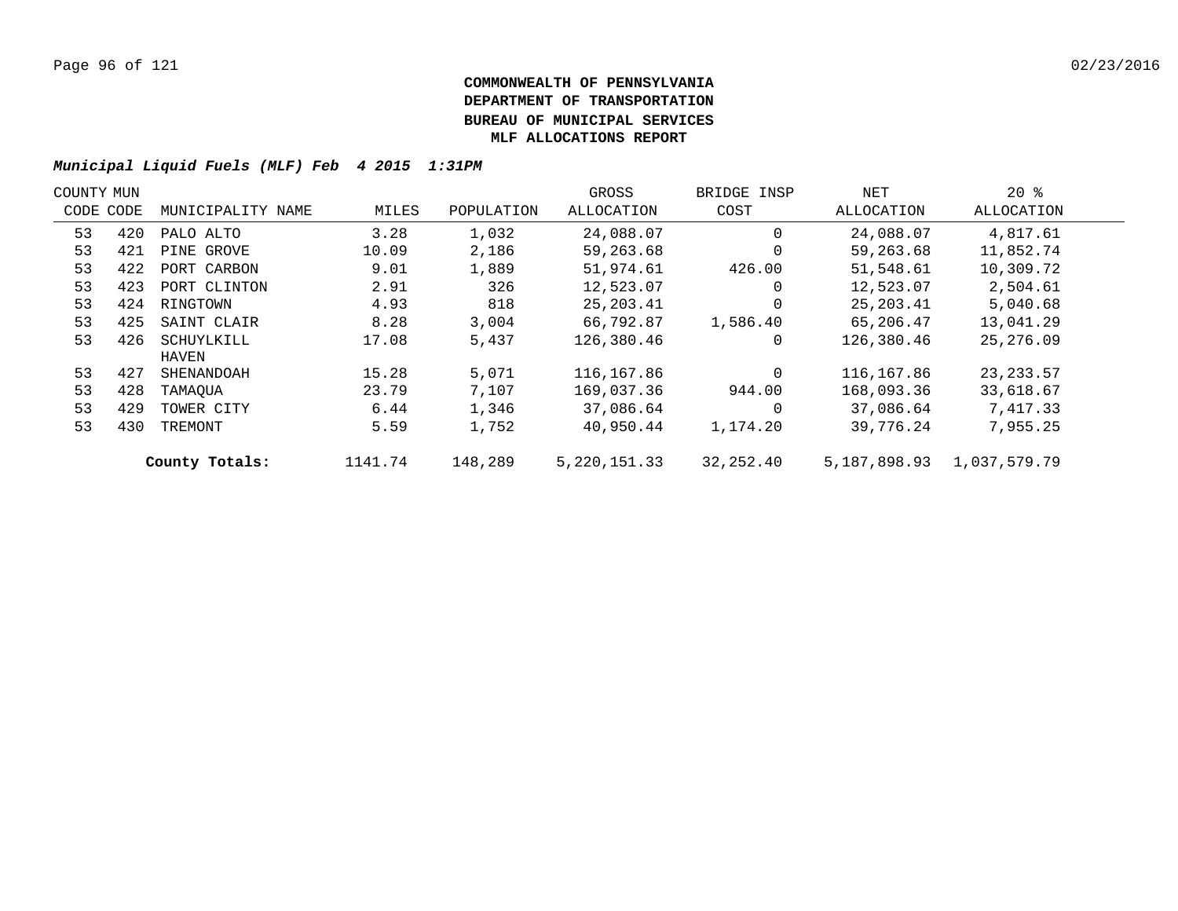**COMMONWEALTH OF PENNSYLVANIA**
**DEPARTMENT OF TRANSPORTATION**
**BUREAU OF MUNICIPAL SERVICES**
**MLF ALLOCATIONS REPORT**

***Municipal Liquid Fuels (MLF) Feb 4 2015 1:31PM***

| COUNTY CODE | MUN CODE | MUNICIPALITY NAME | MILES | POPULATION | GROSS ALLOCATION | BRIDGE INSP COST | NET ALLOCATION | 20 % ALLOCATION |
|---|---|---|---|---|---|---|---|---|
| 53 | 420 | PALO ALTO | 3.28 | 1,032 | 24,088.07 | 0 | 24,088.07 | 4,817.61 |
| 53 | 421 | PINE GROVE | 10.09 | 2,186 | 59,263.68 | 0 | 59,263.68 | 11,852.74 |
| 53 | 422 | PORT CARBON | 9.01 | 1,889 | 51,974.61 | 426.00 | 51,548.61 | 10,309.72 |
| 53 | 423 | PORT CLINTON | 2.91 | 326 | 12,523.07 | 0 | 12,523.07 | 2,504.61 |
| 53 | 424 | RINGTOWN | 4.93 | 818 | 25,203.41 | 0 | 25,203.41 | 5,040.68 |
| 53 | 425 | SAINT CLAIR | 8.28 | 3,004 | 66,792.87 | 1,586.40 | 65,206.47 | 13,041.29 |
| 53 | 426 | SCHUYLKILL HAVEN | 17.08 | 5,437 | 126,380.46 | 0 | 126,380.46 | 25,276.09 |
| 53 | 427 | SHENANDOAH | 15.28 | 5,071 | 116,167.86 | 0 | 116,167.86 | 23,233.57 |
| 53 | 428 | TAMAQUA | 23.79 | 7,107 | 169,037.36 | 944.00 | 168,093.36 | 33,618.67 |
| 53 | 429 | TOWER CITY | 6.44 | 1,346 | 37,086.64 | 0 | 37,086.64 | 7,417.33 |
| 53 | 430 | TREMONT | 5.59 | 1,752 | 40,950.44 | 1,174.20 | 39,776.24 | 7,955.25 |
| | | **County Totals:** | 1141.74 | 148,289 | 5,220,151.33 | 32,252.40 | 5,187,898.93 | 1,037,579.79 |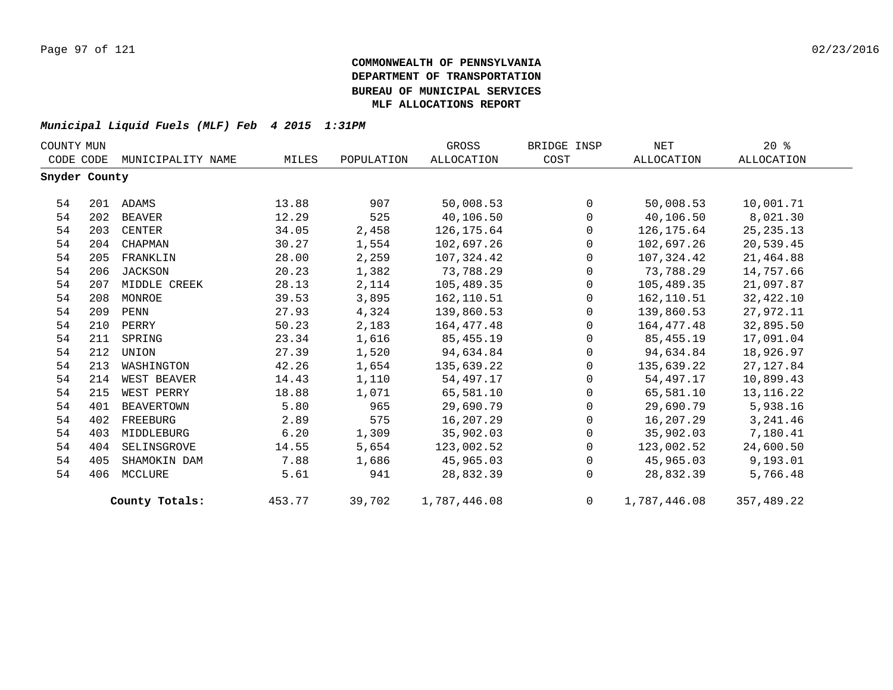**COMMONWEALTH OF PENNSYLVANIA**
**DEPARTMENT OF TRANSPORTATION**
**BUREAU OF MUNICIPAL SERVICES**
**MLF ALLOCATIONS REPORT**

***Municipal Liquid Fuels (MLF) Feb 4 2015 1:31PM***

| COUNTY CODE | MUN CODE | MUNICIPALITY NAME | MILES | POPULATION | GROSS ALLOCATION | BRIDGE INSP COST | NET ALLOCATION | 20 % ALLOCATION |
|---|---|---|---|---|---|---|---|---|
| **Snyder County** | | | | | | | | |
| 54 | 201 | ADAMS | 13.88 | 907 | 50,008.53 | 0 | 50,008.53 | 10,001.71 |
| 54 | 202 | BEAVER | 12.29 | 525 | 40,106.50 | 0 | 40,106.50 | 8,021.30 |
| 54 | 203 | CENTER | 34.05 | 2,458 | 126,175.64 | 0 | 126,175.64 | 25,235.13 |
| 54 | 204 | CHAPMAN | 30.27 | 1,554 | 102,697.26 | 0 | 102,697.26 | 20,539.45 |
| 54 | 205 | FRANKLIN | 28.00 | 2,259 | 107,324.42 | 0 | 107,324.42 | 21,464.88 |
| 54 | 206 | JACKSON | 20.23 | 1,382 | 73,788.29 | 0 | 73,788.29 | 14,757.66 |
| 54 | 207 | MIDDLE CREEK | 28.13 | 2,114 | 105,489.35 | 0 | 105,489.35 | 21,097.87 |
| 54 | 208 | MONROE | 39.53 | 3,895 | 162,110.51 | 0 | 162,110.51 | 32,422.10 |
| 54 | 209 | PENN | 27.93 | 4,324 | 139,860.53 | 0 | 139,860.53 | 27,972.11 |
| 54 | 210 | PERRY | 50.23 | 2,183 | 164,477.48 | 0 | 164,477.48 | 32,895.50 |
| 54 | 211 | SPRING | 23.34 | 1,616 | 85,455.19 | 0 | 85,455.19 | 17,091.04 |
| 54 | 212 | UNION | 27.39 | 1,520 | 94,634.84 | 0 | 94,634.84 | 18,926.97 |
| 54 | 213 | WASHINGTON | 42.26 | 1,654 | 135,639.22 | 0 | 135,639.22 | 27,127.84 |
| 54 | 214 | WEST BEAVER | 14.43 | 1,110 | 54,497.17 | 0 | 54,497.17 | 10,899.43 |
| 54 | 215 | WEST PERRY | 18.88 | 1,071 | 65,581.10 | 0 | 65,581.10 | 13,116.22 |
| 54 | 401 | BEAVERTOWN | 5.80 | 965 | 29,690.79 | 0 | 29,690.79 | 5,938.16 |
| 54 | 402 | FREEBURG | 2.89 | 575 | 16,207.29 | 0 | 16,207.29 | 3,241.46 |
| 54 | 403 | MIDDLEBURG | 6.20 | 1,309 | 35,902.03 | 0 | 35,902.03 | 7,180.41 |
| 54 | 404 | SELINSGROVE | 14.55 | 5,654 | 123,002.52 | 0 | 123,002.52 | 24,600.50 |
| 54 | 405 | SHAMOKIN DAM | 7.88 | 1,686 | 45,965.03 | 0 | 45,965.03 | 9,193.01 |
| 54 | 406 | MCCLURE | 5.61 | 941 | 28,832.39 | 0 | 28,832.39 | 5,766.48 |
| | | **County Totals:** | 453.77 | 39,702 | 1,787,446.08 | 0 | 1,787,446.08 | 357,489.22 |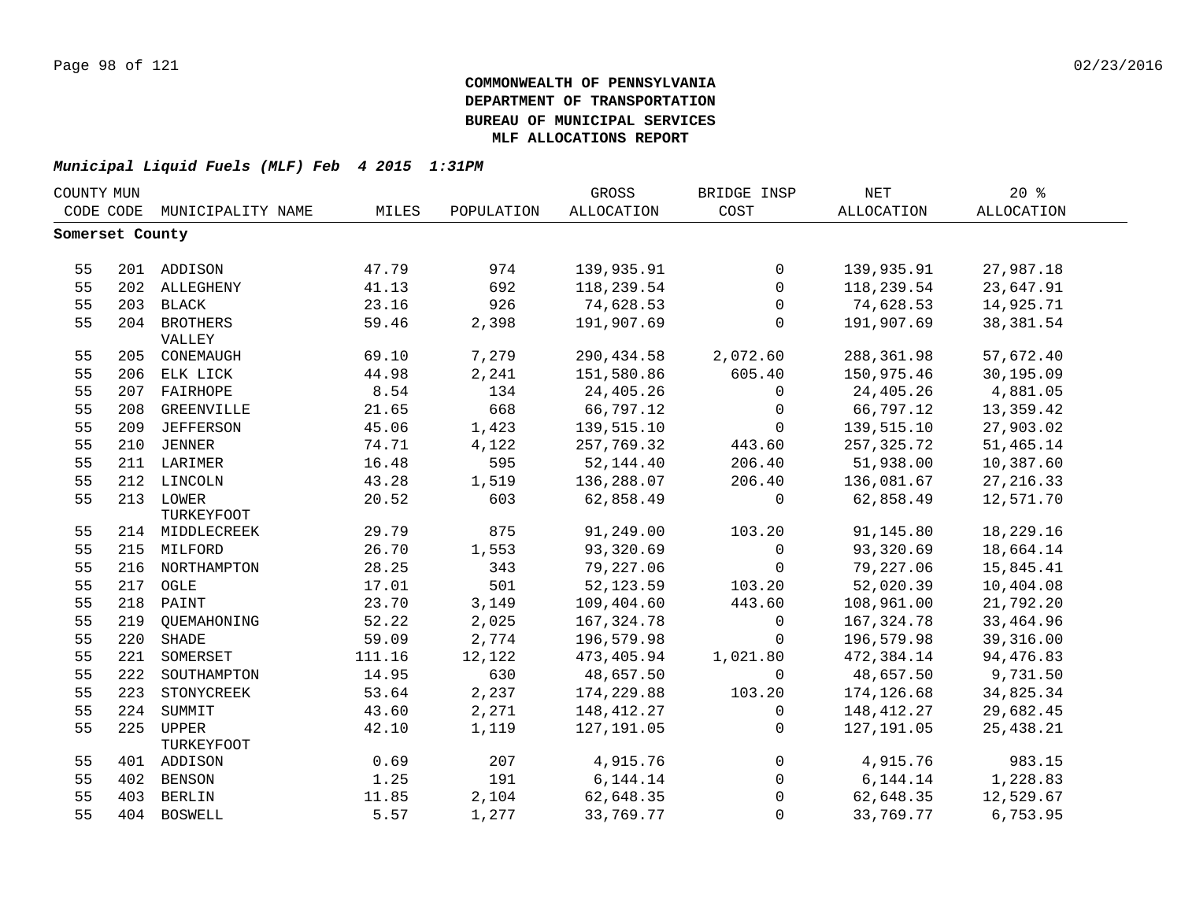**COMMONWEALTH OF PENNSYLVANIA**
**DEPARTMENT OF TRANSPORTATION**
**BUREAU OF MUNICIPAL SERVICES**
**MLF ALLOCATIONS REPORT**

***Municipal Liquid Fuels (MLF) Feb 4 2015 1:31PM***

| COUNTY CODE | MUN CODE | MUNICIPALITY NAME | MILES | POPULATION | GROSS ALLOCATION | BRIDGE INSP COST | NET ALLOCATION | 20 % ALLOCATION |
|---|---|---|---|---|---|---|---|---|
| **Somerset County** | | | | | | | | |
| 55 | 201 | ADDISON | 47.79 | 974 | 139,935.91 | 0 | 139,935.91 | 27,987.18 |
| 55 | 202 | ALLEGHENY | 41.13 | 692 | 118,239.54 | 0 | 118,239.54 | 23,647.91 |
| 55 | 203 | BLACK | 23.16 | 926 | 74,628.53 | 0 | 74,628.53 | 14,925.71 |
| 55 | 204 | BROTHERS VALLEY | 59.46 | 2,398 | 191,907.69 | 0 | 191,907.69 | 38,381.54 |
| 55 | 205 | CONEMAUGH | 69.10 | 7,279 | 290,434.58 | 2,072.60 | 288,361.98 | 57,672.40 |
| 55 | 206 | ELK LICK | 44.98 | 2,241 | 151,580.86 | 605.40 | 150,975.46 | 30,195.09 |
| 55 | 207 | FAIRHOPE | 8.54 | 134 | 24,405.26 | 0 | 24,405.26 | 4,881.05 |
| 55 | 208 | GREENVILLE | 21.65 | 668 | 66,797.12 | 0 | 66,797.12 | 13,359.42 |
| 55 | 209 | JEFFERSON | 45.06 | 1,423 | 139,515.10 | 0 | 139,515.10 | 27,903.02 |
| 55 | 210 | JENNER | 74.71 | 4,122 | 257,769.32 | 443.60 | 257,325.72 | 51,465.14 |
| 55 | 211 | LARIMER | 16.48 | 595 | 52,144.40 | 206.40 | 51,938.00 | 10,387.60 |
| 55 | 212 | LINCOLN | 43.28 | 1,519 | 136,288.07 | 206.40 | 136,081.67 | 27,216.33 |
| 55 | 213 | LOWER TURKEYFOOT | 20.52 | 603 | 62,858.49 | 0 | 62,858.49 | 12,571.70 |
| 55 | 214 | MIDDLECREEK | 29.79 | 875 | 91,249.00 | 103.20 | 91,145.80 | 18,229.16 |
| 55 | 215 | MILFORD | 26.70 | 1,553 | 93,320.69 | 0 | 93,320.69 | 18,664.14 |
| 55 | 216 | NORTHAMPTON | 28.25 | 343 | 79,227.06 | 0 | 79,227.06 | 15,845.41 |
| 55 | 217 | OGLE | 17.01 | 501 | 52,123.59 | 103.20 | 52,020.39 | 10,404.08 |
| 55 | 218 | PAINT | 23.70 | 3,149 | 109,404.60 | 443.60 | 108,961.00 | 21,792.20 |
| 55 | 219 | QUEMAHONING | 52.22 | 2,025 | 167,324.78 | 0 | 167,324.78 | 33,464.96 |
| 55 | 220 | SHADE | 59.09 | 2,774 | 196,579.98 | 0 | 196,579.98 | 39,316.00 |
| 55 | 221 | SOMERSET | 111.16 | 12,122 | 473,405.94 | 1,021.80 | 472,384.14 | 94,476.83 |
| 55 | 222 | SOUTHAMPTON | 14.95 | 630 | 48,657.50 | 0 | 48,657.50 | 9,731.50 |
| 55 | 223 | STONYCREEK | 53.64 | 2,237 | 174,229.88 | 103.20 | 174,126.68 | 34,825.34 |
| 55 | 224 | SUMMIT | 43.60 | 2,271 | 148,412.27 | 0 | 148,412.27 | 29,682.45 |
| 55 | 225 | UPPER TURKEYFOOT | 42.10 | 1,119 | 127,191.05 | 0 | 127,191.05 | 25,438.21 |
| 55 | 401 | ADDISON | 0.69 | 207 | 4,915.76 | 0 | 4,915.76 | 983.15 |
| 55 | 402 | BENSON | 1.25 | 191 | 6,144.14 | 0 | 6,144.14 | 1,228.83 |
| 55 | 403 | BERLIN | 11.85 | 2,104 | 62,648.35 | 0 | 62,648.35 | 12,529.67 |
| 55 | 404 | BOSWELL | 5.57 | 1,277 | 33,769.77 | 0 | 33,769.77 | 6,753.95 |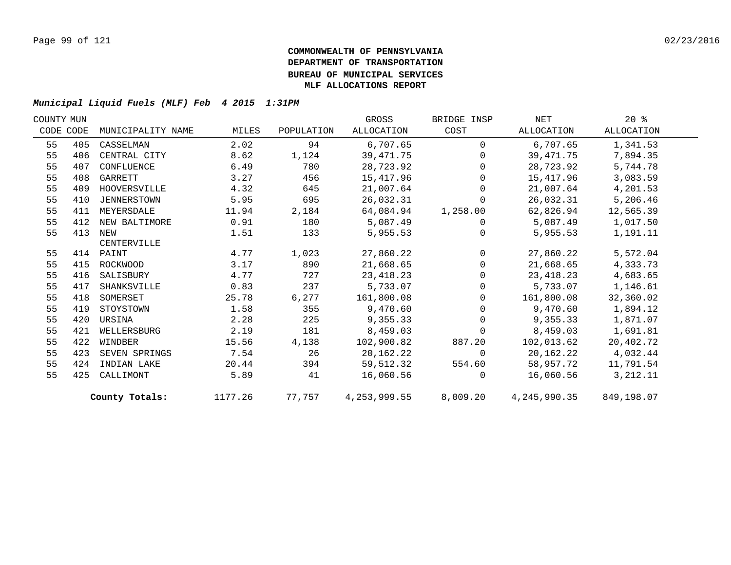# COMMONWEALTH OF PENNSYLVANIA
# DEPARTMENT OF TRANSPORTATION
# BUREAU OF MUNICIPAL SERVICES
# MLF ALLOCATIONS REPORT

***Municipal Liquid Fuels (MLF) Feb 4 2015 1:31PM***

| COUNTY CODE | MUN CODE | MUNICIPALITY NAME | MILES | POPULATION | GROSS ALLOCATION | BRIDGE INSP COST | NET ALLOCATION | 20 % ALLOCATION |
|---|---|---|---|---|---|---|---|---|
| 55 | 405 | CASSELMAN | 2.02 | 94 | 6,707.65 | 0 | 6,707.65 | 1,341.53 |
| 55 | 406 | CENTRAL CITY | 8.62 | 1,124 | 39,471.75 | 0 | 39,471.75 | 7,894.35 |
| 55 | 407 | CONFLUENCE | 6.49 | 780 | 28,723.92 | 0 | 28,723.92 | 5,744.78 |
| 55 | 408 | GARRETT | 3.27 | 456 | 15,417.96 | 0 | 15,417.96 | 3,083.59 |
| 55 | 409 | HOOVERSVILLE | 4.32 | 645 | 21,007.64 | 0 | 21,007.64 | 4,201.53 |
| 55 | 410 | JENNERSTOWN | 5.95 | 695 | 26,032.31 | 0 | 26,032.31 | 5,206.46 |
| 55 | 411 | MEYERSDALE | 11.94 | 2,184 | 64,084.94 | 1,258.00 | 62,826.94 | 12,565.39 |
| 55 | 412 | NEW BALTIMORE | 0.91 | 180 | 5,087.49 | 0 | 5,087.49 | 1,017.50 |
| 55 | 413 | NEW CENTERVILLE | 1.51 | 133 | 5,955.53 | 0 | 5,955.53 | 1,191.11 |
| 55 | 414 | PAINT | 4.77 | 1,023 | 27,860.22 | 0 | 27,860.22 | 5,572.04 |
| 55 | 415 | ROCKWOOD | 3.17 | 890 | 21,668.65 | 0 | 21,668.65 | 4,333.73 |
| 55 | 416 | SALISBURY | 4.77 | 727 | 23,418.23 | 0 | 23,418.23 | 4,683.65 |
| 55 | 417 | SHANKSVILLE | 0.83 | 237 | 5,733.07 | 0 | 5,733.07 | 1,146.61 |
| 55 | 418 | SOMERSET | 25.78 | 6,277 | 161,800.08 | 0 | 161,800.08 | 32,360.02 |
| 55 | 419 | STOYSTOWN | 1.58 | 355 | 9,470.60 | 0 | 9,470.60 | 1,894.12 |
| 55 | 420 | URSINA | 2.28 | 225 | 9,355.33 | 0 | 9,355.33 | 1,871.07 |
| 55 | 421 | WELLERSBURG | 2.19 | 181 | 8,459.03 | 0 | 8,459.03 | 1,691.81 |
| 55 | 422 | WINDBER | 15.56 | 4,138 | 102,900.82 | 887.20 | 102,013.62 | 20,402.72 |
| 55 | 423 | SEVEN SPRINGS | 7.54 | 26 | 20,162.22 | 0 | 20,162.22 | 4,032.44 |
| 55 | 424 | INDIAN LAKE | 20.44 | 394 | 59,512.32 | 554.60 | 58,957.72 | 11,791.54 |
| 55 | 425 | CALLIMONT | 5.89 | 41 | 16,060.56 | 0 | 16,060.56 | 3,212.11 |
| | | **County Totals:** | 1177.26 | 77,757 | 4,253,999.55 | 8,009.20 | 4,245,990.35 | 849,198.07 |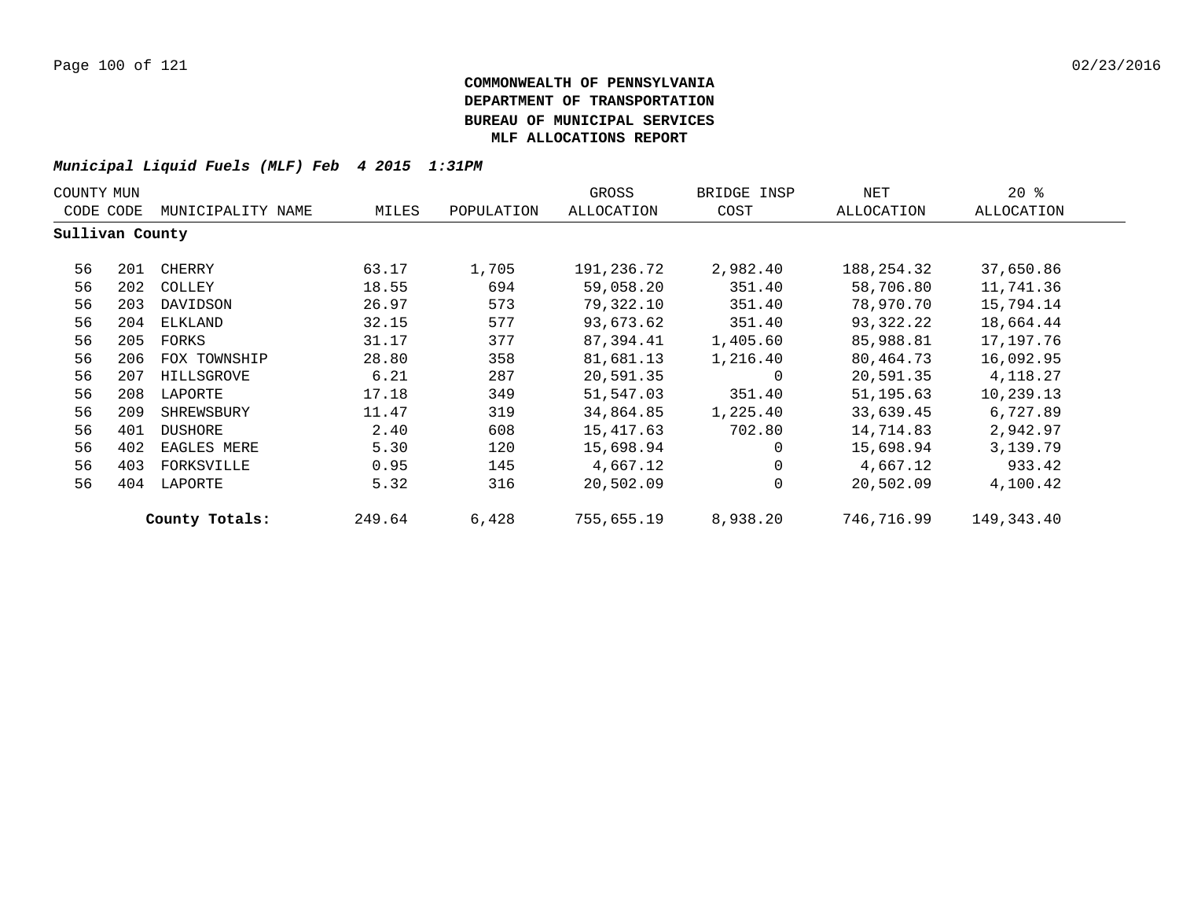**COMMONWEALTH OF PENNSYLVANIA**
**DEPARTMENT OF TRANSPORTATION**
**BUREAU OF MUNICIPAL SERVICES**
**MLF ALLOCATIONS REPORT**

***Municipal Liquid Fuels (MLF) Feb 4 2015 1:31PM***

| COUNTY CODE | MUN CODE | MUNICIPALITY NAME | MILES | POPULATION | GROSS ALLOCATION | BRIDGE INSP COST | NET ALLOCATION | 20 % ALLOCATION |
|---|---|---|---|---|---|---|---|---|
| **Sullivan County** | | | | | | | | |
| 56 | 201 | CHERRY | 63.17 | 1,705 | 191,236.72 | 2,982.40 | 188,254.32 | 37,650.86 |
| 56 | 202 | COLLEY | 18.55 | 694 | 59,058.20 | 351.40 | 58,706.80 | 11,741.36 |
| 56 | 203 | DAVIDSON | 26.97 | 573 | 79,322.10 | 351.40 | 78,970.70 | 15,794.14 |
| 56 | 204 | ELKLAND | 32.15 | 577 | 93,673.62 | 351.40 | 93,322.22 | 18,664.44 |
| 56 | 205 | FORKS | 31.17 | 377 | 87,394.41 | 1,405.60 | 85,988.81 | 17,197.76 |
| 56 | 206 | FOX TOWNSHIP | 28.80 | 358 | 81,681.13 | 1,216.40 | 80,464.73 | 16,092.95 |
| 56 | 207 | HILLSGROVE | 6.21 | 287 | 20,591.35 | 0 | 20,591.35 | 4,118.27 |
| 56 | 208 | LAPORTE | 17.18 | 349 | 51,547.03 | 351.40 | 51,195.63 | 10,239.13 |
| 56 | 209 | SHREWSBURY | 11.47 | 319 | 34,864.85 | 1,225.40 | 33,639.45 | 6,727.89 |
| 56 | 401 | DUSHORE | 2.40 | 608 | 15,417.63 | 702.80 | 14,714.83 | 2,942.97 |
| 56 | 402 | EAGLES MERE | 5.30 | 120 | 15,698.94 | 0 | 15,698.94 | 3,139.79 |
| 56 | 403 | FORKSVILLE | 0.95 | 145 | 4,667.12 | 0 | 4,667.12 | 933.42 |
| 56 | 404 | LAPORTE | 5.32 | 316 | 20,502.09 | 0 | 20,502.09 | 4,100.42 |
| | | **County Totals:** | 249.64 | 6,428 | 755,655.19 | 8,938.20 | 746,716.99 | 149,343.40 |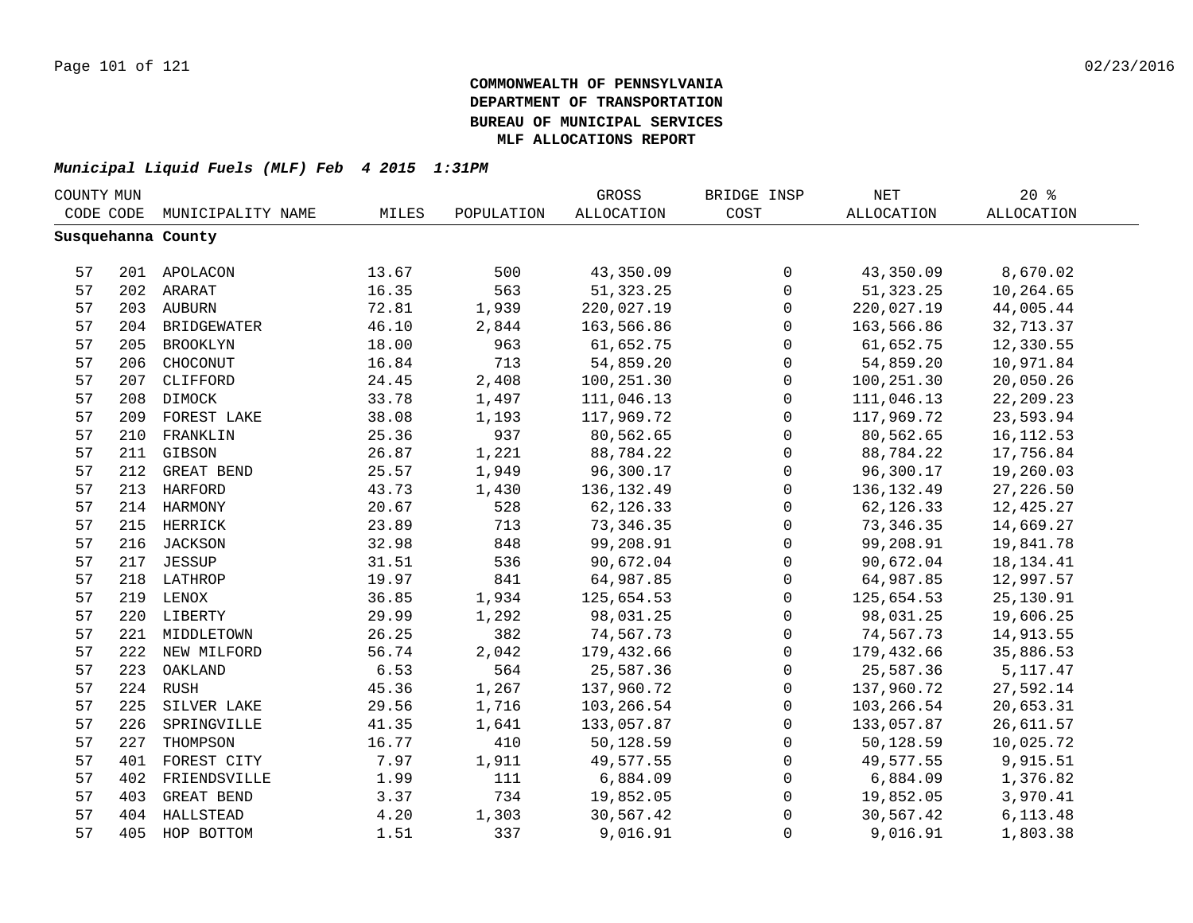**COMMONWEALTH OF PENNSYLVANIA**
**DEPARTMENT OF TRANSPORTATION**
**BUREAU OF MUNICIPAL SERVICES**
**MLF ALLOCATIONS REPORT**

***Municipal Liquid Fuels (MLF) Feb 4 2015 1:31PM***

| COUNTY CODE | MUN CODE | MUNICIPALITY NAME | MILES | POPULATION | GROSS ALLOCATION | BRIDGE INSP COST | NET ALLOCATION | 20 % ALLOCATION |
|---|---|---|---|---|---|---|---|---|
| **Susquehanna County** | | | | | | | | |
| 57 | 201 | APOLACON | 13.67 | 500 | 43,350.09 | 0 | 43,350.09 | 8,670.02 |
| 57 | 202 | ARARAT | 16.35 | 563 | 51,323.25 | 0 | 51,323.25 | 10,264.65 |
| 57 | 203 | AUBURN | 72.81 | 1,939 | 220,027.19 | 0 | 220,027.19 | 44,005.44 |
| 57 | 204 | BRIDGEWATER | 46.10 | 2,844 | 163,566.86 | 0 | 163,566.86 | 32,713.37 |
| 57 | 205 | BROOKLYN | 18.00 | 963 | 61,652.75 | 0 | 61,652.75 | 12,330.55 |
| 57 | 206 | CHOCONUT | 16.84 | 713 | 54,859.20 | 0 | 54,859.20 | 10,971.84 |
| 57 | 207 | CLIFFORD | 24.45 | 2,408 | 100,251.30 | 0 | 100,251.30 | 20,050.26 |
| 57 | 208 | DIMOCK | 33.78 | 1,497 | 111,046.13 | 0 | 111,046.13 | 22,209.23 |
| 57 | 209 | FOREST LAKE | 38.08 | 1,193 | 117,969.72 | 0 | 117,969.72 | 23,593.94 |
| 57 | 210 | FRANKLIN | 25.36 | 937 | 80,562.65 | 0 | 80,562.65 | 16,112.53 |
| 57 | 211 | GIBSON | 26.87 | 1,221 | 88,784.22 | 0 | 88,784.22 | 17,756.84 |
| 57 | 212 | GREAT BEND | 25.57 | 1,949 | 96,300.17 | 0 | 96,300.17 | 19,260.03 |
| 57 | 213 | HARFORD | 43.73 | 1,430 | 136,132.49 | 0 | 136,132.49 | 27,226.50 |
| 57 | 214 | HARMONY | 20.67 | 528 | 62,126.33 | 0 | 62,126.33 | 12,425.27 |
| 57 | 215 | HERRICK | 23.89 | 713 | 73,346.35 | 0 | 73,346.35 | 14,669.27 |
| 57 | 216 | JACKSON | 32.98 | 848 | 99,208.91 | 0 | 99,208.91 | 19,841.78 |
| 57 | 217 | JESSUP | 31.51 | 536 | 90,672.04 | 0 | 90,672.04 | 18,134.41 |
| 57 | 218 | LATHROP | 19.97 | 841 | 64,987.85 | 0 | 64,987.85 | 12,997.57 |
| 57 | 219 | LENOX | 36.85 | 1,934 | 125,654.53 | 0 | 125,654.53 | 25,130.91 |
| 57 | 220 | LIBERTY | 29.99 | 1,292 | 98,031.25 | 0 | 98,031.25 | 19,606.25 |
| 57 | 221 | MIDDLETOWN | 26.25 | 382 | 74,567.73 | 0 | 74,567.73 | 14,913.55 |
| 57 | 222 | NEW MILFORD | 56.74 | 2,042 | 179,432.66 | 0 | 179,432.66 | 35,886.53 |
| 57 | 223 | OAKLAND | 6.53 | 564 | 25,587.36 | 0 | 25,587.36 | 5,117.47 |
| 57 | 224 | RUSH | 45.36 | 1,267 | 137,960.72 | 0 | 137,960.72 | 27,592.14 |
| 57 | 225 | SILVER LAKE | 29.56 | 1,716 | 103,266.54 | 0 | 103,266.54 | 20,653.31 |
| 57 | 226 | SPRINGVILLE | 41.35 | 1,641 | 133,057.87 | 0 | 133,057.87 | 26,611.57 |
| 57 | 227 | THOMPSON | 16.77 | 410 | 50,128.59 | 0 | 50,128.59 | 10,025.72 |
| 57 | 401 | FOREST CITY | 7.97 | 1,911 | 49,577.55 | 0 | 49,577.55 | 9,915.51 |
| 57 | 402 | FRIENDSVILLE | 1.99 | 111 | 6,884.09 | 0 | 6,884.09 | 1,376.82 |
| 57 | 403 | GREAT BEND | 3.37 | 734 | 19,852.05 | 0 | 19,852.05 | 3,970.41 |
| 57 | 404 | HALLSTEAD | 4.20 | 1,303 | 30,567.42 | 0 | 30,567.42 | 6,113.48 |
| 57 | 405 | HOP BOTTOM | 1.51 | 337 | 9,016.91 | 0 | 9,016.91 | 1,803.38 |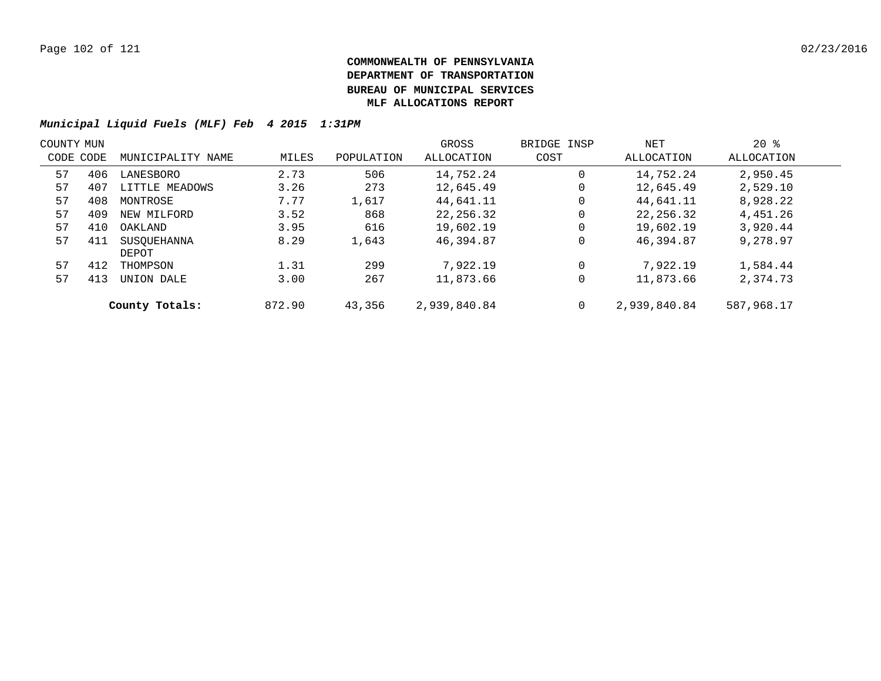# COMMONWEALTH OF PENNSYLVANIA
# DEPARTMENT OF TRANSPORTATION
# BUREAU OF MUNICIPAL SERVICES
# MLF ALLOCATIONS REPORT

***Municipal Liquid Fuels (MLF) Feb 4 2015 1:31PM***

| COUNTY CODE | MUN CODE | MUNICIPALITY NAME | MILES | POPULATION | GROSS ALLOCATION | BRIDGE INSP COST | NET ALLOCATION | 20 % ALLOCATION |
|---|---|---|---|---|---|---|---|---|
| 57 | 406 | LANESBORO | 2.73 | 506 | 14,752.24 | 0 | 14,752.24 | 2,950.45 |
| 57 | 407 | LITTLE MEADOWS | 3.26 | 273 | 12,645.49 | 0 | 12,645.49 | 2,529.10 |
| 57 | 408 | MONTROSE | 7.77 | 1,617 | 44,641.11 | 0 | 44,641.11 | 8,928.22 |
| 57 | 409 | NEW MILFORD | 3.52 | 868 | 22,256.32 | 0 | 22,256.32 | 4,451.26 |
| 57 | 410 | OAKLAND | 3.95 | 616 | 19,602.19 | 0 | 19,602.19 | 3,920.44 |
| 57 | 411 | SUSQUEHANNA DEPOT | 8.29 | 1,643 | 46,394.87 | 0 | 46,394.87 | 9,278.97 |
| 57 | 412 | THOMPSON | 1.31 | 299 | 7,922.19 | 0 | 7,922.19 | 1,584.44 |
| 57 | 413 | UNION DALE | 3.00 | 267 | 11,873.66 | 0 | 11,873.66 | 2,374.73 |
| | | **County Totals:** | 872.90 | 43,356 | 2,939,840.84 | 0 | 2,939,840.84 | 587,968.17 |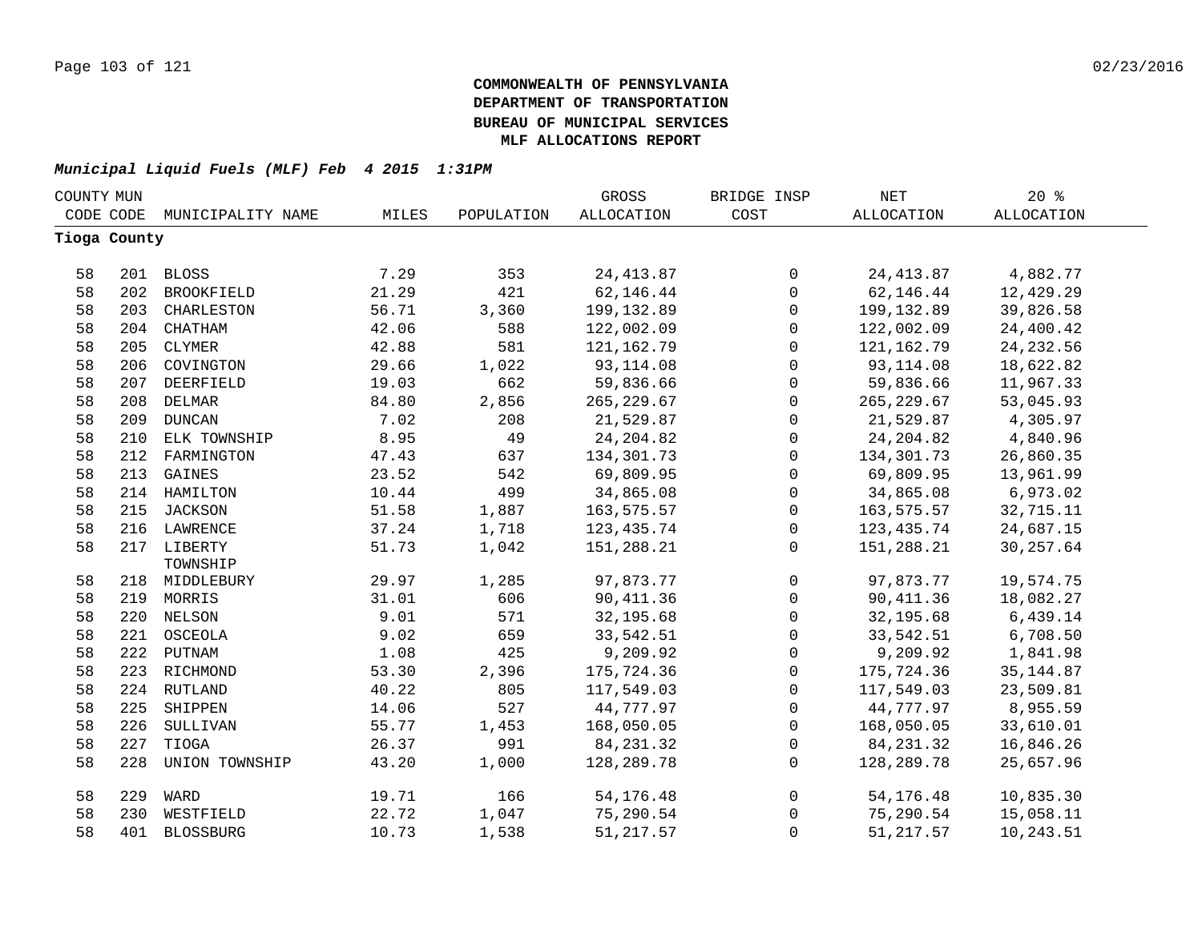**COMMONWEALTH OF PENNSYLVANIA**
**DEPARTMENT OF TRANSPORTATION**
**BUREAU OF MUNICIPAL SERVICES**
**MLF ALLOCATIONS REPORT**

***Municipal Liquid Fuels (MLF) Feb 4 2015 1:31PM***

| COUNTY CODE | MUN CODE | MUNICIPALITY NAME | MILES | POPULATION | GROSS ALLOCATION | BRIDGE INSP COST | NET ALLOCATION | 20 % ALLOCATION |
|---|---|---|---|---|---|---|---|---|
| **Tioga County** | | | | | | | | |
| 58 | 201 | BLOSS | 7.29 | 353 | 24,413.87 | 0 | 24,413.87 | 4,882.77 |
| 58 | 202 | BROOKFIELD | 21.29 | 421 | 62,146.44 | 0 | 62,146.44 | 12,429.29 |
| 58 | 203 | CHARLESTON | 56.71 | 3,360 | 199,132.89 | 0 | 199,132.89 | 39,826.58 |
| 58 | 204 | CHATHAM | 42.06 | 588 | 122,002.09 | 0 | 122,002.09 | 24,400.42 |
| 58 | 205 | CLYMER | 42.88 | 581 | 121,162.79 | 0 | 121,162.79 | 24,232.56 |
| 58 | 206 | COVINGTON | 29.66 | 1,022 | 93,114.08 | 0 | 93,114.08 | 18,622.82 |
| 58 | 207 | DEERFIELD | 19.03 | 662 | 59,836.66 | 0 | 59,836.66 | 11,967.33 |
| 58 | 208 | DELMAR | 84.80 | 2,856 | 265,229.67 | 0 | 265,229.67 | 53,045.93 |
| 58 | 209 | DUNCAN | 7.02 | 208 | 21,529.87 | 0 | 21,529.87 | 4,305.97 |
| 58 | 210 | ELK TOWNSHIP | 8.95 | 49 | 24,204.82 | 0 | 24,204.82 | 4,840.96 |
| 58 | 212 | FARMINGTON | 47.43 | 637 | 134,301.73 | 0 | 134,301.73 | 26,860.35 |
| 58 | 213 | GAINES | 23.52 | 542 | 69,809.95 | 0 | 69,809.95 | 13,961.99 |
| 58 | 214 | HAMILTON | 10.44 | 499 | 34,865.08 | 0 | 34,865.08 | 6,973.02 |
| 58 | 215 | JACKSON | 51.58 | 1,887 | 163,575.57 | 0 | 163,575.57 | 32,715.11 |
| 58 | 216 | LAWRENCE | 37.24 | 1,718 | 123,435.74 | 0 | 123,435.74 | 24,687.15 |
| 58 | 217 | LIBERTY TOWNSHIP | 51.73 | 1,042 | 151,288.21 | 0 | 151,288.21 | 30,257.64 |
| 58 | 218 | MIDDLEBURY | 29.97 | 1,285 | 97,873.77 | 0 | 97,873.77 | 19,574.75 |
| 58 | 219 | MORRIS | 31.01 | 606 | 90,411.36 | 0 | 90,411.36 | 18,082.27 |
| 58 | 220 | NELSON | 9.01 | 571 | 32,195.68 | 0 | 32,195.68 | 6,439.14 |
| 58 | 221 | OSCEOLA | 9.02 | 659 | 33,542.51 | 0 | 33,542.51 | 6,708.50 |
| 58 | 222 | PUTNAM | 1.08 | 425 | 9,209.92 | 0 | 9,209.92 | 1,841.98 |
| 58 | 223 | RICHMOND | 53.30 | 2,396 | 175,724.36 | 0 | 175,724.36 | 35,144.87 |
| 58 | 224 | RUTLAND | 40.22 | 805 | 117,549.03 | 0 | 117,549.03 | 23,509.81 |
| 58 | 225 | SHIPPEN | 14.06 | 527 | 44,777.97 | 0 | 44,777.97 | 8,955.59 |
| 58 | 226 | SULLIVAN | 55.77 | 1,453 | 168,050.05 | 0 | 168,050.05 | 33,610.01 |
| 58 | 227 | TIOGA | 26.37 | 991 | 84,231.32 | 0 | 84,231.32 | 16,846.26 |
| 58 | 228 | UNION TOWNSHIP | 43.20 | 1,000 | 128,289.78 | 0 | 128,289.78 | 25,657.96 |
| 58 | 229 | WARD | 19.71 | 166 | 54,176.48 | 0 | 54,176.48 | 10,835.30 |
| 58 | 230 | WESTFIELD | 22.72 | 1,047 | 75,290.54 | 0 | 75,290.54 | 15,058.11 |
| 58 | 401 | BLOSSBURG | 10.73 | 1,538 | 51,217.57 | 0 | 51,217.57 | 10,243.51 |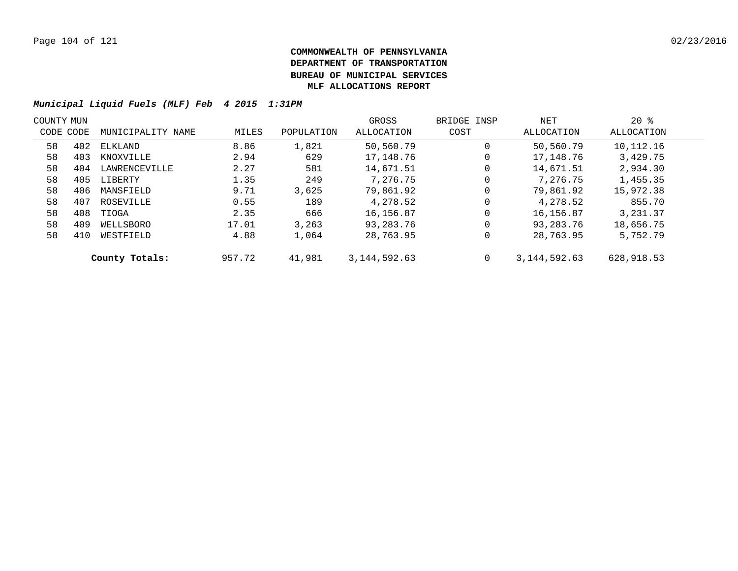**COMMONWEALTH OF PENNSYLVANIA**
**DEPARTMENT OF TRANSPORTATION**
**BUREAU OF MUNICIPAL SERVICES**
**MLF ALLOCATIONS REPORT**

***Municipal Liquid Fuels (MLF) Feb 4 2015 1:31PM***

| COUNTY CODE | MUN CODE | MUNICIPALITY NAME | MILES | POPULATION | GROSS ALLOCATION | BRIDGE INSP COST | NET ALLOCATION | 20 % ALLOCATION |
|---|---|---|---|---|---|---|---|---|
| 58 | 402 | ELKLAND | 8.86 | 1,821 | 50,560.79 | 0 | 50,560.79 | 10,112.16 |
| 58 | 403 | KNOXVILLE | 2.94 | 629 | 17,148.76 | 0 | 17,148.76 | 3,429.75 |
| 58 | 404 | LAWRENCEVILLE | 2.27 | 581 | 14,671.51 | 0 | 14,671.51 | 2,934.30 |
| 58 | 405 | LIBERTY | 1.35 | 249 | 7,276.75 | 0 | 7,276.75 | 1,455.35 |
| 58 | 406 | MANSFIELD | 9.71 | 3,625 | 79,861.92 | 0 | 79,861.92 | 15,972.38 |
| 58 | 407 | ROSEVILLE | 0.55 | 189 | 4,278.52 | 0 | 4,278.52 | 855.70 |
| 58 | 408 | TIOGA | 2.35 | 666 | 16,156.87 | 0 | 16,156.87 | 3,231.37 |
| 58 | 409 | WELLSBORO | 17.01 | 3,263 | 93,283.76 | 0 | 93,283.76 | 18,656.75 |
| 58 | 410 | WESTFIELD | 4.88 | 1,064 | 28,763.95 | 0 | 28,763.95 | 5,752.79 |
| | | **County Totals:** | 957.72 | 41,981 | 3,144,592.63 | 0 | 3,144,592.63 | 628,918.53 |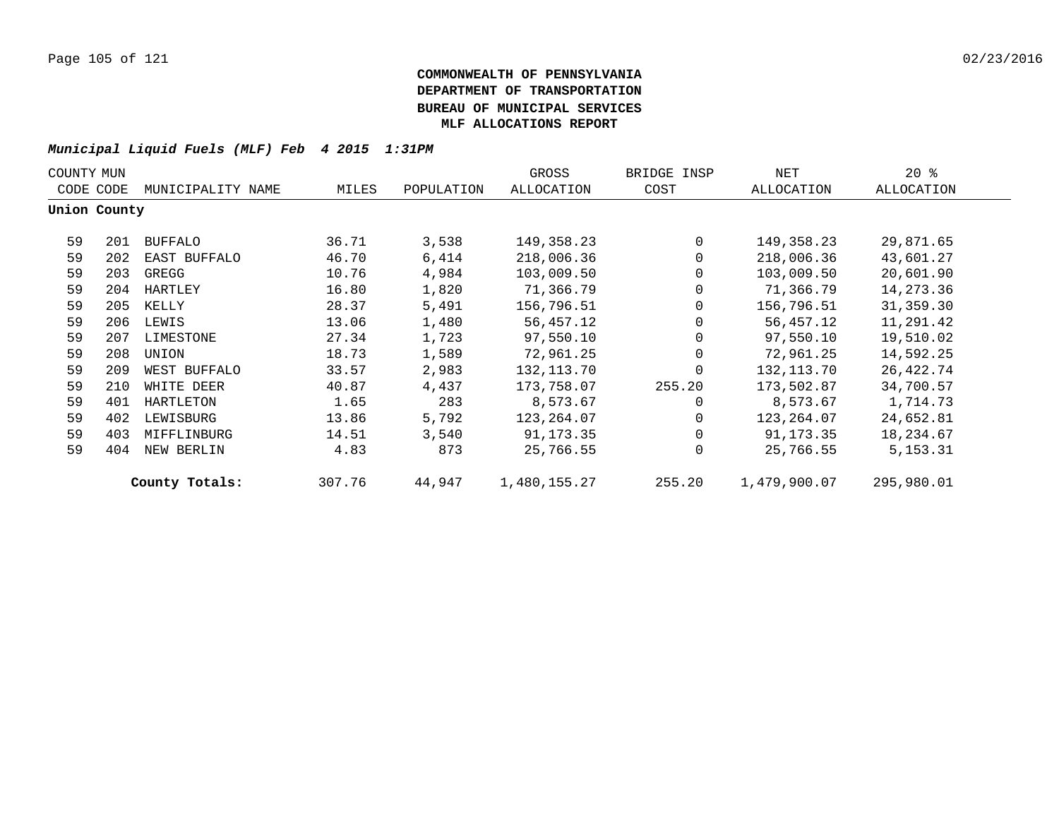**COMMONWEALTH OF PENNSYLVANIA**
**DEPARTMENT OF TRANSPORTATION**
**BUREAU OF MUNICIPAL SERVICES**
**MLF ALLOCATIONS REPORT**

***Municipal Liquid Fuels (MLF) Feb 4 2015 1:31PM***

| COUNTY CODE | MUN CODE | MUNICIPALITY NAME | MILES | POPULATION | GROSS ALLOCATION | BRIDGE INSP COST | NET ALLOCATION | 20 % ALLOCATION |
|---|---|---|---|---|---|---|---|---|
| **Union County** | | | | | | | | |
| 59 | 201 | BUFFALO | 36.71 | 3,538 | 149,358.23 | 0 | 149,358.23 | 29,871.65 |
| 59 | 202 | EAST BUFFALO | 46.70 | 6,414 | 218,006.36 | 0 | 218,006.36 | 43,601.27 |
| 59 | 203 | GREGG | 10.76 | 4,984 | 103,009.50 | 0 | 103,009.50 | 20,601.90 |
| 59 | 204 | HARTLEY | 16.80 | 1,820 | 71,366.79 | 0 | 71,366.79 | 14,273.36 |
| 59 | 205 | KELLY | 28.37 | 5,491 | 156,796.51 | 0 | 156,796.51 | 31,359.30 |
| 59 | 206 | LEWIS | 13.06 | 1,480 | 56,457.12 | 0 | 56,457.12 | 11,291.42 |
| 59 | 207 | LIMESTONE | 27.34 | 1,723 | 97,550.10 | 0 | 97,550.10 | 19,510.02 |
| 59 | 208 | UNION | 18.73 | 1,589 | 72,961.25 | 0 | 72,961.25 | 14,592.25 |
| 59 | 209 | WEST BUFFALO | 33.57 | 2,983 | 132,113.70 | 0 | 132,113.70 | 26,422.74 |
| 59 | 210 | WHITE DEER | 40.87 | 4,437 | 173,758.07 | 255.20 | 173,502.87 | 34,700.57 |
| 59 | 401 | HARTLETON | 1.65 | 283 | 8,573.67 | 0 | 8,573.67 | 1,714.73 |
| 59 | 402 | LEWISBURG | 13.86 | 5,792 | 123,264.07 | 0 | 123,264.07 | 24,652.81 |
| 59 | 403 | MIFFLINBURG | 14.51 | 3,540 | 91,173.35 | 0 | 91,173.35 | 18,234.67 |
| 59 | 404 | NEW BERLIN | 4.83 | 873 | 25,766.55 | 0 | 25,766.55 | 5,153.31 |
| | | **County Totals:** | 307.76 | 44,947 | 1,480,155.27 | 255.20 | 1,479,900.07 | 295,980.01 |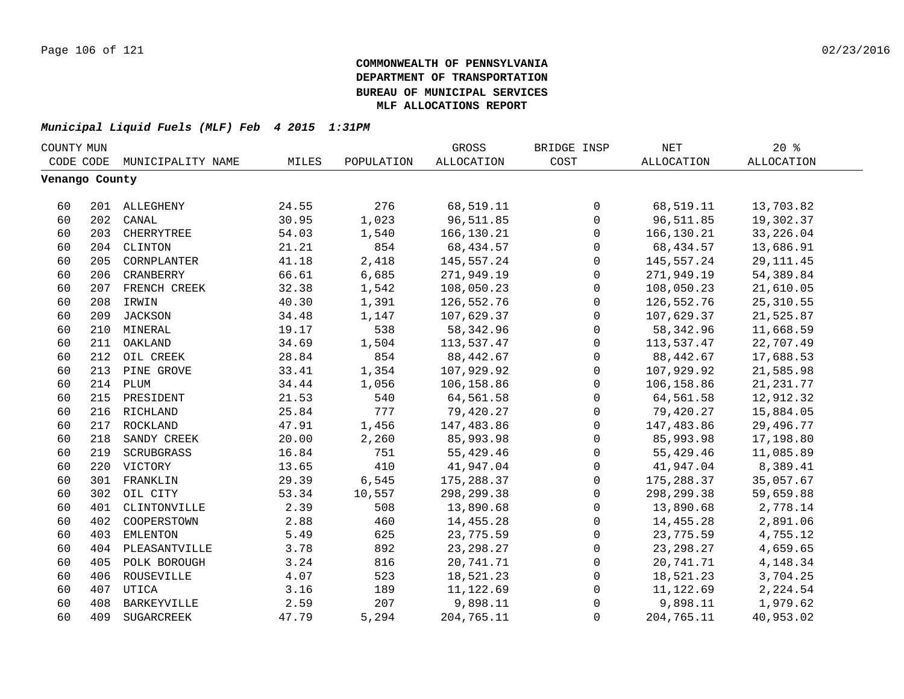**COMMONWEALTH OF PENNSYLVANIA**
**DEPARTMENT OF TRANSPORTATION**
**BUREAU OF MUNICIPAL SERVICES**
**MLF ALLOCATIONS REPORT**

***Municipal Liquid Fuels (MLF) Feb 4 2015 1:31PM***

| COUNTY CODE | MUN CODE | MUNICIPALITY NAME | MILES | POPULATION | GROSS ALLOCATION | BRIDGE INSP COST | NET ALLOCATION | 20 % ALLOCATION |
|---|---|---|---|---|---|---|---|---|
| **Venango County** | | | | | | | | |
| 60 | 201 | ALLEGHENY | 24.55 | 276 | 68,519.11 | 0 | 68,519.11 | 13,703.82 |
| 60 | 202 | CANAL | 30.95 | 1,023 | 96,511.85 | 0 | 96,511.85 | 19,302.37 |
| 60 | 203 | CHERRYTREE | 54.03 | 1,540 | 166,130.21 | 0 | 166,130.21 | 33,226.04 |
| 60 | 204 | CLINTON | 21.21 | 854 | 68,434.57 | 0 | 68,434.57 | 13,686.91 |
| 60 | 205 | CORNPLANTER | 41.18 | 2,418 | 145,557.24 | 0 | 145,557.24 | 29,111.45 |
| 60 | 206 | CRANBERRY | 66.61 | 6,685 | 271,949.19 | 0 | 271,949.19 | 54,389.84 |
| 60 | 207 | FRENCH CREEK | 32.38 | 1,542 | 108,050.23 | 0 | 108,050.23 | 21,610.05 |
| 60 | 208 | IRWIN | 40.30 | 1,391 | 126,552.76 | 0 | 126,552.76 | 25,310.55 |
| 60 | 209 | JACKSON | 34.48 | 1,147 | 107,629.37 | 0 | 107,629.37 | 21,525.87 |
| 60 | 210 | MINERAL | 19.17 | 538 | 58,342.96 | 0 | 58,342.96 | 11,668.59 |
| 60 | 211 | OAKLAND | 34.69 | 1,504 | 113,537.47 | 0 | 113,537.47 | 22,707.49 |
| 60 | 212 | OIL CREEK | 28.84 | 854 | 88,442.67 | 0 | 88,442.67 | 17,688.53 |
| 60 | 213 | PINE GROVE | 33.41 | 1,354 | 107,929.92 | 0 | 107,929.92 | 21,585.98 |
| 60 | 214 | PLUM | 34.44 | 1,056 | 106,158.86 | 0 | 106,158.86 | 21,231.77 |
| 60 | 215 | PRESIDENT | 21.53 | 540 | 64,561.58 | 0 | 64,561.58 | 12,912.32 |
| 60 | 216 | RICHLAND | 25.84 | 777 | 79,420.27 | 0 | 79,420.27 | 15,884.05 |
| 60 | 217 | ROCKLAND | 47.91 | 1,456 | 147,483.86 | 0 | 147,483.86 | 29,496.77 |
| 60 | 218 | SANDY CREEK | 20.00 | 2,260 | 85,993.98 | 0 | 85,993.98 | 17,198.80 |
| 60 | 219 | SCRUBGRASS | 16.84 | 751 | 55,429.46 | 0 | 55,429.46 | 11,085.89 |
| 60 | 220 | VICTORY | 13.65 | 410 | 41,947.04 | 0 | 41,947.04 | 8,389.41 |
| 60 | 301 | FRANKLIN | 29.39 | 6,545 | 175,288.37 | 0 | 175,288.37 | 35,057.67 |
| 60 | 302 | OIL CITY | 53.34 | 10,557 | 298,299.38 | 0 | 298,299.38 | 59,659.88 |
| 60 | 401 | CLINTONVILLE | 2.39 | 508 | 13,890.68 | 0 | 13,890.68 | 2,778.14 |
| 60 | 402 | COOPERSTOWN | 2.88 | 460 | 14,455.28 | 0 | 14,455.28 | 2,891.06 |
| 60 | 403 | EMLENTON | 5.49 | 625 | 23,775.59 | 0 | 23,775.59 | 4,755.12 |
| 60 | 404 | PLEASANTVILLE | 3.78 | 892 | 23,298.27 | 0 | 23,298.27 | 4,659.65 |
| 60 | 405 | POLK BOROUGH | 3.24 | 816 | 20,741.71 | 0 | 20,741.71 | 4,148.34 |
| 60 | 406 | ROUSEVILLE | 4.07 | 523 | 18,521.23 | 0 | 18,521.23 | 3,704.25 |
| 60 | 407 | UTICA | 3.16 | 189 | 11,122.69 | 0 | 11,122.69 | 2,224.54 |
| 60 | 408 | BARKEYVILLE | 2.59 | 207 | 9,898.11 | 0 | 9,898.11 | 1,979.62 |
| 60 | 409 | SUGARCREEK | 47.79 | 5,294 | 204,765.11 | 0 | 204,765.11 | 40,953.02 |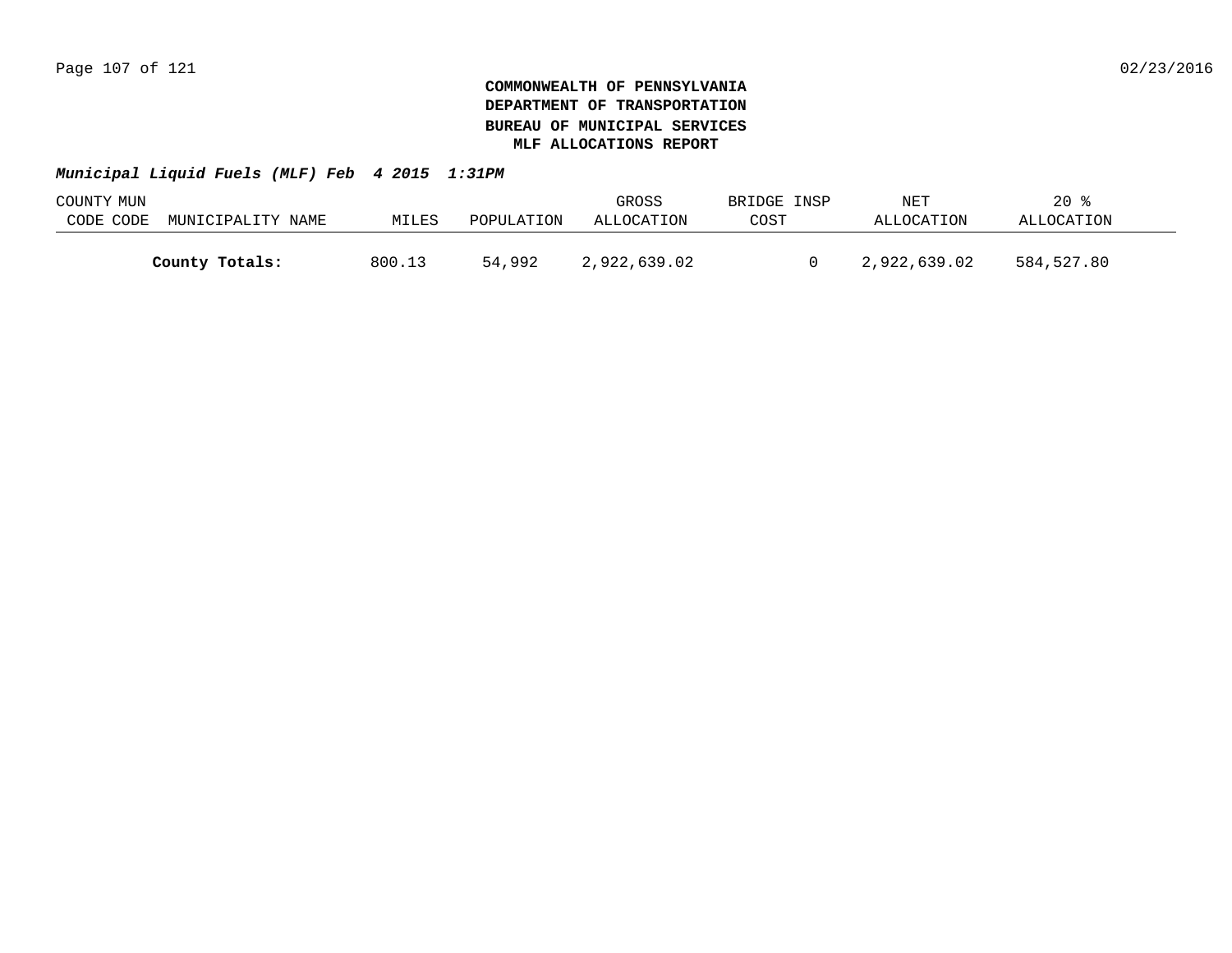**COMMONWEALTH OF PENNSYLVANIA**
**DEPARTMENT OF TRANSPORTATION**
**BUREAU OF MUNICIPAL SERVICES**
**MLF ALLOCATIONS REPORT**

***Municipal Liquid Fuels (MLF) Feb 4 2015 1:31PM***

| COUNTY CODE | MUN CODE | MUNICIPALITY NAME | MILES | POPULATION | GROSS ALLOCATION | BRIDGE INSP COST | NET ALLOCATION | 20 % ALLOCATION |
|---|---|---|---|---|---|---|---|---|
| | | **County Totals:** | 800.13 | 54,992 | 2,922,639.02 | 0 | 2,922,639.02 | 584,527.80 |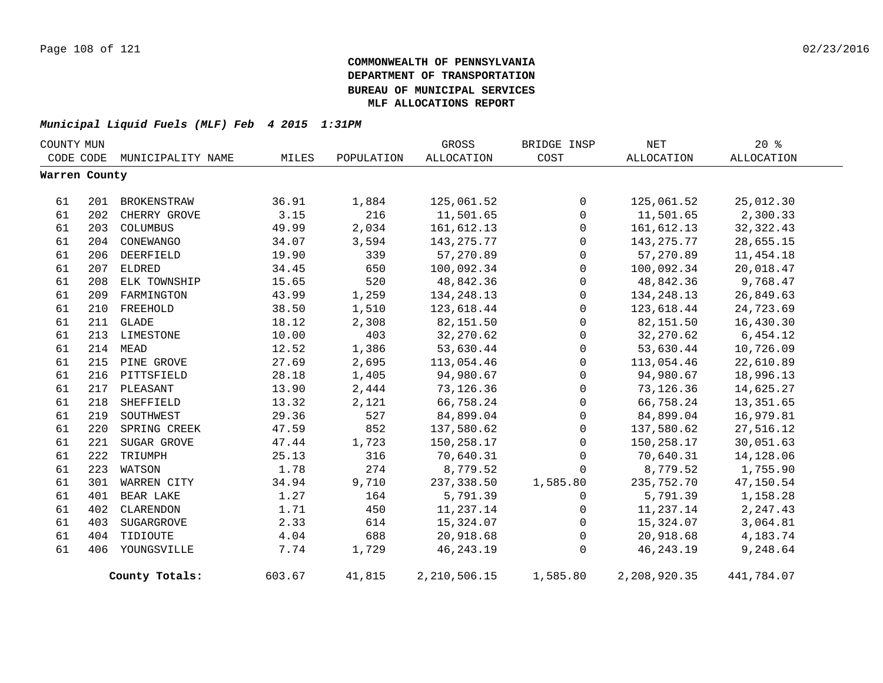**COMMONWEALTH OF PENNSYLVANIA**
**DEPARTMENT OF TRANSPORTATION**
**BUREAU OF MUNICIPAL SERVICES**
**MLF ALLOCATIONS REPORT**

***Municipal Liquid Fuels (MLF) Feb 4 2015 1:31PM***

| COUNTY CODE | MUN CODE | MUNICIPALITY NAME | MILES | POPULATION | GROSS ALLOCATION | BRIDGE INSP COST | NET ALLOCATION | 20 % ALLOCATION |
|---|---|---|---|---|---|---|---|---|
| **Warren County** | | | | | | | | |
| 61 | 201 | BROKENSTRAW | 36.91 | 1,884 | 125,061.52 | 0 | 125,061.52 | 25,012.30 |
| 61 | 202 | CHERRY GROVE | 3.15 | 216 | 11,501.65 | 0 | 11,501.65 | 2,300.33 |
| 61 | 203 | COLUMBUS | 49.99 | 2,034 | 161,612.13 | 0 | 161,612.13 | 32,322.43 |
| 61 | 204 | CONEWANGO | 34.07 | 3,594 | 143,275.77 | 0 | 143,275.77 | 28,655.15 |
| 61 | 206 | DEERFIELD | 19.90 | 339 | 57,270.89 | 0 | 57,270.89 | 11,454.18 |
| 61 | 207 | ELDRED | 34.45 | 650 | 100,092.34 | 0 | 100,092.34 | 20,018.47 |
| 61 | 208 | ELK TOWNSHIP | 15.65 | 520 | 48,842.36 | 0 | 48,842.36 | 9,768.47 |
| 61 | 209 | FARMINGTON | 43.99 | 1,259 | 134,248.13 | 0 | 134,248.13 | 26,849.63 |
| 61 | 210 | FREEHOLD | 38.50 | 1,510 | 123,618.44 | 0 | 123,618.44 | 24,723.69 |
| 61 | 211 | GLADE | 18.12 | 2,308 | 82,151.50 | 0 | 82,151.50 | 16,430.30 |
| 61 | 213 | LIMESTONE | 10.00 | 403 | 32,270.62 | 0 | 32,270.62 | 6,454.12 |
| 61 | 214 | MEAD | 12.52 | 1,386 | 53,630.44 | 0 | 53,630.44 | 10,726.09 |
| 61 | 215 | PINE GROVE | 27.69 | 2,695 | 113,054.46 | 0 | 113,054.46 | 22,610.89 |
| 61 | 216 | PITTSFIELD | 28.18 | 1,405 | 94,980.67 | 0 | 94,980.67 | 18,996.13 |
| 61 | 217 | PLEASANT | 13.90 | 2,444 | 73,126.36 | 0 | 73,126.36 | 14,625.27 |
| 61 | 218 | SHEFFIELD | 13.32 | 2,121 | 66,758.24 | 0 | 66,758.24 | 13,351.65 |
| 61 | 219 | SOUTHWEST | 29.36 | 527 | 84,899.04 | 0 | 84,899.04 | 16,979.81 |
| 61 | 220 | SPRING CREEK | 47.59 | 852 | 137,580.62 | 0 | 137,580.62 | 27,516.12 |
| 61 | 221 | SUGAR GROVE | 47.44 | 1,723 | 150,258.17 | 0 | 150,258.17 | 30,051.63 |
| 61 | 222 | TRIUMPH | 25.13 | 316 | 70,640.31 | 0 | 70,640.31 | 14,128.06 |
| 61 | 223 | WATSON | 1.78 | 274 | 8,779.52 | 0 | 8,779.52 | 1,755.90 |
| 61 | 301 | WARREN CITY | 34.94 | 9,710 | 237,338.50 | 1,585.80 | 235,752.70 | 47,150.54 |
| 61 | 401 | BEAR LAKE | 1.27 | 164 | 5,791.39 | 0 | 5,791.39 | 1,158.28 |
| 61 | 402 | CLARENDON | 1.71 | 450 | 11,237.14 | 0 | 11,237.14 | 2,247.43 |
| 61 | 403 | SUGARGROVE | 2.33 | 614 | 15,324.07 | 0 | 15,324.07 | 3,064.81 |
| 61 | 404 | TIDIOUTE | 4.04 | 688 | 20,918.68 | 0 | 20,918.68 | 4,183.74 |
| 61 | 406 | YOUNGSVILLE | 7.74 | 1,729 | 46,243.19 | 0 | 46,243.19 | 9,248.64 |
| | | **County Totals:** | 603.67 | 41,815 | 2,210,506.15 | 1,585.80 | 2,208,920.35 | 441,784.07 |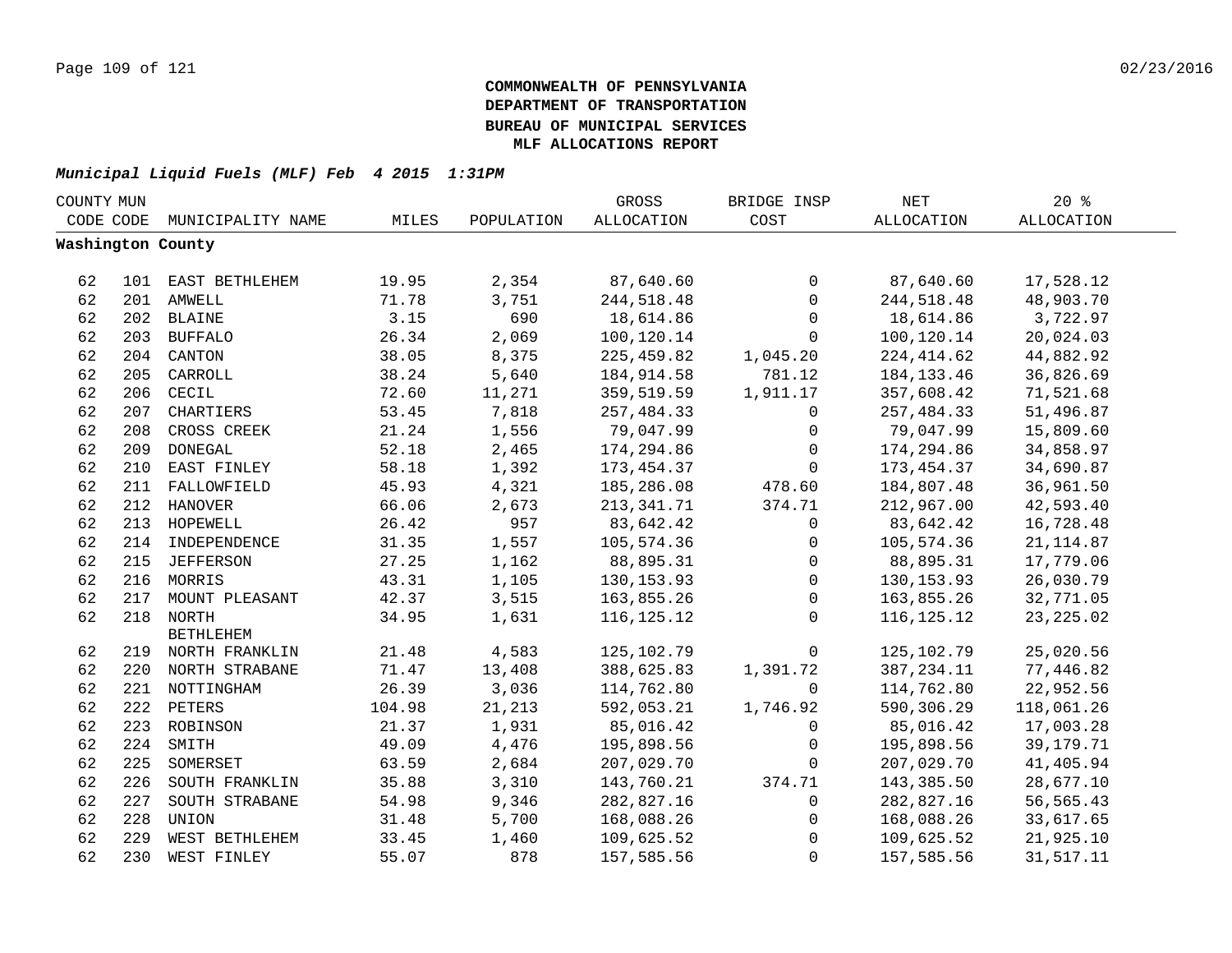**COMMONWEALTH OF PENNSYLVANIA**
**DEPARTMENT OF TRANSPORTATION**
**BUREAU OF MUNICIPAL SERVICES**
**MLF ALLOCATIONS REPORT**

***Municipal Liquid Fuels (MLF) Feb 4 2015 1:31PM***

| COUNTY CODE | MUN CODE | MUNICIPALITY NAME | MILES | POPULATION | GROSS ALLOCATION | BRIDGE INSP COST | NET ALLOCATION | 20 % ALLOCATION |
|---|---|---|---|---|---|---|---|---|
| **Washington County** | | | | | | | | |
| 62 | 101 | EAST BETHLEHEM | 19.95 | 2,354 | 87,640.60 | 0 | 87,640.60 | 17,528.12 |
| 62 | 201 | AMWELL | 71.78 | 3,751 | 244,518.48 | 0 | 244,518.48 | 48,903.70 |
| 62 | 202 | BLAINE | 3.15 | 690 | 18,614.86 | 0 | 18,614.86 | 3,722.97 |
| 62 | 203 | BUFFALO | 26.34 | 2,069 | 100,120.14 | 0 | 100,120.14 | 20,024.03 |
| 62 | 204 | CANTON | 38.05 | 8,375 | 225,459.82 | 1,045.20 | 224,414.62 | 44,882.92 |
| 62 | 205 | CARROLL | 38.24 | 5,640 | 184,914.58 | 781.12 | 184,133.46 | 36,826.69 |
| 62 | 206 | CECIL | 72.60 | 11,271 | 359,519.59 | 1,911.17 | 357,608.42 | 71,521.68 |
| 62 | 207 | CHARTIERS | 53.45 | 7,818 | 257,484.33 | 0 | 257,484.33 | 51,496.87 |
| 62 | 208 | CROSS CREEK | 21.24 | 1,556 | 79,047.99 | 0 | 79,047.99 | 15,809.60 |
| 62 | 209 | DONEGAL | 52.18 | 2,465 | 174,294.86 | 0 | 174,294.86 | 34,858.97 |
| 62 | 210 | EAST FINLEY | 58.18 | 1,392 | 173,454.37 | 0 | 173,454.37 | 34,690.87 |
| 62 | 211 | FALLOWFIELD | 45.93 | 4,321 | 185,286.08 | 478.60 | 184,807.48 | 36,961.50 |
| 62 | 212 | HANOVER | 66.06 | 2,673 | 213,341.71 | 374.71 | 212,967.00 | 42,593.40 |
| 62 | 213 | HOPEWELL | 26.42 | 957 | 83,642.42 | 0 | 83,642.42 | 16,728.48 |
| 62 | 214 | INDEPENDENCE | 31.35 | 1,557 | 105,574.36 | 0 | 105,574.36 | 21,114.87 |
| 62 | 215 | JEFFERSON | 27.25 | 1,162 | 88,895.31 | 0 | 88,895.31 | 17,779.06 |
| 62 | 216 | MORRIS | 43.31 | 1,105 | 130,153.93 | 0 | 130,153.93 | 26,030.79 |
| 62 | 217 | MOUNT PLEASANT | 42.37 | 3,515 | 163,855.26 | 0 | 163,855.26 | 32,771.05 |
| 62 | 218 | NORTH BETHLEHEM | 34.95 | 1,631 | 116,125.12 | 0 | 116,125.12 | 23,225.02 |
| 62 | 219 | NORTH FRANKLIN | 21.48 | 4,583 | 125,102.79 | 0 | 125,102.79 | 25,020.56 |
| 62 | 220 | NORTH STRABANE | 71.47 | 13,408 | 388,625.83 | 1,391.72 | 387,234.11 | 77,446.82 |
| 62 | 221 | NOTTINGHAM | 26.39 | 3,036 | 114,762.80 | 0 | 114,762.80 | 22,952.56 |
| 62 | 222 | PETERS | 104.98 | 21,213 | 592,053.21 | 1,746.92 | 590,306.29 | 118,061.26 |
| 62 | 223 | ROBINSON | 21.37 | 1,931 | 85,016.42 | 0 | 85,016.42 | 17,003.28 |
| 62 | 224 | SMITH | 49.09 | 4,476 | 195,898.56 | 0 | 195,898.56 | 39,179.71 |
| 62 | 225 | SOMERSET | 63.59 | 2,684 | 207,029.70 | 0 | 207,029.70 | 41,405.94 |
| 62 | 226 | SOUTH FRANKLIN | 35.88 | 3,310 | 143,760.21 | 374.71 | 143,385.50 | 28,677.10 |
| 62 | 227 | SOUTH STRABANE | 54.98 | 9,346 | 282,827.16 | 0 | 282,827.16 | 56,565.43 |
| 62 | 228 | UNION | 31.48 | 5,700 | 168,088.26 | 0 | 168,088.26 | 33,617.65 |
| 62 | 229 | WEST BETHLEHEM | 33.45 | 1,460 | 109,625.52 | 0 | 109,625.52 | 21,925.10 |
| 62 | 230 | WEST FINLEY | 55.07 | 878 | 157,585.56 | 0 | 157,585.56 | 31,517.11 |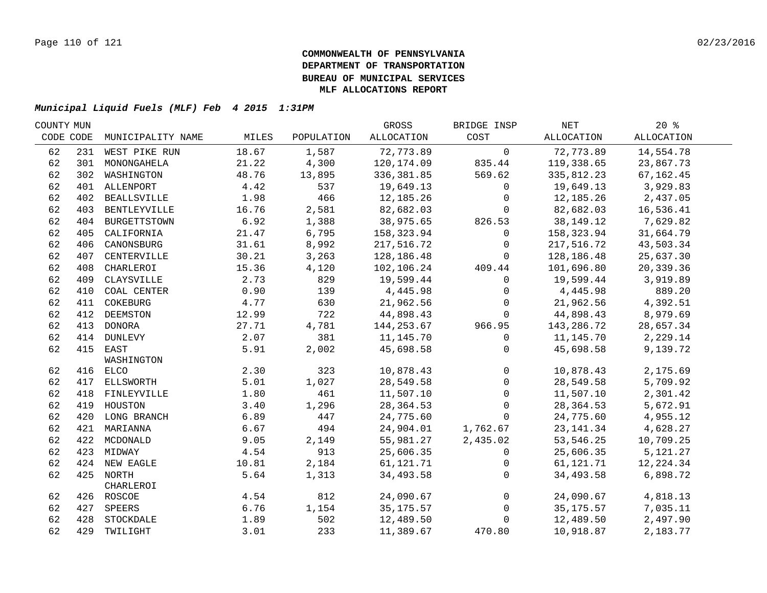**COMMONWEALTH OF PENNSYLVANIA**
**DEPARTMENT OF TRANSPORTATION**
**BUREAU OF MUNICIPAL SERVICES**
**MLF ALLOCATIONS REPORT**

***Municipal Liquid Fuels (MLF) Feb 4 2015 1:31PM***

| COUNTY CODE | MUN CODE | MUNICIPALITY NAME | MILES | POPULATION | GROSS ALLOCATION | BRIDGE INSP COST | NET ALLOCATION | 20 % ALLOCATION |
|---|---|---|---|---|---|---|---|---|
| 62 | 231 | WEST PIKE RUN | 18.67 | 1,587 | 72,773.89 | 0 | 72,773.89 | 14,554.78 |
| 62 | 301 | MONONGAHELA | 21.22 | 4,300 | 120,174.09 | 835.44 | 119,338.65 | 23,867.73 |
| 62 | 302 | WASHINGTON | 48.76 | 13,895 | 336,381.85 | 569.62 | 335,812.23 | 67,162.45 |
| 62 | 401 | ALLENPORT | 4.42 | 537 | 19,649.13 | 0 | 19,649.13 | 3,929.83 |
| 62 | 402 | BEALLSVILLE | 1.98 | 466 | 12,185.26 | 0 | 12,185.26 | 2,437.05 |
| 62 | 403 | BENTLEYVILLE | 16.76 | 2,581 | 82,682.03 | 0 | 82,682.03 | 16,536.41 |
| 62 | 404 | BURGETTSTOWN | 6.92 | 1,388 | 38,975.65 | 826.53 | 38,149.12 | 7,629.82 |
| 62 | 405 | CALIFORNIA | 21.47 | 6,795 | 158,323.94 | 0 | 158,323.94 | 31,664.79 |
| 62 | 406 | CANONSBURG | 31.61 | 8,992 | 217,516.72 | 0 | 217,516.72 | 43,503.34 |
| 62 | 407 | CENTERVILLE | 30.21 | 3,263 | 128,186.48 | 0 | 128,186.48 | 25,637.30 |
| 62 | 408 | CHARLEROI | 15.36 | 4,120 | 102,106.24 | 409.44 | 101,696.80 | 20,339.36 |
| 62 | 409 | CLAYSVILLE | 2.73 | 829 | 19,599.44 | 0 | 19,599.44 | 3,919.89 |
| 62 | 410 | COAL CENTER | 0.90 | 139 | 4,445.98 | 0 | 4,445.98 | 889.20 |
| 62 | 411 | COKEBURG | 4.77 | 630 | 21,962.56 | 0 | 21,962.56 | 4,392.51 |
| 62 | 412 | DEEMSTON | 12.99 | 722 | 44,898.43 | 0 | 44,898.43 | 8,979.69 |
| 62 | 413 | DONORA | 27.71 | 4,781 | 144,253.67 | 966.95 | 143,286.72 | 28,657.34 |
| 62 | 414 | DUNLEVY | 2.07 | 381 | 11,145.70 | 0 | 11,145.70 | 2,229.14 |
| 62 | 415 | EAST WASHINGTON | 5.91 | 2,002 | 45,698.58 | 0 | 45,698.58 | 9,139.72 |
| 62 | 416 | ELCO | 2.30 | 323 | 10,878.43 | 0 | 10,878.43 | 2,175.69 |
| 62 | 417 | ELLSWORTH | 5.01 | 1,027 | 28,549.58 | 0 | 28,549.58 | 5,709.92 |
| 62 | 418 | FINLEYVILLE | 1.80 | 461 | 11,507.10 | 0 | 11,507.10 | 2,301.42 |
| 62 | 419 | HOUSTON | 3.40 | 1,296 | 28,364.53 | 0 | 28,364.53 | 5,672.91 |
| 62 | 420 | LONG BRANCH | 6.89 | 447 | 24,775.60 | 0 | 24,775.60 | 4,955.12 |
| 62 | 421 | MARIANNA | 6.67 | 494 | 24,904.01 | 1,762.67 | 23,141.34 | 4,628.27 |
| 62 | 422 | MCDONALD | 9.05 | 2,149 | 55,981.27 | 2,435.02 | 53,546.25 | 10,709.25 |
| 62 | 423 | MIDWAY | 4.54 | 913 | 25,606.35 | 0 | 25,606.35 | 5,121.27 |
| 62 | 424 | NEW EAGLE | 10.81 | 2,184 | 61,121.71 | 0 | 61,121.71 | 12,224.34 |
| 62 | 425 | NORTH CHARLEROI | 5.64 | 1,313 | 34,493.58 | 0 | 34,493.58 | 6,898.72 |
| 62 | 426 | ROSCOE | 4.54 | 812 | 24,090.67 | 0 | 24,090.67 | 4,818.13 |
| 62 | 427 | SPEERS | 6.76 | 1,154 | 35,175.57 | 0 | 35,175.57 | 7,035.11 |
| 62 | 428 | STOCKDALE | 1.89 | 502 | 12,489.50 | 0 | 12,489.50 | 2,497.90 |
| 62 | 429 | TWILIGHT | 3.01 | 233 | 11,389.67 | 470.80 | 10,918.87 | 2,183.77 |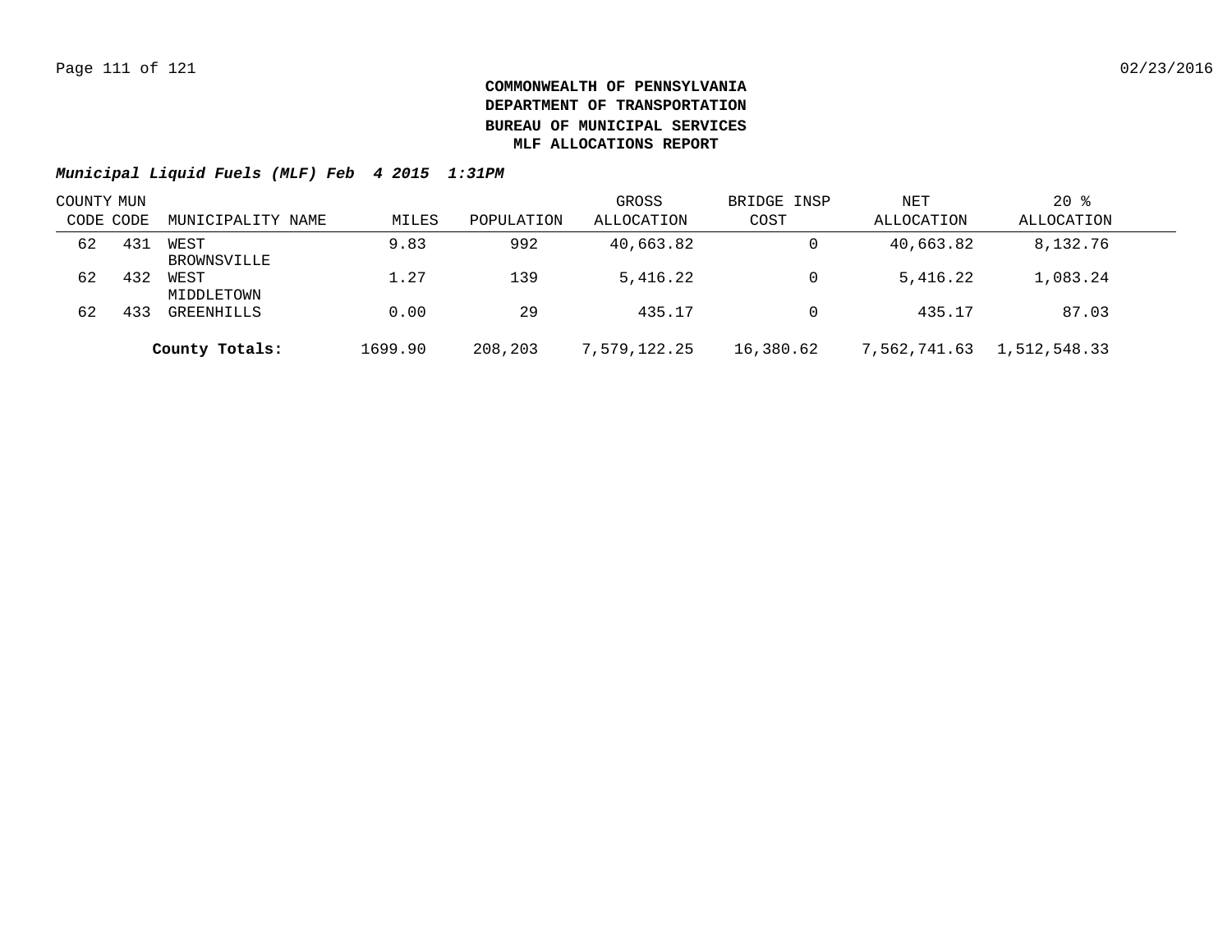**COMMONWEALTH OF PENNSYLVANIA**
**DEPARTMENT OF TRANSPORTATION**
**BUREAU OF MUNICIPAL SERVICES**
**MLF ALLOCATIONS REPORT**

***Municipal Liquid Fuels (MLF) Feb 4 2015 1:31PM***

| COUNTY CODE | MUN CODE | MUNICIPALITY NAME | MILES | POPULATION | GROSS ALLOCATION | BRIDGE INSP COST | NET ALLOCATION | 20 % ALLOCATION |
|---|---|---|---|---|---|---|---|---|
| 62 | 431 | WEST BROWNSVILLE | 9.83 | 992 | 40,663.82 | 0 | 40,663.82 | 8,132.76 |
| 62 | 432 | WEST MIDDLETOWN | 1.27 | 139 | 5,416.22 | 0 | 5,416.22 | 1,083.24 |
| 62 | 433 | GREENHILLS | 0.00 | 29 | 435.17 | 0 | 435.17 | 87.03 |
| | | **County Totals:** | 1699.90 | 208,203 | 7,579,122.25 | 16,380.62 | 7,562,741.63 | 1,512,548.33 |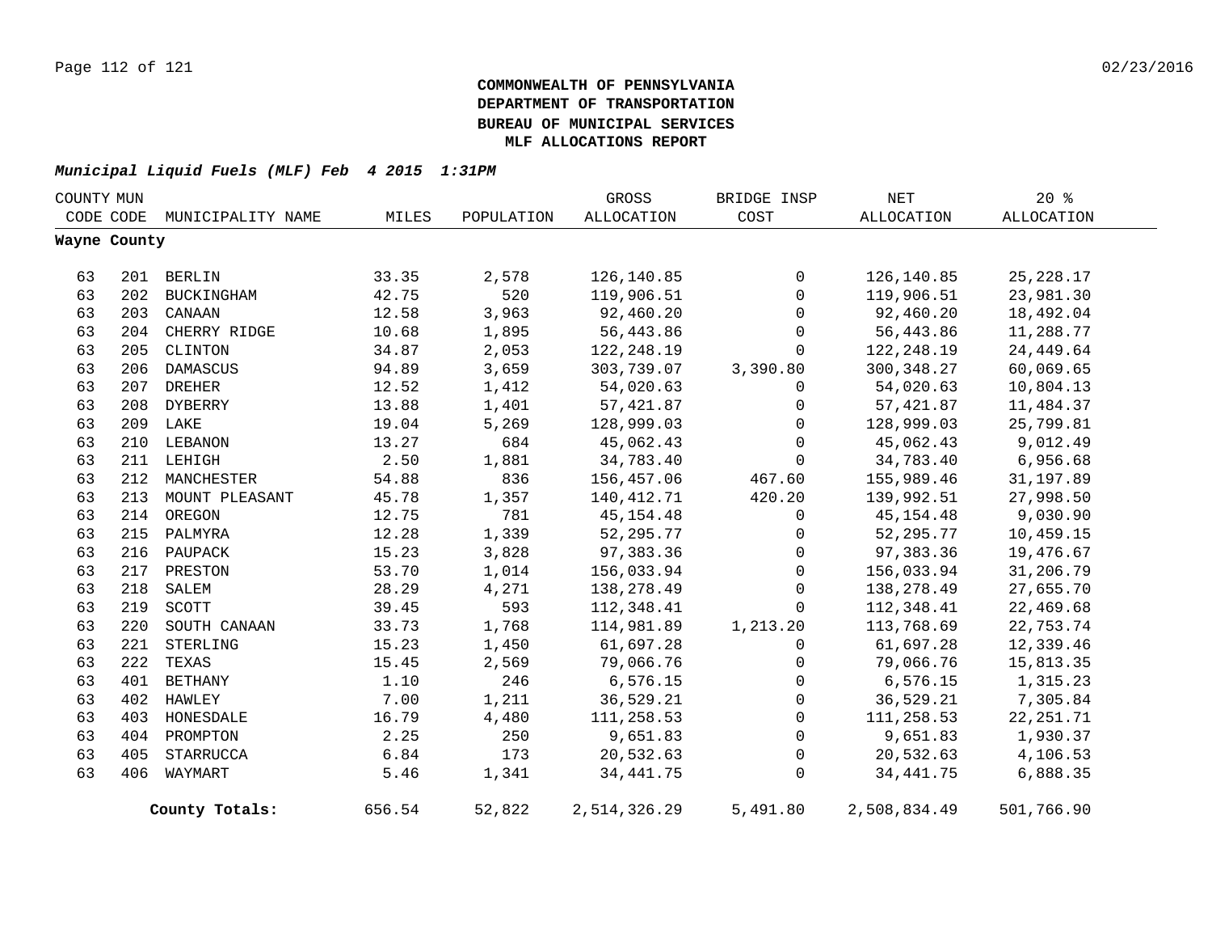**COMMONWEALTH OF PENNSYLVANIA**
**DEPARTMENT OF TRANSPORTATION**
**BUREAU OF MUNICIPAL SERVICES**
**MLF ALLOCATIONS REPORT**

***Municipal Liquid Fuels (MLF) Feb 4 2015 1:31PM***

| COUNTY CODE | MUN CODE | MUNICIPALITY NAME | MILES | POPULATION | GROSS ALLOCATION | BRIDGE INSP COST | NET ALLOCATION | 20 % ALLOCATION |
|---|---|---|---|---|---|---|---|---|
| **Wayne County** | | | | | | | | |
| 63 | 201 | BERLIN | 33.35 | 2,578 | 126,140.85 | 0 | 126,140.85 | 25,228.17 |
| 63 | 202 | BUCKINGHAM | 42.75 | 520 | 119,906.51 | 0 | 119,906.51 | 23,981.30 |
| 63 | 203 | CANAAN | 12.58 | 3,963 | 92,460.20 | 0 | 92,460.20 | 18,492.04 |
| 63 | 204 | CHERRY RIDGE | 10.68 | 1,895 | 56,443.86 | 0 | 56,443.86 | 11,288.77 |
| 63 | 205 | CLINTON | 34.87 | 2,053 | 122,248.19 | 0 | 122,248.19 | 24,449.64 |
| 63 | 206 | DAMASCUS | 94.89 | 3,659 | 303,739.07 | 3,390.80 | 300,348.27 | 60,069.65 |
| 63 | 207 | DREHER | 12.52 | 1,412 | 54,020.63 | 0 | 54,020.63 | 10,804.13 |
| 63 | 208 | DYBERRY | 13.88 | 1,401 | 57,421.87 | 0 | 57,421.87 | 11,484.37 |
| 63 | 209 | LAKE | 19.04 | 5,269 | 128,999.03 | 0 | 128,999.03 | 25,799.81 |
| 63 | 210 | LEBANON | 13.27 | 684 | 45,062.43 | 0 | 45,062.43 | 9,012.49 |
| 63 | 211 | LEHIGH | 2.50 | 1,881 | 34,783.40 | 0 | 34,783.40 | 6,956.68 |
| 63 | 212 | MANCHESTER | 54.88 | 836 | 156,457.06 | 467.60 | 155,989.46 | 31,197.89 |
| 63 | 213 | MOUNT PLEASANT | 45.78 | 1,357 | 140,412.71 | 420.20 | 139,992.51 | 27,998.50 |
| 63 | 214 | OREGON | 12.75 | 781 | 45,154.48 | 0 | 45,154.48 | 9,030.90 |
| 63 | 215 | PALMYRA | 12.28 | 1,339 | 52,295.77 | 0 | 52,295.77 | 10,459.15 |
| 63 | 216 | PAUPACK | 15.23 | 3,828 | 97,383.36 | 0 | 97,383.36 | 19,476.67 |
| 63 | 217 | PRESTON | 53.70 | 1,014 | 156,033.94 | 0 | 156,033.94 | 31,206.79 |
| 63 | 218 | SALEM | 28.29 | 4,271 | 138,278.49 | 0 | 138,278.49 | 27,655.70 |
| 63 | 219 | SCOTT | 39.45 | 593 | 112,348.41 | 0 | 112,348.41 | 22,469.68 |
| 63 | 220 | SOUTH CANAAN | 33.73 | 1,768 | 114,981.89 | 1,213.20 | 113,768.69 | 22,753.74 |
| 63 | 221 | STERLING | 15.23 | 1,450 | 61,697.28 | 0 | 61,697.28 | 12,339.46 |
| 63 | 222 | TEXAS | 15.45 | 2,569 | 79,066.76 | 0 | 79,066.76 | 15,813.35 |
| 63 | 401 | BETHANY | 1.10 | 246 | 6,576.15 | 0 | 6,576.15 | 1,315.23 |
| 63 | 402 | HAWLEY | 7.00 | 1,211 | 36,529.21 | 0 | 36,529.21 | 7,305.84 |
| 63 | 403 | HONESDALE | 16.79 | 4,480 | 111,258.53 | 0 | 111,258.53 | 22,251.71 |
| 63 | 404 | PROMPTON | 2.25 | 250 | 9,651.83 | 0 | 9,651.83 | 1,930.37 |
| 63 | 405 | STARRUCCA | 6.84 | 173 | 20,532.63 | 0 | 20,532.63 | 4,106.53 |
| 63 | 406 | WAYMART | 5.46 | 1,341 | 34,441.75 | 0 | 34,441.75 | 6,888.35 |
| | | **County Totals:** | 656.54 | 52,822 | 2,514,326.29 | 5,491.80 | 2,508,834.49 | 501,766.90 |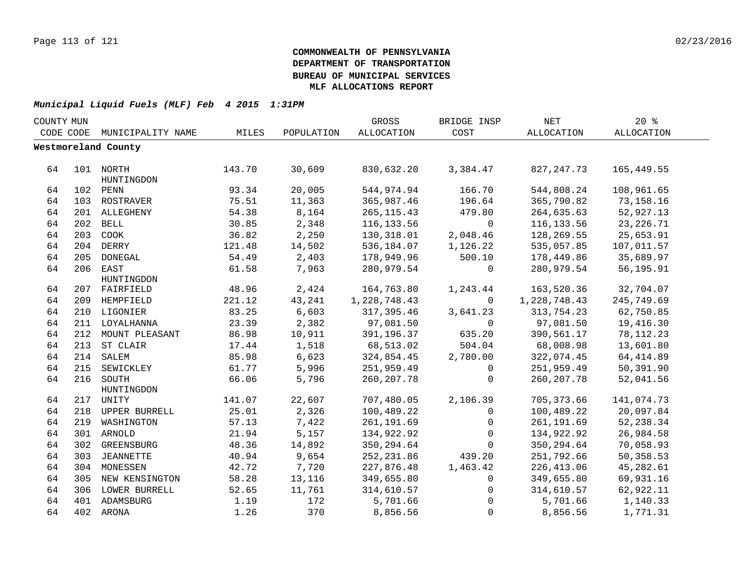**COMMONWEALTH OF PENNSYLVANIA**
**DEPARTMENT OF TRANSPORTATION**
**BUREAU OF MUNICIPAL SERVICES**
**MLF ALLOCATIONS REPORT**

***Municipal Liquid Fuels (MLF) Feb 4 2015 1:31PM***

| COUNTY CODE | MUN CODE | MUNICIPALITY NAME | MILES | POPULATION | GROSS ALLOCATION | BRIDGE INSP COST | NET ALLOCATION | 20 % ALLOCATION |
|---|---|---|---|---|---|---|---|---|
| **Westmoreland County** | | | | | | | | |
| 64 | 101 | NORTH HUNTINGDON | 143.70 | 30,609 | 830,632.20 | 3,384.47 | 827,247.73 | 165,449.55 |
| 64 | 102 | PENN | 93.34 | 20,005 | 544,974.94 | 166.70 | 544,808.24 | 108,961.65 |
| 64 | 103 | ROSTRAVER | 75.51 | 11,363 | 365,987.46 | 196.64 | 365,790.82 | 73,158.16 |
| 64 | 201 | ALLEGHENY | 54.38 | 8,164 | 265,115.43 | 479.80 | 264,635.63 | 52,927.13 |
| 64 | 202 | BELL | 30.85 | 2,348 | 116,133.56 | 0 | 116,133.56 | 23,226.71 |
| 64 | 203 | COOK | 36.82 | 2,250 | 130,318.01 | 2,048.46 | 128,269.55 | 25,653.91 |
| 64 | 204 | DERRY | 121.48 | 14,502 | 536,184.07 | 1,126.22 | 535,057.85 | 107,011.57 |
| 64 | 205 | DONEGAL | 54.49 | 2,403 | 178,949.96 | 500.10 | 178,449.86 | 35,689.97 |
| 64 | 206 | EAST HUNTINGDON | 61.58 | 7,963 | 280,979.54 | 0 | 280,979.54 | 56,195.91 |
| 64 | 207 | FAIRFIELD | 48.96 | 2,424 | 164,763.80 | 1,243.44 | 163,520.36 | 32,704.07 |
| 64 | 209 | HEMPFIELD | 221.12 | 43,241 | 1,228,748.43 | 0 | 1,228,748.43 | 245,749.69 |
| 64 | 210 | LIGONIER | 83.25 | 6,603 | 317,395.46 | 3,641.23 | 313,754.23 | 62,750.85 |
| 64 | 211 | LOYALHANNA | 23.39 | 2,382 | 97,081.50 | 0 | 97,081.50 | 19,416.30 |
| 64 | 212 | MOUNT PLEASANT | 86.98 | 10,911 | 391,196.37 | 635.20 | 390,561.17 | 78,112.23 |
| 64 | 213 | ST CLAIR | 17.44 | 1,518 | 68,513.02 | 504.04 | 68,008.98 | 13,601.80 |
| 64 | 214 | SALEM | 85.98 | 6,623 | 324,854.45 | 2,780.00 | 322,074.45 | 64,414.89 |
| 64 | 215 | SEWICKLEY | 61.77 | 5,996 | 251,959.49 | 0 | 251,959.49 | 50,391.90 |
| 64 | 216 | SOUTH HUNTINGDON | 66.06 | 5,796 | 260,207.78 | 0 | 260,207.78 | 52,041.56 |
| 64 | 217 | UNITY | 141.07 | 22,607 | 707,480.05 | 2,106.39 | 705,373.66 | 141,074.73 |
| 64 | 218 | UPPER BURRELL | 25.01 | 2,326 | 100,489.22 | 0 | 100,489.22 | 20,097.84 |
| 64 | 219 | WASHINGTON | 57.13 | 7,422 | 261,191.69 | 0 | 261,191.69 | 52,238.34 |
| 64 | 301 | ARNOLD | 21.94 | 5,157 | 134,922.92 | 0 | 134,922.92 | 26,984.58 |
| 64 | 302 | GREENSBURG | 48.36 | 14,892 | 350,294.64 | 0 | 350,294.64 | 70,058.93 |
| 64 | 303 | JEANNETTE | 40.94 | 9,654 | 252,231.86 | 439.20 | 251,792.66 | 50,358.53 |
| 64 | 304 | MONESSEN | 42.72 | 7,720 | 227,876.48 | 1,463.42 | 226,413.06 | 45,282.61 |
| 64 | 305 | NEW KENSINGTON | 58.28 | 13,116 | 349,655.80 | 0 | 349,655.80 | 69,931.16 |
| 64 | 306 | LOWER BURRELL | 52.65 | 11,761 | 314,610.57 | 0 | 314,610.57 | 62,922.11 |
| 64 | 401 | ADAMSBURG | 1.19 | 172 | 5,701.66 | 0 | 5,701.66 | 1,140.33 |
| 64 | 402 | ARONA | 1.26 | 370 | 8,856.56 | 0 | 8,856.56 | 1,771.31 |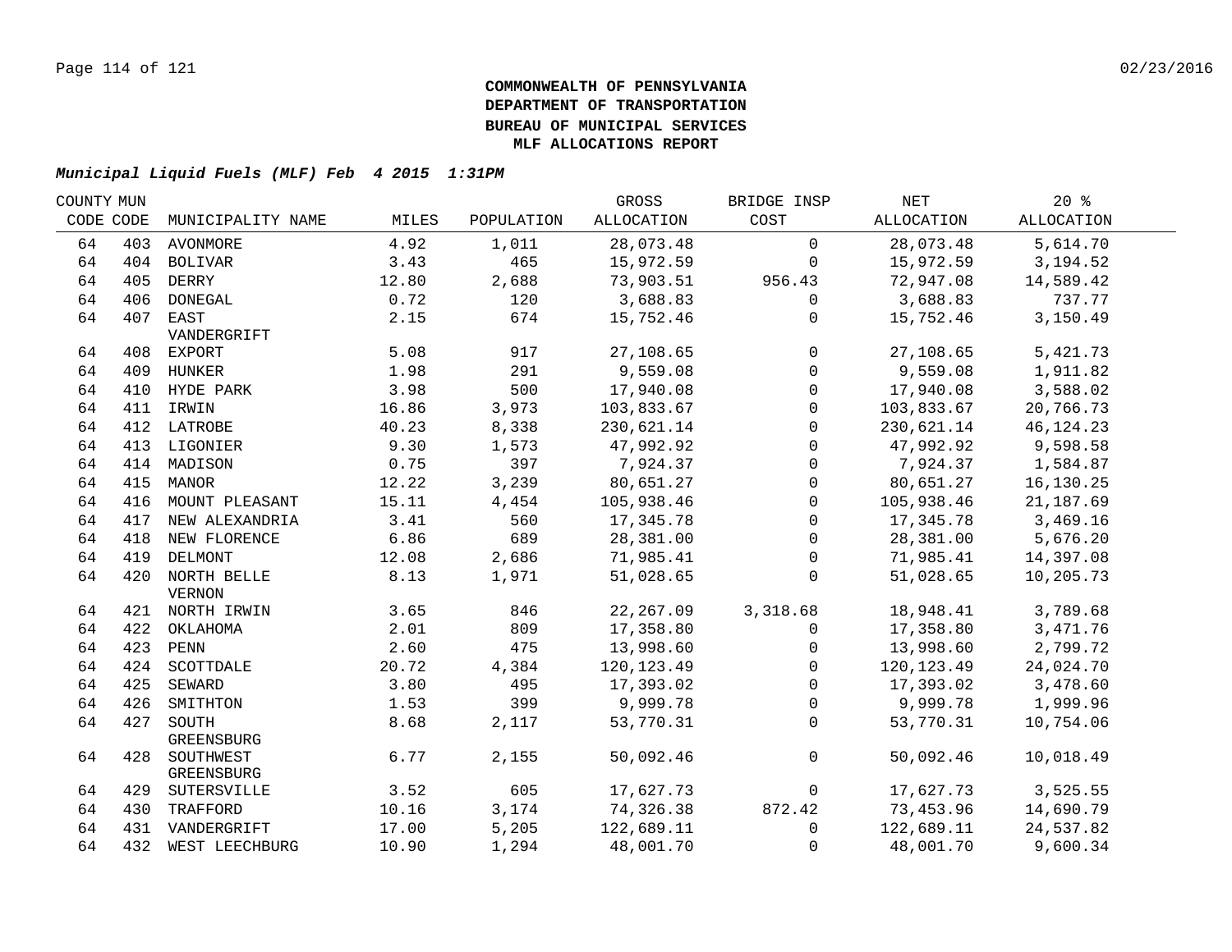**COMMONWEALTH OF PENNSYLVANIA**
**DEPARTMENT OF TRANSPORTATION**
**BUREAU OF MUNICIPAL SERVICES**
**MLF ALLOCATIONS REPORT**

***Municipal Liquid Fuels (MLF) Feb 4 2015 1:31PM***

| COUNTY CODE | MUN CODE | MUNICIPALITY NAME | MILES | POPULATION | GROSS ALLOCATION | BRIDGE INSP COST | NET ALLOCATION | 20 % ALLOCATION |
|---|---|---|---|---|---|---|---|---|
| 64 | 403 | AVONMORE | 4.92 | 1,011 | 28,073.48 | 0 | 28,073.48 | 5,614.70 |
| 64 | 404 | BOLIVAR | 3.43 | 465 | 15,972.59 | 0 | 15,972.59 | 3,194.52 |
| 64 | 405 | DERRY | 12.80 | 2,688 | 73,903.51 | 956.43 | 72,947.08 | 14,589.42 |
| 64 | 406 | DONEGAL | 0.72 | 120 | 3,688.83 | 0 | 3,688.83 | 737.77 |
| 64 | 407 | EAST VANDERGRIFT | 2.15 | 674 | 15,752.46 | 0 | 15,752.46 | 3,150.49 |
| 64 | 408 | EXPORT | 5.08 | 917 | 27,108.65 | 0 | 27,108.65 | 5,421.73 |
| 64 | 409 | HUNKER | 1.98 | 291 | 9,559.08 | 0 | 9,559.08 | 1,911.82 |
| 64 | 410 | HYDE PARK | 3.98 | 500 | 17,940.08 | 0 | 17,940.08 | 3,588.02 |
| 64 | 411 | IRWIN | 16.86 | 3,973 | 103,833.67 | 0 | 103,833.67 | 20,766.73 |
| 64 | 412 | LATROBE | 40.23 | 8,338 | 230,621.14 | 0 | 230,621.14 | 46,124.23 |
| 64 | 413 | LIGONIER | 9.30 | 1,573 | 47,992.92 | 0 | 47,992.92 | 9,598.58 |
| 64 | 414 | MADISON | 0.75 | 397 | 7,924.37 | 0 | 7,924.37 | 1,584.87 |
| 64 | 415 | MANOR | 12.22 | 3,239 | 80,651.27 | 0 | 80,651.27 | 16,130.25 |
| 64 | 416 | MOUNT PLEASANT | 15.11 | 4,454 | 105,938.46 | 0 | 105,938.46 | 21,187.69 |
| 64 | 417 | NEW ALEXANDRIA | 3.41 | 560 | 17,345.78 | 0 | 17,345.78 | 3,469.16 |
| 64 | 418 | NEW FLORENCE | 6.86 | 689 | 28,381.00 | 0 | 28,381.00 | 5,676.20 |
| 64 | 419 | DELMONT | 12.08 | 2,686 | 71,985.41 | 0 | 71,985.41 | 14,397.08 |
| 64 | 420 | NORTH BELLE VERNON | 8.13 | 1,971 | 51,028.65 | 0 | 51,028.65 | 10,205.73 |
| 64 | 421 | NORTH IRWIN | 3.65 | 846 | 22,267.09 | 3,318.68 | 18,948.41 | 3,789.68 |
| 64 | 422 | OKLAHOMA | 2.01 | 809 | 17,358.80 | 0 | 17,358.80 | 3,471.76 |
| 64 | 423 | PENN | 2.60 | 475 | 13,998.60 | 0 | 13,998.60 | 2,799.72 |
| 64 | 424 | SCOTTDALE | 20.72 | 4,384 | 120,123.49 | 0 | 120,123.49 | 24,024.70 |
| 64 | 425 | SEWARD | 3.80 | 495 | 17,393.02 | 0 | 17,393.02 | 3,478.60 |
| 64 | 426 | SMITHTON | 1.53 | 399 | 9,999.78 | 0 | 9,999.78 | 1,999.96 |
| 64 | 427 | SOUTH GREENSBURG | 8.68 | 2,117 | 53,770.31 | 0 | 53,770.31 | 10,754.06 |
| 64 | 428 | SOUTHWEST GREENSBURG | 6.77 | 2,155 | 50,092.46 | 0 | 50,092.46 | 10,018.49 |
| 64 | 429 | SUTERSVILLE | 3.52 | 605 | 17,627.73 | 0 | 17,627.73 | 3,525.55 |
| 64 | 430 | TRAFFORD | 10.16 | 3,174 | 74,326.38 | 872.42 | 73,453.96 | 14,690.79 |
| 64 | 431 | VANDERGRIFT | 17.00 | 5,205 | 122,689.11 | 0 | 122,689.11 | 24,537.82 |
| 64 | 432 | WEST LEECHBURG | 10.90 | 1,294 | 48,001.70 | 0 | 48,001.70 | 9,600.34 |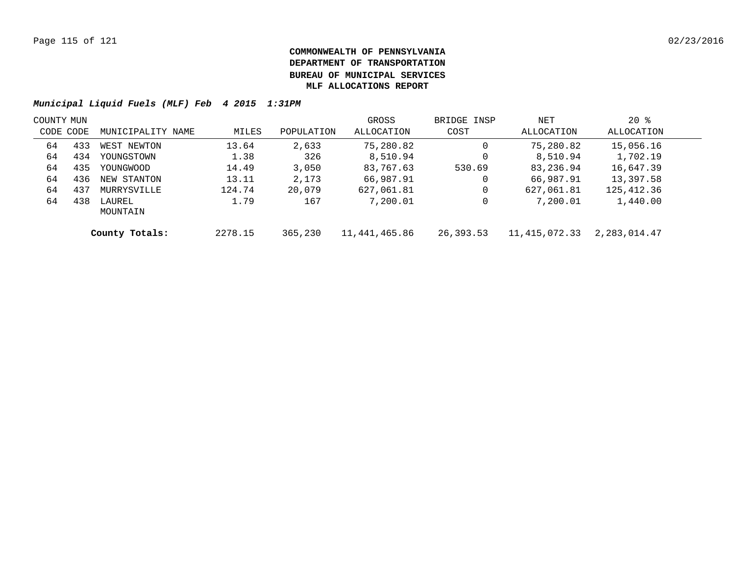**COMMONWEALTH OF PENNSYLVANIA**
**DEPARTMENT OF TRANSPORTATION**
**BUREAU OF MUNICIPAL SERVICES**
**MLF ALLOCATIONS REPORT**

***Municipal Liquid Fuels (MLF) Feb 4 2015 1:31PM***

| COUNTY CODE | MUN CODE | MUNICIPALITY NAME | MILES | POPULATION | GROSS ALLOCATION | BRIDGE INSP COST | NET ALLOCATION | 20 % ALLOCATION |
|---|---|---|---|---|---|---|---|---|
| 64 | 433 | WEST NEWTON | 13.64 | 2,633 | 75,280.82 | 0 | 75,280.82 | 15,056.16 |
| 64 | 434 | YOUNGSTOWN | 1.38 | 326 | 8,510.94 | 0 | 8,510.94 | 1,702.19 |
| 64 | 435 | YOUNGWOOD | 14.49 | 3,050 | 83,767.63 | 530.69 | 83,236.94 | 16,647.39 |
| 64 | 436 | NEW STANTON | 13.11 | 2,173 | 66,987.91 | 0 | 66,987.91 | 13,397.58 |
| 64 | 437 | MURRYSVILLE | 124.74 | 20,079 | 627,061.81 | 0 | 627,061.81 | 125,412.36 |
| 64 | 438 | LAUREL MOUNTAIN | 1.79 | 167 | 7,200.01 | 0 | 7,200.01 | 1,440.00 |
| | | **County Totals:** | 2278.15 | 365,230 | 11,441,465.86 | 26,393.53 | 11,415,072.33 | 2,283,014.47 |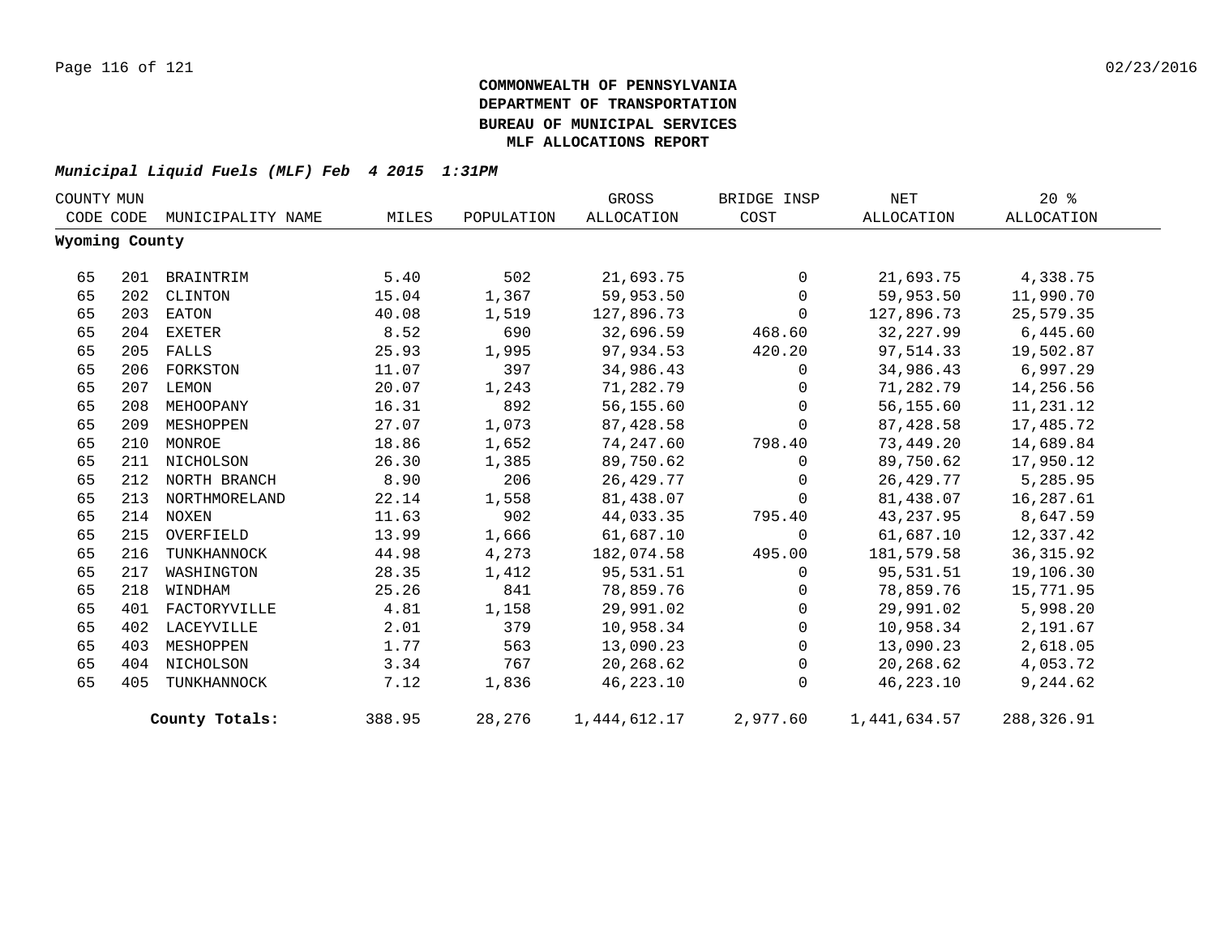**COMMONWEALTH OF PENNSYLVANIA**
**DEPARTMENT OF TRANSPORTATION**
**BUREAU OF MUNICIPAL SERVICES**
**MLF ALLOCATIONS REPORT**

***Municipal Liquid Fuels (MLF) Feb 4 2015 1:31PM***

| COUNTY CODE | MUN CODE | MUNICIPALITY NAME | MILES | POPULATION | GROSS ALLOCATION | BRIDGE INSP COST | NET ALLOCATION | 20 % ALLOCATION |
|---|---|---|---|---|---|---|---|---|
| **Wyoming County** | | | | | | | | |
| 65 | 201 | BRAINTRIM | 5.40 | 502 | 21,693.75 | 0 | 21,693.75 | 4,338.75 |
| 65 | 202 | CLINTON | 15.04 | 1,367 | 59,953.50 | 0 | 59,953.50 | 11,990.70 |
| 65 | 203 | EATON | 40.08 | 1,519 | 127,896.73 | 0 | 127,896.73 | 25,579.35 |
| 65 | 204 | EXETER | 8.52 | 690 | 32,696.59 | 468.60 | 32,227.99 | 6,445.60 |
| 65 | 205 | FALLS | 25.93 | 1,995 | 97,934.53 | 420.20 | 97,514.33 | 19,502.87 |
| 65 | 206 | FORKSTON | 11.07 | 397 | 34,986.43 | 0 | 34,986.43 | 6,997.29 |
| 65 | 207 | LEMON | 20.07 | 1,243 | 71,282.79 | 0 | 71,282.79 | 14,256.56 |
| 65 | 208 | MEHOOPANY | 16.31 | 892 | 56,155.60 | 0 | 56,155.60 | 11,231.12 |
| 65 | 209 | MESHOPPEN | 27.07 | 1,073 | 87,428.58 | 0 | 87,428.58 | 17,485.72 |
| 65 | 210 | MONROE | 18.86 | 1,652 | 74,247.60 | 798.40 | 73,449.20 | 14,689.84 |
| 65 | 211 | NICHOLSON | 26.30 | 1,385 | 89,750.62 | 0 | 89,750.62 | 17,950.12 |
| 65 | 212 | NORTH BRANCH | 8.90 | 206 | 26,429.77 | 0 | 26,429.77 | 5,285.95 |
| 65 | 213 | NORTHMORELAND | 22.14 | 1,558 | 81,438.07 | 0 | 81,438.07 | 16,287.61 |
| 65 | 214 | NOXEN | 11.63 | 902 | 44,033.35 | 795.40 | 43,237.95 | 8,647.59 |
| 65 | 215 | OVERFIELD | 13.99 | 1,666 | 61,687.10 | 0 | 61,687.10 | 12,337.42 |
| 65 | 216 | TUNKHANNOCK | 44.98 | 4,273 | 182,074.58 | 495.00 | 181,579.58 | 36,315.92 |
| 65 | 217 | WASHINGTON | 28.35 | 1,412 | 95,531.51 | 0 | 95,531.51 | 19,106.30 |
| 65 | 218 | WINDHAM | 25.26 | 841 | 78,859.76 | 0 | 78,859.76 | 15,771.95 |
| 65 | 401 | FACTORYVILLE | 4.81 | 1,158 | 29,991.02 | 0 | 29,991.02 | 5,998.20 |
| 65 | 402 | LACEYVILLE | 2.01 | 379 | 10,958.34 | 0 | 10,958.34 | 2,191.67 |
| 65 | 403 | MESHOPPEN | 1.77 | 563 | 13,090.23 | 0 | 13,090.23 | 2,618.05 |
| 65 | 404 | NICHOLSON | 3.34 | 767 | 20,268.62 | 0 | 20,268.62 | 4,053.72 |
| 65 | 405 | TUNKHANNOCK | 7.12 | 1,836 | 46,223.10 | 0 | 46,223.10 | 9,244.62 |
| | | **County Totals:** | 388.95 | 28,276 | 1,444,612.17 | 2,977.60 | 1,441,634.57 | 288,326.91 |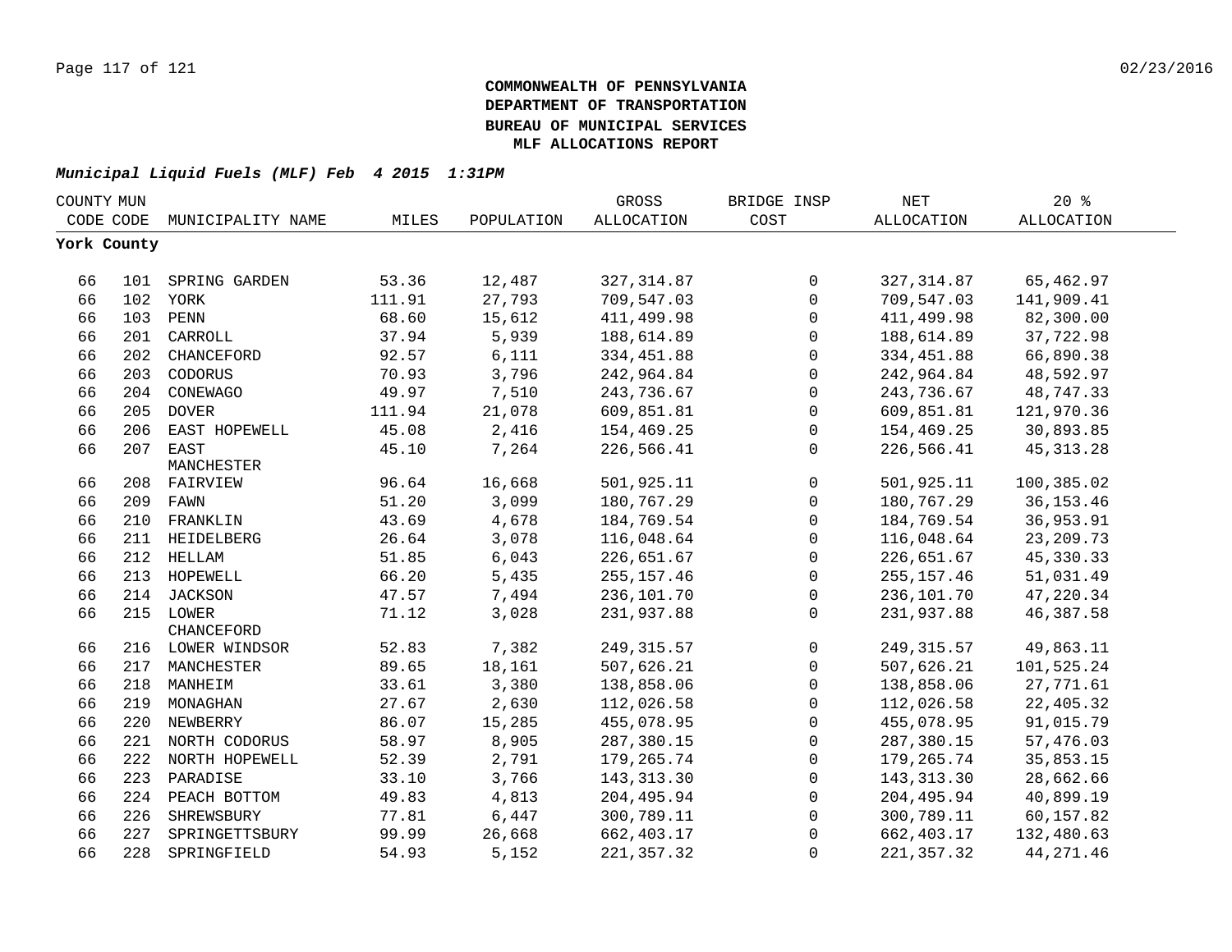**COMMONWEALTH OF PENNSYLVANIA**
**DEPARTMENT OF TRANSPORTATION**
**BUREAU OF MUNICIPAL SERVICES**
**MLF ALLOCATIONS REPORT**

***Municipal Liquid Fuels (MLF) Feb 4 2015 1:31PM***

| COUNTY CODE | MUN CODE | MUNICIPALITY NAME | MILES | POPULATION | GROSS ALLOCATION | BRIDGE INSP COST | NET ALLOCATION | 20 % ALLOCATION |
|---|---|---|---|---|---|---|---|---|
| **York County** | | | | | | | | |
| 66 | 101 | SPRING GARDEN | 53.36 | 12,487 | 327,314.87 | 0 | 327,314.87 | 65,462.97 |
| 66 | 102 | YORK | 111.91 | 27,793 | 709,547.03 | 0 | 709,547.03 | 141,909.41 |
| 66 | 103 | PENN | 68.60 | 15,612 | 411,499.98 | 0 | 411,499.98 | 82,300.00 |
| 66 | 201 | CARROLL | 37.94 | 5,939 | 188,614.89 | 0 | 188,614.89 | 37,722.98 |
| 66 | 202 | CHANCEFORD | 92.57 | 6,111 | 334,451.88 | 0 | 334,451.88 | 66,890.38 |
| 66 | 203 | CODORUS | 70.93 | 3,796 | 242,964.84 | 0 | 242,964.84 | 48,592.97 |
| 66 | 204 | CONEWAGO | 49.97 | 7,510 | 243,736.67 | 0 | 243,736.67 | 48,747.33 |
| 66 | 205 | DOVER | 111.94 | 21,078 | 609,851.81 | 0 | 609,851.81 | 121,970.36 |
| 66 | 206 | EAST HOPEWELL | 45.08 | 2,416 | 154,469.25 | 0 | 154,469.25 | 30,893.85 |
| 66 | 207 | EAST MANCHESTER | 45.10 | 7,264 | 226,566.41 | 0 | 226,566.41 | 45,313.28 |
| 66 | 208 | FAIRVIEW | 96.64 | 16,668 | 501,925.11 | 0 | 501,925.11 | 100,385.02 |
| 66 | 209 | FAWN | 51.20 | 3,099 | 180,767.29 | 0 | 180,767.29 | 36,153.46 |
| 66 | 210 | FRANKLIN | 43.69 | 4,678 | 184,769.54 | 0 | 184,769.54 | 36,953.91 |
| 66 | 211 | HEIDELBERG | 26.64 | 3,078 | 116,048.64 | 0 | 116,048.64 | 23,209.73 |
| 66 | 212 | HELLAM | 51.85 | 6,043 | 226,651.67 | 0 | 226,651.67 | 45,330.33 |
| 66 | 213 | HOPEWELL | 66.20 | 5,435 | 255,157.46 | 0 | 255,157.46 | 51,031.49 |
| 66 | 214 | JACKSON | 47.57 | 7,494 | 236,101.70 | 0 | 236,101.70 | 47,220.34 |
| 66 | 215 | LOWER CHANCEFORD | 71.12 | 3,028 | 231,937.88 | 0 | 231,937.88 | 46,387.58 |
| 66 | 216 | LOWER WINDSOR | 52.83 | 7,382 | 249,315.57 | 0 | 249,315.57 | 49,863.11 |
| 66 | 217 | MANCHESTER | 89.65 | 18,161 | 507,626.21 | 0 | 507,626.21 | 101,525.24 |
| 66 | 218 | MANHEIM | 33.61 | 3,380 | 138,858.06 | 0 | 138,858.06 | 27,771.61 |
| 66 | 219 | MONAGHAN | 27.67 | 2,630 | 112,026.58 | 0 | 112,026.58 | 22,405.32 |
| 66 | 220 | NEWBERRY | 86.07 | 15,285 | 455,078.95 | 0 | 455,078.95 | 91,015.79 |
| 66 | 221 | NORTH CODORUS | 58.97 | 8,905 | 287,380.15 | 0 | 287,380.15 | 57,476.03 |
| 66 | 222 | NORTH HOPEWELL | 52.39 | 2,791 | 179,265.74 | 0 | 179,265.74 | 35,853.15 |
| 66 | 223 | PARADISE | 33.10 | 3,766 | 143,313.30 | 0 | 143,313.30 | 28,662.66 |
| 66 | 224 | PEACH BOTTOM | 49.83 | 4,813 | 204,495.94 | 0 | 204,495.94 | 40,899.19 |
| 66 | 226 | SHREWSBURY | 77.81 | 6,447 | 300,789.11 | 0 | 300,789.11 | 60,157.82 |
| 66 | 227 | SPRINGETTSBURY | 99.99 | 26,668 | 662,403.17 | 0 | 662,403.17 | 132,480.63 |
| 66 | 228 | SPRINGFIELD | 54.93 | 5,152 | 221,357.32 | 0 | 221,357.32 | 44,271.46 |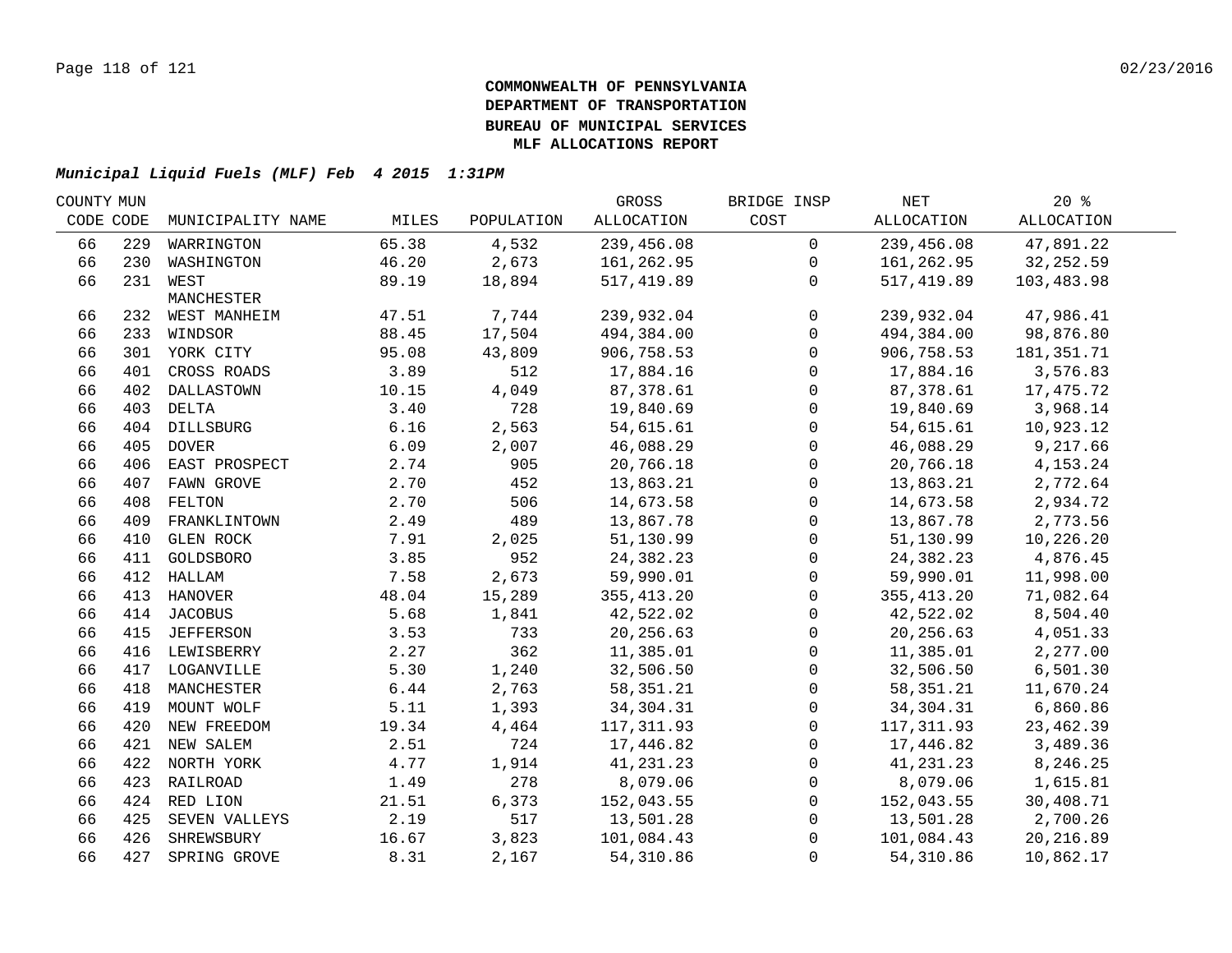**COMMONWEALTH OF PENNSYLVANIA**
**DEPARTMENT OF TRANSPORTATION**
**BUREAU OF MUNICIPAL SERVICES**
**MLF ALLOCATIONS REPORT**

***Municipal Liquid Fuels (MLF) Feb 4 2015 1:31PM***

| COUNTY CODE | MUN CODE | MUNICIPALITY NAME | MILES | POPULATION | GROSS ALLOCATION | BRIDGE INSP COST | NET ALLOCATION | 20 % ALLOCATION |
|---|---|---|---|---|---|---|---|---|
| 66 | 229 | WARRINGTON | 65.38 | 4,532 | 239,456.08 | 0 | 239,456.08 | 47,891.22 |
| 66 | 230 | WASHINGTON | 46.20 | 2,673 | 161,262.95 | 0 | 161,262.95 | 32,252.59 |
| 66 | 231 | WEST MANCHESTER | 89.19 | 18,894 | 517,419.89 | 0 | 517,419.89 | 103,483.98 |
| 66 | 232 | WEST MANHEIM | 47.51 | 7,744 | 239,932.04 | 0 | 239,932.04 | 47,986.41 |
| 66 | 233 | WINDSOR | 88.45 | 17,504 | 494,384.00 | 0 | 494,384.00 | 98,876.80 |
| 66 | 301 | YORK CITY | 95.08 | 43,809 | 906,758.53 | 0 | 906,758.53 | 181,351.71 |
| 66 | 401 | CROSS ROADS | 3.89 | 512 | 17,884.16 | 0 | 17,884.16 | 3,576.83 |
| 66 | 402 | DALLASTOWN | 10.15 | 4,049 | 87,378.61 | 0 | 87,378.61 | 17,475.72 |
| 66 | 403 | DELTA | 3.40 | 728 | 19,840.69 | 0 | 19,840.69 | 3,968.14 |
| 66 | 404 | DILLSBURG | 6.16 | 2,563 | 54,615.61 | 0 | 54,615.61 | 10,923.12 |
| 66 | 405 | DOVER | 6.09 | 2,007 | 46,088.29 | 0 | 46,088.29 | 9,217.66 |
| 66 | 406 | EAST PROSPECT | 2.74 | 905 | 20,766.18 | 0 | 20,766.18 | 4,153.24 |
| 66 | 407 | FAWN GROVE | 2.70 | 452 | 13,863.21 | 0 | 13,863.21 | 2,772.64 |
| 66 | 408 | FELTON | 2.70 | 506 | 14,673.58 | 0 | 14,673.58 | 2,934.72 |
| 66 | 409 | FRANKLINTOWN | 2.49 | 489 | 13,867.78 | 0 | 13,867.78 | 2,773.56 |
| 66 | 410 | GLEN ROCK | 7.91 | 2,025 | 51,130.99 | 0 | 51,130.99 | 10,226.20 |
| 66 | 411 | GOLDSBORO | 3.85 | 952 | 24,382.23 | 0 | 24,382.23 | 4,876.45 |
| 66 | 412 | HALLAM | 7.58 | 2,673 | 59,990.01 | 0 | 59,990.01 | 11,998.00 |
| 66 | 413 | HANOVER | 48.04 | 15,289 | 355,413.20 | 0 | 355,413.20 | 71,082.64 |
| 66 | 414 | JACOBUS | 5.68 | 1,841 | 42,522.02 | 0 | 42,522.02 | 8,504.40 |
| 66 | 415 | JEFFERSON | 3.53 | 733 | 20,256.63 | 0 | 20,256.63 | 4,051.33 |
| 66 | 416 | LEWISBERRY | 2.27 | 362 | 11,385.01 | 0 | 11,385.01 | 2,277.00 |
| 66 | 417 | LOGANVILLE | 5.30 | 1,240 | 32,506.50 | 0 | 32,506.50 | 6,501.30 |
| 66 | 418 | MANCHESTER | 6.44 | 2,763 | 58,351.21 | 0 | 58,351.21 | 11,670.24 |
| 66 | 419 | MOUNT WOLF | 5.11 | 1,393 | 34,304.31 | 0 | 34,304.31 | 6,860.86 |
| 66 | 420 | NEW FREEDOM | 19.34 | 4,464 | 117,311.93 | 0 | 117,311.93 | 23,462.39 |
| 66 | 421 | NEW SALEM | 2.51 | 724 | 17,446.82 | 0 | 17,446.82 | 3,489.36 |
| 66 | 422 | NORTH YORK | 4.77 | 1,914 | 41,231.23 | 0 | 41,231.23 | 8,246.25 |
| 66 | 423 | RAILROAD | 1.49 | 278 | 8,079.06 | 0 | 8,079.06 | 1,615.81 |
| 66 | 424 | RED LION | 21.51 | 6,373 | 152,043.55 | 0 | 152,043.55 | 30,408.71 |
| 66 | 425 | SEVEN VALLEYS | 2.19 | 517 | 13,501.28 | 0 | 13,501.28 | 2,700.26 |
| 66 | 426 | SHREWSBURY | 16.67 | 3,823 | 101,084.43 | 0 | 101,084.43 | 20,216.89 |
| 66 | 427 | SPRING GROVE | 8.31 | 2,167 | 54,310.86 | 0 | 54,310.86 | 10,862.17 |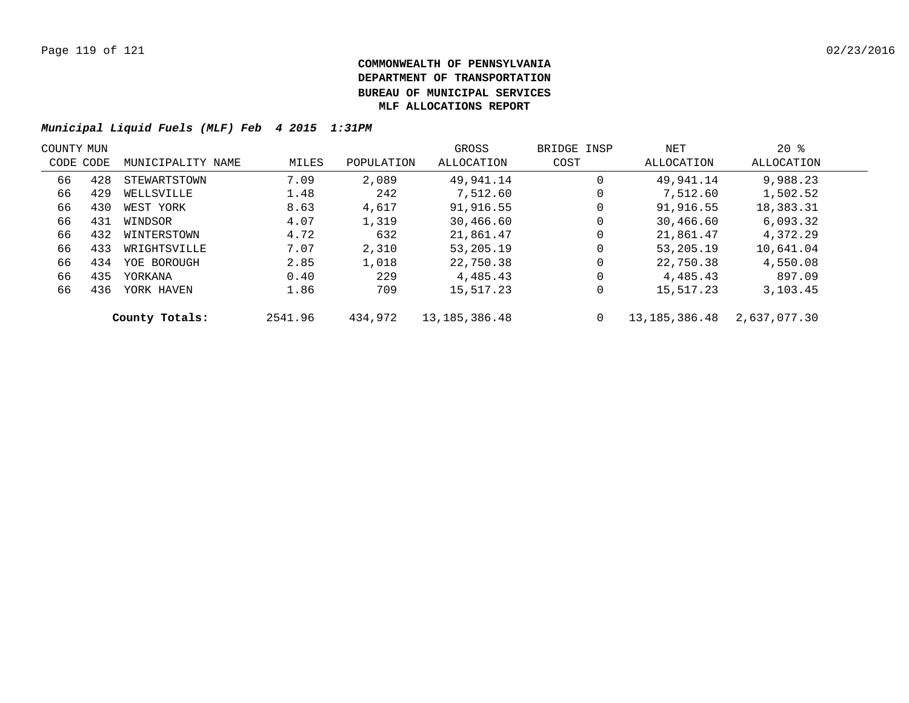**COMMONWEALTH OF PENNSYLVANIA**
**DEPARTMENT OF TRANSPORTATION**
**BUREAU OF MUNICIPAL SERVICES**
**MLF ALLOCATIONS REPORT**

***Municipal Liquid Fuels (MLF) Feb 4 2015 1:31PM***

| COUNTY CODE | MUN CODE | MUNICIPALITY NAME | MILES | POPULATION | GROSS ALLOCATION | BRIDGE INSP COST | NET ALLOCATION | 20 % ALLOCATION |
|---|---|---|---|---|---|---|---|---|
| 66 | 428 | STEWARTSTOWN | 7.09 | 2,089 | 49,941.14 | 0 | 49,941.14 | 9,988.23 |
| 66 | 429 | WELLSVILLE | 1.48 | 242 | 7,512.60 | 0 | 7,512.60 | 1,502.52 |
| 66 | 430 | WEST YORK | 8.63 | 4,617 | 91,916.55 | 0 | 91,916.55 | 18,383.31 |
| 66 | 431 | WINDSOR | 4.07 | 1,319 | 30,466.60 | 0 | 30,466.60 | 6,093.32 |
| 66 | 432 | WINTERSTOWN | 4.72 | 632 | 21,861.47 | 0 | 21,861.47 | 4,372.29 |
| 66 | 433 | WRIGHTSVILLE | 7.07 | 2,310 | 53,205.19 | 0 | 53,205.19 | 10,641.04 |
| 66 | 434 | YOE BOROUGH | 2.85 | 1,018 | 22,750.38 | 0 | 22,750.38 | 4,550.08 |
| 66 | 435 | YORKANA | 0.40 | 229 | 4,485.43 | 0 | 4,485.43 | 897.09 |
| 66 | 436 | YORK HAVEN | 1.86 | 709 | 15,517.23 | 0 | 15,517.23 | 3,103.45 |
| | | **County Totals:** | 2541.96 | 434,972 | 13,185,386.48 | 0 | 13,185,386.48 | 2,637,077.30 |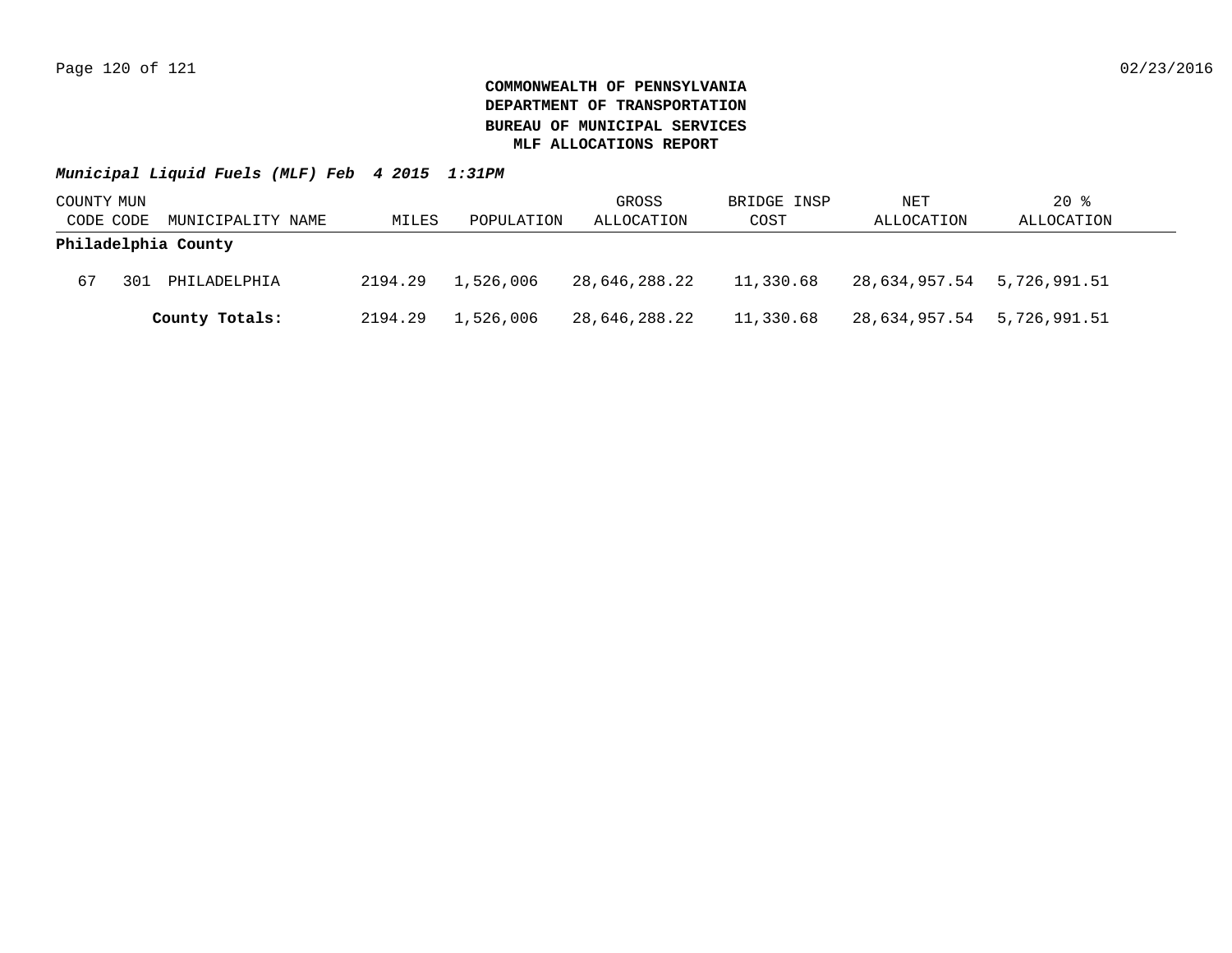**COMMONWEALTH OF PENNSYLVANIA**
**DEPARTMENT OF TRANSPORTATION**
**BUREAU OF MUNICIPAL SERVICES**
**MLF ALLOCATIONS REPORT**

***Municipal Liquid Fuels (MLF) Feb 4 2015 1:31PM***

| COUNTY CODE | MUN CODE | MUNICIPALITY NAME | MILES | POPULATION | GROSS ALLOCATION | BRIDGE INSP COST | NET ALLOCATION | 20 % ALLOCATION |
|---|---|---|---|---|---|---|---|---|
| **Philadelphia County** | | | | | | | | |
| 67 | 301 | PHILADELPHIA | 2194.29 | 1,526,006 | 28,646,288.22 | 11,330.68 | 28,634,957.54 | 5,726,991.51 |
| | | **County Totals:** | 2194.29 | 1,526,006 | 28,646,288.22 | 11,330.68 | 28,634,957.54 | 5,726,991.51 |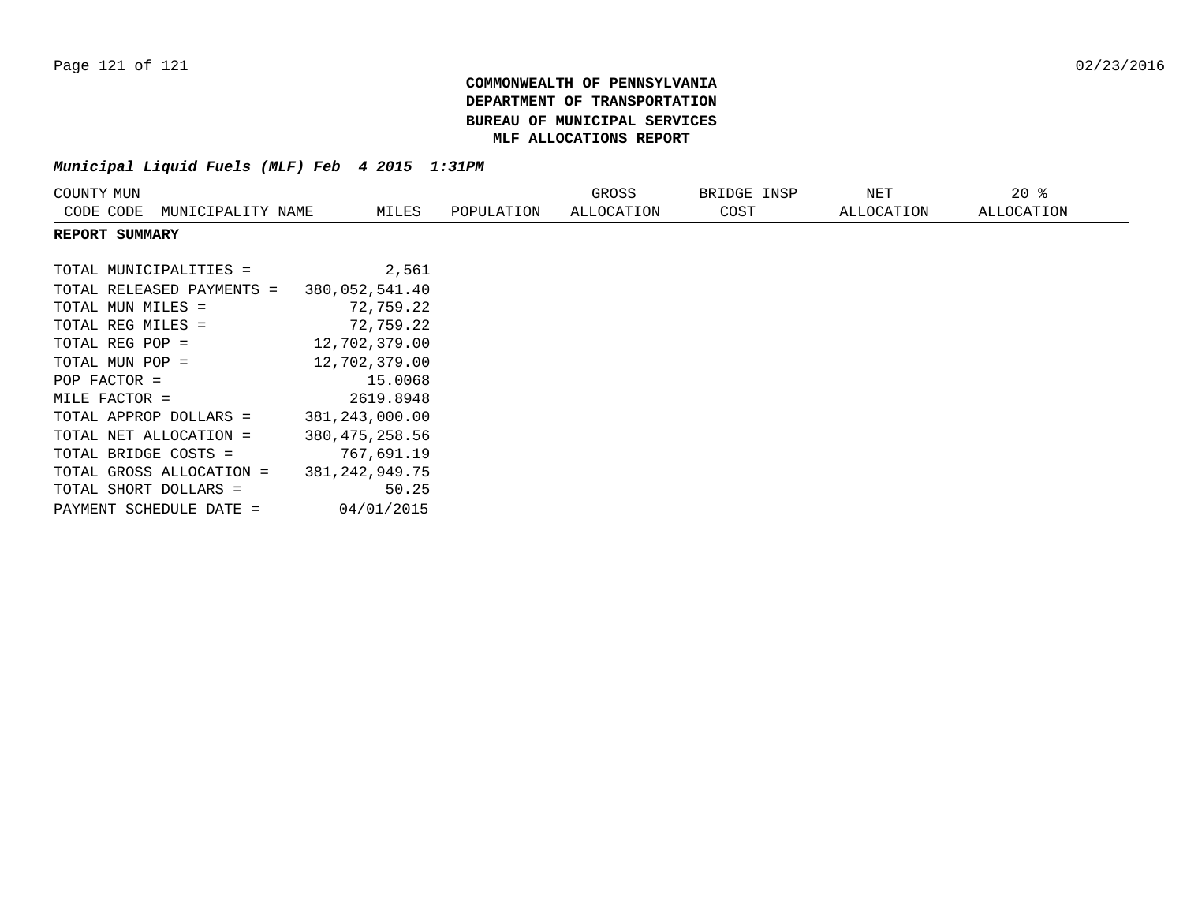**COMMONWEALTH OF PENNSYLVANIA**
**DEPARTMENT OF TRANSPORTATION**
**BUREAU OF MUNICIPAL SERVICES**
**MLF ALLOCATIONS REPORT**

***Municipal Liquid Fuels (MLF) Feb 4 2015 1:31PM***

| COUNTY CODE | MUN CODE | MUNICIPALITY NAME | MILES | POPULATION | GROSS ALLOCATION | BRIDGE INSP COST | NET ALLOCATION | 20 % ALLOCATION |
|---|---|---|---|---|---|---|---|---|

**REPORT SUMMARY**

| | |
|---|---|
| TOTAL MUNICIPALITIES = | 2,561 |
| TOTAL RELEASED PAYMENTS = | 380,052,541.40 |
| TOTAL MUN MILES = | 72,759.22 |
| TOTAL REG MILES = | 72,759.22 |
| TOTAL REG POP = | 12,702,379.00 |
| TOTAL MUN POP = | 12,702,379.00 |
| POP FACTOR = | 15.0068 |
| MILE FACTOR = | 2619.8948 |
| TOTAL APPROP DOLLARS = | 381,243,000.00 |
| TOTAL NET ALLOCATION = | 380,475,258.56 |
| TOTAL BRIDGE COSTS = | 767,691.19 |
| TOTAL GROSS ALLOCATION = | 381,242,949.75 |
| TOTAL SHORT DOLLARS = | 50.25 |
| PAYMENT SCHEDULE DATE = | 04/01/2015 |